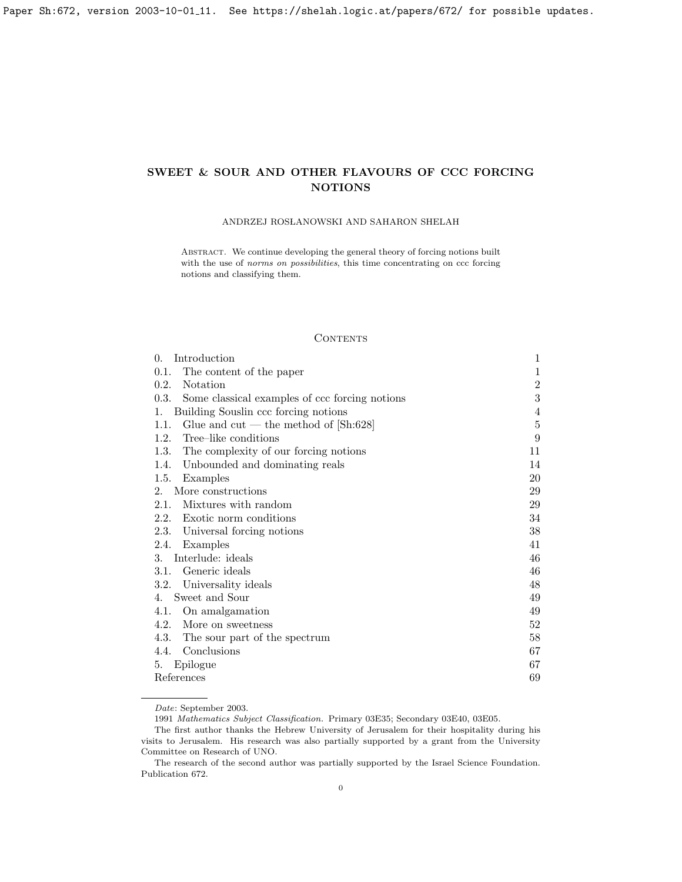# SWEET & SOUR AND OTHER FLAVOURS OF CCC FORCING NOTIONS

ANDRZEJ ROSŁANOWSKI AND SAHARON SHELAH

Abstract. We continue developing the general theory of forcing notions built with the use of *norms on possibilities*, this time concentrating on ccc forcing notions and classifying them.

## Contents

| | |
|---|---|
| 0. Introduction | 1 |
| 0.1. The content of the paper | 1 |
| 0.2. Notation | 2 |
| 0.3. Some classical examples of ccc forcing notions | 3 |
| 1. Building Souslin ccc forcing notions | 4 |
| 1.1. Glue and cut — the method of [Sh:628] | 5 |
| 1.2. Tree–like conditions | 9 |
| 1.3. The complexity of our forcing notions | 11 |
| 1.4. Unbounded and dominating reals | 14 |
| 1.5. Examples | 20 |
| 2. More constructions | 29 |
| 2.1. Mixtures with random | 29 |
| 2.2. Exotic norm conditions | 34 |
| 2.3. Universal forcing notions | 38 |
| 2.4. Examples | 41 |
| 3. Interlude: ideals | 46 |
| 3.1. Generic ideals | 46 |
| 3.2. Universality ideals | 48 |
| 4. Sweet and Sour | 49 |
| 4.1. On amalgamation | 49 |
| 4.2. More on sweetness | 52 |
| 4.3. The sour part of the spectrum | 58 |
| 4.4. Conclusions | 67 |
| 5. Epilogue | 67 |
| References | 69 |

*Date*: September 2003.

1991 *Mathematics Subject Classification.* Primary 03E35; Secondary 03E40, 03E05.

The first author thanks the Hebrew University of Jerusalem for their hospitality during his visits to Jerusalem. His research was also partially supported by a grant from the University Committee on Research of UNO.

The research of the second author was partially supported by the Israel Science Foundation. Publication 672.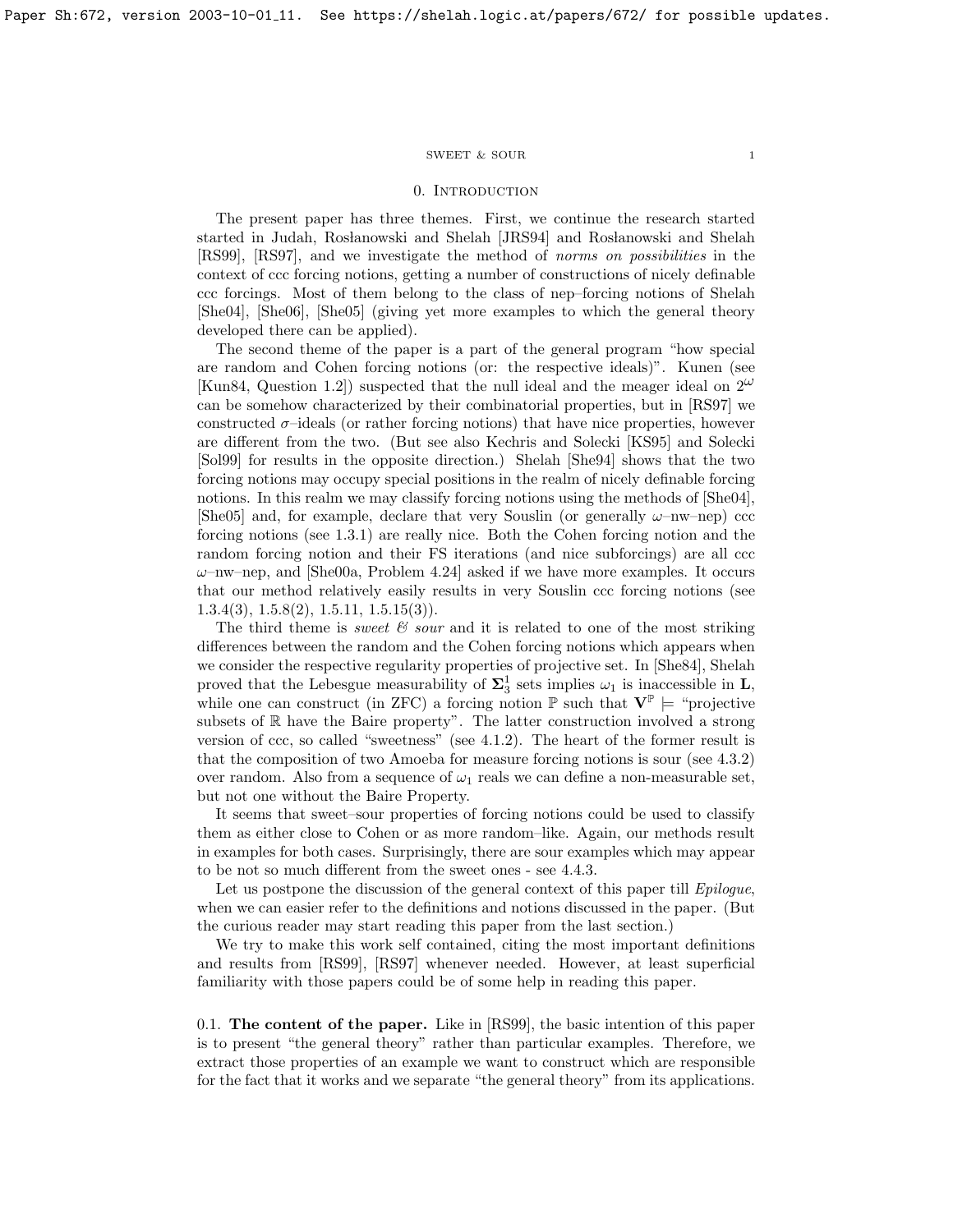## 0. Introduction

The present paper has three themes. First, we continue the research started started in Judah, Rosłanowski and Shelah [JRS94] and Rosłanowski and Shelah [RS99], [RS97], and we investigate the method of *norms on possibilities* in the context of ccc forcing notions, getting a number of constructions of nicely definable ccc forcings. Most of them belong to the class of nep–forcing notions of Shelah [She04], [She06], [She05] (giving yet more examples to which the general theory developed there can be applied).

The second theme of the paper is a part of the general program "how special are random and Cohen forcing notions (or: the respective ideals)". Kunen (see [Kun84, Question 1.2]) suspected that the null ideal and the meager ideal on $2^\omega$ can be somehow characterized by their combinatorial properties, but in [RS97] we constructed $\sigma$–ideals (or rather forcing notions) that have nice properties, however are different from the two. (But see also Kechris and Solecki [KS95] and Solecki [Sol99] for results in the opposite direction.) Shelah [She94] shows that the two forcing notions may occupy special positions in the realm of nicely definable forcing notions. In this realm we may classify forcing notions using the methods of [She04], [She05] and, for example, declare that very Souslin (or generally $\omega$–nw–nep) ccc forcing notions (see 1.3.1) are really nice. Both the Cohen forcing notion and the random forcing notion and their FS iterations (and nice subforcings) are all ccc $\omega$–nw–nep, and [She00a, Problem 4.24] asked if we have more examples. It occurs that our method relatively easily results in very Souslin ccc forcing notions (see 1.3.4(3), 1.5.8(2), 1.5.11, 1.5.15(3)).

The third theme is *sweet & sour* and it is related to one of the most striking differences between the random and the Cohen forcing notions which appears when we consider the respective regularity properties of projective set. In [She84], Shelah proved that the Lebesgue measurability of $\boldsymbol{\Sigma}^1_3$ sets implies $\omega_1$ is inaccessible in $\mathbf{L}$, while one can construct (in ZFC) a forcing notion $\mathbb{P}$ such that $\mathbf{V}^{\mathbb{P}} \models$ "projective subsets of $\mathbb{R}$ have the Baire property". The latter construction involved a strong version of ccc, so called "sweetness" (see 4.1.2). The heart of the former result is that the composition of two Amoeba for measure forcing notions is sour (see 4.3.2) over random. Also from a sequence of $\omega_1$ reals we can define a non-measurable set, but not one without the Baire Property.

It seems that sweet–sour properties of forcing notions could be used to classify them as either close to Cohen or as more random–like. Again, our methods result in examples for both cases. Surprisingly, there are sour examples which may appear to be not so much different from the sweet ones - see 4.4.3.

Let us postpone the discussion of the general context of this paper till *Epilogue*, when we can easier refer to the definitions and notions discussed in the paper. (But the curious reader may start reading this paper from the last section.)

We try to make this work self contained, citing the most important definitions and results from [RS99], [RS97] whenever needed. However, at least superficial familiarity with those papers could be of some help in reading this paper.

0.1. **The content of the paper.** Like in [RS99], the basic intention of this paper is to present "the general theory" rather than particular examples. Therefore, we extract those properties of an example we want to construct which are responsible for the fact that it works and we separate "the general theory" from its applications.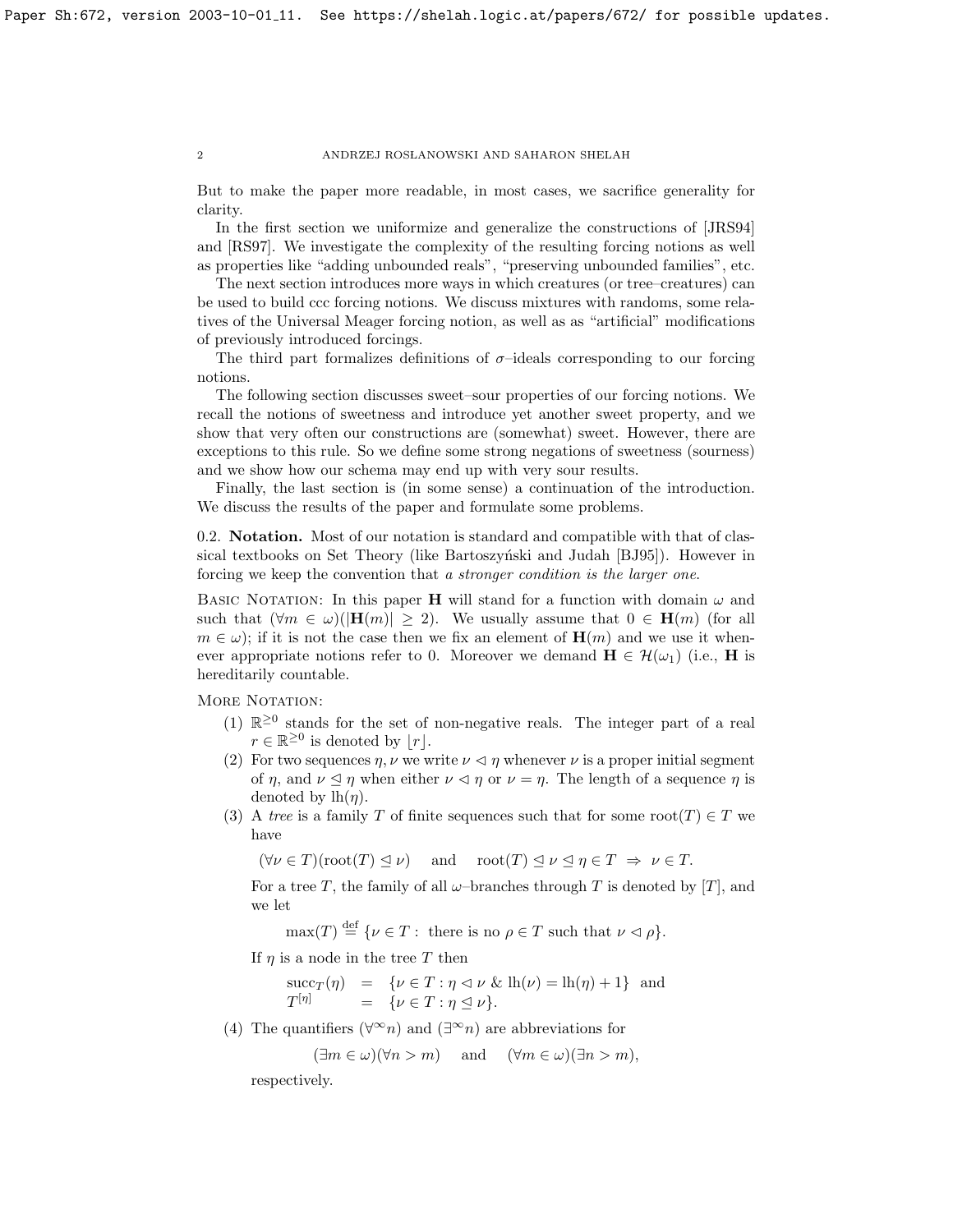But to make the paper more readable, in most cases, we sacrifice generality for clarity.

In the first section we uniformize and generalize the constructions of [JRS94] and [RS97]. We investigate the complexity of the resulting forcing notions as well as properties like "adding unbounded reals", "preserving unbounded families", etc.

The next section introduces more ways in which creatures (or tree–creatures) can be used to build ccc forcing notions. We discuss mixtures with randoms, some relatives of the Universal Meager forcing notion, as well as as "artificial" modifications of previously introduced forcings.

The third part formalizes definitions of $\sigma$–ideals corresponding to our forcing notions.

The following section discusses sweet–sour properties of our forcing notions. We recall the notions of sweetness and introduce yet another sweet property, and we show that very often our constructions are (somewhat) sweet. However, there are exceptions to this rule. So we define some strong negations of sweetness (sourness) and we show how our schema may end up with very sour results.

Finally, the last section is (in some sense) a continuation of the introduction. We discuss the results of the paper and formulate some problems.

0.2. **Notation.** Most of our notation is standard and compatible with that of classical textbooks on Set Theory (like Bartoszyński and Judah [BJ95]). However in forcing we keep the convention that *a stronger condition is the larger one.*

Basic Notation: In this paper $\mathbf{H}$ will stand for a function with domain $\omega$ and such that $(\forall m\in\omega)(|\mathbf{H}(m)|\geq 2)$. We usually assume that $0\in\mathbf{H}(m)$ (for all $m\in\omega$); if it is not the case then we fix an element of $\mathbf{H}(m)$ and we use it whenever appropriate notions refer to 0. Moreover we demand $\mathbf{H}\in\mathcal{H}(\omega_1)$ (i.e., $\mathbf{H}$ is hereditarily countable.

More Notation:

1. $\mathbb{R}^{\geq 0}$ stands for the set of non-negative reals. The integer part of a real $r\in\mathbb{R}^{\geq 0}$ is denoted by $\lfloor r\rfloor$.
2. For two sequences $\eta,\nu$ we write $\nu\vartriangleleft\eta$ whenever $\nu$ is a proper initial segment of $\eta$, and $\nu\trianglelefteq\eta$ when either $\nu\vartriangleleft\eta$ or $\nu=\eta$. The length of a sequence $\eta$ is denoted by $\mathrm{lh}(\eta)$.
3. A *tree* is a family $T$ of finite sequences such that for some $\mathrm{root}(T)\in T$ we have

   $$(\forall\nu\in T)(\mathrm{root}(T)\trianglelefteq\nu)\quad\text{ and }\quad \mathrm{root}(T)\trianglelefteq\nu\trianglelefteq\eta\in T\ \Rightarrow\ \nu\in T.$$

   For a tree $T$, the family of all $\omega$–branches through $T$ is denoted by $[T]$, and we let

   $$\max(T)\stackrel{\rm def}{=}\{\nu\in T:\ \text{there is no }\rho\in T\text{ such that }\nu\vartriangleleft\rho\}.$$

   If $\eta$ is a node in the tree $T$ then

   $$\begin{array}{lcl}\mathrm{succ}_T(\eta)&=&\{\nu\in T:\eta\vartriangleleft\nu\ \&\ \mathrm{lh}(\nu)=\mathrm{lh}(\eta)+1\}\ \text{ and}\\ T^{[\eta]}&=&\{\nu\in T:\eta\trianglelefteq\nu\}.\end{array}$$

4. The quantifiers $(\forall^\infty n)$ and $(\exists^\infty n)$ are abbreviations for

   $$(\exists m\in\omega)(\forall n>m)\quad\text{ and }\quad(\forall m\in\omega)(\exists n>m),$$

   respectively.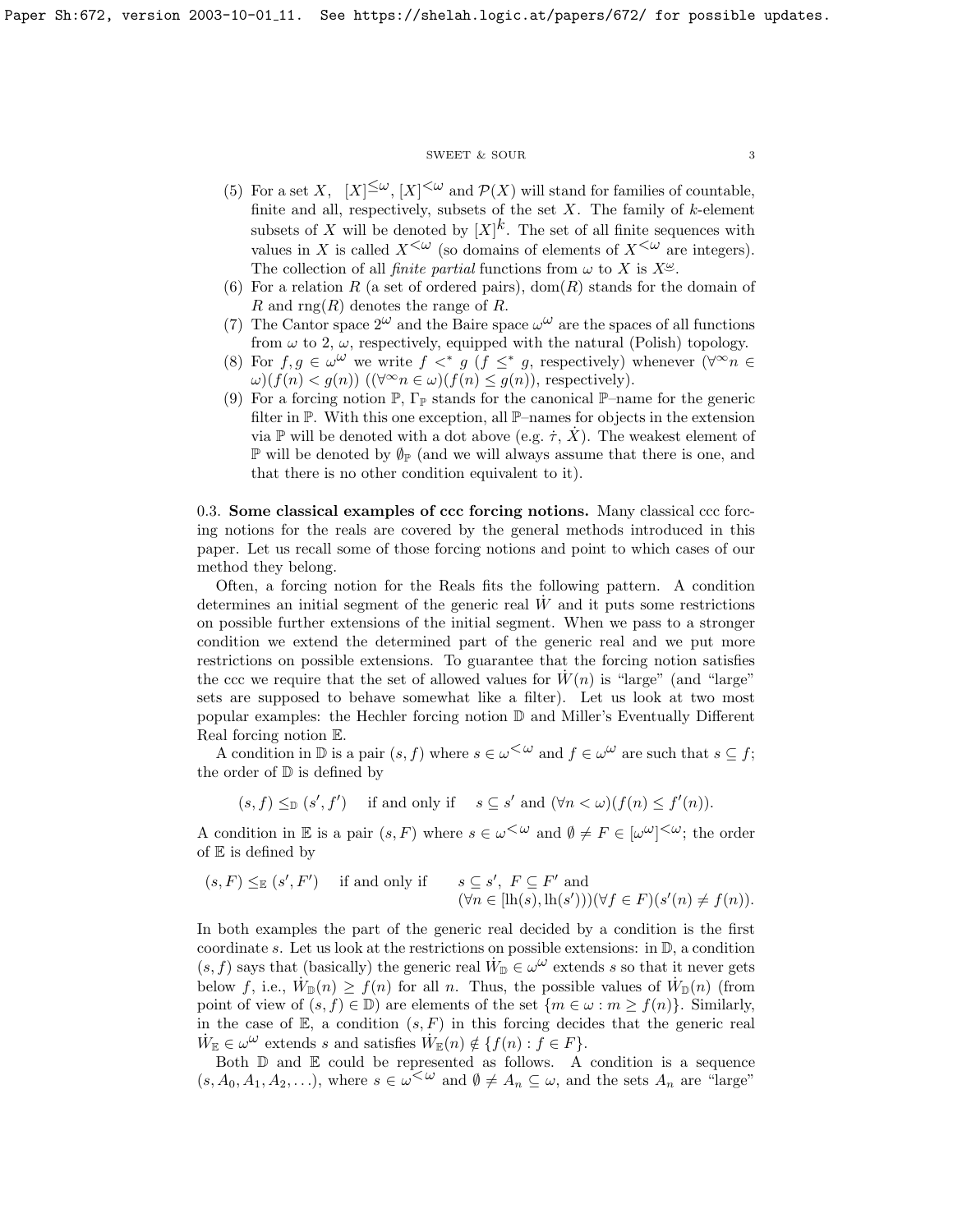(5) For a set $X$, $[X]^{\leq\omega}$, $[X]^{<\omega}$ and $\mathcal{P}(X)$ will stand for families of countable, finite and all, respectively, subsets of the set $X$. The family of $k$-element subsets of $X$ will be denoted by $[X]^k$. The set of all finite sequences with values in $X$ is called $X^{<\omega}$ (so domains of elements of $X^{<\omega}$ are integers). The collection of all *finite partial* functions from $\omega$ to $X$ is $X^{\underline{\omega}}$.

(6) For a relation $R$ (a set of ordered pairs), $\mathrm{dom}(R)$ stands for the domain of $R$ and $\mathrm{rng}(R)$ denotes the range of $R$.

(7) The Cantor space $2^\omega$ and the Baire space $\omega^\omega$ are the spaces of all functions from $\omega$ to $2$, $\omega$, respectively, equipped with the natural (Polish) topology.

(8) For $f, g \in \omega^\omega$ we write $f <^* g$ ($f \leq^* g$, respectively) whenever $(\forall^\infty n \in \omega)(f(n) < g(n))$ ($(\forall^\infty n \in \omega)(f(n) \leq g(n))$, respectively).

(9) For a forcing notion $\mathbb{P}$, $\Gamma_{\mathbb{P}}$ stands for the canonical $\mathbb{P}$–name for the generic filter in $\mathbb{P}$. With this one exception, all $\mathbb{P}$–names for objects in the extension via $\mathbb{P}$ will be denoted with a dot above (e.g. $\dot{\tau}$, $\dot{X}$). The weakest element of $\mathbb{P}$ will be denoted by $\emptyset_{\mathbb{P}}$ (and we will always assume that there is one, and that there is no other condition equivalent to it).

0.3. **Some classical examples of ccc forcing notions.** Many classical ccc forcing notions for the reals are covered by the general methods introduced in this paper. Let us recall some of those forcing notions and point to which cases of our method they belong.

Often, a forcing notion for the Reals fits the following pattern. A condition determines an initial segment of the generic real $\dot{W}$ and it puts some restrictions on possible further extensions of the initial segment. When we pass to a stronger condition we extend the determined part of the generic real and we put more restrictions on possible extensions. To guarantee that the forcing notion satisfies the ccc we require that the set of allowed values for $\dot{W}(n)$ is "large" (and "large" sets are supposed to behave somewhat like a filter). Let us look at two most popular examples: the Hechler forcing notion $\mathbb{D}$ and Miller's Eventually Different Real forcing notion $\mathbb{E}$.

A condition in $\mathbb{D}$ is a pair $(s, f)$ where $s \in \omega^{<\omega}$ and $f \in \omega^\omega$ are such that $s \subseteq f$; the order of $\mathbb{D}$ is defined by

$$(s, f) \leq_{\mathbb{D}} (s', f') \quad \text{if and only if} \quad s \subseteq s' \text{ and } (\forall n < \omega)(f(n) \leq f'(n)).$$

A condition in $\mathbb{E}$ is a pair $(s, F)$ where $s \in \omega^{<\omega}$ and $\emptyset \neq F \in [\omega^\omega]^{<\omega}$; the order of $\mathbb{E}$ is defined by

$$(s, F) \leq_{\mathbb{E}} (s', F') \quad \text{if and only if} \quad \begin{array}{l} s \subseteq s',\ F \subseteq F' \text{ and} \\ (\forall n \in [\mathrm{lh}(s), \mathrm{lh}(s')))(\forall f \in F)(s'(n) \neq f(n)). \end{array}$$

In both examples the part of the generic real decided by a condition is the first coordinate $s$. Let us look at the restrictions on possible extensions: in $\mathbb{D}$, a condition $(s, f)$ says that (basically) the generic real $\dot{W}_{\mathbb{D}} \in \omega^\omega$ extends $s$ so that it never gets below $f$, i.e., $\dot{W}_{\mathbb{D}}(n) \geq f(n)$ for all $n$. Thus, the possible values of $\dot{W}_{\mathbb{D}}(n)$ (from point of view of $(s, f) \in \mathbb{D}$) are elements of the set $\{m \in \omega : m \geq f(n)\}$. Similarly, in the case of $\mathbb{E}$, a condition $(s, F)$ in this forcing decides that the generic real $\dot{W}_{\mathbb{E}} \in \omega^\omega$ extends $s$ and satisfies $\dot{W}_{\mathbb{E}}(n) \notin \{f(n) : f \in F\}$.

Both $\mathbb{D}$ and $\mathbb{E}$ could be represented as follows. A condition is a sequence $(s, A_0, A_1, A_2, \ldots)$, where $s \in \omega^{<\omega}$ and $\emptyset \neq A_n \subseteq \omega$, and the sets $A_n$ are "large"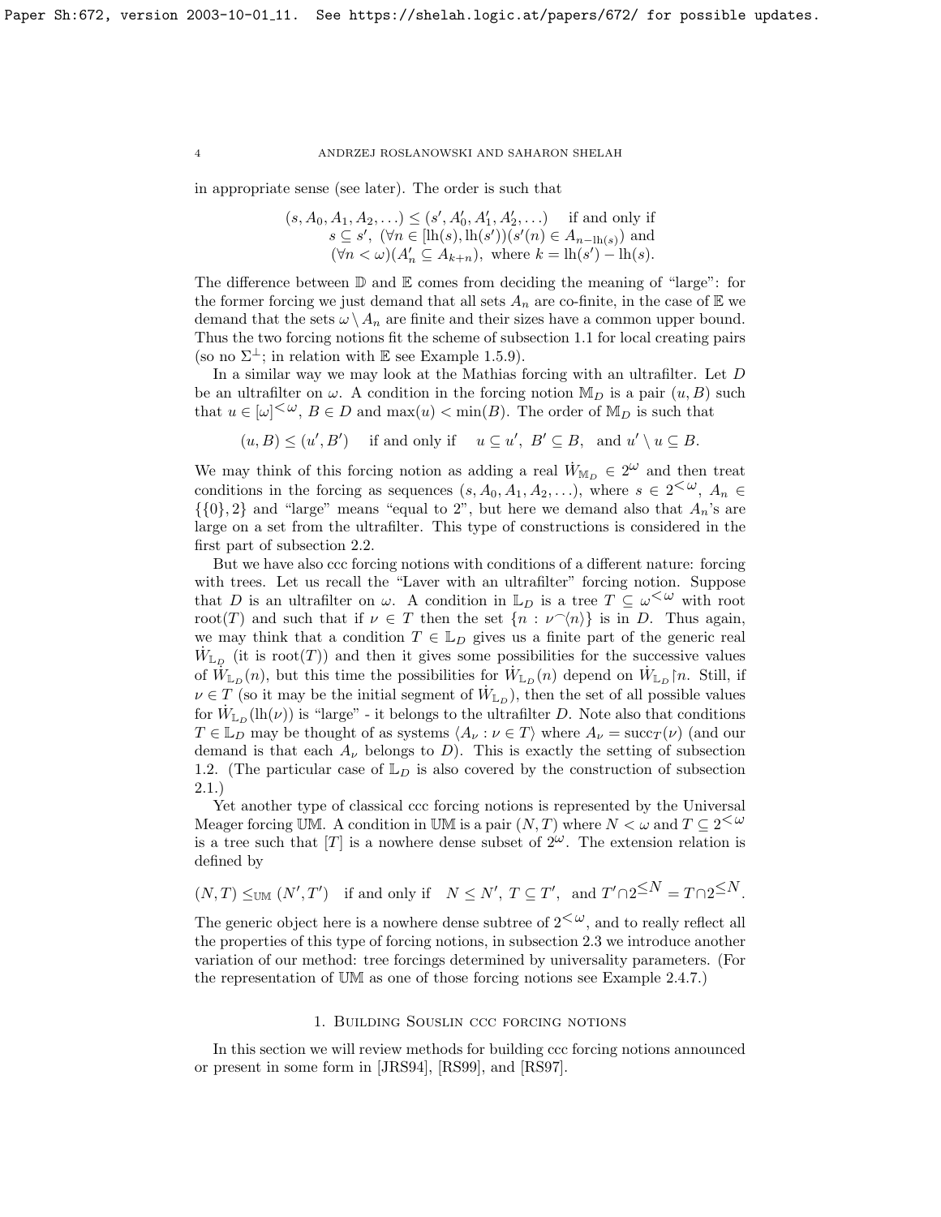in appropriate sense (see later). The order is such that

$$(s, A_0, A_1, A_2, \ldots) \leq (s', A'_0, A'_1, A'_2, \ldots) \quad \text{if and only if} \\ s \subseteq s',\ (\forall n \in [\mathrm{lh}(s), \mathrm{lh}(s'))(s'(n) \in A_{n-\mathrm{lh}(s)}) \text{ and} \\ (\forall n < \omega)(A'_n \subseteq A_{k+n}),\ \text{where } k = \mathrm{lh}(s') - \mathrm{lh}(s).$$

The difference between $\mathbb{D}$ and $\mathbb{E}$ comes from deciding the meaning of "large": for the former forcing we just demand that all sets $A_n$ are co-finite, in the case of $\mathbb{E}$ we demand that the sets $\omega \setminus A_n$ are finite and their sizes have a common upper bound. Thus the two forcing notions fit the scheme of subsection 1.1 for local creating pairs (so no $\Sigma^\perp$; in relation with $\mathbb{E}$ see Example 1.5.9).

In a similar way we may look at the Mathias forcing with an ultrafilter. Let $D$ be an ultrafilter on $\omega$. A condition in the forcing notion $\mathbb{M}_D$ is a pair $(u, B)$ such that $u \in [\omega]^{<\omega}$, $B \in D$ and $\max(u) < \min(B)$. The order of $\mathbb{M}_D$ is such that

$$(u, B) \leq (u', B') \quad \text{if and only if} \quad u \subseteq u',\ B' \subseteq B, \ \text{ and } u' \setminus u \subseteq B.$$

We may think of this forcing notion as adding a real $\dot{W}_{\mathbb{M}_D} \in 2^\omega$ and then treat conditions in the forcing as sequences $(s, A_0, A_1, A_2, \ldots)$, where $s \in 2^{<\omega}$, $A_n \in \{\{0\}, 2\}$ and "large" means "equal to 2", but here we demand also that $A_n$'s are large on a set from the ultrafilter. This type of constructions is considered in the first part of subsection 2.2.

But we have also ccc forcing notions with conditions of a different nature: forcing with trees. Let us recall the "Laver with an ultrafilter" forcing notion. Suppose that $D$ is an ultrafilter on $\omega$. A condition in $\mathbb{L}_D$ is a tree $T \subseteq \omega^{<\omega}$ with root $\mathrm{root}(T)$ and such that if $\nu \in T$ then the set $\{n : \nu^\frown\langle n\rangle\}$ is in $D$. Thus again, we may think that a condition $T \in \mathbb{L}_D$ gives us a finite part of the generic real $\dot{W}_{\mathbb{L}_D}$ (it is $\mathrm{root}(T)$) and then it gives some possibilities for the successive values of $\dot{W}_{\mathbb{L}_D}(n)$, but this time the possibilities for $\dot{W}_{\mathbb{L}_D}(n)$ depend on $\dot{W}_{\mathbb{L}_D}{\restriction}n$. Still, if $\nu \in T$ (so it may be the initial segment of $\dot{W}_{\mathbb{L}_D}$), then the set of all possible values for $\dot{W}_{\mathbb{L}_D}(\mathrm{lh}(\nu))$ is "large" - it belongs to the ultrafilter $D$. Note also that conditions $T \in \mathbb{L}_D$ may be thought of as systems $\langle A_\nu : \nu \in T\rangle$ where $A_\nu = \mathrm{succ}_T(\nu)$ (and our demand is that each $A_\nu$ belongs to $D$). This is exactly the setting of subsection 1.2. (The particular case of $\mathbb{L}_D$ is also covered by the construction of subsection 2.1.)

Yet another type of classical ccc forcing notions is represented by the Universal Meager forcing $\mathbb{UM}$. A condition in $\mathbb{UM}$ is a pair $(N, T)$ where $N < \omega$ and $T \subseteq 2^{<\omega}$ is a tree such that $[T]$ is a nowhere dense subset of $2^\omega$. The extension relation is defined by

$$(N, T) \leq_{\mathbb{UM}} (N', T') \quad \text{if and only if} \quad N \leq N',\ T \subseteq T', \ \text{ and } T' \cap 2^{\leq N} = T \cap 2^{\leq N}.$$

The generic object here is a nowhere dense subtree of $2^{<\omega}$, and to really reflect all the properties of this type of forcing notions, in subsection 2.3 we introduce another variation of our method: tree forcings determined by universality parameters. (For the representation of $\mathbb{UM}$ as one of those forcing notions see Example 2.4.7.)

# 1. Building Souslin ccc forcing notions

In this section we will review methods for building ccc forcing notions announced or present in some form in [JRS94], [RS99], and [RS97].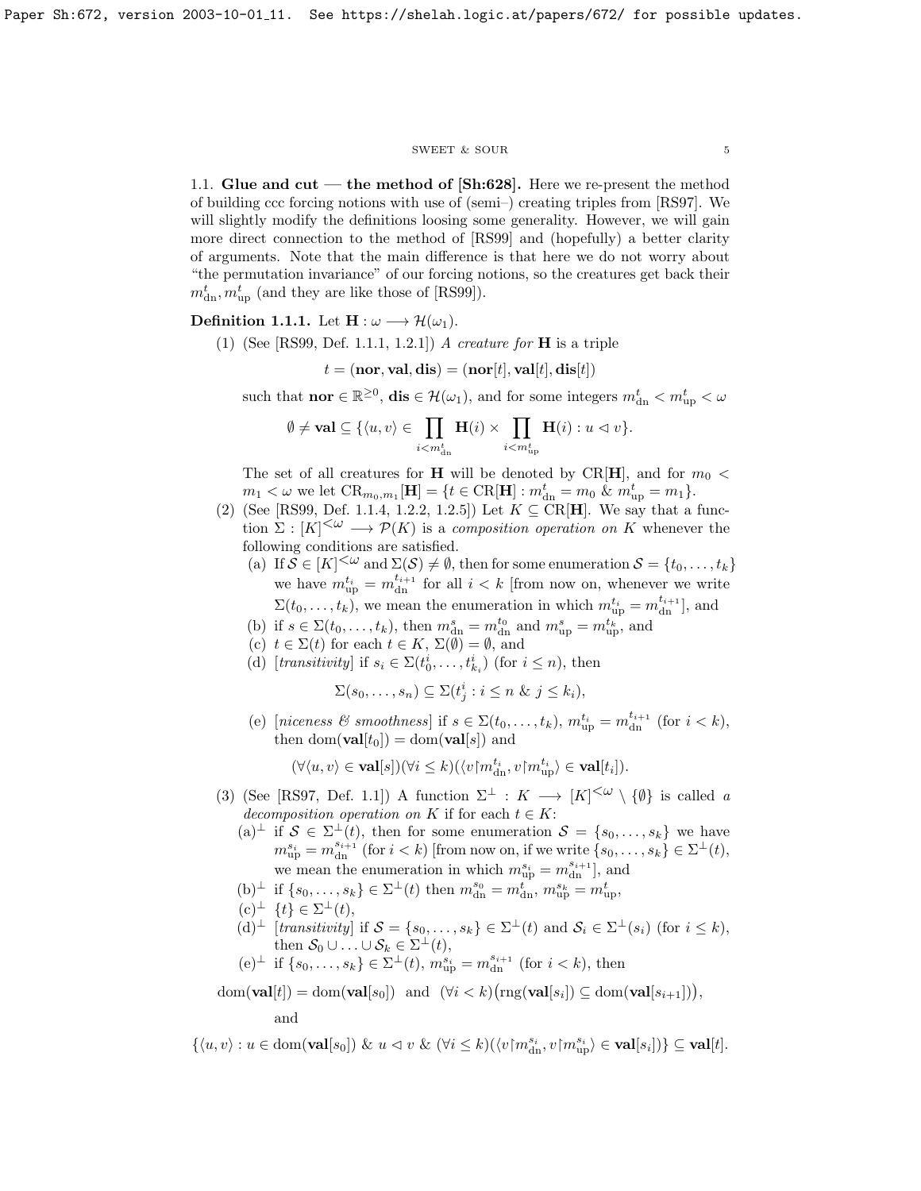1.1. **Glue and cut — the method of [Sh:628].** Here we re-present the method of building ccc forcing notions with use of (semi–) creating triples from [RS97]. We will slightly modify the definitions loosing some generality. However, we will gain more direct connection to the method of [RS99] and (hopefully) a better clarity of arguments. Note that the main difference is that here we do not worry about "the permutation invariance" of our forcing notions, so the creatures get back their $m^t_{\rm dn}, m^t_{\rm up}$ (and they are like those of [RS99]).

**Definition 1.1.1.** Let $\mathbf{H}:\omega\longrightarrow\mathcal{H}(\omega_1)$.

(1) (See [RS99, Def. 1.1.1, 1.2.1]) *A creature for* $\mathbf{H}$ is a triple

$$t=(\mathbf{nor},\mathbf{val},\mathbf{dis})=(\mathbf{nor}[t],\mathbf{val}[t],\mathbf{dis}[t])$$

such that $\mathbf{nor}\in\mathbb{R}^{\geq 0}$, $\mathbf{dis}\in\mathcal{H}(\omega_1)$, and for some integers $m^t_{\rm dn}<m^t_{\rm up}<\omega$

$$\emptyset\neq\mathbf{val}\subseteq\{\langle u,v\rangle\in\prod_{i<m^t_{\rm dn}}\mathbf{H}(i)\times\prod_{i<m^t_{\rm up}}\mathbf{H}(i):u\vartriangleleft v\}.$$

The set of all creatures for $\mathbf{H}$ will be denoted by $\mathrm{CR}[\mathbf{H}]$, and for $m_0<m_1<\omega$ we let $\mathrm{CR}_{m_0,m_1}[\mathbf{H}]=\{t\in\mathrm{CR}[\mathbf{H}]:m^t_{\rm dn}=m_0\ \&\ m^t_{\rm up}=m_1\}$.

(2) (See [RS99, Def. 1.1.4, 1.2.2, 1.2.5]) Let $K\subseteq\mathrm{CR}[\mathbf{H}]$. We say that a function $\Sigma:[K]^{<\omega}\longrightarrow\mathcal{P}(K)$ is a *composition operation on* $K$ whenever the following conditions are satisfied.

(a) If $\mathcal{S}\in[K]^{<\omega}$ and $\Sigma(\mathcal{S})\neq\emptyset$, then for some enumeration $\mathcal{S}=\{t_0,\ldots,t_k\}$ we have $m^{t_i}_{\rm up}=m^{t_{i+1}}_{\rm dn}$ for all $i<k$ [from now on, whenever we write $\Sigma(t_0,\ldots,t_k)$, we mean the enumeration in which $m^{t_i}_{\rm up}=m^{t_{i+1}}_{\rm dn}$], and

(b) if $s\in\Sigma(t_0,\ldots,t_k)$, then $m^s_{\rm dn}=m^{t_0}_{\rm dn}$ and $m^s_{\rm up}=m^{t_k}_{\rm up}$, and

(c) $t\in\Sigma(t)$ for each $t\in K$, $\Sigma(\emptyset)=\emptyset$, and

(d) [*transitivity*] if $s_i\in\Sigma(t^i_0,\ldots,t^i_{k_i})$ (for $i\leq n$), then

$$\Sigma(s_0,\ldots,s_n)\subseteq\Sigma(t^i_j:i\leq n\ \&\ j\leq k_i),$$

(e) [*niceness & smoothness*] if $s\in\Sigma(t_0,\ldots,t_k)$, $m^{t_i}_{\rm up}=m^{t_{i+1}}_{\rm dn}$ (for $i<k$), then $\mathrm{dom}(\mathbf{val}[t_0])=\mathrm{dom}(\mathbf{val}[s])$ and

$$(\forall\langle u,v\rangle\in\mathbf{val}[s])(\forall i\leq k)(\langle v{\restriction}m^{t_i}_{\rm dn},v{\restriction}m^{t_i}_{\rm up}\rangle\in\mathbf{val}[t_i]).$$

(3) (See [RS97, Def. 1.1]) A function $\Sigma^\perp:K\longrightarrow[K]^{<\omega}\setminus\{\emptyset\}$ is called *a decomposition operation on* $K$ if for each $t\in K$:

(a)$^\perp$ if $\mathcal{S}\in\Sigma^\perp(t)$, then for some enumeration $\mathcal{S}=\{s_0,\ldots,s_k\}$ we have $m^{s_i}_{\rm up}=m^{s_{i+1}}_{\rm dn}$ (for $i<k$) [from now on, if we write $\{s_0,\ldots,s_k\}\in\Sigma^\perp(t)$, we mean the enumeration in which $m^{s_i}_{\rm up}=m^{s_{i+1}}_{\rm dn}$], and

(b)$^\perp$ if $\{s_0,\ldots,s_k\}\in\Sigma^\perp(t)$ then $m^{s_0}_{\rm dn}=m^t_{\rm dn}$, $m^{s_k}_{\rm up}=m^t_{\rm up}$,

(c)$^\perp$ $\{t\}\in\Sigma^\perp(t)$,

(d)$^\perp$ [*transitivity*] if $\mathcal{S}=\{s_0,\ldots,s_k\}\in\Sigma^\perp(t)$ and $\mathcal{S}_i\in\Sigma^\perp(s_i)$ (for $i\leq k$), then $\mathcal{S}_0\cup\ldots\cup\mathcal{S}_k\in\Sigma^\perp(t)$,

(e)$^\perp$ if $\{s_0,\ldots,s_k\}\in\Sigma^\perp(t)$, $m^{s_i}_{\rm up}=m^{s_{i+1}}_{\rm dn}$ (for $i<k$), then

$$\mathrm{dom}(\mathbf{val}[t])=\mathrm{dom}(\mathbf{val}[s_0])\ \text{ and }\ (\forall i<k)\big(\mathrm{rng}(\mathbf{val}[s_i])\subseteq\mathrm{dom}(\mathbf{val}[s_{i+1}])\big),$$

and

$$\{\langle u,v\rangle:u\in\mathrm{dom}(\mathbf{val}[s_0])\ \&\ u\vartriangleleft v\ \&\ (\forall i\leq k)(\langle v{\restriction}m^{s_i}_{\rm dn},v{\restriction}m^{s_i}_{\rm up}\rangle\in\mathbf{val}[s_i])\}\subseteq\mathbf{val}[t].$$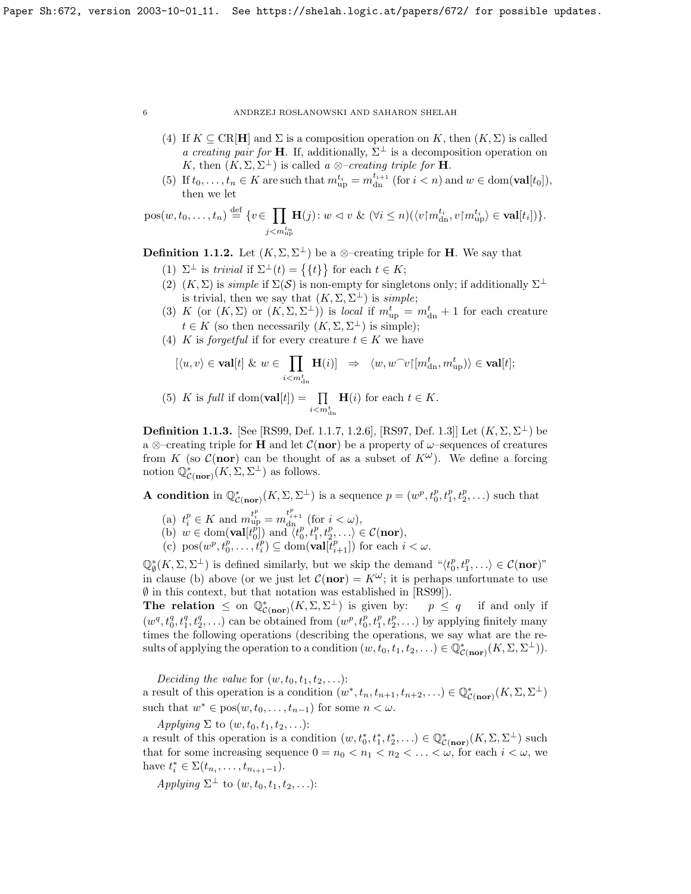(4) If $K \subseteq \mathrm{CR}[\mathbf{H}]$ and $\Sigma$ is a composition operation on $K$, then $(K, \Sigma)$ is called *a creating pair for* $\mathbf{H}$. If, additionally, $\Sigma^\perp$ is a decomposition operation on $K$, then $(K, \Sigma, \Sigma^\perp)$ is called *a $\otimes$–creating triple for* $\mathbf{H}$.

(5) If $t_0, \ldots, t_n \in K$ are such that $m^{t_i}_{\rm up} = m^{t_{i+1}}_{\rm dn}$ (for $i < n$) and $w \in \mathrm{dom}(\mathbf{val}[t_0])$, then we let

$$\mathrm{pos}(w, t_0, \ldots, t_n) \stackrel{\rm def}{=} \{v \in \prod_{j<m^{t_n}_{\rm up}} \mathbf{H}(j) \colon w \vartriangleleft v \ \&\ (\forall i \leq n)(\langle v{\restriction} m^{t_i}_{\rm dn}, v{\restriction} m^{t_i}_{\rm up}\rangle \in \mathbf{val}[t_i])\}.$$

**Definition 1.1.2.** Let $(K, \Sigma, \Sigma^\perp)$ be a $\otimes$–creating triple for $\mathbf{H}$. We say that

(1) $\Sigma^\perp$ is *trivial* if $\Sigma^\perp(t) = \big\{\{t\}\big\}$ for each $t \in K$;

(2) $(K, \Sigma)$ is *simple* if $\Sigma(\mathcal{S})$ is non-empty for singletons only; if additionally $\Sigma^\perp$ is trivial, then we say that $(K, \Sigma, \Sigma^\perp)$ is *simple*;

(3) $K$ (or $(K, \Sigma)$ or $(K, \Sigma, \Sigma^\perp)$) is *local* if $m^t_{\rm up} = m^t_{\rm dn} + 1$ for each creature $t \in K$ (so then necessarily $(K, \Sigma, \Sigma^\perp)$ is simple);

(4) $K$ is *forgetful* if for every creature $t \in K$ we have

$$[\langle u, v\rangle \in \mathbf{val}[t] \ \&\ w \in \prod_{i<m^t_{\rm dn}} \mathbf{H}(i)] \ \ \Rightarrow\ \ \langle w, w^\frown v{\restriction}[m^t_{\rm dn}, m^t_{\rm up})\rangle \in \mathbf{val}[t];$$

(5) $K$ is *full* if $\mathrm{dom}(\mathbf{val}[t]) = \prod\limits_{i<m^t_{\rm dn}} \mathbf{H}(i)$ for each $t \in K$.

**Definition 1.1.3.** [See [RS99, Def. 1.1.7, 1.2.6], [RS97, Def. 1.3]] Let $(K, \Sigma, \Sigma^\perp)$ be a $\otimes$–creating triple for $\mathbf{H}$ and let $\mathcal{C}(\mathbf{nor})$ be a property of $\omega$–sequences of creatures from $K$ (so $\mathcal{C}(\mathbf{nor})$ can be thought of as a subset of $K^\omega$). We define a forcing notion $\mathbb{Q}^*_{\mathcal{C}(\mathbf{nor})}(K, \Sigma, \Sigma^\perp)$ as follows.

**A condition** in $\mathbb{Q}^*_{\mathcal{C}(\mathbf{nor})}(K, \Sigma, \Sigma^\perp)$ is a sequence $p = (w^p, t^p_0, t^p_1, t^p_2, \ldots)$ such that

(a) $t^p_i \in K$ and $m^{t^p_i}_{\rm up} = m^{t^p_{i+1}}_{\rm dn}$ (for $i < \omega$),

(b) $w \in \mathrm{dom}(\mathbf{val}[t^p_0])$ and $\langle t^p_0, t^p_1, t^p_2, \ldots\rangle \in \mathcal{C}(\mathbf{nor})$,

(c) $\mathrm{pos}(w^p, t^p_0, \ldots, t^p_i) \subseteq \mathrm{dom}(\mathbf{val}[t^p_{i+1}])$ for each $i < \omega$.

$\mathbb{Q}^*_\emptyset(K, \Sigma, \Sigma^\perp)$ is defined similarly, but we skip the demand "$\langle t^p_0, t^p_1, \ldots\rangle \in \mathcal{C}(\mathbf{nor})$" in clause (b) above (or we just let $\mathcal{C}(\mathbf{nor}) = K^\omega$; it is perhaps unfortunate to use $\emptyset$ in this context, but that notation was established in [RS99]).

**The relation** $\leq$ on $\mathbb{Q}^*_{\mathcal{C}(\mathbf{nor})}(K, \Sigma, \Sigma^\perp)$ is given by: $\quad p \leq q \quad$ if and only if $(w^q, t^q_0, t^q_1, t^q_2, \ldots)$ can be obtained from $(w^p, t^p_0, t^p_1, t^p_2, \ldots)$ by applying finitely many times the following operations (describing the operations, we say what are the results of applying the operation to a condition $(w, t_0, t_1, t_2, \ldots) \in \mathbb{Q}^*_{\mathcal{C}(\mathbf{nor})}(K, \Sigma, \Sigma^\perp)$).

*Deciding the value* for $(w, t_0, t_1, t_2, \ldots)$:
a result of this operation is a condition $(w^*, t_n, t_{n+1}, t_{n+2}, \ldots) \in \mathbb{Q}^*_{\mathcal{C}(\mathbf{nor})}(K, \Sigma, \Sigma^\perp)$ such that $w^* \in \mathrm{pos}(w, t_0, \ldots, t_{n-1})$ for some $n < \omega$.

*Applying* $\Sigma$ to $(w, t_0, t_1, t_2, \ldots)$:
a result of this operation is a condition $(w, t^*_0, t^*_1, t^*_2, \ldots) \in \mathbb{Q}^*_{\mathcal{C}(\mathbf{nor})}(K, \Sigma, \Sigma^\perp)$ such that for some increasing sequence $0 = n_0 < n_1 < n_2 < \ldots < \omega$, for each $i < \omega$, we have $t^*_i \in \Sigma(t_{n_i}, \ldots, t_{n_{i+1}-1})$.

*Applying* $\Sigma^\perp$ to $(w, t_0, t_1, t_2, \ldots)$: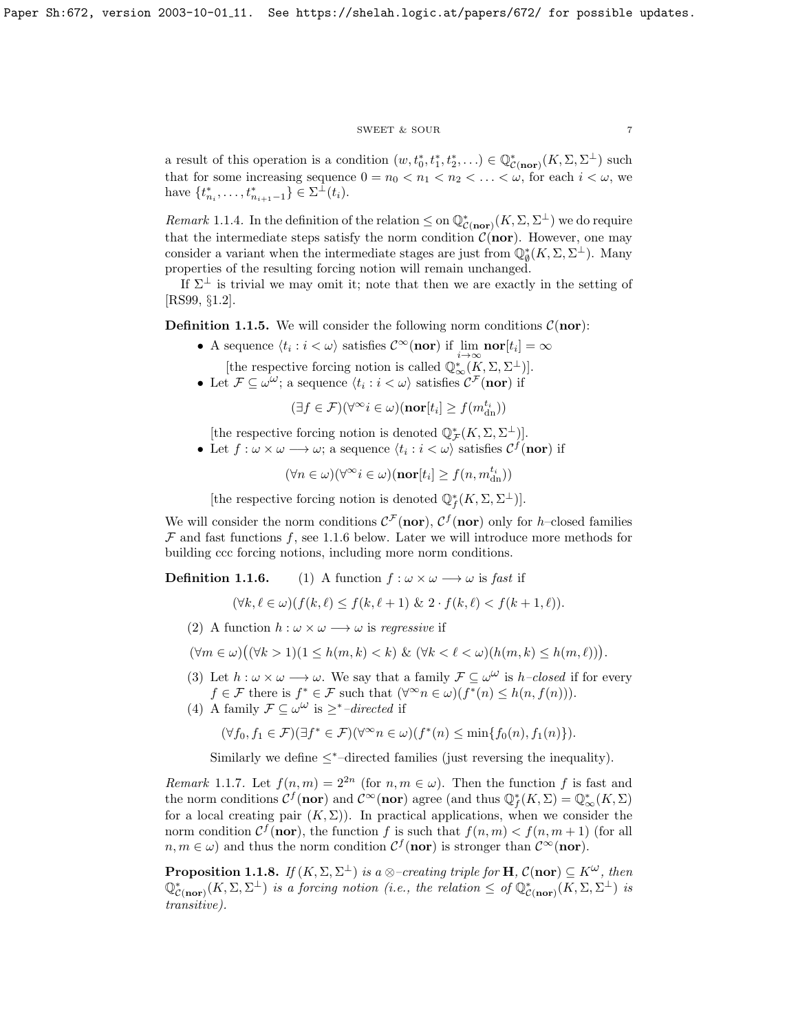a result of this operation is a condition $(w, t^*_0, t^*_1, t^*_2, \ldots) \in \mathbb{Q}^*_{\mathcal{C}(\mathbf{nor})}(K, \Sigma, \Sigma^\perp)$ such that for some increasing sequence $0 = n_0 < n_1 < n_2 < \ldots < \omega$, for each $i < \omega$, we have $\{t^*_{n_i}, \ldots, t^*_{n_{i+1}-1}\} \in \Sigma^\perp(t_i)$.

*Remark* 1.1.4. In the definition of the relation $\leq$ on $\mathbb{Q}^*_{\mathcal{C}(\mathbf{nor})}(K, \Sigma, \Sigma^\perp)$ we do require that the intermediate steps satisfy the norm condition $\mathcal{C}(\mathbf{nor})$. However, one may consider a variant when the intermediate stages are just from $\mathbb{Q}^*_\emptyset(K, \Sigma, \Sigma^\perp)$. Many properties of the resulting forcing notion will remain unchanged.

If $\Sigma^\perp$ is trivial we may omit it; note that then we are exactly in the setting of [RS99, §1.2].

**Definition 1.1.5.** We will consider the following norm conditions $\mathcal{C}(\mathbf{nor})$:

- A sequence $\langle t_i : i < \omega\rangle$ satisfies $\mathcal{C}^\infty(\mathbf{nor})$ if $\lim\limits_{i\to\infty} \mathbf{nor}[t_i] = \infty$

  [the respective forcing notion is called $\mathbb{Q}^*_\infty(K, \Sigma, \Sigma^\perp)$].
- Let $\mathcal{F} \subseteq \omega^\omega$; a sequence $\langle t_i : i < \omega\rangle$ satisfies $\mathcal{C}^{\mathcal{F}}(\mathbf{nor})$ if

$$(\exists f \in \mathcal{F})(\forall^\infty i \in \omega)(\mathbf{nor}[t_i] \geq f(m^{t_i}_{\mathrm{dn}}))$$

  [the respective forcing notion is denoted $\mathbb{Q}^*_{\mathcal{F}}(K, \Sigma, \Sigma^\perp)$].
- Let $f : \omega \times \omega \longrightarrow \omega$; a sequence $\langle t_i : i < \omega\rangle$ satisfies $\mathcal{C}^f(\mathbf{nor})$ if

$$(\forall n \in \omega)(\forall^\infty i \in \omega)(\mathbf{nor}[t_i] \geq f(n, m^{t_i}_{\mathrm{dn}}))$$

  [the respective forcing notion is denoted $\mathbb{Q}^*_f(K, \Sigma, \Sigma^\perp)$].

We will consider the norm conditions $\mathcal{C}^{\mathcal{F}}(\mathbf{nor})$, $\mathcal{C}^f(\mathbf{nor})$ only for $h$–closed families $\mathcal{F}$ and fast functions $f$, see 1.1.6 below. Later we will introduce more methods for building ccc forcing notions, including more norm conditions.

**Definition 1.1.6.** (1) A function $f : \omega \times \omega \longrightarrow \omega$ is *fast* if

$$(\forall k, \ell \in \omega)(f(k, \ell) \leq f(k, \ell + 1) \ \&\ 2 \cdot f(k, \ell) < f(k + 1, \ell)).$$

(2) A function $h : \omega \times \omega \longrightarrow \omega$ is *regressive* if

$$(\forall m \in \omega)\big((\forall k > 1)(1 \leq h(m, k) < k) \ \&\ (\forall k < \ell < \omega)(h(m, k) \leq h(m, \ell))\big).$$

(3) Let $h : \omega \times \omega \longrightarrow \omega$. We say that a family $\mathcal{F} \subseteq \omega^\omega$ is *$h$–closed* if for every $f \in \mathcal{F}$ there is $f^* \in \mathcal{F}$ such that $(\forall^\infty n \in \omega)(f^*(n) \leq h(n, f(n)))$.

(4) A family $\mathcal{F} \subseteq \omega^\omega$ is *$\geq^*$–directed* if

$$(\forall f_0, f_1 \in \mathcal{F})(\exists f^* \in \mathcal{F})(\forall^\infty n \in \omega)(f^*(n) \leq \min\{f_0(n), f_1(n)\}).$$

Similarly we define $\leq^*$–directed families (just reversing the inequality).

*Remark* 1.1.7. Let $f(n, m) = 2^{2n}$ (for $n, m \in \omega$). Then the function $f$ is fast and the norm conditions $\mathcal{C}^f(\mathbf{nor})$ and $\mathcal{C}^\infty(\mathbf{nor})$ agree (and thus $\mathbb{Q}^*_f(K, \Sigma) = \mathbb{Q}^*_\infty(K, \Sigma)$ for a local creating pair $(K, \Sigma)$). In practical applications, when we consider the norm condition $\mathcal{C}^f(\mathbf{nor})$, the function $f$ is such that $f(n, m) < f(n, m+1)$ (for all $n, m \in \omega$) and thus the norm condition $\mathcal{C}^f(\mathbf{nor})$ is stronger than $\mathcal{C}^\infty(\mathbf{nor})$.

**Proposition 1.1.8.** *If $(K, \Sigma, \Sigma^\perp)$ is a $\otimes$–creating triple for $\mathbf{H}$, $\mathcal{C}(\mathbf{nor}) \subseteq K^\omega$, then $\mathbb{Q}^*_{\mathcal{C}(\mathbf{nor})}(K, \Sigma, \Sigma^\perp)$ is a forcing notion (i.e., the relation $\leq$ of $\mathbb{Q}^*_{\mathcal{C}(\mathbf{nor})}(K, \Sigma, \Sigma^\perp)$ is transitive).*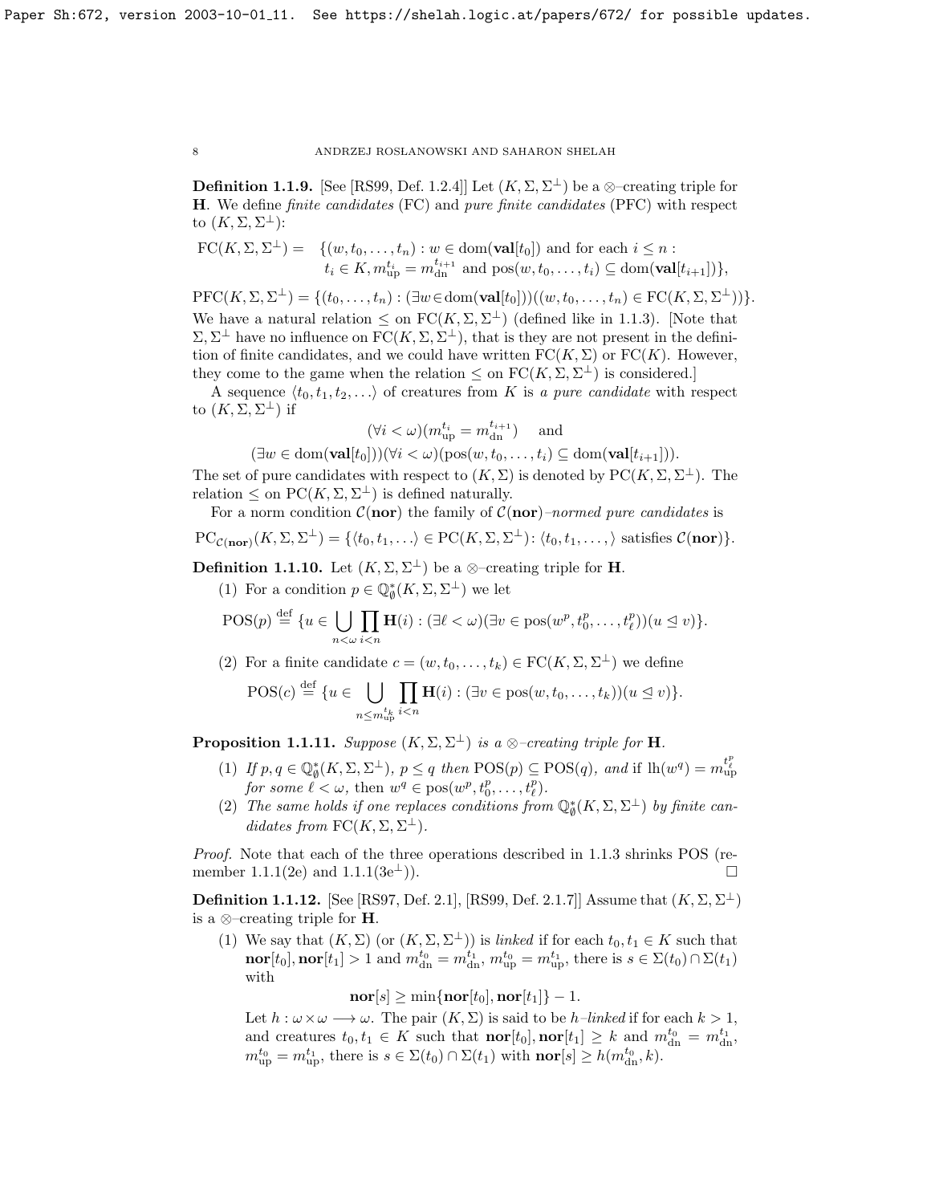**Definition 1.1.9.** [See [RS99, Def. 1.2.4]] Let $(K, \Sigma, \Sigma^\perp)$ be a $\otimes$–creating triple for $\mathbf{H}$. We define *finite candidates* (FC) and *pure finite candidates* (PFC) with respect to $(K, \Sigma, \Sigma^\perp)$:

$$\begin{aligned}\mathrm{FC}(K,\Sigma,\Sigma^\perp) = \ &\{(w,t_0,\ldots,t_n) : w \in \mathrm{dom}(\mathbf{val}[t_0]) \text{ and for each } i \leq n :\\ &\ t_i \in K, m^{t_i}_{\mathrm{up}} = m^{t_{i+1}}_{\mathrm{dn}} \text{ and } \mathrm{pos}(w,t_0,\ldots,t_i) \subseteq \mathrm{dom}(\mathbf{val}[t_{i+1}])\},\end{aligned}$$

$$\mathrm{PFC}(K,\Sigma,\Sigma^\perp) = \{(t_0,\ldots,t_n) : (\exists w \in \mathrm{dom}(\mathbf{val}[t_0]))((w,t_0,\ldots,t_n) \in \mathrm{FC}(K,\Sigma,\Sigma^\perp))\}.$$

We have a natural relation $\leq$ on $\mathrm{FC}(K,\Sigma,\Sigma^\perp)$ (defined like in 1.1.3). [Note that $\Sigma, \Sigma^\perp$ have no influence on $\mathrm{FC}(K,\Sigma,\Sigma^\perp)$, that is they are not present in the definition of finite candidates, and we could have written $\mathrm{FC}(K,\Sigma)$ or $\mathrm{FC}(K)$. However, they come to the game when the relation $\leq$ on $\mathrm{FC}(K,\Sigma,\Sigma^\perp)$ is considered.]

A sequence $\langle t_0, t_1, t_2, \ldots\rangle$ of creatures from $K$ is *a pure candidate* with respect to $(K, \Sigma, \Sigma^\perp)$ if

$$(\forall i < \omega)(m^{t_i}_{\mathrm{up}} = m^{t_{i+1}}_{\mathrm{dn}}) \quad \text{ and }$$

$$(\exists w \in \mathrm{dom}(\mathbf{val}[t_0]))(\forall i < \omega)(\mathrm{pos}(w,t_0,\ldots,t_i) \subseteq \mathrm{dom}(\mathbf{val}[t_{i+1}])).$$

The set of pure candidates with respect to $(K, \Sigma)$ is denoted by $\mathrm{PC}(K,\Sigma,\Sigma^\perp)$. The relation $\leq$ on $\mathrm{PC}(K,\Sigma,\Sigma^\perp)$ is defined naturally.

For a norm condition $\mathcal{C}(\mathbf{nor})$ the family of $\mathcal{C}(\mathbf{nor})$*–normed pure candidates* is

$$\mathrm{PC}_{\mathcal{C}(\mathbf{nor})}(K,\Sigma,\Sigma^\perp) = \{\langle t_0, t_1, \ldots\rangle \in \mathrm{PC}(K,\Sigma,\Sigma^\perp) \colon \langle t_0, t_1, \ldots, \rangle \text{ satisfies } \mathcal{C}(\mathbf{nor})\}.$$

**Definition 1.1.10.** Let $(K, \Sigma, \Sigma^\perp)$ be a $\otimes$–creating triple for $\mathbf{H}$.

(1) For a condition $p \in \mathbb{Q}^*_\emptyset(K,\Sigma,\Sigma^\perp)$ we let

$$\mathrm{POS}(p) \stackrel{\mathrm{def}}{=} \{u \in \bigcup_{n<\omega}\prod_{i<n}\mathbf{H}(i) : (\exists \ell < \omega)(\exists v \in \mathrm{pos}(w^p, t^p_0, \ldots, t^p_\ell))(u \trianglelefteq v)\}.$$

(2) For a finite candidate $c = (w, t_0, \ldots, t_k) \in \mathrm{FC}(K,\Sigma,\Sigma^\perp)$ we define

$$\mathrm{POS}(c) \stackrel{\mathrm{def}}{=} \{u \in \bigcup_{n \leq m^{t_k}_{\mathrm{up}}}\prod_{i<n}\mathbf{H}(i) : (\exists v \in \mathrm{pos}(w, t_0, \ldots, t_k))(u \trianglelefteq v)\}.$$

**Proposition 1.1.11.** *Suppose $(K, \Sigma, \Sigma^\perp)$ is a $\otimes$–creating triple for $\mathbf{H}$.*

(1) *If $p, q \in \mathbb{Q}^*_\emptyset(K,\Sigma,\Sigma^\perp)$, $p \leq q$ then $\mathrm{POS}(p) \subseteq \mathrm{POS}(q)$, and if $\mathrm{lh}(w^q) = m^{t^p_\ell}_{\mathrm{up}}$ for some $\ell < \omega$, then $w^q \in \mathrm{pos}(w^p, t^p_0, \ldots, t^p_\ell)$.*

(2) *The same holds if one replaces conditions from $\mathbb{Q}^*_\emptyset(K,\Sigma,\Sigma^\perp)$ by finite candidates from $\mathrm{FC}(K,\Sigma,\Sigma^\perp)$.*

*Proof.* Note that each of the three operations described in 1.1.3 shrinks POS (remember 1.1.1(2e) and 1.1.1(3e$^\perp$)). $\square$

**Definition 1.1.12.** [See [RS97, Def. 2.1], [RS99, Def. 2.1.7]] Assume that $(K, \Sigma, \Sigma^\perp)$ is a $\otimes$–creating triple for $\mathbf{H}$.

(1) We say that $(K, \Sigma)$ (or $(K, \Sigma, \Sigma^\perp)$) is *linked* if for each $t_0, t_1 \in K$ such that $\mathbf{nor}[t_0], \mathbf{nor}[t_1] > 1$ and $m^{t_0}_{\mathrm{dn}} = m^{t_1}_{\mathrm{dn}}$, $m^{t_0}_{\mathrm{up}} = m^{t_1}_{\mathrm{up}}$, there is $s \in \Sigma(t_0) \cap \Sigma(t_1)$ with

$$\mathbf{nor}[s] \geq \min\{\mathbf{nor}[t_0], \mathbf{nor}[t_1]\} - 1.$$

Let $h : \omega \times \omega \longrightarrow \omega$. The pair $(K, \Sigma)$ is said to be *$h$–linked* if for each $k > 1$, and creatures $t_0, t_1 \in K$ such that $\mathbf{nor}[t_0], \mathbf{nor}[t_1] \geq k$ and $m^{t_0}_{\mathrm{dn}} = m^{t_1}_{\mathrm{dn}}$, $m^{t_0}_{\mathrm{up}} = m^{t_1}_{\mathrm{up}}$, there is $s \in \Sigma(t_0) \cap \Sigma(t_1)$ with $\mathbf{nor}[s] \geq h(m^{t_0}_{\mathrm{dn}}, k)$.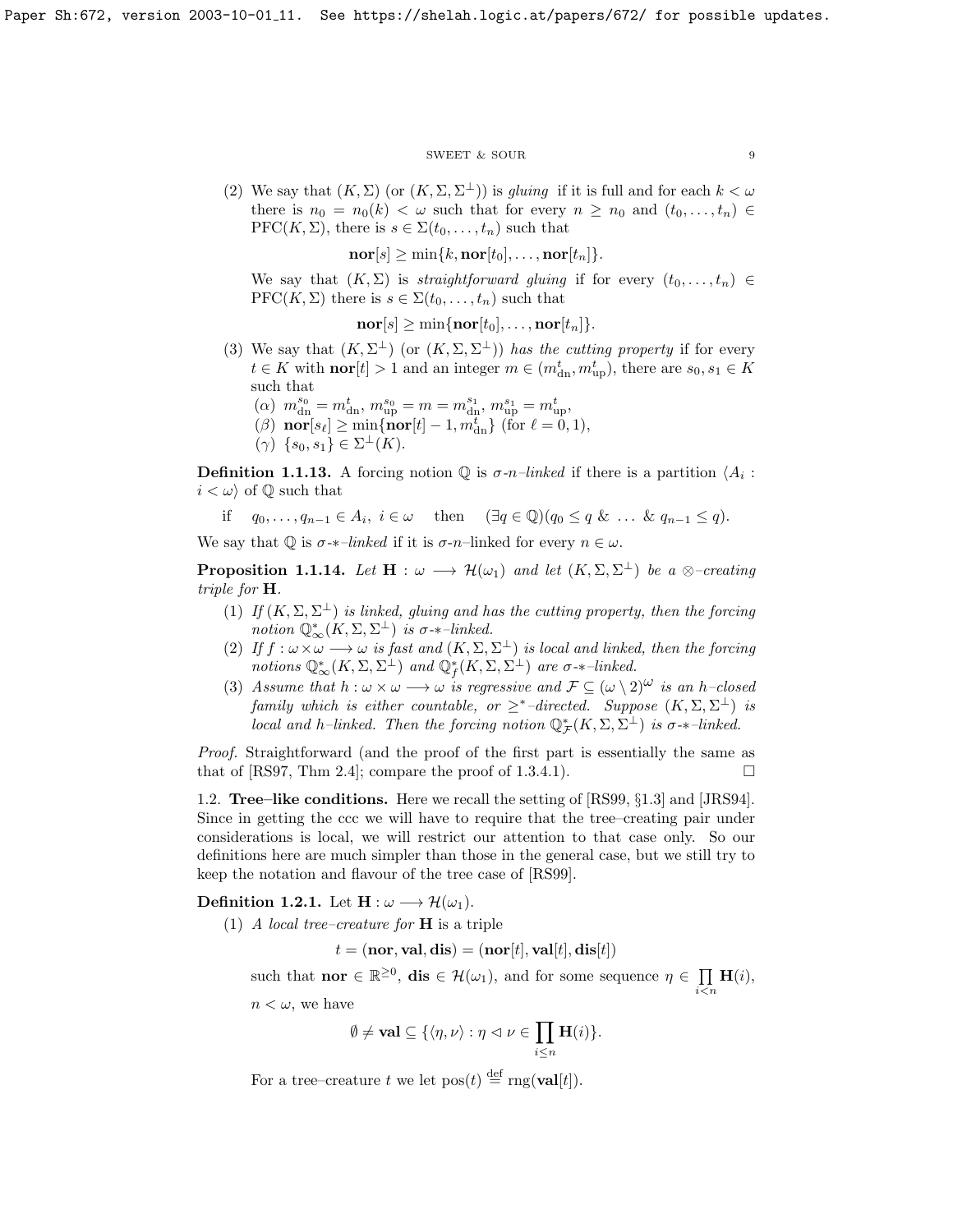(2) We say that $(K,\Sigma)$ (or $(K,\Sigma,\Sigma^\perp)$) is *gluing* if it is full and for each $k<\omega$ there is $n_0=n_0(k)<\omega$ such that for every $n\geq n_0$ and $(t_0,\ldots,t_n)\in \mathrm{PFC}(K,\Sigma)$, there is $s\in\Sigma(t_0,\ldots,t_n)$ such that

$$\mathbf{nor}[s]\geq \min\{k,\mathbf{nor}[t_0],\ldots,\mathbf{nor}[t_n]\}.$$

We say that $(K,\Sigma)$ is *straightforward gluing* if for every $(t_0,\ldots,t_n)\in \mathrm{PFC}(K,\Sigma)$ there is $s\in\Sigma(t_0,\ldots,t_n)$ such that

$$\mathbf{nor}[s]\geq \min\{\mathbf{nor}[t_0],\ldots,\mathbf{nor}[t_n]\}.$$

(3) We say that $(K,\Sigma^\perp)$ (or $(K,\Sigma,\Sigma^\perp)$) *has the cutting property* if for every $t\in K$ with $\mathbf{nor}[t]>1$ and an integer $m\in(m^t_{\rm dn},m^t_{\rm up})$, there are $s_0,s_1\in K$ such that

$(\alpha)$ $m^{s_0}_{\rm dn}=m^t_{\rm dn}$, $m^{s_0}_{\rm up}=m=m^{s_1}_{\rm dn}$, $m^{s_1}_{\rm up}=m^t_{\rm up}$,

$(\beta)$ $\mathbf{nor}[s_\ell]\geq\min\{\mathbf{nor}[t]-1,m^t_{\rm dn}\}$ (for $\ell=0,1$),

$(\gamma)$ $\{s_0,s_1\}\in\Sigma^\perp(K)$.

**Definition 1.1.13.** A forcing notion $\mathbb{Q}$ is *$\sigma$-$n$–linked* if there is a partition $\langle A_i : i<\omega\rangle$ of $\mathbb{Q}$ such that

$$\text{if}\quad q_0,\ldots,q_{n-1}\in A_i,\ i\in\omega\quad\text{then}\quad(\exists q\in\mathbb{Q})(q_0\leq q\ \&\ \ldots\ \&\ q_{n-1}\leq q).$$

We say that $\mathbb{Q}$ is *$\sigma$-$*$–linked* if it is $\sigma$-$n$–linked for every $n\in\omega$.

**Proposition 1.1.14.** *Let $\mathbf{H}:\omega\longrightarrow\mathcal{H}(\omega_1)$ and let $(K,\Sigma,\Sigma^\perp)$ be a $\otimes$–creating triple for $\mathbf{H}$.*

1. *If $(K,\Sigma,\Sigma^\perp)$ is linked, gluing and has the cutting property, then the forcing notion $\mathbb{Q}^*_\infty(K,\Sigma,\Sigma^\perp)$ is $\sigma$-$*$–linked.*
2. *If $f:\omega\times\omega\longrightarrow\omega$ is fast and $(K,\Sigma,\Sigma^\perp)$ is local and linked, then the forcing notions $\mathbb{Q}^*_\infty(K,\Sigma,\Sigma^\perp)$ and $\mathbb{Q}^*_f(K,\Sigma,\Sigma^\perp)$ are $\sigma$-$*$–linked.*
3. *Assume that $h:\omega\times\omega\longrightarrow\omega$ is regressive and $\mathcal{F}\subseteq(\omega\setminus 2)^\omega$ is an $h$–closed family which is either countable, or $\geq^*$–directed. Suppose $(K,\Sigma,\Sigma^\perp)$ is local and $h$–linked. Then the forcing notion $\mathbb{Q}^*_{\mathcal{F}}(K,\Sigma,\Sigma^\perp)$ is $\sigma$-$*$–linked.*

*Proof.* Straightforward (and the proof of the first part is essentially the same as that of [RS97, Thm 2.4]; compare the proof of 1.3.4.1). $\square$

## 1.2. Tree–like conditions.

Here we recall the setting of [RS99, §1.3] and [JRS94]. Since in getting the ccc we will have to require that the tree–creating pair under considerations is local, we will restrict our attention to that case only. So our definitions here are much simpler than those in the general case, but we still try to keep the notation and flavour of the tree case of [RS99].

**Definition 1.2.1.** Let $\mathbf{H}:\omega\longrightarrow\mathcal{H}(\omega_1)$.

(1) *A local tree–creature for $\mathbf{H}$* is a triple

$$t=(\mathbf{nor},\mathbf{val},\mathbf{dis})=(\mathbf{nor}[t],\mathbf{val}[t],\mathbf{dis}[t])$$

such that $\mathbf{nor}\in\mathbb{R}^{\geq 0}$, $\mathbf{dis}\in\mathcal{H}(\omega_1)$, and for some sequence $\eta\in\prod\limits_{i<n}\mathbf{H}(i)$, $n<\omega$, we have

$$\emptyset\neq\mathbf{val}\subseteq\{\langle\eta,\nu\rangle:\eta\vartriangleleft\nu\in\prod_{i\leq n}\mathbf{H}(i)\}.$$

For a tree–creature $t$ we let $\mathrm{pos}(t)\stackrel{\rm def}{=}\mathrm{rng}(\mathbf{val}[t])$.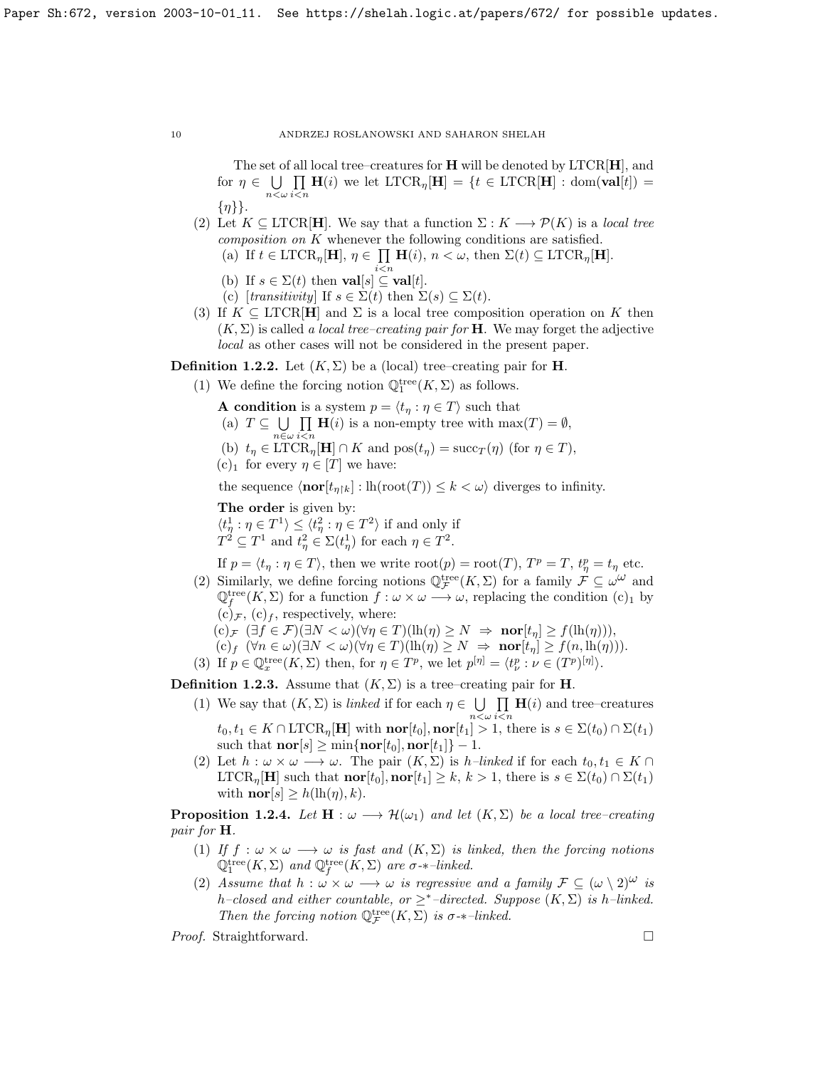The set of all local tree–creatures for $\mathbf{H}$ will be denoted by $\mathrm{LTCR}[\mathbf{H}]$, and for $\eta \in \bigcup\limits_{n<\omega}\prod\limits_{i<n}\mathbf{H}(i)$ we let $\mathrm{LTCR}_\eta[\mathbf{H}] = \{t \in \mathrm{LTCR}[\mathbf{H}] : \mathrm{dom}(\mathbf{val}[t]) = \{\eta\}\}$.

(2) Let $K \subseteq \mathrm{LTCR}[\mathbf{H}]$. We say that a function $\Sigma : K \longrightarrow \mathcal{P}(K)$ is a *local tree composition on* $K$ whenever the following conditions are satisfied.
   (a) If $t \in \mathrm{LTCR}_\eta[\mathbf{H}]$, $\eta \in \prod\limits_{i<n}\mathbf{H}(i)$, $n < \omega$, then $\Sigma(t) \subseteq \mathrm{LTCR}_\eta[\mathbf{H}]$.
   (b) If $s \in \Sigma(t)$ then $\mathbf{val}[s] \subseteq \mathbf{val}[t]$.
   (c) [*transitivity*] If $s \in \Sigma(t)$ then $\Sigma(s) \subseteq \Sigma(t)$.

(3) If $K \subseteq \mathrm{LTCR}[\mathbf{H}]$ and $\Sigma$ is a local tree composition operation on $K$ then $(K, \Sigma)$ is called *a local tree–creating pair for* $\mathbf{H}$. We may forget the adjective *local* as other cases will not be considered in the present paper.

**Definition 1.2.2.** Let $(K, \Sigma)$ be a (local) tree–creating pair for $\mathbf{H}$.

(1) We define the forcing notion $\mathbb{Q}^{\mathrm{tree}}_1(K, \Sigma)$ as follows.

   **A condition** is a system $p = \langle t_\eta : \eta \in T\rangle$ such that
   (a) $T \subseteq \bigcup\limits_{n\in\omega}\prod\limits_{i<n}\mathbf{H}(i)$ is a non-empty tree with $\max(T) = \emptyset$,
   (b) $t_\eta \in \mathrm{LTCR}_\eta[\mathbf{H}] \cap K$ and $\mathrm{pos}(t_\eta) = \mathrm{succ}_T(\eta)$ (for $\eta \in T$),
   (c)$_1$ for every $\eta \in [T]$ we have:

   the sequence $\langle \mathbf{nor}[t_{\eta\restriction k}] : \mathrm{lh}(\mathrm{root}(T)) \leq k < \omega\rangle$ diverges to infinity.

   **The order** is given by:
   $\langle t^1_\eta : \eta \in T^1\rangle \leq \langle t^2_\eta : \eta \in T^2\rangle$ if and only if
   $T^2 \subseteq T^1$ and $t^2_\eta \in \Sigma(t^1_\eta)$ for each $\eta \in T^2$.

   If $p = \langle t_\eta : \eta \in T\rangle$, then we write $\mathrm{root}(p) = \mathrm{root}(T)$, $T^p = T$, $t^p_\eta = t_\eta$ etc.

(2) Similarly, we define forcing notions $\mathbb{Q}^{\mathrm{tree}}_{\mathcal{F}}(K, \Sigma)$ for a family $\mathcal{F} \subseteq \omega^\omega$ and $\mathbb{Q}^{\mathrm{tree}}_f(K, \Sigma)$ for a function $f : \omega \times \omega \longrightarrow \omega$, replacing the condition (c)$_1$ by (c)$_{\mathcal{F}}$, (c)$_f$, respectively, where:
   (c)$_{\mathcal{F}}$ $(\exists f \in \mathcal{F})(\exists N < \omega)(\forall \eta \in T)(\mathrm{lh}(\eta) \geq N \Rightarrow \mathbf{nor}[t_\eta] \geq f(\mathrm{lh}(\eta)))$,
   (c)$_f$ $(\forall n \in \omega)(\exists N < \omega)(\forall \eta \in T)(\mathrm{lh}(\eta) \geq N \Rightarrow \mathbf{nor}[t_\eta] \geq f(n, \mathrm{lh}(\eta)))$.

(3) If $p \in \mathbb{Q}^{\mathrm{tree}}_x(K, \Sigma)$ then, for $\eta \in T^p$, we let $p^{[\eta]} = \langle t^p_\nu : \nu \in (T^p)^{[\eta]}\rangle$.

**Definition 1.2.3.** Assume that $(K, \Sigma)$ is a tree–creating pair for $\mathbf{H}$.

(1) We say that $(K, \Sigma)$ is *linked* if for each $\eta \in \bigcup\limits_{n<\omega}\prod\limits_{i<n}\mathbf{H}(i)$ and tree–creatures $t_0, t_1 \in K \cap \mathrm{LTCR}_\eta[\mathbf{H}]$ with $\mathbf{nor}[t_0], \mathbf{nor}[t_1] > 1$, there is $s \in \Sigma(t_0) \cap \Sigma(t_1)$ such that $\mathbf{nor}[s] \geq \min\{\mathbf{nor}[t_0], \mathbf{nor}[t_1]\} - 1$.

(2) Let $h : \omega \times \omega \longrightarrow \omega$. The pair $(K, \Sigma)$ is *$h$–linked* if for each $t_0, t_1 \in K \cap \mathrm{LTCR}_\eta[\mathbf{H}]$ such that $\mathbf{nor}[t_0], \mathbf{nor}[t_1] \geq k$, $k > 1$, there is $s \in \Sigma(t_0) \cap \Sigma(t_1)$ with $\mathbf{nor}[s] \geq h(\mathrm{lh}(\eta), k)$.

**Proposition 1.2.4.** *Let $\mathbf{H} : \omega \longrightarrow \mathcal{H}(\omega_1)$ and let $(K, \Sigma)$ be a local tree–creating pair for $\mathbf{H}$.*

(1) *If $f : \omega \times \omega \longrightarrow \omega$ is fast and $(K, \Sigma)$ is linked, then the forcing notions $\mathbb{Q}^{\mathrm{tree}}_1(K, \Sigma)$ and $\mathbb{Q}^{\mathrm{tree}}_f(K, \Sigma)$ are $\sigma$-$*$–linked.*

(2) *Assume that $h : \omega \times \omega \longrightarrow \omega$ is regressive and a family $\mathcal{F} \subseteq (\omega \setminus 2)^\omega$ is $h$–closed and either countable, or $\geq^*$–directed. Suppose $(K, \Sigma)$ is $h$–linked. Then the forcing notion $\mathbb{Q}^{\mathrm{tree}}_{\mathcal{F}}(K, \Sigma)$ is $\sigma$-$*$–linked.*

*Proof.* Straightforward. $\square$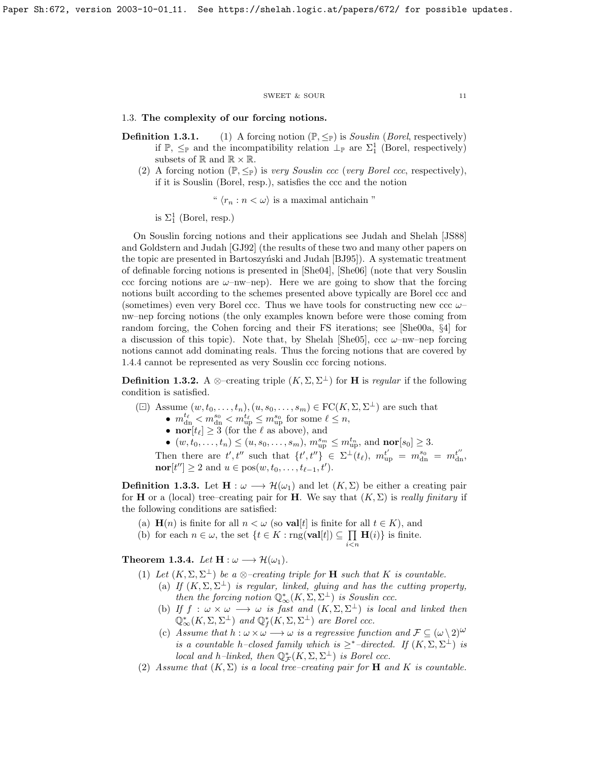## 1.3. The complexity of our forcing notions.

**Definition 1.3.1.** (1) A forcing notion $(\mathbb{P}, \leq_{\mathbb{P}})$ is *Souslin* (*Borel*, respectively) if $\mathbb{P}$, $\leq_{\mathbb{P}}$ and the incompatibility relation $\perp_{\mathbb{P}}$ are $\Sigma^1_1$ (Borel, respectively) subsets of $\mathbb{R}$ and $\mathbb{R} \times \mathbb{R}$.

(2) A forcing notion $(\mathbb{P}, \leq_{\mathbb{P}})$ is *very Souslin ccc* (*very Borel ccc*, respectively), if it is Souslin (Borel, resp.), satisfies the ccc and the notion

$$\text{" } \langle r_n : n < \omega \rangle \text{ is a maximal antichain "}$$

is $\Sigma^1_1$ (Borel, resp.)

On Souslin forcing notions and their applications see Judah and Shelah [JS88] and Goldstern and Judah [GJ92] (the results of these two and many other papers on the topic are presented in Bartoszyński and Judah [BJ95]). A systematic treatment of definable forcing notions is presented in [She04], [She06] (note that very Souslin ccc forcing notions are $\omega$–nw–nep). Here we are going to show that the forcing notions built according to the schemes presented above typically are Borel ccc and (sometimes) even very Borel ccc. Thus we have tools for constructing new ccc $\omega$–nw–nep forcing notions (the only examples known before were those coming from random forcing, the Cohen forcing and their FS iterations; see [She00a, §4] for a discussion of this topic). Note that, by Shelah [She05], ccc $\omega$–nw–nep forcing notions cannot add dominating reals. Thus the forcing notions that are covered by 1.4.4 cannot be represented as very Souslin ccc forcing notions.

**Definition 1.3.2.** A $\otimes$–creating triple $(K, \Sigma, \Sigma^\perp)$ for $\mathbf{H}$ is *regular* if the following condition is satisfied.

($\boxdot$) Assume $(w, t_0, \ldots, t_n), (u, s_0, \ldots, s_m) \in \mathrm{FC}(K, \Sigma, \Sigma^\perp)$ are such that
- $m^{t_\ell}_{\mathrm{dn}} < m^{s_0}_{\mathrm{dn}} < m^{t_\ell}_{\mathrm{up}} \leq m^{s_0}_{\mathrm{up}}$ for some $\ell \leq n$,
- $\mathbf{nor}[t_\ell] \geq 3$ (for the $\ell$ as above), and
- $(w, t_0, \ldots, t_n) \leq (u, s_0, \ldots, s_m)$, $m^{s_m}_{\mathrm{up}} \leq m^{t_n}_{\mathrm{up}}$, and $\mathbf{nor}[s_0] \geq 3$.

Then there are $t', t''$ such that $\{t', t''\} \in \Sigma^\perp(t_\ell)$, $m^{t'}_{\mathrm{up}} = m^{s_0}_{\mathrm{dn}} = m^{t''}_{\mathrm{dn}}$, $\mathbf{nor}[t''] \geq 2$ and $u \in \mathrm{pos}(w, t_0, \ldots, t_{\ell-1}, t')$.

**Definition 1.3.3.** Let $\mathbf{H} : \omega \longrightarrow \mathcal{H}(\omega_1)$ and let $(K, \Sigma)$ be either a creating pair for $\mathbf{H}$ or a (local) tree–creating pair for $\mathbf{H}$. We say that $(K, \Sigma)$ is *really finitary* if the following conditions are satisfied:

(a) $\mathbf{H}(n)$ is finite for all $n < \omega$ (so $\mathbf{val}[t]$ is finite for all $t \in K$), and

(b) for each $n \in \omega$, the set $\{t \in K : \mathrm{rng}(\mathbf{val}[t]) \subseteq \prod\limits_{i<n} \mathbf{H}(i)\}$ is finite.

**Theorem 1.3.4.** *Let $\mathbf{H} : \omega \longrightarrow \mathcal{H}(\omega_1)$.*

(1) *Let $(K, \Sigma, \Sigma^\perp)$ be a $\otimes$–creating triple for $\mathbf{H}$ such that $K$ is countable.*

(a) *If $(K, \Sigma, \Sigma^\perp)$ is regular, linked, gluing and has the cutting property, then the forcing notion $\mathbb{Q}^*_\infty(K, \Sigma, \Sigma^\perp)$ is Souslin ccc.*

(b) *If $f : \omega \times \omega \longrightarrow \omega$ is fast and $(K, \Sigma, \Sigma^\perp)$ is local and linked then $\mathbb{Q}^*_\infty(K, \Sigma, \Sigma^\perp)$ and $\mathbb{Q}^*_f(K, \Sigma, \Sigma^\perp)$ are Borel ccc.*

(c) *Assume that $h : \omega \times \omega \longrightarrow \omega$ is a regressive function and $\mathcal{F} \subseteq (\omega \setminus 2)^\omega$ is a countable $h$–closed family which is $\geq^*$–directed. If $(K, \Sigma, \Sigma^\perp)$ is local and $h$–linked, then $\mathbb{Q}^*_{\mathcal{F}}(K, \Sigma, \Sigma^\perp)$ is Borel ccc.*

(2) *Assume that $(K, \Sigma)$ is a local tree–creating pair for $\mathbf{H}$ and $K$ is countable.*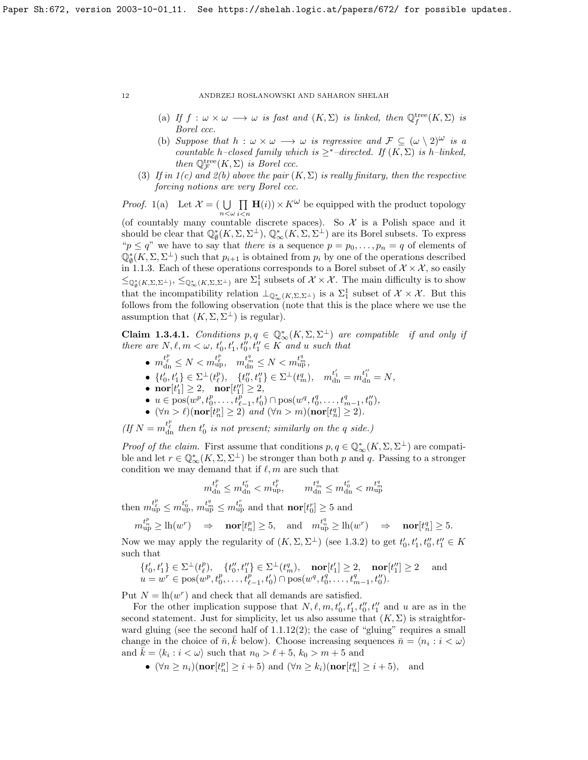(a) *If $f : \omega \times \omega \longrightarrow \omega$ is fast and $(K, \Sigma)$ is linked, then $\mathbb{Q}^{\rm tree}_f(K, \Sigma)$ is Borel ccc.*

(b) *Suppose that $h : \omega \times \omega \longrightarrow \omega$ is regressive and $\mathcal{F} \subseteq (\omega \setminus 2)^\omega$ is a countable $h$–closed family which is $\geq^*$–directed. If $(K, \Sigma)$ is $h$–linked, then $\mathbb{Q}^{\rm tree}_{\mathcal{F}}(K, \Sigma)$ is Borel ccc.*

(3) *If in 1(c) and 2(b) above the pair $(K, \Sigma)$ is really finitary, then the respective forcing notions are very Borel ccc.*

*Proof.* 1(a) Let $\mathcal{X} = (\bigcup\limits_{n<\omega} \prod\limits_{i<n} \mathbf{H}(i)) \times K^\omega$ be equipped with the product topology (of countably many countable discrete spaces). So $\mathcal{X}$ is a Polish space and it should be clear that $\mathbb{Q}^*_\emptyset(K, \Sigma, \Sigma^\perp)$, $\mathbb{Q}^*_\infty(K, \Sigma, \Sigma^\perp)$ are its Borel subsets. To express "$p \leq q$" we have to say that *there is* a sequence $p = p_0, \ldots, p_n = q$ of elements of $\mathbb{Q}^*_\emptyset(K, \Sigma, \Sigma^\perp)$ such that $p_{i+1}$ is obtained from $p_i$ by one of the operations described in 1.1.3. Each of these operations corresponds to a Borel subset of $\mathcal{X} \times \mathcal{X}$, so easily $\leq_{\mathbb{Q}^*_\emptyset(K,\Sigma,\Sigma^\perp)}$, $\leq_{\mathbb{Q}^*_\infty(K,\Sigma,\Sigma^\perp)}$ are $\Sigma^1_1$ subsets of $\mathcal{X} \times \mathcal{X}$. The main difficulty is to show that the incompatibility relation $\perp_{\mathbb{Q}^*_\infty(K,\Sigma,\Sigma^\perp)}$ is a $\Sigma^1_1$ subset of $\mathcal{X} \times \mathcal{X}$. But this follows from the following observation (note that this is the place where we use the assumption that $(K, \Sigma, \Sigma^\perp)$ is regular).

**Claim 1.3.4.1.** *Conditions $p, q \in \mathbb{Q}^*_\infty(K, \Sigma, \Sigma^\perp)$ are compatible if and only if there are $N, \ell, m < \omega$, $t'_0, t'_1, t''_0, t''_1 \in K$ and $u$ such that*

- $m^{t^p_\ell}_{\rm dn} \leq N < m^{t^p_\ell}_{\rm up}$, $\quad m^{t^q_m}_{\rm dn} \leq N < m^{t^q_m}_{\rm up}$,
- $\{t'_0, t'_1\} \in \Sigma^\perp(t^p_\ell)$, $\quad \{t''_0, t''_1\} \in \Sigma^\perp(t^q_m)$, $\quad m^{t'_1}_{\rm dn} = m^{t''_1}_{\rm dn} = N$,
- $\mathbf{nor}[t'_1] \geq 2$, $\quad \mathbf{nor}[t''_1] \geq 2$,
- $u \in \mathrm{pos}(w^p, t^p_0, \ldots, t^p_{\ell-1}, t'_0) \cap \mathrm{pos}(w^q, t^q_0, \ldots, t^q_{m-1}, t''_0)$,
- $(\forall n > \ell)(\mathbf{nor}[t^p_n] \geq 2)$ *and* $(\forall n > m)(\mathbf{nor}[t^q_n] \geq 2)$.

*(If $N = m^{t^p_\ell}_{\rm dn}$ then $t'_0$ is not present; similarly on the $q$ side.)*

*Proof of the claim.* First assume that conditions $p, q \in \mathbb{Q}^*_\infty(K, \Sigma, \Sigma^\perp)$ are compatible and let $r \in \mathbb{Q}^*_\infty(K, \Sigma, \Sigma^\perp)$ be stronger than both $p$ and $q$. Passing to a stronger condition we may demand that if $\ell, m$ are such that

$$m^{t^p_\ell}_{\rm dn} \leq m^{t^r_0}_{\rm dn} < m^{t^p_\ell}_{\rm up}, \qquad m^{t^q_m}_{\rm dn} \leq m^{t^r_0}_{\rm dn} < m^{t^q_m}_{\rm up}$$

then $m^{t^p_\ell}_{\rm up} \leq m^{t^r_0}_{\rm up}$, $m^{t^q_m}_{\rm up} \leq m^{t^r_0}_{\rm up}$ and that $\mathbf{nor}[t^r_0] \geq 5$ and

$$m^{t^p_n}_{\rm up} \geq \mathrm{lh}(w^r) \quad \Rightarrow \quad \mathbf{nor}[t^p_n] \geq 5, \quad \text{and} \quad m^{t^q_n}_{\rm up} \geq \mathrm{lh}(w^r) \quad \Rightarrow \quad \mathbf{nor}[t^q_n] \geq 5.$$

Now we may apply the regularity of $(K, \Sigma, \Sigma^\perp)$ (see 1.3.2) to get $t'_0, t'_1, t''_0, t''_1 \in K$ such that

$\{t'_0, t'_1\} \in \Sigma^\perp(t^p_\ell)$, $\quad \{t''_0, t''_1\} \in \Sigma^\perp(t^q_m)$, $\quad \mathbf{nor}[t'_1] \geq 2$, $\quad \mathbf{nor}[t''_1] \geq 2 \quad$ and
$u = w^r \in \mathrm{pos}(w^p, t^p_0, \ldots, t^p_{\ell-1}, t'_0) \cap \mathrm{pos}(w^q, t^q_0, \ldots, t^q_{m-1}, t''_0)$.

Put $N = \mathrm{lh}(w^r)$ and check that all demands are satisfied.

For the other implication suppose that $N, \ell, m, t'_0, t'_1, t''_0, t''_1$ and $u$ are as in the second statement. Just for simplicity, let us also assume that $(K, \Sigma)$ is straightforward gluing (see the second half of 1.1.12(2); the case of "gluing" requires a small change in the choice of $\bar{n}, \bar{k}$ below). Choose increasing sequences $\bar{n} = \langle n_i : i < \omega \rangle$ and $\bar{k} = \langle k_i : i < \omega \rangle$ such that $n_0 > \ell + 5$, $k_0 > m + 5$ and

- $(\forall n \geq n_i)(\mathbf{nor}[t^p_n] \geq i + 5)$ and $(\forall n \geq k_i)(\mathbf{nor}[t^q_n] \geq i + 5)$, and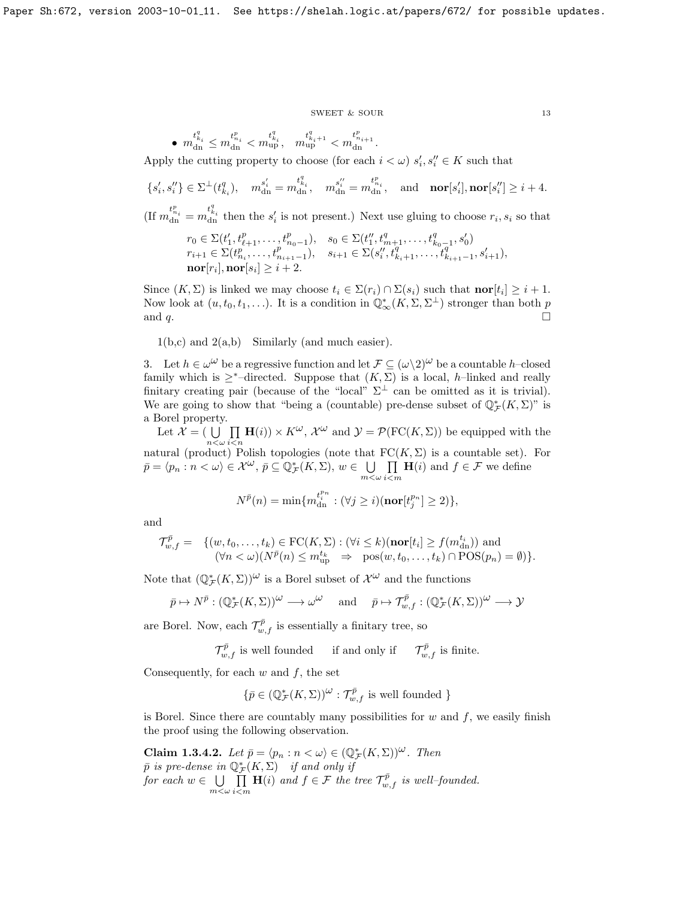- $m^{t^q_{k_i}}_{\rm dn} \leq m^{t^p_{n_i}}_{\rm dn} < m^{t^q_{k_i}}_{\rm up}$, $\quad m^{t^q_{k_i+1}}_{\rm up} < m^{t^p_{n_{i+1}}}_{\rm dn}$.

Apply the cutting property to choose (for each $i<\omega$) $s_i', s_i'' \in K$ such that

$$\{s_i', s_i''\} \in \Sigma^\perp(t^q_{k_i}), \quad m^{s_i'}_{\rm dn} = m^{t^q_{k_i}}_{\rm dn}, \quad m^{s_i''}_{\rm dn} = m^{t^p_{n_i}}_{\rm dn}, \quad \text{and} \quad \mathbf{nor}[s_i'], \mathbf{nor}[s_i''] \geq i+4.$$

(If $m^{t^p_{n_i}}_{\rm dn} = m^{t^q_{k_i}}_{\rm dn}$ then the $s_i'$ is not present.) Next use gluing to choose $r_i, s_i$ so that

$$\begin{array}{ll}
r_0 \in \Sigma(t_1', t^p_{\ell+1}, \ldots, t^p_{n_0-1}), & s_0 \in \Sigma(t_1'', t^q_{m+1}, \ldots, t^q_{k_0-1}, s_0') \\
r_{i+1} \in \Sigma(t^p_{n_i}, \ldots, t^p_{n_{i+1}-1}), & s_{i+1} \in \Sigma(s_i'', t^q_{k_i+1}, \ldots, t^q_{k_{i+1}-1}, s_{i+1}'), \\
\mathbf{nor}[r_i], \mathbf{nor}[s_i] \geq i+2. &
\end{array}$$

Since $(K,\Sigma)$ is linked we may choose $t_i \in \Sigma(r_i) \cap \Sigma(s_i)$ such that $\mathbf{nor}[t_i] \geq i+1$. Now look at $(u, t_0, t_1, \ldots)$. It is a condition in $\mathbb{Q}^*_\infty(K,\Sigma,\Sigma^\perp)$ stronger than both $p$ and $q$. $\square$

1(b,c) and 2(a,b) Similarly (and much easier).

3. Let $h \in \omega^\omega$ be a regressive function and let $\mathcal{F} \subseteq (\omega \setminus 2)^\omega$ be a countable $h$–closed family which is $\geq^*$–directed. Suppose that $(K,\Sigma)$ is a local, $h$–linked and really finitary creating pair (because of the "local" $\Sigma^\perp$ can be omitted as it is trivial). We are going to show that "being a (countable) pre-dense subset of $\mathbb{Q}^*_{\mathcal{F}}(K,\Sigma)$" is a Borel property.

Let $\mathcal{X} = (\bigcup\limits_{n<\omega} \prod\limits_{i<n} \mathbf{H}(i)) \times K^\omega$, $\mathcal{X}^\omega$ and $\mathcal{Y} = \mathcal{P}(\mathrm{FC}(K,\Sigma))$ be equipped with the natural (product) Polish topologies (note that $\mathrm{FC}(K,\Sigma)$ is a countable set). For $\bar{p} = \langle p_n : n<\omega\rangle \in \mathcal{X}^\omega$, $\bar{p} \subseteq \mathbb{Q}^*_{\mathcal{F}}(K,\Sigma)$, $w \in \bigcup\limits_{m<\omega} \prod\limits_{i<m} \mathbf{H}(i)$ and $f \in \mathcal{F}$ we define

$$N^{\bar{p}}(n) = \min\{m^{t^{p_n}_i}_{\rm dn} : (\forall j \geq i)(\mathbf{nor}[t^{p_n}_j] \geq 2)\},$$

and

$$\begin{array}{ll}
\mathcal{T}^{\bar{p}}_{w,f} = & \{(w, t_0, \ldots, t_k) \in \mathrm{FC}(K,\Sigma) : (\forall i \leq k)(\mathbf{nor}[t_i] \geq f(m^{t_i}_{\rm dn})) \text{ and} \\
& (\forall n<\omega)(N^{\bar{p}}(n) \leq m^{t_k}_{\rm up} \ \Rightarrow \ \mathrm{pos}(w, t_0, \ldots, t_k) \cap \mathrm{POS}(p_n) = \emptyset)\}.
\end{array}$$

Note that $(\mathbb{Q}^*_{\mathcal{F}}(K,\Sigma))^\omega$ is a Borel subset of $\mathcal{X}^\omega$ and the functions

$$\bar{p} \mapsto N^{\bar{p}} : (\mathbb{Q}^*_{\mathcal{F}}(K,\Sigma))^\omega \longrightarrow \omega^\omega \quad \text{ and } \quad \bar{p} \mapsto \mathcal{T}^{\bar{p}}_{w,f} : (\mathbb{Q}^*_{\mathcal{F}}(K,\Sigma))^\omega \longrightarrow \mathcal{Y}$$

are Borel. Now, each $\mathcal{T}^{\bar{p}}_{w,f}$ is essentially a finitary tree, so

$$\mathcal{T}^{\bar{p}}_{w,f} \text{ is well founded} \quad \text{ if and only if } \quad \mathcal{T}^{\bar{p}}_{w,f} \text{ is finite.}$$

Consequently, for each $w$ and $f$, the set

$$\{\bar{p} \in (\mathbb{Q}^*_{\mathcal{F}}(K,\Sigma))^\omega : \mathcal{T}^{\bar{p}}_{w,f} \text{ is well founded }\}$$

is Borel. Since there are countably many possibilities for $w$ and $f$, we easily finish the proof using the following observation.

**Claim 1.3.4.2.** *Let $\bar{p} = \langle p_n : n<\omega\rangle \in (\mathbb{Q}^*_{\mathcal{F}}(K,\Sigma))^\omega$. Then $\bar{p}$ is pre-dense in $\mathbb{Q}^*_{\mathcal{F}}(K,\Sigma)$ if and only if for each $w \in \bigcup\limits_{m<\omega} \prod\limits_{i<m} \mathbf{H}(i)$ and $f \in \mathcal{F}$ the tree $\mathcal{T}^{\bar{p}}_{w,f}$ is well–founded.*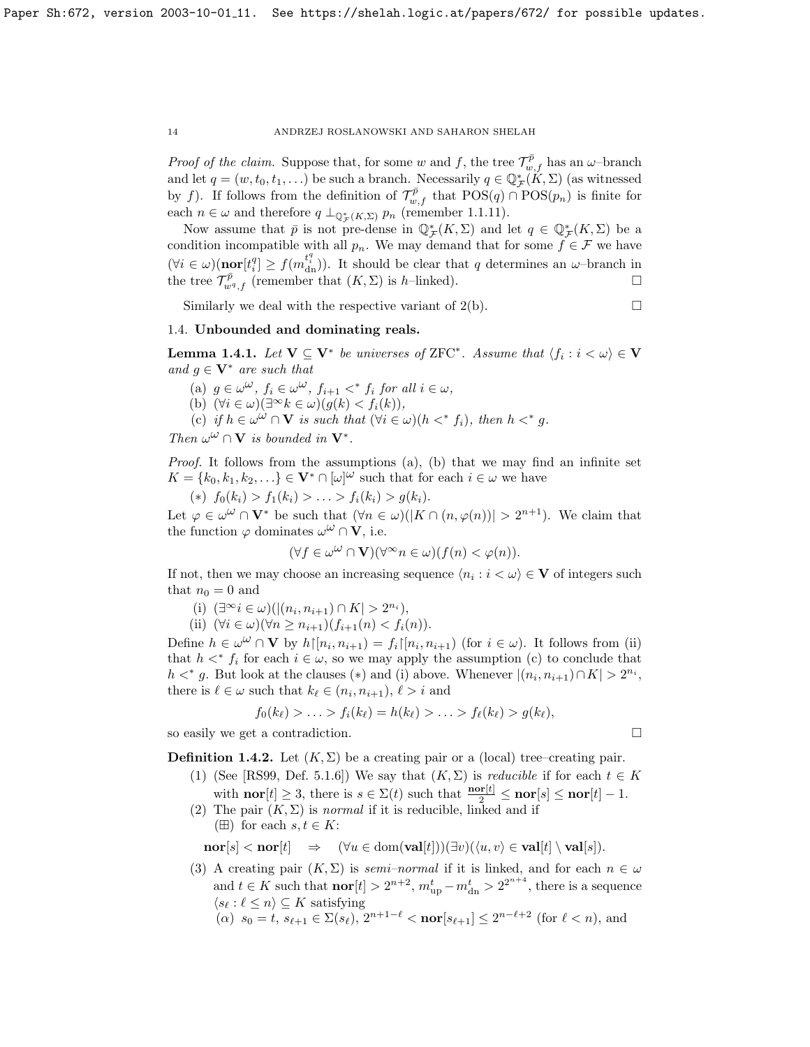*Proof of the claim.* Suppose that, for some $w$ and $f$, the tree $\mathcal{T}^{\bar{p}}_{w,f}$ has an $\omega$–branch and let $q = (w, t_0, t_1, \ldots)$ be such a branch. Necessarily $q \in \mathbb{Q}^*_{\mathcal{F}}(K, \Sigma)$ (as witnessed by $f$). If follows from the definition of $\mathcal{T}^{\bar{p}}_{w,f}$ that $\mathrm{POS}(q) \cap \mathrm{POS}(p_n)$ is finite for each $n \in \omega$ and therefore $q \perp_{\mathbb{Q}^*_{\mathcal{F}}(K,\Sigma)} p_n$ (remember 1.1.11).

Now assume that $\bar{p}$ is not pre-dense in $\mathbb{Q}^*_{\mathcal{F}}(K, \Sigma)$ and let $q \in \mathbb{Q}^*_{\mathcal{F}}(K, \Sigma)$ be a condition incompatible with all $p_n$. We may demand that for some $f \in \mathcal{F}$ we have $(\forall i \in \omega)(\mathbf{nor}[t^q_i] \geq f(m^{t^q_i}_{\mathrm{dn}}))$. It should be clear that $q$ determines an $\omega$–branch in the tree $\mathcal{T}^{\bar{p}}_{w^q,f}$ (remember that $(K, \Sigma)$ is $h$–linked). $\square$

Similarly we deal with the respective variant of 2(b). $\square$

### 1.4. Unbounded and dominating reals.

**Lemma 1.4.1.** *Let $\mathbf{V} \subseteq \mathbf{V}^*$ be universes of* ZFC$^*$*. Assume that $\langle f_i : i < \omega\rangle \in \mathbf{V}$ and $g \in \mathbf{V}^*$ are such that*

(a) *$g \in \omega^\omega$, $f_i \in \omega^\omega$, $f_{i+1} <^* f_i$ for all $i \in \omega$,*

(b) *$(\forall i \in \omega)(\exists^\infty k \in \omega)(g(k) < f_i(k))$,*

(c) *if $h \in \omega^\omega \cap \mathbf{V}$ is such that $(\forall i \in \omega)(h <^* f_i)$, then $h <^* g$.*

*Then $\omega^\omega \cap \mathbf{V}$ is bounded in $\mathbf{V}^*$.*

*Proof.* It follows from the assumptions (a), (b) that we may find an infinite set $K = \{k_0, k_1, k_2, \ldots\} \in \mathbf{V}^* \cap [\omega]^\omega$ such that for each $i \in \omega$ we have

$(*)$ $f_0(k_i) > f_1(k_i) > \ldots > f_i(k_i) > g(k_i)$.

Let $\varphi \in \omega^\omega \cap \mathbf{V}^*$ be such that $(\forall n \in \omega)(|K \cap (n, \varphi(n))| > 2^{n+1})$. We claim that the function $\varphi$ dominates $\omega^\omega \cap \mathbf{V}$, i.e.

$$(\forall f \in \omega^\omega \cap \mathbf{V})(\forall^\infty n \in \omega)(f(n) < \varphi(n)).$$

If not, then we may choose an increasing sequence $\langle n_i : i < \omega\rangle \in \mathbf{V}$ of integers such that $n_0 = 0$ and

(i) $(\exists^\infty i \in \omega)(|(n_i, n_{i+1}) \cap K| > 2^{n_i})$,

(ii) $(\forall i \in \omega)(\forall n \geq n_{i+1})(f_{i+1}(n) < f_i(n))$.

Define $h \in \omega^\omega \cap \mathbf{V}$ by $h{\restriction}[n_i, n_{i+1}) = f_i{\restriction}[n_i, n_{i+1})$ (for $i \in \omega$). It follows from (ii) that $h <^* f_i$ for each $i \in \omega$, so we may apply the assumption (c) to conclude that $h <^* g$. But look at the clauses $(*)$ and (i) above. Whenever $|(n_i, n_{i+1}) \cap K| > 2^{n_i}$, there is $\ell \in \omega$ such that $k_\ell \in (n_i, n_{i+1})$, $\ell > i$ and

$$f_0(k_\ell) > \ldots > f_i(k_\ell) = h(k_\ell) > \ldots > f_\ell(k_\ell) > g(k_\ell),$$

so easily we get a contradiction. $\square$

**Definition 1.4.2.** Let $(K, \Sigma)$ be a creating pair or a (local) tree–creating pair.

(1) (See [RS99, Def. 5.1.6]) We say that $(K, \Sigma)$ is *reducible* if for each $t \in K$ with $\mathbf{nor}[t] \geq 3$, there is $s \in \Sigma(t)$ such that $\frac{\mathbf{nor}[t]}{2} \leq \mathbf{nor}[s] \leq \mathbf{nor}[t] - 1$.

(2) The pair $(K, \Sigma)$ is *normal* if it is reducible, linked and if

($\boxplus$) for each $s, t \in K$:

$$\mathbf{nor}[s] < \mathbf{nor}[t] \quad \Rightarrow \quad (\forall u \in \mathrm{dom}(\mathbf{val}[t]))(\exists v)(\langle u, v\rangle \in \mathbf{val}[t] \setminus \mathbf{val}[s]).$$

(3) A creating pair $(K, \Sigma)$ is *semi–normal* if it is linked, and for each $n \in \omega$ and $t \in K$ such that $\mathbf{nor}[t] > 2^{n+2}$, $m^t_{\mathrm{up}} - m^t_{\mathrm{dn}} > 2^{2^{n+4}}$, there is a sequence $\langle s_\ell : \ell \leq n\rangle \subseteq K$ satisfying

($\alpha$) $s_0 = t$, $s_{\ell+1} \in \Sigma(s_\ell)$, $2^{n+1-\ell} < \mathbf{nor}[s_{\ell+1}] \leq 2^{n-\ell+2}$ (for $\ell < n$), and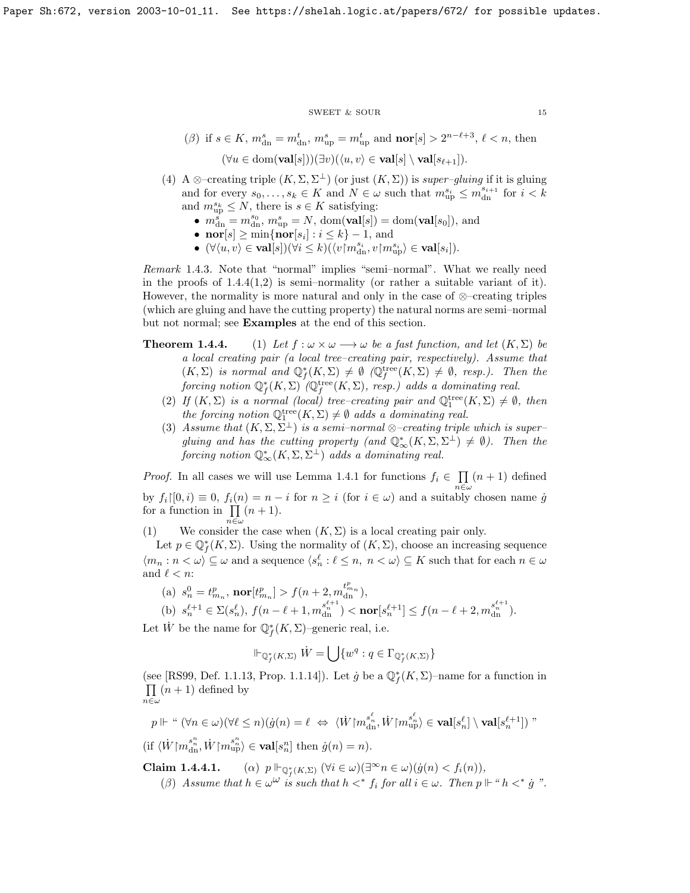(β) if $s \in K$, $m^s_{\rm dn} = m^t_{\rm dn}$, $m^s_{\rm up} = m^t_{\rm up}$ and $\mathbf{nor}[s] > 2^{n-\ell+3}$, $\ell < n$, then

$$(\forall u \in \mathrm{dom}(\mathbf{val}[s]))(\exists v)(\langle u, v\rangle \in \mathbf{val}[s] \setminus \mathbf{val}[s_{\ell+1}]).$$

(4) A ⊗–creating triple $(K, \Sigma, \Sigma^\perp)$ (or just $(K,\Sigma)$) is *super–gluing* if it is gluing and for every $s_0, \ldots, s_k \in K$ and $N \in \omega$ such that $m^{s_i}_{\rm up} \le m^{s_{i+1}}_{\rm dn}$ for $i < k$ and $m^{s_k}_{\rm up} \le N$, there is $s \in K$ satisfying:
- $m^s_{\rm dn} = m^{s_0}_{\rm dn}$, $m^s_{\rm up} = N$, $\mathrm{dom}(\mathbf{val}[s]) = \mathrm{dom}(\mathbf{val}[s_0])$, and
- $\mathbf{nor}[s] \ge \min\{\mathbf{nor}[s_i] : i \le k\} - 1$, and
- $(\forall \langle u, v\rangle \in \mathbf{val}[s])(\forall i \le k)(\langle v{\restriction}m^{s_i}_{\rm dn}, v{\restriction}m^{s_i}_{\rm up}\rangle \in \mathbf{val}[s_i])$.

*Remark* 1.4.3. Note that "normal" implies "semi–normal". What we really need in the proofs of 1.4.4(1,2) is semi–normality (or rather a suitable variant of it). However, the normality is more natural and only in the case of ⊗–creating triples (which are gluing and have the cutting property) the natural norms are semi–normal but not normal; see **Examples** at the end of this section.

**Theorem 1.4.4.** (1) *Let $f : \omega \times \omega \longrightarrow \omega$ be a fast function, and let $(K, \Sigma)$ be a local creating pair (a local tree–creating pair, respectively). Assume that $(K, \Sigma)$ is normal and $\mathbb{Q}^*_f(K,\Sigma) \ne \emptyset$ ($\mathbb{Q}^{\rm tree}_f(K,\Sigma) \ne \emptyset$, resp.). Then the forcing notion $\mathbb{Q}^*_f(K,\Sigma)$ ($\mathbb{Q}^{\rm tree}_f(K,\Sigma)$, resp.) adds a dominating real.*

(2) *If $(K,\Sigma)$ is a normal (local) tree–creating pair and $\mathbb{Q}^{\rm tree}_1(K,\Sigma) \ne \emptyset$, then the forcing notion $\mathbb{Q}^{\rm tree}_1(K,\Sigma) \ne \emptyset$ adds a dominating real.*

(3) *Assume that $(K, \Sigma, \Sigma^\perp)$ is a semi–normal ⊗–creating triple which is super–gluing and has the cutting property (and $\mathbb{Q}^*_\infty(K,\Sigma,\Sigma^\perp) \ne \emptyset$). Then the forcing notion $\mathbb{Q}^*_\infty(K,\Sigma,\Sigma^\perp)$ adds a dominating real.*

*Proof.* In all cases we will use Lemma 1.4.1 for functions $f_i \in \prod\limits_{n\in\omega}(n+1)$ defined by $f_i{\restriction}[0,i) \equiv 0$, $f_i(n) = n - i$ for $n \ge i$ (for $i \in \omega$) and a suitably chosen name $\dot g$ for a function in $\prod\limits_{n\in\omega}(n+1)$.

(1) We consider the case when $(K,\Sigma)$ is a local creating pair only.

Let $p \in \mathbb{Q}^*_f(K,\Sigma)$. Using the normality of $(K,\Sigma)$, choose an increasing sequence $\langle m_n : n < \omega\rangle \subseteq \omega$ and a sequence $\langle s^\ell_n : \ell \le n,\ n < \omega\rangle \subseteq K$ such that for each $n \in \omega$ and $\ell < n$:

(a) $s^0_n = t^p_{m_n}$, $\mathbf{nor}[t^p_{m_n}] > f(n+2, m^{t^p_{m_n}}_{\rm dn})$,

(b) $s^{\ell+1}_n \in \Sigma(s^\ell_n)$, $f(n-\ell+1, m^{s^{\ell+1}_n}_{\rm dn}) < \mathbf{nor}[s^{\ell+1}_n] \le f(n-\ell+2, m^{s^{\ell+1}_n}_{\rm dn})$.

Let $\dot W$ be the name for $\mathbb{Q}^*_f(K,\Sigma)$–generic real, i.e.

$$\Vdash_{\mathbb{Q}^*_f(K,\Sigma)} \dot W = \bigcup\{w^q : q \in \Gamma_{\mathbb{Q}^*_f(K,\Sigma)}\}$$

(see [RS99, Def. 1.1.13, Prop. 1.1.14]). Let $\dot g$ be a $\mathbb{Q}^*_f(K,\Sigma)$–name for a function in $\prod\limits_{n\in\omega}(n+1)$ defined by

$$p \Vdash \text{“ } (\forall n \in \omega)(\forall \ell \le n)(\dot g(n) = \ell \ \Leftrightarrow\ \langle \dot W{\restriction}m^{s^\ell_n}_{\rm dn}, \dot W{\restriction}m^{s^\ell_n}_{\rm up}\rangle \in \mathbf{val}[s^\ell_n] \setminus \mathbf{val}[s^{\ell+1}_n]) \text{ ”}$$

(if $\langle \dot W{\restriction}m^{s^n_n}_{\rm dn}, \dot W{\restriction}m^{s^n_n}_{\rm up}\rangle \in \mathbf{val}[s^n_n]$ then $\dot g(n) = n$).

**Claim 1.4.4.1.** (α) $p \Vdash_{\mathbb{Q}^*_f(K,\Sigma)} (\forall i \in \omega)(\exists^\infty n \in \omega)(\dot g(n) < f_i(n))$,

(β) *Assume that $h \in \omega^\omega$ is such that $h <^* f_i$ for all $i \in \omega$. Then $p \Vdash$ “ $h <^* \dot g$ ”.*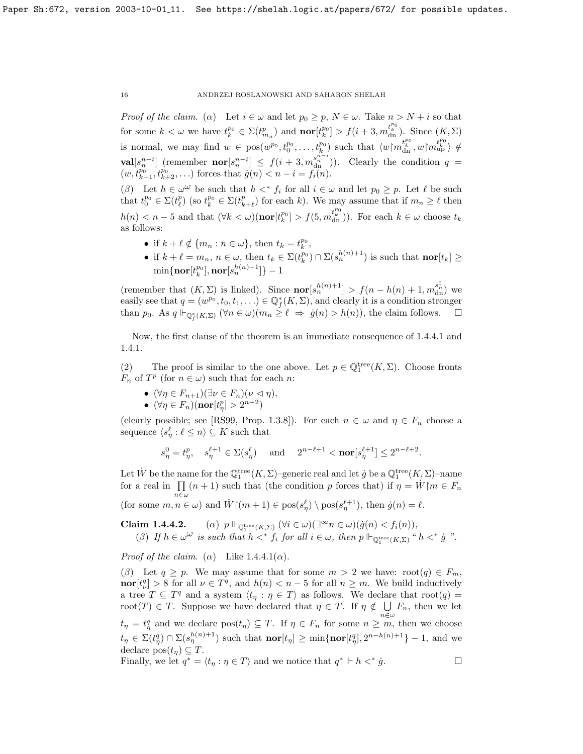*Proof of the claim.* (α) Let $i \in \omega$ and let $p_0 \geq p$, $N \in \omega$. Take $n > N + i$ so that for some $k < \omega$ we have $t^{p_0}_k \in \Sigma(t^p_{m_n})$ and $\mathbf{nor}[t^{p_0}_k] > f(i+3, m^{t^{p_0}_k}_{\rm dn})$. Since $(K,\Sigma)$ is normal, we may find $w \in \mathrm{pos}(w^{p_0}, t^{p_0}_0, \ldots, t^{p_0}_k)$ such that $\langle w{\restriction} m^{t^{p_0}_k}_{\rm dn}, w{\restriction} m^{t^{p_0}_k}_{\rm up}\rangle \notin \mathbf{val}[s^{n-i}_n]$ (remember $\mathbf{nor}[s^{n-i}_n] \leq f(i+3, m^{s^{n-i}_n}_{\rm dn})$). Clearly the condition $q = (w, t^{p_0}_{k+1}, t^{p_0}_{k+2}, \ldots)$ forces that $\dot{g}(n) < n - i = f_i(n)$.

(β) Let $h \in \omega^\omega$ be such that $h <^* f_i$ for all $i \in \omega$ and let $p_0 \geq p$. Let $\ell$ be such that $t^{p_0}_0 \in \Sigma(t^p_\ell)$ (so $t^{p_0}_k \in \Sigma(t^p_{k+\ell})$ for each $k$). We may assume that if $m_n \geq \ell$ then $h(n) < n - 5$ and that $(\forall k < \omega)(\mathbf{nor}[t^{p_0}_k] > f(5, m^{t^{p_0}_k}_{\rm dn}))$. For each $k \in \omega$ choose $t_k$ as follows:

- if $k + \ell \notin \{m_n : n \in \omega\}$, then $t_k = t^{p_0}_k$,
- if $k + \ell = m_n$, $n \in \omega$, then $t_k \in \Sigma(t^{p_0}_k) \cap \Sigma(s^{h(n)+1}_n)$ is such that $\mathbf{nor}[t_k] \geq \min\{\mathbf{nor}[t^{p_0}_k], \mathbf{nor}[s^{h(n)+1}_n]\} - 1$

(remember that $(K,\Sigma)$ is linked). Since $\mathbf{nor}[s^{h(n)+1}_n] > f(n - h(n) + 1, m^{s^0_n}_{\rm dn})$ we easily see that $q = (w^{p_0}, t_0, t_1, \ldots) \in \mathbb{Q}^*_f(K,\Sigma)$, and clearly it is a condition stronger than $p_0$. As $q \Vdash_{\mathbb{Q}^*_f(K,\Sigma)} (\forall n \in \omega)(m_n \geq \ell \ \Rightarrow\ \dot{g}(n) > h(n))$, the claim follows. $\square$

Now, the first clause of the theorem is an immediate consequence of 1.4.4.1 and 1.4.1.

(2) The proof is similar to the one above. Let $p \in \mathbb{Q}^{\rm tree}_1(K,\Sigma)$. Choose fronts $F_n$ of $T^p$ (for $n \in \omega$) such that for each $n$:

- $(\forall \eta \in F_{n+1})(\exists \nu \in F_n)(\nu \vartriangleleft \eta)$,
- $(\forall \eta \in F_n)(\mathbf{nor}[t^p_\eta] > 2^{n+2})$

(clearly possible; see [RS99, Prop. 1.3.8]). For each $n \in \omega$ and $\eta \in F_n$ choose a sequence $\langle s^\ell_\eta : \ell \leq n\rangle \subseteq K$ such that

$$s^0_\eta = t^p_\eta, \quad s^{\ell+1}_\eta \in \Sigma(s^\ell_\eta) \quad \text{and} \quad 2^{n-\ell+1} < \mathbf{nor}[s^{\ell+1}_\eta] \leq 2^{n-\ell+2}.$$

Let $\dot{W}$ be the name for the $\mathbb{Q}^{\rm tree}_1(K,\Sigma)$–generic real and let $\dot{g}$ be a $\mathbb{Q}^{\rm tree}_1(K,\Sigma)$–name for a real in $\prod\limits_{n\in\omega}(n+1)$ such that (the condition $p$ forces that) if $\eta = \dot{W}{\restriction} m \in F_n$ (for some $m, n \in \omega$) and $\dot{W}{\restriction}(m+1) \in \mathrm{pos}(s^\ell_\eta) \setminus \mathrm{pos}(s^{\ell+1}_\eta)$, then $\dot{g}(n) = \ell$.

**Claim 1.4.4.2.** (α) $p \Vdash_{\mathbb{Q}^{\rm tree}_1(K,\Sigma)} (\forall i \in \omega)(\exists^\infty n \in \omega)(\dot{g}(n) < f_i(n))$,

(β) *If $h \in \omega^\omega$ is such that $h <^* f_i$ for all $i \in \omega$, then $p \Vdash_{\mathbb{Q}^{\rm tree}_1(K,\Sigma)}$ " $h <^* \dot{g}$ ".*

*Proof of the claim.* (α) Like 1.4.4.1(α).

(β) Let $q \geq p$. We may assume that for some $m > 2$ we have: $\mathrm{root}(q) \in F_m$, $\mathbf{nor}[t^q_\nu] > 8$ for all $\nu \in T^q$, and $h(n) < n - 5$ for all $n \geq m$. We build inductively a tree $T \subseteq T^q$ and a system $\langle t_\eta : \eta \in T\rangle$ as follows. We declare that $\mathrm{root}(q) = \mathrm{root}(T) \in T$. Suppose we have declared that $\eta \in T$. If $\eta \notin \bigcup\limits_{n\in\omega} F_n$, then we let $t_\eta = t^q_\eta$ and we declare $\mathrm{pos}(t_\eta) \subseteq T$. If $\eta \in F_n$ for some $n \geq m$, then we choose $t_\eta \in \Sigma(t^q_\eta) \cap \Sigma(s^{h(n)+1}_\eta)$ such that $\mathbf{nor}[t_\eta] \geq \min\{\mathbf{nor}[t^q_\eta], 2^{n-h(n)+1}\} - 1$, and we declare $\mathrm{pos}(t_\eta) \subseteq T$.

Finally, we let $q^* = \langle t_\eta : \eta \in T\rangle$ and we notice that $q^* \Vdash h <^* \dot{g}$. $\square$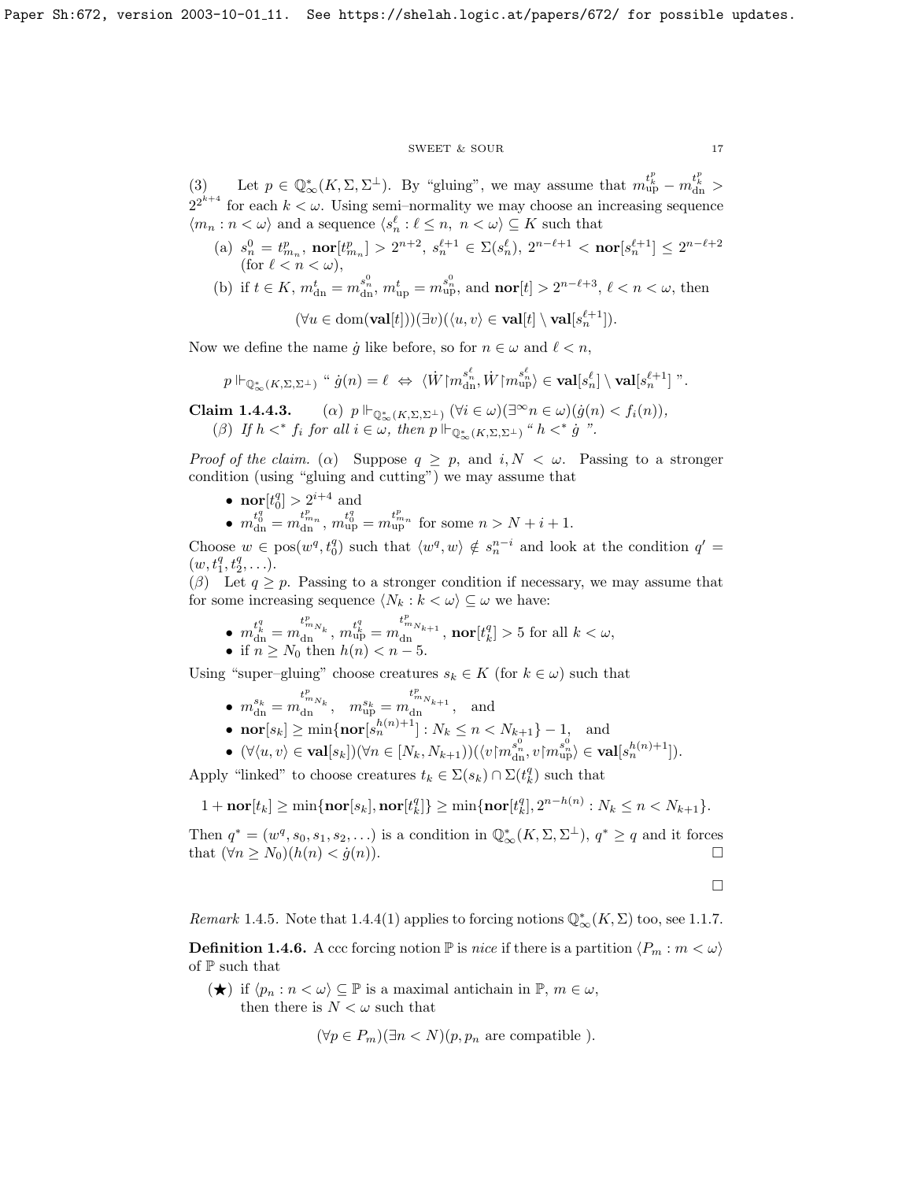(3) Let $p \in \mathbb{Q}^*_\infty(K,\Sigma,\Sigma^\perp)$. By "gluing", we may assume that $m^{t^p_k}_{\rm up} - m^{t^p_k}_{\rm dn} > 2^{2^{k+4}}$ for each $k<\omega$. Using semi–normality we may choose an increasing sequence $\langle m_n : n<\omega\rangle$ and a sequence $\langle s^\ell_n : \ell \le n,\ n<\omega\rangle \subseteq K$ such that

(a) $s^0_n = t^p_{m_n}$, $\mathbf{nor}[t^p_{m_n}] > 2^{n+2}$, $s^{\ell+1}_n \in \Sigma(s^\ell_n)$, $2^{n-\ell+1} < \mathbf{nor}[s^{\ell+1}_n] \le 2^{n-\ell+2}$ (for $\ell < n < \omega$),

(b) if $t \in K$, $m^t_{\rm dn} = m^{s^0_n}_{\rm dn}$, $m^t_{\rm up} = m^{s^0_n}_{\rm up}$, and $\mathbf{nor}[t] > 2^{n-\ell+3}$, $\ell < n < \omega$, then

$$(\forall u \in \mathrm{dom}(\mathbf{val}[t]))(\exists v)(\langle u,v\rangle \in \mathbf{val}[t] \setminus \mathbf{val}[s^{\ell+1}_n]).$$

Now we define the name $\dot g$ like before, so for $n\in\omega$ and $\ell<n$,

$$p \Vdash_{\mathbb{Q}^*_\infty(K,\Sigma,\Sigma^\perp)} \text{“ } \dot g(n) = \ell \ \Leftrightarrow\ \langle \dot W \restriction m^{s^\ell_n}_{\rm dn}, \dot W \restriction m^{s^\ell_n}_{\rm up}\rangle \in \mathbf{val}[s^\ell_n] \setminus \mathbf{val}[s^{\ell+1}_n] \text{ ”}.$$

**Claim 1.4.4.3.** ($\alpha$) $p \Vdash_{\mathbb{Q}^*_\infty(K,\Sigma,\Sigma^\perp)} (\forall i \in \omega)(\exists^\infty n \in \omega)(\dot g(n) < f_i(n))$,

($\beta$) *If $h <^* f_i$ for all $i \in \omega$, then $p \Vdash_{\mathbb{Q}^*_\infty(K,\Sigma,\Sigma^\perp)}$ “ $h <^* \dot g$ ”.*

*Proof of the claim.* ($\alpha$) Suppose $q \ge p$, and $i, N < \omega$. Passing to a stronger condition (using "gluing and cutting") we may assume that

- $\mathbf{nor}[t^q_0] > 2^{i+4}$ and
- $m^{t^q_0}_{\rm dn} = m^{t^p_{m_n}}_{\rm dn}$, $m^{t^q_0}_{\rm up} = m^{t^p_{m_n}}_{\rm up}$ for some $n > N+i+1$.

Choose $w \in \mathrm{pos}(w^q, t^q_0)$ such that $\langle w^q, w\rangle \notin s^{n-i}_n$ and look at the condition $q' = (w, t^q_1, t^q_2, \ldots)$.

($\beta$) Let $q \ge p$. Passing to a stronger condition if necessary, we may assume that for some increasing sequence $\langle N_k : k<\omega\rangle \subseteq \omega$ we have:

- $m^{t^q_k}_{\rm dn} = m^{t^p_{m_{N_k}}}_{\rm dn}$, $m^{t^q_k}_{\rm up} = m^{t^p_{m_{N_{k+1}}}}_{\rm dn}$, $\mathbf{nor}[t^q_k] > 5$ for all $k<\omega$,
- if $n \ge N_0$ then $h(n) < n-5$.

Using "super–gluing" choose creatures $s_k \in K$ (for $k\in\omega$) such that

- $m^{s_k}_{\rm dn} = m^{t^p_{m_{N_k}}}_{\rm dn}$, $m^{s_k}_{\rm up} = m^{t^p_{m_{N_{k+1}}}}_{\rm dn}$, and
- $\mathbf{nor}[s_k] \ge \min\{\mathbf{nor}[s^{h(n)+1}_n] : N_k \le n < N_{k+1}\} - 1$, and
- $(\forall \langle u,v\rangle \in \mathbf{val}[s_k])(\forall n \in [N_k, N_{k+1}))(\langle v\restriction m^{s^0_n}_{\rm dn}, v\restriction m^{s^0_n}_{\rm up}\rangle \in \mathbf{val}[s^{h(n)+1}_n])$.

Apply "linked" to choose creatures $t_k \in \Sigma(s_k) \cap \Sigma(t^q_k)$ such that

$$1 + \mathbf{nor}[t_k] \ge \min\{\mathbf{nor}[s_k], \mathbf{nor}[t^q_k]\} \ge \min\{\mathbf{nor}[t^q_k], 2^{n-h(n)} : N_k \le n < N_{k+1}\}.$$

Then $q^* = (w^q, s_0, s_1, s_2, \ldots)$ is a condition in $\mathbb{Q}^*_\infty(K,\Sigma,\Sigma^\perp)$, $q^* \ge q$ and it forces that $(\forall n \ge N_0)(h(n) < \dot g(n))$. □

□

*Remark* 1.4.5. Note that 1.4.4(1) applies to forcing notions $\mathbb{Q}^*_\infty(K,\Sigma)$ too, see 1.1.7.

**Definition 1.4.6.** A ccc forcing notion $\mathbb{P}$ is *nice* if there is a partition $\langle P_m : m<\omega\rangle$ of $\mathbb{P}$ such that

($\bigstar$) if $\langle p_n : n<\omega\rangle \subseteq \mathbb{P}$ is a maximal antichain in $\mathbb{P}$, $m \in \omega$, then there is $N < \omega$ such that

$$(\forall p \in P_m)(\exists n < N)(p, p_n \text{ are compatible }).$$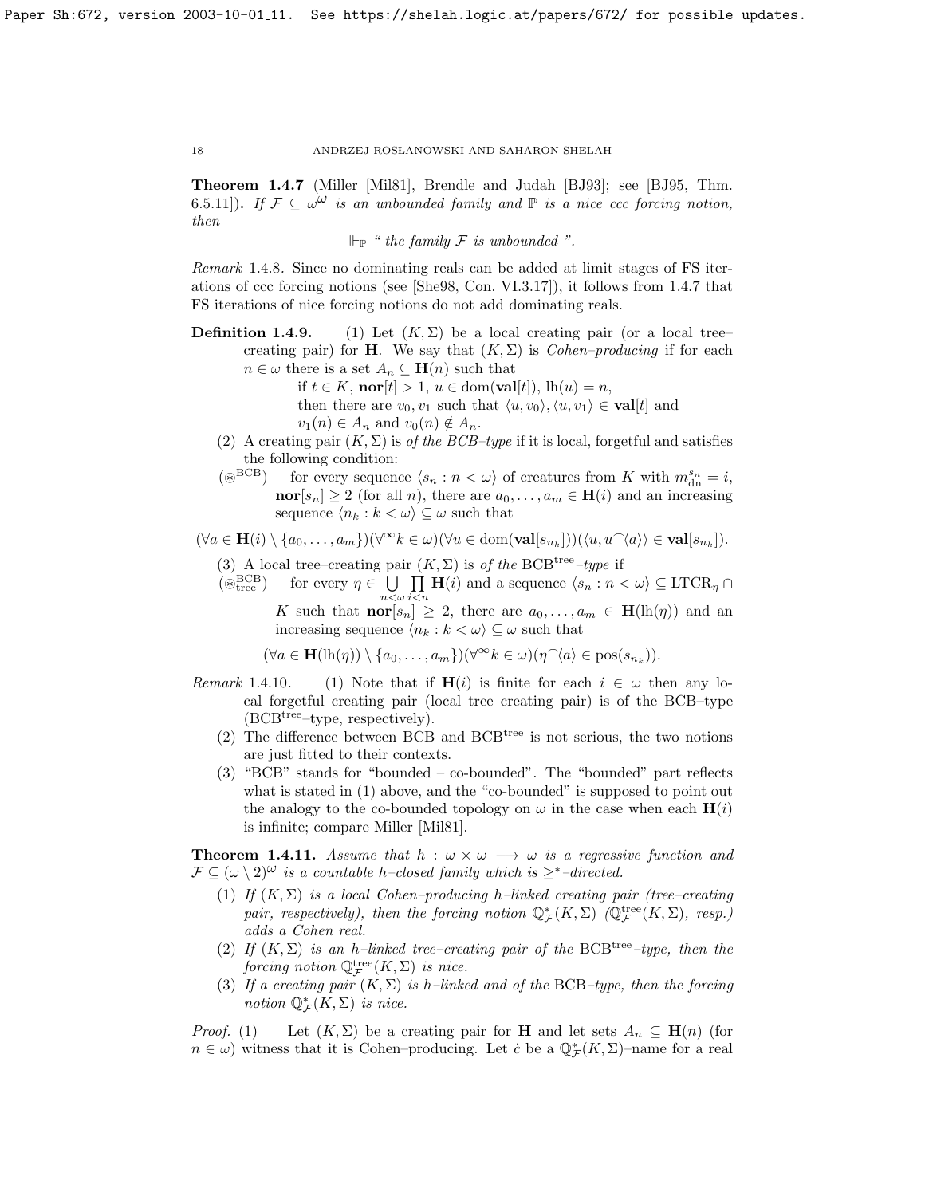**Theorem 1.4.7** (Miller [Mil81], Brendle and Judah [BJ93]; see [BJ95, Thm. 6.5.11])**.** *If $\mathcal{F} \subseteq \omega^\omega$ is an unbounded family and $\mathbb{P}$ is a nice ccc forcing notion, then*

$$\Vdash_{\mathbb{P}} \text{" the family } \mathcal{F} \text{ is unbounded ".}$$

*Remark* 1.4.8. Since no dominating reals can be added at limit stages of FS iterations of ccc forcing notions (see [She98, Con. VI.3.17]), it follows from 1.4.7 that FS iterations of nice forcing notions do not add dominating reals.

**Definition 1.4.9.** (1) Let $(K,\Sigma)$ be a local creating pair (or a local tree–creating pair) for $\mathbf{H}$. We say that $(K,\Sigma)$ is *Cohen–producing* if for each $n \in \omega$ there is a set $A_n \subseteq \mathbf{H}(n)$ such that

if $t \in K$, $\mathbf{nor}[t] > 1$, $u \in \mathrm{dom}(\mathbf{val}[t])$, $\mathrm{lh}(u) = n$,
then there are $v_0, v_1$ such that $\langle u, v_0\rangle, \langle u, v_1\rangle \in \mathbf{val}[t]$ and
$v_1(n) \in A_n$ and $v_0(n) \notin A_n$.

(2) A creating pair $(K,\Sigma)$ is *of the BCB–type* if it is local, forgetful and satisfies the following condition:

($\circledast^{\mathrm{BCB}}$) for every sequence $\langle s_n : n < \omega\rangle$ of creatures from $K$ with $m^{s_n}_{\mathrm{dn}} = i$, $\mathbf{nor}[s_n] \geq 2$ (for all $n$), there are $a_0,\ldots,a_m \in \mathbf{H}(i)$ and an increasing sequence $\langle n_k : k < \omega\rangle \subseteq \omega$ such that

$$(\forall a \in \mathbf{H}(i) \setminus \{a_0,\ldots,a_m\})(\forall^\infty k \in \omega)(\forall u \in \mathrm{dom}(\mathbf{val}[s_{n_k}]))(\langle u, u^\frown\langle a\rangle\rangle \in \mathbf{val}[s_{n_k}]).$$

(3) A local tree–creating pair $(K,\Sigma)$ is *of the* $\mathrm{BCB}^{\mathrm{tree}}$*–type* if

($\circledast^{\mathrm{BCB}}_{\mathrm{tree}}$) for every $\eta \in \bigcup\limits_{n<\omega}\prod\limits_{i<n}\mathbf{H}(i)$ and a sequence $\langle s_n : n < \omega\rangle \subseteq \mathrm{LTCR}_\eta \cap K$ such that $\mathbf{nor}[s_n] \geq 2$, there are $a_0,\ldots,a_m \in \mathbf{H}(\mathrm{lh}(\eta))$ and an increasing sequence $\langle n_k : k < \omega\rangle \subseteq \omega$ such that

$$(\forall a \in \mathbf{H}(\mathrm{lh}(\eta)) \setminus \{a_0,\ldots,a_m\})(\forall^\infty k \in \omega)(\eta^\frown\langle a\rangle \in \mathrm{pos}(s_{n_k})).$$

*Remark* 1.4.10. (1) Note that if $\mathbf{H}(i)$ is finite for each $i \in \omega$ then any local forgetful creating pair (local tree creating pair) is of the BCB–type ($\mathrm{BCB}^{\mathrm{tree}}$–type, respectively).

(2) The difference between BCB and $\mathrm{BCB}^{\mathrm{tree}}$ is not serious, the two notions are just fitted to their contexts.

(3) "BCB" stands for "bounded – co-bounded". The "bounded" part reflects what is stated in (1) above, and the "co-bounded" is supposed to point out the analogy to the co-bounded topology on $\omega$ in the case when each $\mathbf{H}(i)$ is infinite; compare Miller [Mil81].

**Theorem 1.4.11.** *Assume that $h : \omega \times \omega \longrightarrow \omega$ is a regressive function and $\mathcal{F} \subseteq (\omega \setminus 2)^\omega$ is a countable $h$–closed family which is $\geq^*$–directed.*

1. *If $(K,\Sigma)$ is a local Cohen–producing $h$–linked creating pair (tree–creating pair, respectively), then the forcing notion $\mathbb{Q}^*_{\mathcal{F}}(K,\Sigma)$ ($\mathbb{Q}^{\mathrm{tree}}_{\mathcal{F}}(K,\Sigma)$, resp.) adds a Cohen real.*
2. *If $(K,\Sigma)$ is an $h$–linked tree–creating pair of the $\mathrm{BCB}^{\mathrm{tree}}$–type, then the forcing notion $\mathbb{Q}^{\mathrm{tree}}_{\mathcal{F}}(K,\Sigma)$ is nice.*
3. *If a creating pair $(K,\Sigma)$ is $h$–linked and of the BCB–type, then the forcing notion $\mathbb{Q}^*_{\mathcal{F}}(K,\Sigma)$ is nice.*

*Proof.* (1) Let $(K,\Sigma)$ be a creating pair for $\mathbf{H}$ and let sets $A_n \subseteq \mathbf{H}(n)$ (for $n \in \omega$) witness that it is Cohen–producing. Let $\dot{c}$ be a $\mathbb{Q}^*_{\mathcal{F}}(K,\Sigma)$–name for a real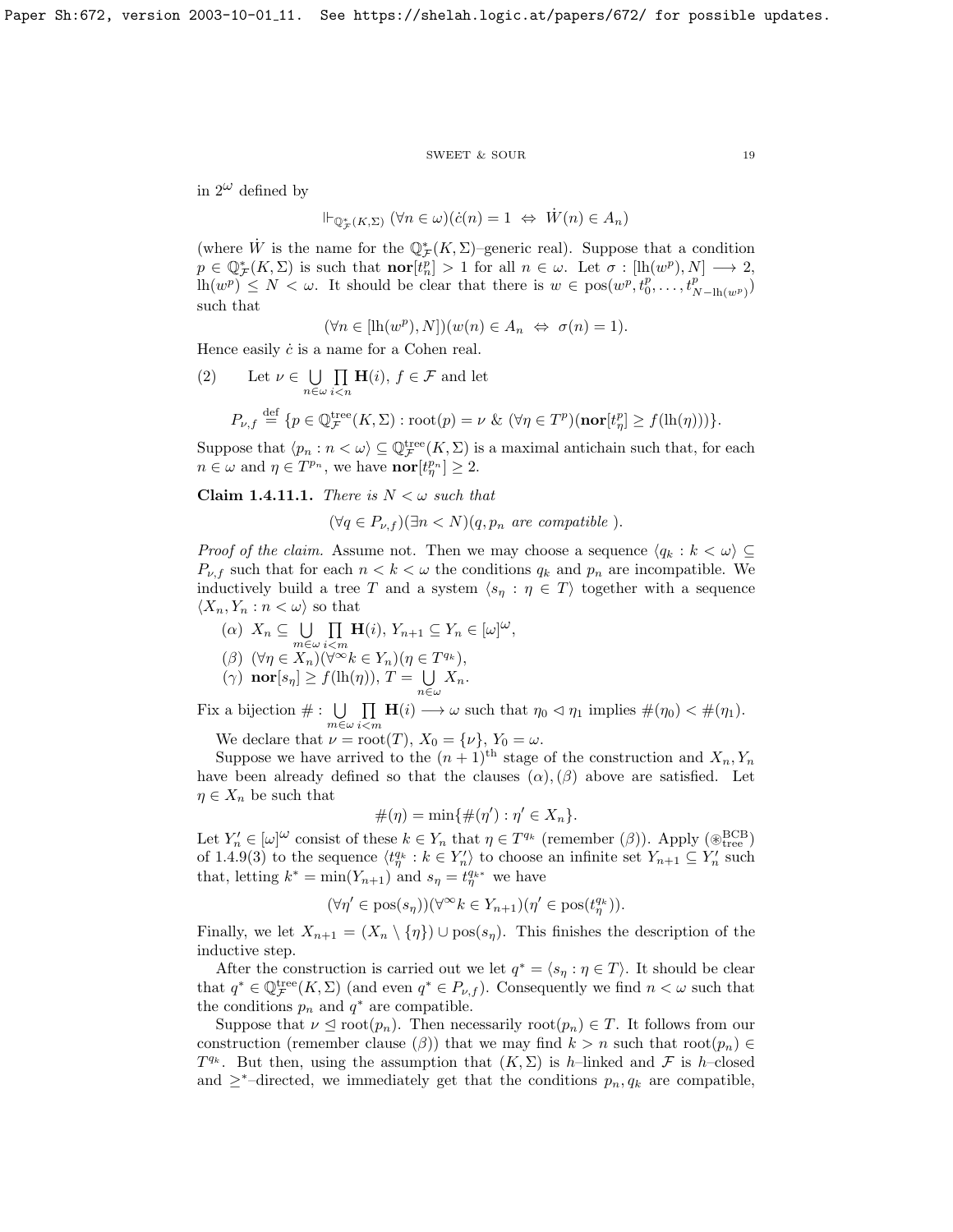in $2^\omega$ defined by

$$\Vdash_{\mathbb{Q}^*_{\mathcal{F}}(K,\Sigma)} (\forall n\in\omega)(\dot{c}(n)=1 \iff \dot{W}(n)\in A_n)$$

(where $\dot{W}$ is the name for the $\mathbb{Q}^*_{\mathcal{F}}(K,\Sigma)$–generic real). Suppose that a condition $p\in\mathbb{Q}^*_{\mathcal{F}}(K,\Sigma)$ is such that $\mathbf{nor}[t^p_n]>1$ for all $n\in\omega$. Let $\sigma:[\mathrm{lh}(w^p),N]\longrightarrow 2$, $\mathrm{lh}(w^p)\le N<\omega$. It should be clear that there is $w\in\mathrm{pos}(w^p,t^p_0,\ldots,t^p_{N-\mathrm{lh}(w^p)})$ such that

$$(\forall n\in[\mathrm{lh}(w^p),N])(w(n)\in A_n \iff \sigma(n)=1).$$

Hence easily $\dot{c}$ is a name for a Cohen real.

(2) Let $\nu\in\bigcup\limits_{n\in\omega}\prod\limits_{i<n}\mathbf{H}(i)$, $f\in\mathcal{F}$ and let

$$P_{\nu,f}\stackrel{\rm def}{=}\{p\in\mathbb{Q}^{\rm tree}_{\mathcal{F}}(K,\Sigma):\mathrm{root}(p)=\nu\ \&\ (\forall\eta\in T^p)(\mathbf{nor}[t^p_\eta]\ge f(\mathrm{lh}(\eta)))\}.$$

Suppose that $\langle p_n:n<\omega\rangle\subseteq\mathbb{Q}^{\rm tree}_{\mathcal{F}}(K,\Sigma)$ is a maximal antichain such that, for each $n\in\omega$ and $\eta\in T^{p_n}$, we have $\mathbf{nor}[t^{p_n}_\eta]\ge 2$.

**Claim 1.4.11.1.** *There is $N<\omega$ such that*

$$(\forall q\in P_{\nu,f})(\exists n<N)(q,p_n \text{ are compatible }).$$

*Proof of the claim.* Assume not. Then we may choose a sequence $\langle q_k:k<\omega\rangle\subseteq P_{\nu,f}$ such that for each $n<k<\omega$ the conditions $q_k$ and $p_n$ are incompatible. We inductively build a tree $T$ and a system $\langle s_\eta:\eta\in T\rangle$ together with a sequence $\langle X_n,Y_n:n<\omega\rangle$ so that

($\alpha$) $X_n\subseteq\bigcup\limits_{m\in\omega}\prod\limits_{i<m}\mathbf{H}(i)$, $Y_{n+1}\subseteq Y_n\in[\omega]^\omega$,

($\beta$) $(\forall\eta\in X_n)(\forall^\infty k\in Y_n)(\eta\in T^{q_k})$,

($\gamma$) $\mathbf{nor}[s_\eta]\ge f(\mathrm{lh}(\eta))$, $T=\bigcup\limits_{n\in\omega}X_n$.

Fix a bijection $\#:\bigcup\limits_{m\in\omega}\prod\limits_{i<m}\mathbf{H}(i)\longrightarrow\omega$ such that $\eta_0\vartriangleleft\eta_1$ implies $\#(\eta_0)<\#(\eta_1)$.

We declare that $\nu=\mathrm{root}(T)$, $X_0=\{\nu\}$, $Y_0=\omega$.

Suppose we have arrived to the $(n+1)^{\rm th}$ stage of the construction and $X_n,Y_n$ have been already defined so that the clauses $(\alpha),(\beta)$ above are satisfied. Let $\eta\in X_n$ be such that

$$\#(\eta)=\min\{\#(\eta'):\eta'\in X_n\}.$$

Let $Y'_n\in[\omega]^\omega$ consist of these $k\in Y_n$ that $\eta\in T^{q_k}$ (remember $(\beta)$). Apply $(\circledast^{\rm BCB}_{\rm tree})$ of 1.4.9(3) to the sequence $\langle t^{q_k}_\eta:k\in Y'_n\rangle$ to choose an infinite set $Y_{n+1}\subseteq Y'_n$ such that, letting $k^*=\min(Y_{n+1})$ and $s_\eta=t^{q_{k^*}}_\eta$ we have

$$(\forall\eta'\in\mathrm{pos}(s_\eta))(\forall^\infty k\in Y_{n+1})(\eta'\in\mathrm{pos}(t^{q_k}_\eta)).$$

Finally, we let $X_{n+1}=(X_n\setminus\{\eta\})\cup\mathrm{pos}(s_\eta)$. This finishes the description of the inductive step.

After the construction is carried out we let $q^*=\langle s_\eta:\eta\in T\rangle$. It should be clear that $q^*\in\mathbb{Q}^{\rm tree}_{\mathcal{F}}(K,\Sigma)$ (and even $q^*\in P_{\nu,f}$). Consequently we find $n<\omega$ such that the conditions $p_n$ and $q^*$ are compatible.

Suppose that $\nu\trianglelefteq\mathrm{root}(p_n)$. Then necessarily $\mathrm{root}(p_n)\in T$. It follows from our construction (remember clause $(\beta)$) that we may find $k>n$ such that $\mathrm{root}(p_n)\in T^{q_k}$. But then, using the assumption that $(K,\Sigma)$ is $h$–linked and $\mathcal{F}$ is $h$–closed and $\ge^*$–directed, we immediately get that the conditions $p_n,q_k$ are compatible,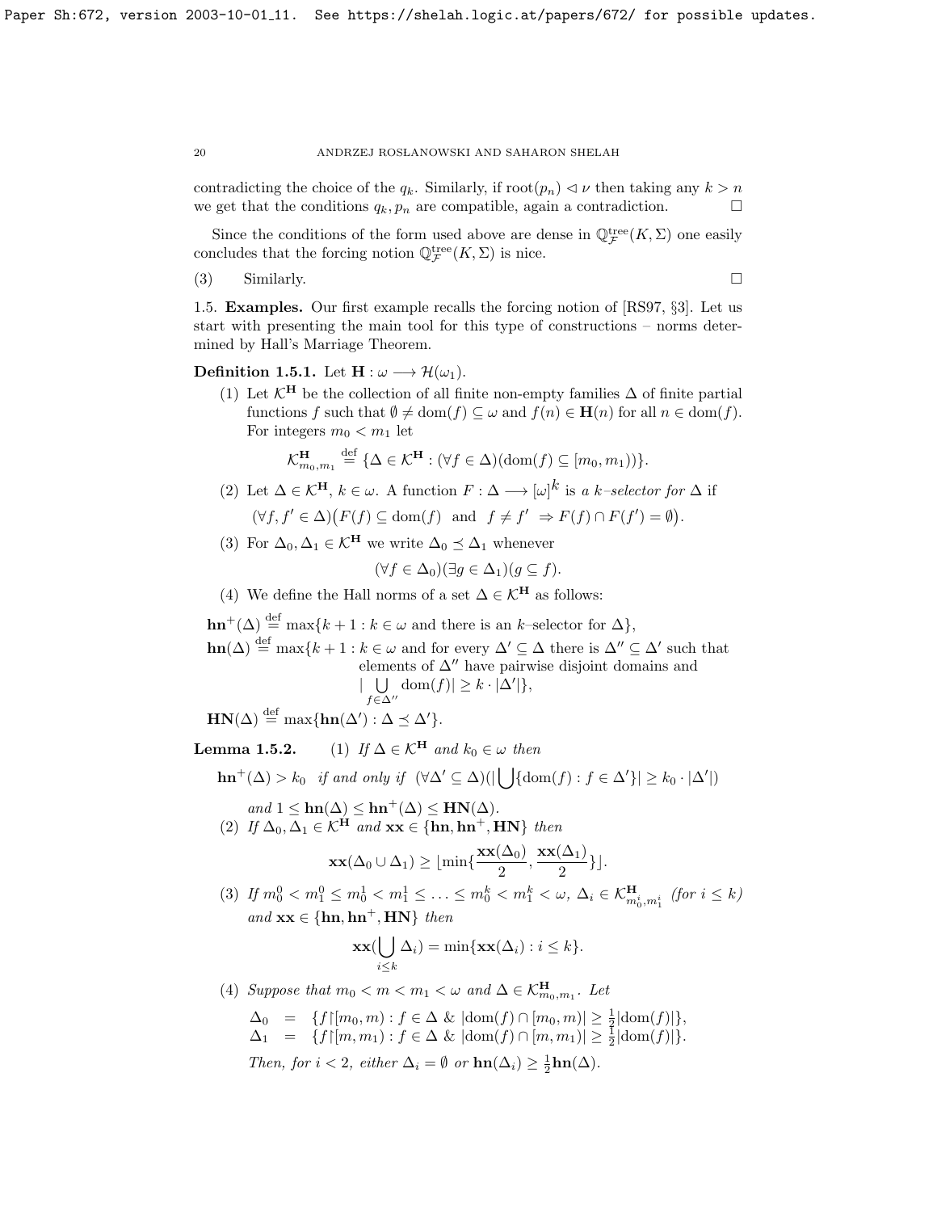contradicting the choice of the $q_k$. Similarly, if $\mathrm{root}(p_n) \vartriangleleft \nu$ then taking any $k > n$ we get that the conditions $q_k, p_n$ are compatible, again a contradiction. $\square$

Since the conditions of the form used above are dense in $\mathbb{Q}^{\rm tree}_{\mathcal{F}}(K,\Sigma)$ one easily concludes that the forcing notion $\mathbb{Q}^{\rm tree}_{\mathcal{F}}(K,\Sigma)$ is nice.

(3) Similarly. $\square$

1.5. **Examples.** Our first example recalls the forcing notion of [RS97, §3]. Let us start with presenting the main tool for this type of constructions – norms determined by Hall's Marriage Theorem.

**Definition 1.5.1.** Let $\mathbf{H} : \omega \longrightarrow \mathcal{H}(\omega_1)$.

1. Let $\mathcal{K}^{\mathbf{H}}$ be the collection of all finite non-empty families $\Delta$ of finite partial functions $f$ such that $\emptyset \neq \mathrm{dom}(f) \subseteq \omega$ and $f(n) \in \mathbf{H}(n)$ for all $n \in \mathrm{dom}(f)$. For integers $m_0 < m_1$ let
$$\mathcal{K}^{\mathbf{H}}_{m_0,m_1} \stackrel{\rm def}{=} \{\Delta \in \mathcal{K}^{\mathbf{H}} : (\forall f \in \Delta)(\mathrm{dom}(f) \subseteq [m_0, m_1))\}.$$
2. Let $\Delta \in \mathcal{K}^{\mathbf{H}}$, $k \in \omega$. A function $F : \Delta \longrightarrow [\omega]^k$ is *a $k$–selector for $\Delta$* if
$$(\forall f, f' \in \Delta)\big(F(f) \subseteq \mathrm{dom}(f) \ \text{ and } \ f \neq f' \ \Rightarrow F(f) \cap F(f') = \emptyset\big).$$
3. For $\Delta_0, \Delta_1 \in \mathcal{K}^{\mathbf{H}}$ we write $\Delta_0 \preceq \Delta_1$ whenever
$$(\forall f \in \Delta_0)(\exists g \in \Delta_1)(g \subseteq f).$$
4. We define the Hall norms of a set $\Delta \in \mathcal{K}^{\mathbf{H}}$ as follows:

$\mathbf{hn}^+(\Delta) \stackrel{\rm def}{=} \max\{k+1 : k \in \omega$ and there is an $k$–selector for $\Delta\}$,

$\mathbf{hn}(\Delta) \stackrel{\rm def}{=} \max\{k+1 : k \in \omega$ and for every $\Delta' \subseteq \Delta$ there is $\Delta'' \subseteq \Delta'$ such that elements of $\Delta''$ have pairwise disjoint domains and $|\bigcup\limits_{f \in \Delta''} \mathrm{dom}(f)| \geq k \cdot |\Delta'|\}$,

$\mathbf{HN}(\Delta) \stackrel{\rm def}{=} \max\{\mathbf{hn}(\Delta') : \Delta \preceq \Delta'\}$.

**Lemma 1.5.2.** (1) *If $\Delta \in \mathcal{K}^{\mathbf{H}}$ and $k_0 \in \omega$ then*

$\mathbf{hn}^+(\Delta) > k_0$ *if and only if* $(\forall \Delta' \subseteq \Delta)(|\bigcup\{\mathrm{dom}(f) : f \in \Delta'\}| \geq k_0 \cdot |\Delta'|)$

*and* $1 \leq \mathbf{hn}(\Delta) \leq \mathbf{hn}^+(\Delta) \leq \mathbf{HN}(\Delta)$.

(2) *If $\Delta_0, \Delta_1 \in \mathcal{K}^{\mathbf{H}}$ and $\mathbf{xx} \in \{\mathbf{hn}, \mathbf{hn}^+, \mathbf{HN}\}$ then*
$$\mathbf{xx}(\Delta_0 \cup \Delta_1) \geq \lfloor \min\{\frac{\mathbf{xx}(\Delta_0)}{2}, \frac{\mathbf{xx}(\Delta_1)}{2}\}\rfloor.$$

(3) *If $m^0_0 < m^0_1 \leq m^1_0 < m^1_1 \leq \ldots \leq m^k_0 < m^k_1 < \omega$, $\Delta_i \in \mathcal{K}^{\mathbf{H}}_{m^i_0,m^i_1}$ (for $i \leq k$) and $\mathbf{xx} \in \{\mathbf{hn}, \mathbf{hn}^+, \mathbf{HN}\}$ then*
$$\mathbf{xx}(\bigcup_{i \leq k} \Delta_i) = \min\{\mathbf{xx}(\Delta_i) : i \leq k\}.$$

(4) *Suppose that $m_0 < m < m_1 < \omega$ and $\Delta \in \mathcal{K}^{\mathbf{H}}_{m_0,m_1}$. Let*
$$\begin{array}{rcl}\Delta_0 &=& \{f{\restriction}[m_0,m) : f \in \Delta \ \&\ |\mathrm{dom}(f) \cap [m_0,m)| \geq \frac{1}{2}|\mathrm{dom}(f)|\},\\ \Delta_1 &=& \{f{\restriction}[m,m_1) : f \in \Delta \ \&\ |\mathrm{dom}(f) \cap [m,m_1)| \geq \frac{1}{2}|\mathrm{dom}(f)|\}.\end{array}$$
*Then, for $i < 2$, either $\Delta_i = \emptyset$ or $\mathbf{hn}(\Delta_i) \geq \frac{1}{2}\mathbf{hn}(\Delta)$.*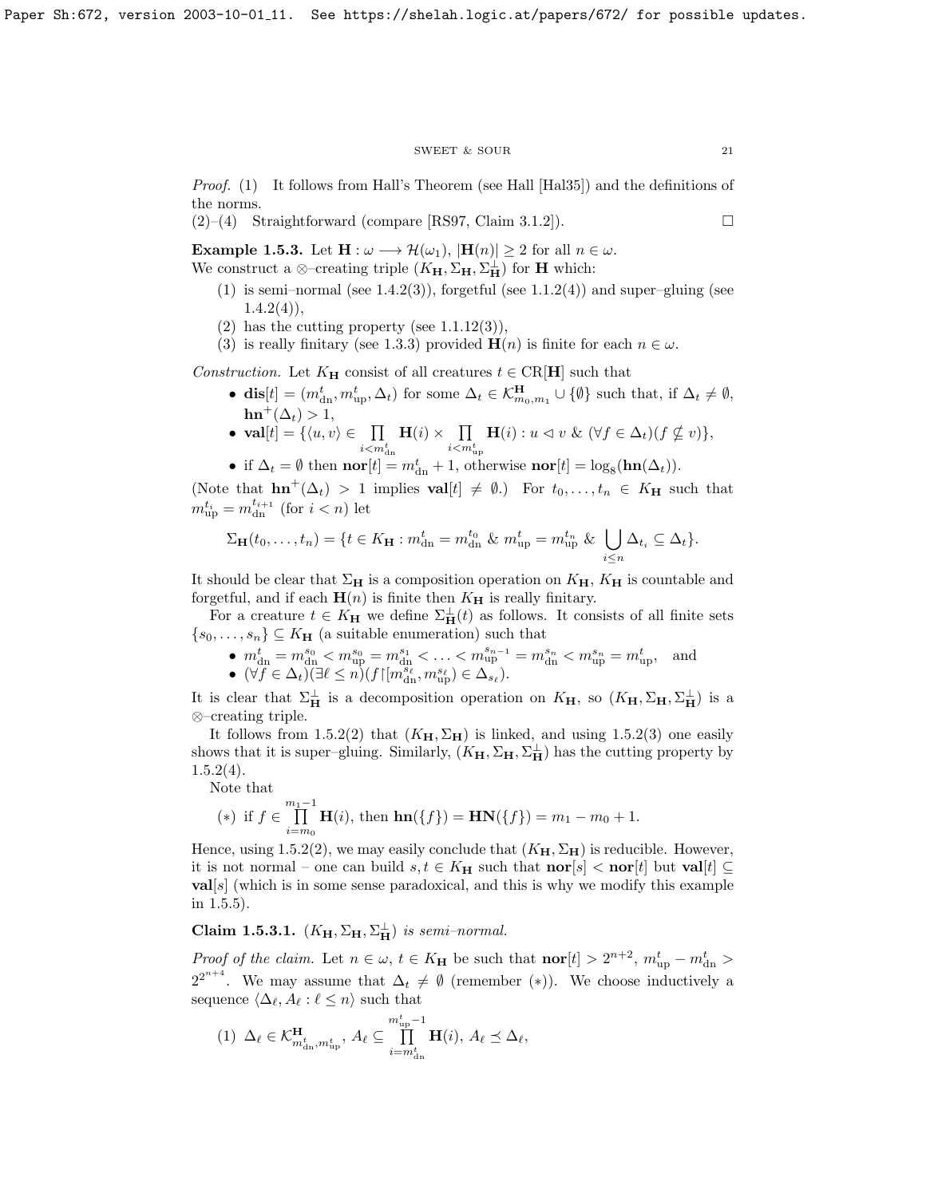*Proof.* (1) It follows from Hall's Theorem (see Hall [Hal35]) and the definitions of the norms.

(2)–(4) Straightforward (compare [RS97, Claim 3.1.2]). $\square$

**Example 1.5.3.** Let $\mathbf{H} : \omega \longrightarrow \mathcal{H}(\omega_1)$, $|\mathbf{H}(n)| \geq 2$ for all $n \in \omega$.
We construct a $\otimes$–creating triple $(K_{\mathbf{H}}, \Sigma_{\mathbf{H}}, \Sigma^{\perp}_{\mathbf{H}})$ for $\mathbf{H}$ which:

1. is semi–normal (see 1.4.2(3)), forgetful (see 1.1.2(4)) and super–gluing (see 1.4.2(4)),
2. has the cutting property (see 1.1.12(3)),
3. is really finitary (see 1.3.3) provided $\mathbf{H}(n)$ is finite for each $n \in \omega$.

*Construction.* Let $K_{\mathbf{H}}$ consist of all creatures $t \in \mathrm{CR}[\mathbf{H}]$ such that

- $\mathbf{dis}[t] = (m^t_{\rm dn}, m^t_{\rm up}, \Delta_t)$ for some $\Delta_t \in \mathcal{K}^{\mathbf{H}}_{m_0,m_1} \cup \{\emptyset\}$ such that, if $\Delta_t \neq \emptyset$, $\mathbf{hn}^+(\Delta_t) > 1$,
- $\mathbf{val}[t] = \{\langle u, v\rangle \in \prod\limits_{i<m^t_{\rm dn}} \mathbf{H}(i) \times \prod\limits_{i<m^t_{\rm up}} \mathbf{H}(i) : u \vartriangleleft v \ \&\ (\forall f \in \Delta_t)(f \not\subseteq v)\}$,
- if $\Delta_t = \emptyset$ then $\mathbf{nor}[t] = m^t_{\rm dn} + 1$, otherwise $\mathbf{nor}[t] = \log_8(\mathbf{hn}(\Delta_t))$.

(Note that $\mathbf{hn}^+(\Delta_t) > 1$ implies $\mathbf{val}[t] \neq \emptyset$.) For $t_0, \ldots, t_n \in K_{\mathbf{H}}$ such that $m^{t_i}_{\rm up} = m^{t_{i+1}}_{\rm dn}$ (for $i < n$) let

$$\Sigma_{\mathbf{H}}(t_0, \ldots, t_n) = \{t \in K_{\mathbf{H}} : m^t_{\rm dn} = m^{t_0}_{\rm dn} \ \&\ m^t_{\rm up} = m^{t_n}_{\rm up} \ \&\ \bigcup_{i\leq n} \Delta_{t_i} \subseteq \Delta_t\}.$$

It should be clear that $\Sigma_{\mathbf{H}}$ is a composition operation on $K_{\mathbf{H}}$, $K_{\mathbf{H}}$ is countable and forgetful, and if each $\mathbf{H}(n)$ is finite then $K_{\mathbf{H}}$ is really finitary.

For a creature $t \in K_{\mathbf{H}}$ we define $\Sigma^{\perp}_{\mathbf{H}}(t)$ as follows. It consists of all finite sets $\{s_0, \ldots, s_n\} \subseteq K_{\mathbf{H}}$ (a suitable enumeration) such that

- $m^t_{\rm dn} = m^{s_0}_{\rm dn} < m^{s_0}_{\rm up} = m^{s_1}_{\rm dn} < \ldots < m^{s_{n-1}}_{\rm up} = m^{s_n}_{\rm dn} < m^{s_n}_{\rm up} = m^t_{\rm up}$, and
- $(\forall f \in \Delta_t)(\exists \ell \leq n)(f{\restriction}[m^{s_\ell}_{\rm dn}, m^{s_\ell}_{\rm up}) \in \Delta_{s_\ell})$.

It is clear that $\Sigma^{\perp}_{\mathbf{H}}$ is a decomposition operation on $K_{\mathbf{H}}$, so $(K_{\mathbf{H}}, \Sigma_{\mathbf{H}}, \Sigma^{\perp}_{\mathbf{H}})$ is a $\otimes$–creating triple.

It follows from 1.5.2(2) that $(K_{\mathbf{H}}, \Sigma_{\mathbf{H}})$ is linked, and using 1.5.2(3) one easily shows that it is super–gluing. Similarly, $(K_{\mathbf{H}}, \Sigma_{\mathbf{H}}, \Sigma^{\perp}_{\mathbf{H}})$ has the cutting property by 1.5.2(4).

Note that

$$(*)\ \text{ if } f \in \prod_{i=m_0}^{m_1-1} \mathbf{H}(i), \text{ then } \mathbf{hn}(\{f\}) = \mathbf{HN}(\{f\}) = m_1 - m_0 + 1.$$

Hence, using 1.5.2(2), we may easily conclude that $(K_{\mathbf{H}}, \Sigma_{\mathbf{H}})$ is reducible. However, it is not normal – one can build $s, t \in K_{\mathbf{H}}$ such that $\mathbf{nor}[s] < \mathbf{nor}[t]$ but $\mathbf{val}[t] \subseteq \mathbf{val}[s]$ (which is in some sense paradoxical, and this is why we modify this example in 1.5.5).

**Claim 1.5.3.1.** *$(K_{\mathbf{H}}, \Sigma_{\mathbf{H}}, \Sigma^{\perp}_{\mathbf{H}})$ is semi–normal.*

*Proof of the claim.* Let $n \in \omega$, $t \in K_{\mathbf{H}}$ be such that $\mathbf{nor}[t] > 2^{n+2}$, $m^t_{\rm up} - m^t_{\rm dn} > 2^{2^{n+4}}$. We may assume that $\Delta_t \neq \emptyset$ (remember $(*)$). We choose inductively a sequence $\langle \Delta_\ell, A_\ell : \ell \leq n\rangle$ such that

(1) $\Delta_\ell \in \mathcal{K}^{\mathbf{H}}_{m^t_{\rm dn}, m^t_{\rm up}}$, $A_\ell \subseteq \prod\limits_{i=m^t_{\rm dn}}^{m^t_{\rm up}-1} \mathbf{H}(i)$, $A_\ell \preceq \Delta_\ell$,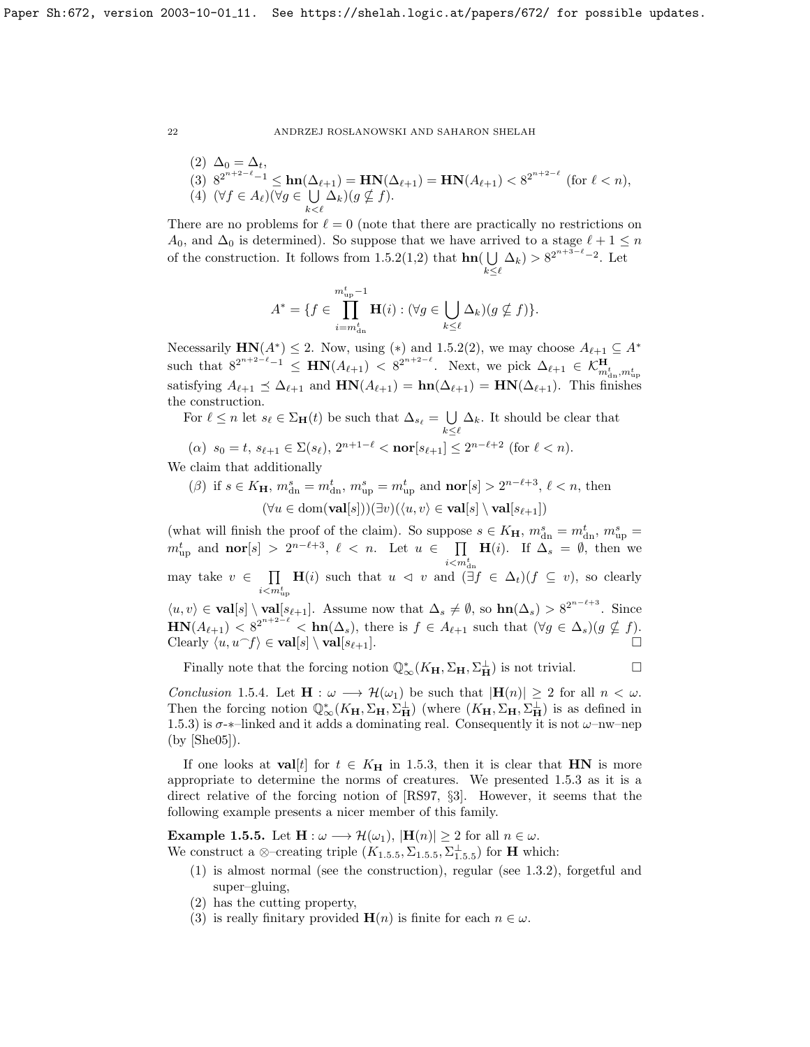(2) $\Delta_0 = \Delta_t$,

(3) $8^{2^{n+2-\ell}-1} \leq \mathbf{hn}(\Delta_{\ell+1}) = \mathbf{HN}(\Delta_{\ell+1}) = \mathbf{HN}(A_{\ell+1}) < 8^{2^{n+2-\ell}}$ (for $\ell < n$),

(4) $(\forall f \in A_\ell)(\forall g \in \bigcup\limits_{k<\ell} \Delta_k)(g \not\subseteq f)$.

There are no problems for $\ell = 0$ (note that there are practically no restrictions on $A_0$, and $\Delta_0$ is determined). So suppose that we have arrived to a stage $\ell + 1 \leq n$ of the construction. It follows from 1.5.2(1,2) that $\mathbf{hn}(\bigcup\limits_{k\leq\ell} \Delta_k) > 8^{2^{n+3-\ell}-2}$. Let

$$A^* = \{f \in \prod_{i=m^t_{\rm dn}}^{m^t_{\rm up}-1} \mathbf{H}(i) : (\forall g \in \bigcup_{k\leq\ell} \Delta_k)(g \not\subseteq f)\}.$$

Necessarily $\mathbf{HN}(A^*) \leq 2$. Now, using $(*)$ and 1.5.2(2), we may choose $A_{\ell+1} \subseteq A^*$ such that $8^{2^{n+2-\ell}-1} \leq \mathbf{HN}(A_{\ell+1}) < 8^{2^{n+2-\ell}}$. Next, we pick $\Delta_{\ell+1} \in \mathcal{K}^{\mathbf{H}}_{m^t_{\rm dn},m^t_{\rm up}}$ satisfying $A_{\ell+1} \preceq \Delta_{\ell+1}$ and $\mathbf{HN}(A_{\ell+1}) = \mathbf{hn}(\Delta_{\ell+1}) = \mathbf{HN}(\Delta_{\ell+1})$. This finishes the construction.

For $\ell \leq n$ let $s_\ell \in \Sigma_{\mathbf{H}}(t)$ be such that $\Delta_{s_\ell} = \bigcup\limits_{k\leq\ell} \Delta_k$. It should be clear that

($\alpha$) $s_0 = t$, $s_{\ell+1} \in \Sigma(s_\ell)$, $2^{n+1-\ell} < \mathbf{nor}[s_{\ell+1}] \leq 2^{n-\ell+2}$ (for $\ell < n$).

We claim that additionally

($\beta$) if $s \in K_{\mathbf{H}}$, $m^s_{\rm dn} = m^t_{\rm dn}$, $m^s_{\rm up} = m^t_{\rm up}$ and $\mathbf{nor}[s] > 2^{n-\ell+3}$, $\ell < n$, then

$$(\forall u \in \mathrm{dom}(\mathbf{val}[s]))(\exists v)(\langle u, v\rangle \in \mathbf{val}[s] \setminus \mathbf{val}[s_{\ell+1}])$$

(what will finish the proof of the claim). So suppose $s \in K_{\mathbf{H}}$, $m^s_{\rm dn} = m^t_{\rm dn}$, $m^s_{\rm up} = m^t_{\rm up}$ and $\mathbf{nor}[s] > 2^{n-\ell+3}$, $\ell < n$. Let $u \in \prod\limits_{i<m^t_{\rm dn}} \mathbf{H}(i)$. If $\Delta_s = \emptyset$, then we may take $v \in \prod\limits_{i<m^t_{\rm up}} \mathbf{H}(i)$ such that $u \vartriangleleft v$ and $(\exists f \in \Delta_t)(f \subseteq v)$, so clearly $\langle u, v\rangle \in \mathbf{val}[s] \setminus \mathbf{val}[s_{\ell+1}]$. Assume now that $\Delta_s \neq \emptyset$, so $\mathbf{hn}(\Delta_s) > 8^{2^{n-\ell+3}}$. Since $\mathbf{HN}(A_{\ell+1}) < 8^{2^{n+2-\ell}} < \mathbf{hn}(\Delta_s)$, there is $f \in A_{\ell+1}$ such that $(\forall g \in \Delta_s)(g \not\subseteq f)$. Clearly $\langle u, u^\frown f\rangle \in \mathbf{val}[s] \setminus \mathbf{val}[s_{\ell+1}]$. $\square$

Finally note that the forcing notion $\mathbb{Q}^*_\infty(K_{\mathbf{H}}, \Sigma_{\mathbf{H}}, \Sigma^\perp_{\mathbf{H}})$ is not trivial. $\square$

*Conclusion* 1.5.4. Let $\mathbf{H} : \omega \longrightarrow \mathcal{H}(\omega_1)$ be such that $|\mathbf{H}(n)| \geq 2$ for all $n < \omega$. Then the forcing notion $\mathbb{Q}^*_\infty(K_{\mathbf{H}}, \Sigma_{\mathbf{H}}, \Sigma^\perp_{\mathbf{H}})$ (where $(K_{\mathbf{H}}, \Sigma_{\mathbf{H}}, \Sigma^\perp_{\mathbf{H}})$ is as defined in 1.5.3) is $\sigma$-$*$–linked and it adds a dominating real. Consequently it is not $\omega$–nw–nep (by [She05]).

If one looks at $\mathbf{val}[t]$ for $t \in K_{\mathbf{H}}$ in 1.5.3, then it is clear that $\mathbf{HN}$ is more appropriate to determine the norms of creatures. We presented 1.5.3 as it is a direct relative of the forcing notion of [RS97, §3]. However, it seems that the following example presents a nicer member of this family.

**Example 1.5.5.** Let $\mathbf{H} : \omega \longrightarrow \mathcal{H}(\omega_1)$, $|\mathbf{H}(n)| \geq 2$ for all $n \in \omega$.
We construct a $\otimes$–creating triple $(K_{1.5.5}, \Sigma_{1.5.5}, \Sigma^\perp_{1.5.5})$ for $\mathbf{H}$ which:

(1) is almost normal (see the construction), regular (see 1.3.2), forgetful and super–gluing,

(2) has the cutting property,

(3) is really finitary provided $\mathbf{H}(n)$ is finite for each $n \in \omega$.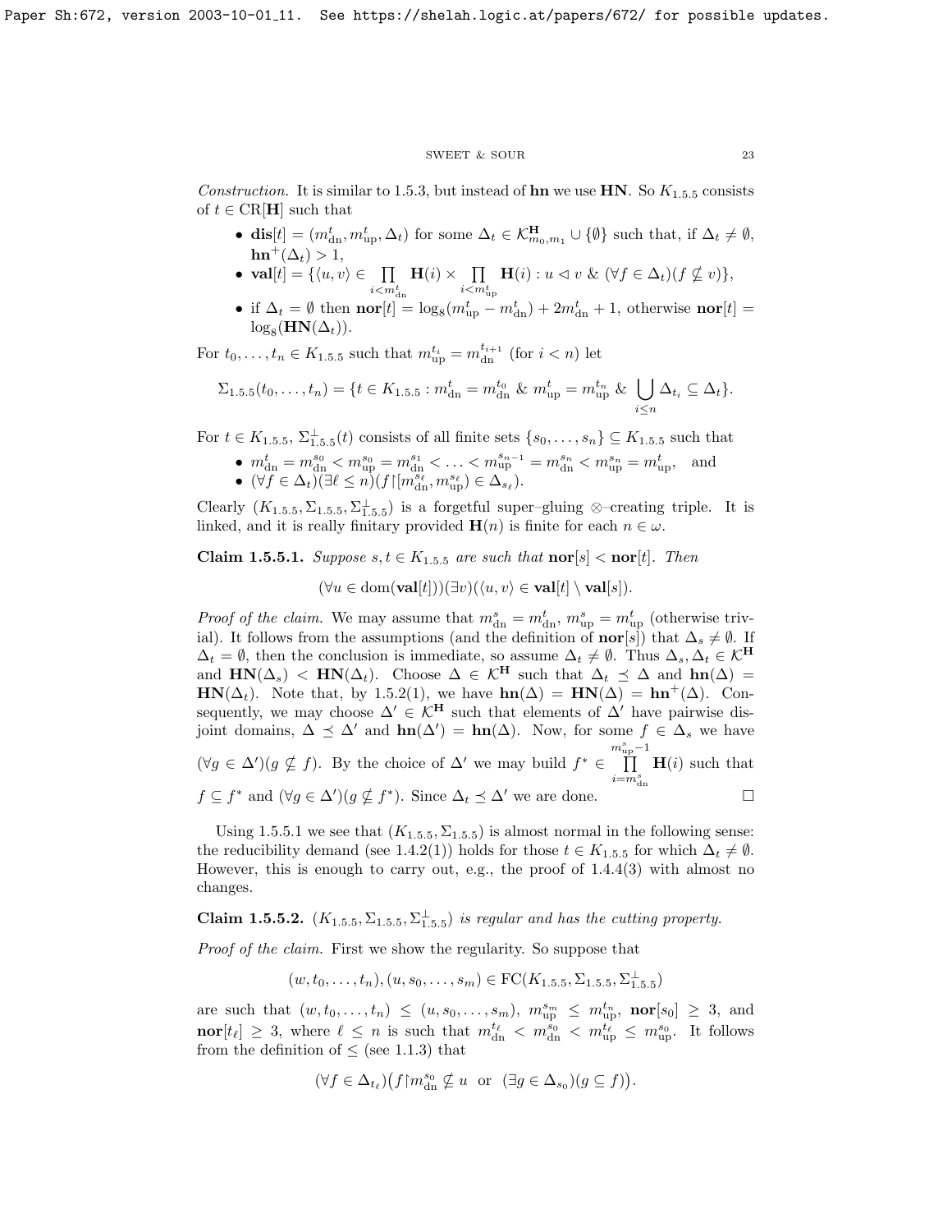*Construction.* It is similar to 1.5.3, but instead of $\mathbf{hn}$ we use $\mathbf{HN}$. So $K_{1.5.5}$ consists of $t \in \mathrm{CR}[\mathbf{H}]$ such that

- $\mathbf{dis}[t] = (m^t_{\mathrm{dn}}, m^t_{\mathrm{up}}, \Delta_t)$ for some $\Delta_t \in \mathcal{K}^{\mathbf{H}}_{m_0,m_1} \cup \{\emptyset\}$ such that, if $\Delta_t \neq \emptyset$, $\mathbf{hn}^+(\Delta_t) > 1$,
- $\mathbf{val}[t] = \{\langle u, v\rangle \in \prod\limits_{i<m^t_{\mathrm{dn}}} \mathbf{H}(i) \times \prod\limits_{i<m^t_{\mathrm{up}}} \mathbf{H}(i) : u \vartriangleleft v \ \&\ (\forall f \in \Delta_t)(f \not\subseteq v)\}$,
- if $\Delta_t = \emptyset$ then $\mathbf{nor}[t] = \log_8(m^t_{\mathrm{up}} - m^t_{\mathrm{dn}}) + 2m^t_{\mathrm{dn}} + 1$, otherwise $\mathbf{nor}[t] = \log_8(\mathbf{HN}(\Delta_t))$.

For $t_0, \ldots, t_n \in K_{1.5.5}$ such that $m^{t_i}_{\mathrm{up}} = m^{t_{i+1}}_{\mathrm{dn}}$ (for $i < n$) let

$$\Sigma_{1.5.5}(t_0, \ldots, t_n) = \{t \in K_{1.5.5} : m^t_{\mathrm{dn}} = m^{t_0}_{\mathrm{dn}} \ \&\ m^t_{\mathrm{up}} = m^{t_n}_{\mathrm{up}} \ \&\ \bigcup_{i\leq n} \Delta_{t_i} \subseteq \Delta_t\}.$$

For $t \in K_{1.5.5}$, $\Sigma^\perp_{1.5.5}(t)$ consists of all finite sets $\{s_0, \ldots, s_n\} \subseteq K_{1.5.5}$ such that

- $m^t_{\mathrm{dn}} = m^{s_0}_{\mathrm{dn}} < m^{s_0}_{\mathrm{up}} = m^{s_1}_{\mathrm{dn}} < \ldots < m^{s_{n-1}}_{\mathrm{up}} = m^{s_n}_{\mathrm{dn}} < m^{s_n}_{\mathrm{up}} = m^t_{\mathrm{up}}$, and
- $(\forall f \in \Delta_t)(\exists \ell \leq n)(f{\restriction}[m^{s_\ell}_{\mathrm{dn}}, m^{s_\ell}_{\mathrm{up}}) \in \Delta_{s_\ell})$.

Clearly $(K_{1.5.5}, \Sigma_{1.5.5}, \Sigma^\perp_{1.5.5})$ is a forgetful super–gluing $\otimes$–creating triple. It is linked, and it is really finitary provided $\mathbf{H}(n)$ is finite for each $n \in \omega$.

**Claim 1.5.5.1.** *Suppose $s, t \in K_{1.5.5}$ are such that $\mathbf{nor}[s] < \mathbf{nor}[t]$. Then*

$$(\forall u \in \mathrm{dom}(\mathbf{val}[t]))(\exists v)(\langle u, v\rangle \in \mathbf{val}[t] \setminus \mathbf{val}[s]).$$

*Proof of the claim.* We may assume that $m^s_{\mathrm{dn}} = m^t_{\mathrm{dn}}$, $m^s_{\mathrm{up}} = m^t_{\mathrm{up}}$ (otherwise trivial). It follows from the assumptions (and the definition of $\mathbf{nor}[s]$) that $\Delta_s \neq \emptyset$. If $\Delta_t = \emptyset$, then the conclusion is immediate, so assume $\Delta_t \neq \emptyset$. Thus $\Delta_s, \Delta_t \in \mathcal{K}^{\mathbf{H}}$ and $\mathbf{HN}(\Delta_s) < \mathbf{HN}(\Delta_t)$. Choose $\Delta \in \mathcal{K}^{\mathbf{H}}$ such that $\Delta_t \preceq \Delta$ and $\mathbf{hn}(\Delta) = \mathbf{HN}(\Delta_t)$. Note that, by 1.5.2(1), we have $\mathbf{hn}(\Delta) = \mathbf{HN}(\Delta) = \mathbf{hn}^+(\Delta)$. Consequently, we may choose $\Delta' \in \mathcal{K}^{\mathbf{H}}$ such that elements of $\Delta'$ have pairwise disjoint domains, $\Delta \preceq \Delta'$ and $\mathbf{hn}(\Delta') = \mathbf{hn}(\Delta)$. Now, for some $f \in \Delta_s$ we have $(\forall g \in \Delta')(g \not\subseteq f)$. By the choice of $\Delta'$ we may build $f^* \in \prod\limits_{i=m^s_{\mathrm{dn}}}^{m^s_{\mathrm{up}}-1} \mathbf{H}(i)$ such that $f \subseteq f^*$ and $(\forall g \in \Delta')(g \not\subseteq f^*)$. Since $\Delta_t \preceq \Delta'$ we are done. $\square$

Using 1.5.5.1 we see that $(K_{1.5.5}, \Sigma_{1.5.5})$ is almost normal in the following sense: the reducibility demand (see 1.4.2(1)) holds for those $t \in K_{1.5.5}$ for which $\Delta_t \neq \emptyset$. However, this is enough to carry out, e.g., the proof of 1.4.4(3) with almost no changes.

**Claim 1.5.5.2.** *$(K_{1.5.5}, \Sigma_{1.5.5}, \Sigma^\perp_{1.5.5})$ is regular and has the cutting property.*

*Proof of the claim.* First we show the regularity. So suppose that

$$(w, t_0, \ldots, t_n), (u, s_0, \ldots, s_m) \in \mathrm{FC}(K_{1.5.5}, \Sigma_{1.5.5}, \Sigma^\perp_{1.5.5})$$

are such that $(w, t_0, \ldots, t_n) \leq (u, s_0, \ldots, s_m)$, $m^{s_m}_{\mathrm{up}} \leq m^{t_n}_{\mathrm{up}}$, $\mathbf{nor}[s_0] \geq 3$, and $\mathbf{nor}[t_\ell] \geq 3$, where $\ell \leq n$ is such that $m^{t_\ell}_{\mathrm{dn}} < m^{s_0}_{\mathrm{dn}} < m^{t_\ell}_{\mathrm{up}} \leq m^{s_0}_{\mathrm{up}}$. It follows from the definition of $\leq$ (see 1.1.3) that

$$(\forall f \in \Delta_{t_\ell})\big(f{\restriction}m^{s_0}_{\mathrm{dn}} \not\subseteq u \ \text{ or }\ (\exists g \in \Delta_{s_0})(g \subseteq f)\big).$$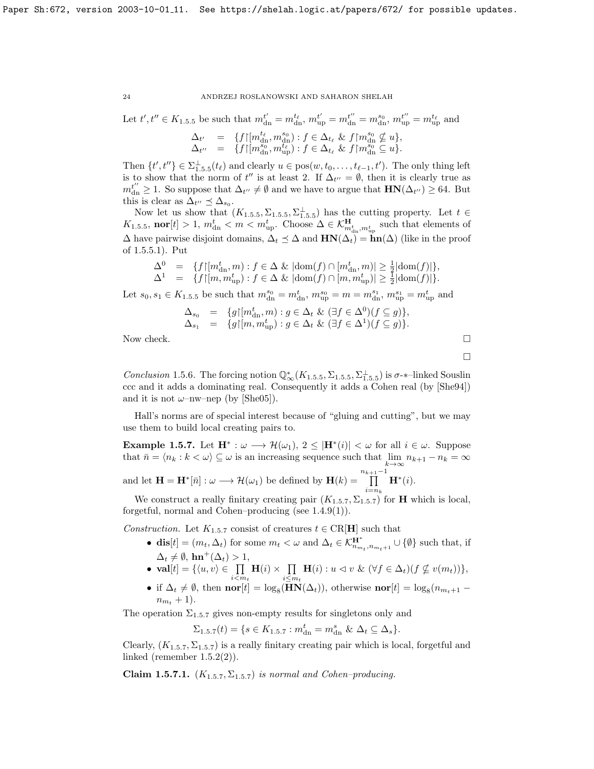Let $t', t'' \in K_{1.5.5}$ be such that $m^{t'}_{\rm dn} = m^{t_\ell}_{\rm dn}$, $m^{t'}_{\rm up} = m^{t''}_{\rm dn} = m^{s_0}_{\rm dn}$, $m^{t''}_{\rm up} = m^{t_\ell}_{\rm up}$ and

$$\begin{array}{rcl}
\Delta_{t'} & = & \{f{\restriction}[m^{t_\ell}_{\rm dn}, m^{s_0}_{\rm dn}) : f \in \Delta_{t_\ell} \ \&\ f{\restriction}m^{s_0}_{\rm dn} \not\subseteq u\},\\
\Delta_{t''} & = & \{f{\restriction}[m^{s_0}_{\rm dn}, m^{t_\ell}_{\rm up}) : f \in \Delta_{t_\ell} \ \&\ f{\restriction}m^{s_0}_{\rm dn} \subseteq u\}.
\end{array}$$

Then $\{t', t''\} \in \Sigma^\perp_{1.5.5}(t_\ell)$ and clearly $u \in {\rm pos}(w, t_0, \ldots, t_{\ell-1}, t')$. The only thing left is to show that the norm of $t''$ is at least 2. If $\Delta_{t''} = \emptyset$, then it is clearly true as $m^{t''}_{\rm dn} \geq 1$. So suppose that $\Delta_{t''} \neq \emptyset$ and we have to argue that $\mathbf{HN}(\Delta_{t''}) \geq 64$. But this is clear as $\Delta_{t''} \preceq \Delta_{s_0}$.

Now let us show that $(K_{1.5.5}, \Sigma_{1.5.5}, \Sigma^\perp_{1.5.5})$ has the cutting property. Let $t \in K_{1.5.5}$, $\mathbf{nor}[t] > 1$, $m^t_{\rm dn} < m < m^t_{\rm up}$. Choose $\Delta \in \mathcal{K}^{\mathbf{H}}_{m^t_{\rm dn}, m^t_{\rm up}}$ such that elements of $\Delta$ have pairwise disjoint domains, $\Delta_t \preceq \Delta$ and $\mathbf{HN}(\Delta_t) = \mathbf{hn}(\Delta)$ (like in the proof of 1.5.5.1). Put

$$\begin{array}{rcl}
\Delta^0 & = & \{f{\restriction}[m^t_{\rm dn}, m) : f \in \Delta \ \&\ |{\rm dom}(f) \cap [m^t_{\rm dn}, m)| \geq \frac{1}{2}|{\rm dom}(f)|\},\\
\Delta^1 & = & \{f{\restriction}[m, m^t_{\rm up}) : f \in \Delta \ \&\ |{\rm dom}(f) \cap [m, m^t_{\rm up})| \geq \frac{1}{2}|{\rm dom}(f)|\}.
\end{array}$$

Let $s_0, s_1 \in K_{1.5.5}$ be such that $m^{s_0}_{\rm dn} = m^t_{\rm dn}$, $m^{s_0}_{\rm up} = m = m^{s_1}_{\rm dn}$, $m^{s_1}_{\rm up} = m^t_{\rm up}$ and

$$\begin{array}{rcl}
\Delta_{s_0} & = & \{g{\restriction}[m^t_{\rm dn}, m) : g \in \Delta_t \ \&\ (\exists f \in \Delta^0)(f \subseteq g)\},\\
\Delta_{s_1} & = & \{g{\restriction}[m, m^t_{\rm up}) : g \in \Delta_t \ \&\ (\exists f \in \Delta^1)(f \subseteq g)\}.
\end{array}$$

Now check. $\square$

$\square$

*Conclusion* 1.5.6. The forcing notion $\mathbb{Q}^*_\infty(K_{1.5.5}, \Sigma_{1.5.5}, \Sigma^\perp_{1.5.5})$ is $\sigma$-$*$–linked Souslin ccc and it adds a dominating real. Consequently it adds a Cohen real (by [She94]) and it is not $\omega$–nw–nep (by [She05]).

Hall's norms are of special interest because of "gluing and cutting", but we may use them to build local creating pairs to.

**Example 1.5.7.** Let $\mathbf{H}^* : \omega \longrightarrow \mathcal{H}(\omega_1)$, $2 \leq |\mathbf{H}^*(i)| < \omega$ for all $i \in \omega$. Suppose that $\bar{n} = \langle n_k : k < \omega\rangle \subseteq \omega$ is an increasing sequence such that $\lim\limits_{k\to\infty} n_{k+1} - n_k = \infty$ and let $\mathbf{H} = \mathbf{H}^*[\bar{n}] : \omega \longrightarrow \mathcal{H}(\omega_1)$ be defined by $\mathbf{H}(k) = \prod\limits_{i=n_k}^{n_{k+1}-1} \mathbf{H}^*(i)$.

We construct a really finitary creating pair $(K_{1.5.7}, \Sigma_{1.5.7})$ for $\mathbf{H}$ which is local, forgetful, normal and Cohen–producing (see 1.4.9(1)).

*Construction.* Let $K_{1.5.7}$ consist of creatures $t \in {\rm CR}[\mathbf{H}]$ such that

- $\mathbf{dis}[t] = (m_t, \Delta_t)$ for some $m_t < \omega$ and $\Delta_t \in \mathcal{K}^{\mathbf{H}^*}_{n_{m_t}, n_{m_t+1}} \cup \{\emptyset\}$ such that, if $\Delta_t \neq \emptyset$, $\mathbf{hn}^+(\Delta_t) > 1$,
- $\mathbf{val}[t] = \{\langle u, v\rangle \in \prod\limits_{i<m_t} \mathbf{H}(i) \times \prod\limits_{i\leq m_t} \mathbf{H}(i) : u \vartriangleleft v \ \&\ (\forall f \in \Delta_t)(f \not\subseteq v(m_t))\}$,
- if $\Delta_t \neq \emptyset$, then $\mathbf{nor}[t] = \log_8(\mathbf{HN}(\Delta_t))$, otherwise $\mathbf{nor}[t] = \log_8(n_{m_t+1} - n_{m_t} + 1)$.

The operation $\Sigma_{1.5.7}$ gives non-empty results for singletons only and

$$\Sigma_{1.5.7}(t) = \{s \in K_{1.5.7} : m^t_{\rm dn} = m^s_{\rm dn} \ \&\ \Delta_t \subseteq \Delta_s\}.$$

Clearly, $(K_{1.5.7}, \Sigma_{1.5.7})$ is a really finitary creating pair which is local, forgetful and linked (remember 1.5.2(2)).

**Claim 1.5.7.1.** *$(K_{1.5.7}, \Sigma_{1.5.7})$ is normal and Cohen–producing.*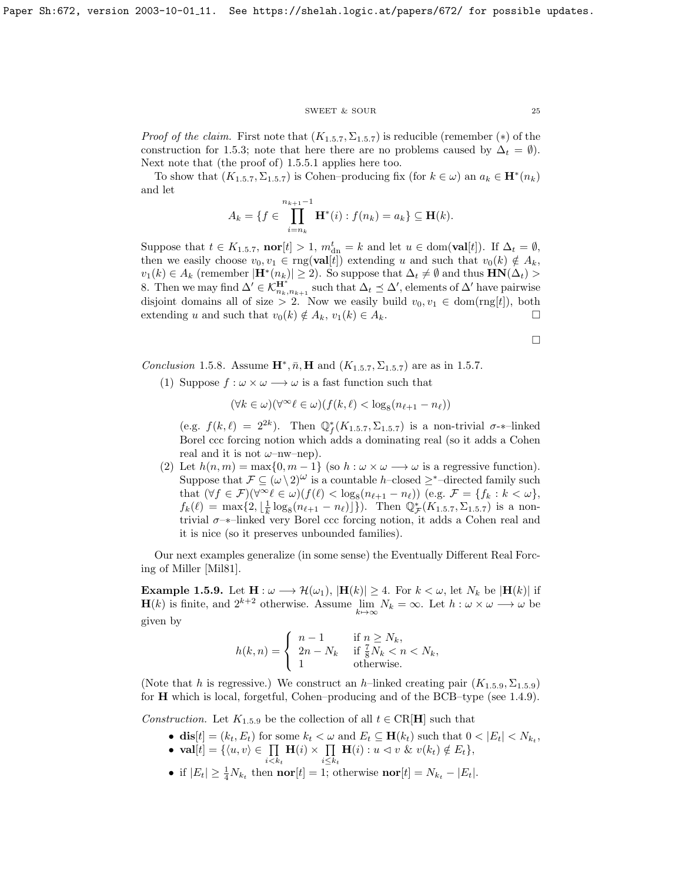*Proof of the claim.* First note that $(K_{1.5.7}, \Sigma_{1.5.7})$ is reducible (remember $(*)$ of the construction for 1.5.3; note that here there are no problems caused by $\Delta_t = \emptyset$). Next note that (the proof of) 1.5.5.1 applies here too.

To show that $(K_{1.5.7}, \Sigma_{1.5.7})$ is Cohen–producing fix (for $k \in \omega$) an $a_k \in \mathbf{H}^*(n_k)$ and let

$$A_k = \{f \in \prod_{i=n_k}^{n_{k+1}-1} \mathbf{H}^*(i) : f(n_k) = a_k\} \subseteq \mathbf{H}(k).$$

Suppose that $t \in K_{1.5.7}$, $\mathbf{nor}[t] > 1$, $m^t_{\rm dn} = k$ and let $u \in \mathrm{dom}(\mathbf{val}[t])$. If $\Delta_t = \emptyset$, then we easily choose $v_0, v_1 \in \mathrm{rng}(\mathbf{val}[t])$ extending $u$ and such that $v_0(k) \notin A_k$, $v_1(k) \in A_k$ (remember $|\mathbf{H}^*(n_k)| \geq 2$). So suppose that $\Delta_t \neq \emptyset$ and thus $\mathbf{HN}(\Delta_t) > 8$. Then we may find $\Delta' \in \mathcal{K}^{\mathbf{H}^*}_{n_k, n_{k+1}}$ such that $\Delta_t \preceq \Delta'$, elements of $\Delta'$ have pairwise disjoint domains all of size $> 2$. Now we easily build $v_0, v_1 \in \mathrm{dom}(\mathrm{rng}[t])$, both extending $u$ and such that $v_0(k) \notin A_k$, $v_1(k) \in A_k$. □

□

*Conclusion* 1.5.8. Assume $\mathbf{H}^*, \bar{n}, \mathbf{H}$ and $(K_{1.5.7}, \Sigma_{1.5.7})$ are as in 1.5.7.

(1) Suppose $f : \omega \times \omega \longrightarrow \omega$ is a fast function such that

$$(\forall k \in \omega)(\forall^\infty \ell \in \omega)(f(k,\ell) < \log_8(n_{\ell+1} - n_\ell))$$

(e.g. $f(k,\ell) = 2^{2k}$). Then $\mathbb{Q}^*_f(K_{1.5.7}, \Sigma_{1.5.7})$ is a non-trivial $\sigma$-$*$-linked Borel ccc forcing notion which adds a dominating real (so it adds a Cohen real and it is not $\omega$–nw–nep).

(2) Let $h(n,m) = \max\{0, m-1\}$ (so $h : \omega \times \omega \longrightarrow \omega$ is a regressive function). Suppose that $\mathcal{F} \subseteq (\omega \setminus 2)^\omega$ is a countable $h$–closed $\geq^*$–directed family such that $(\forall f \in \mathcal{F})(\forall^\infty \ell \in \omega)(f(\ell) < \log_8(n_{\ell+1} - n_\ell))$ (e.g. $\mathcal{F} = \{f_k : k < \omega\}$, $f_k(\ell) = \max\{2, \lfloor \frac{1}{k} \log_8(n_{\ell+1} - n_\ell) \rfloor\}$). Then $\mathbb{Q}^*_{\mathcal{F}}(K_{1.5.7}, \Sigma_{1.5.7})$ is a non-trivial $\sigma$–$*$–linked very Borel ccc forcing notion, it adds a Cohen real and it is nice (so it preserves unbounded families).

Our next examples generalize (in some sense) the Eventually Different Real Forcing of Miller [Mil81].

**Example 1.5.9.** Let $\mathbf{H} : \omega \longrightarrow \mathcal{H}(\omega_1)$, $|\mathbf{H}(k)| \geq 4$. For $k < \omega$, let $N_k$ be $|\mathbf{H}(k)|$ if $\mathbf{H}(k)$ is finite, and $2^{k+2}$ otherwise. Assume $\lim\limits_{k \mapsto \infty} N_k = \infty$. Let $h : \omega \times \omega \longrightarrow \omega$ be given by

$$h(k,n) = \begin{cases} n-1 & \text{if } n \geq N_k, \\ 2n - N_k & \text{if } \frac{7}{8}N_k < n < N_k, \\ 1 & \text{otherwise.} \end{cases}$$

(Note that $h$ is regressive.) We construct an $h$–linked creating pair $(K_{1.5.9}, \Sigma_{1.5.9})$ for $\mathbf{H}$ which is local, forgetful, Cohen–producing and of the BCB–type (see 1.4.9).

*Construction.* Let $K_{1.5.9}$ be the collection of all $t \in \mathrm{CR}[\mathbf{H}]$ such that

- $\mathbf{dis}[t] = (k_t, E_t)$ for some $k_t < \omega$ and $E_t \subseteq \mathbf{H}(k_t)$ such that $0 < |E_t| < N_{k_t}$,
- $\mathbf{val}[t] = \{\langle u, v\rangle \in \prod\limits_{i<k_t} \mathbf{H}(i) \times \prod\limits_{i \leq k_t} \mathbf{H}(i) : u \vartriangleleft v \ \&\ v(k_t) \notin E_t\}$,
- if $|E_t| \geq \frac{1}{4}N_{k_t}$ then $\mathbf{nor}[t] = 1$; otherwise $\mathbf{nor}[t] = N_{k_t} - |E_t|$.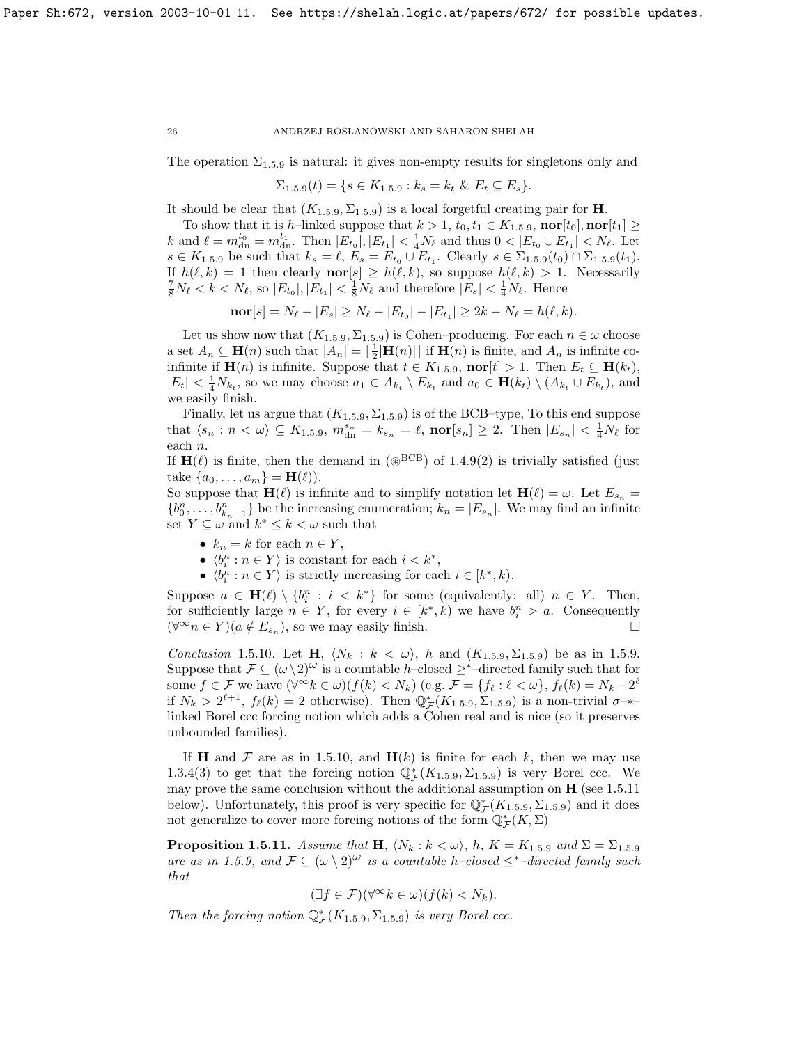The operation $\Sigma_{1.5.9}$ is natural: it gives non-empty results for singletons only and

$$\Sigma_{1.5.9}(t) = \{s \in K_{1.5.9} : k_s = k_t \ \&\ E_t \subseteq E_s\}.$$

It should be clear that $(K_{1.5.9}, \Sigma_{1.5.9})$ is a local forgetful creating pair for $\mathbf{H}$.

To show that it is $h$–linked suppose that $k > 1$, $t_0, t_1 \in K_{1.5.9}$, $\mathbf{nor}[t_0], \mathbf{nor}[t_1] \geq k$ and $\ell = m^{t_0}_{\rm dn} = m^{t_1}_{\rm dn}$. Then $|E_{t_0}|, |E_{t_1}| < \frac{1}{4}N_\ell$ and thus $0 < |E_{t_0} \cup E_{t_1}| < N_\ell$. Let $s \in K_{1.5.9}$ be such that $k_s = \ell$, $E_s = E_{t_0} \cup E_{t_1}$. Clearly $s \in \Sigma_{1.5.9}(t_0) \cap \Sigma_{1.5.9}(t_1)$. If $h(\ell, k) = 1$ then clearly $\mathbf{nor}[s] \geq h(\ell, k)$, so suppose $h(\ell, k) > 1$. Necessarily $\frac{7}{8}N_\ell < k < N_\ell$, so $|E_{t_0}|, |E_{t_1}| < \frac{1}{8}N_\ell$ and therefore $|E_s| < \frac{1}{4}N_\ell$. Hence

$$\mathbf{nor}[s] = N_\ell - |E_s| \geq N_\ell - |E_{t_0}| - |E_{t_1}| \geq 2k - N_\ell = h(\ell, k).$$

Let us show now that $(K_{1.5.9}, \Sigma_{1.5.9})$ is Cohen–producing. For each $n \in \omega$ choose a set $A_n \subseteq \mathbf{H}(n)$ such that $|A_n| = \lfloor \frac{1}{2}|\mathbf{H}(n)| \rfloor$ if $\mathbf{H}(n)$ is finite, and $A_n$ is infinite co-infinite if $\mathbf{H}(n)$ is infinite. Suppose that $t \in K_{1.5.9}$, $\mathbf{nor}[t] > 1$. Then $E_t \subseteq \mathbf{H}(k_t)$, $|E_t| < \frac{1}{4}N_{k_t}$, so we may choose $a_1 \in A_{k_t} \setminus E_{k_t}$ and $a_0 \in \mathbf{H}(k_t) \setminus (A_{k_t} \cup E_{k_t})$, and we easily finish.

Finally, let us argue that $(K_{1.5.9}, \Sigma_{1.5.9})$ is of the BCB–type, To this end suppose that $\langle s_n : n < \omega \rangle \subseteq K_{1.5.9}$, $m^{s_n}_{\rm dn} = k_{s_n} = \ell$, $\mathbf{nor}[s_n] \geq 2$. Then $|E_{s_n}| < \frac{1}{4}N_\ell$ for each $n$.
If $\mathbf{H}(\ell)$ is finite, then the demand in $(\circledast^{\rm BCB})$ of 1.4.9(2) is trivially satisfied (just take $\{a_0, \ldots, a_m\} = \mathbf{H}(\ell)$).
So suppose that $\mathbf{H}(\ell)$ is infinite and to simplify notation let $\mathbf{H}(\ell) = \omega$. Let $E_{s_n} = \{b^n_0, \ldots, b^n_{k_n - 1}\}$ be the increasing enumeration; $k_n = |E_{s_n}|$. We may find an infinite set $Y \subseteq \omega$ and $k^* \leq k < \omega$ such that

- $k_n = k$ for each $n \in Y$,
- $\langle b^n_i : n \in Y \rangle$ is constant for each $i < k^*$,
- $\langle b^n_i : n \in Y \rangle$ is strictly increasing for each $i \in [k^*, k)$.

Suppose $a \in \mathbf{H}(\ell) \setminus \{b^n_i : i < k^*\}$ for some (equivalently: all) $n \in Y$. Then, for sufficiently large $n \in Y$, for every $i \in [k^*, k)$ we have $b^n_i > a$. Consequently $(\forall^\infty n \in Y)(a \notin E_{s_n})$, so we may easily finish. $\square$

*Conclusion* 1.5.10. Let $\mathbf{H}$, $\langle N_k : k < \omega \rangle$, $h$ and $(K_{1.5.9}, \Sigma_{1.5.9})$ be as in 1.5.9. Suppose that $\mathcal{F} \subseteq (\omega \setminus 2)^\omega$ is a countable $h$–closed $\geq^*$–directed family such that for some $f \in \mathcal{F}$ we have $(\forall^\infty k \in \omega)(f(k) < N_k)$ (e.g. $\mathcal{F} = \{f_\ell : \ell < \omega\}$, $f_\ell(k) = N_k - 2^\ell$ if $N_k > 2^{\ell+1}$, $f_\ell(k) = 2$ otherwise). Then $\mathbb{Q}^*_{\mathcal{F}}(K_{1.5.9}, \Sigma_{1.5.9})$ is a non-trivial $\sigma$–$*$–linked Borel ccc forcing notion which adds a Cohen real and is nice (so it preserves unbounded families).

If $\mathbf{H}$ and $\mathcal{F}$ are as in 1.5.10, and $\mathbf{H}(k)$ is finite for each $k$, then we may use 1.3.4(3) to get that the forcing notion $\mathbb{Q}^*_{\mathcal{F}}(K_{1.5.9}, \Sigma_{1.5.9})$ is very Borel ccc. We may prove the same conclusion without the additional assumption on $\mathbf{H}$ (see 1.5.11 below). Unfortunately, this proof is very specific for $\mathbb{Q}^*_{\mathcal{F}}(K_{1.5.9}, \Sigma_{1.5.9})$ and it does not generalize to cover more forcing notions of the form $\mathbb{Q}^*_{\mathcal{F}}(K, \Sigma)$

**Proposition 1.5.11.** *Assume that* $\mathbf{H}$, $\langle N_k : k < \omega \rangle$, $h$, $K = K_{1.5.9}$ *and* $\Sigma = \Sigma_{1.5.9}$ *are as in 1.5.9, and* $\mathcal{F} \subseteq (\omega \setminus 2)^\omega$ *is a countable* $h$*–closed* $\leq^*$*–directed family such that*

$$(\exists f \in \mathcal{F})(\forall^\infty k \in \omega)(f(k) < N_k).$$

*Then the forcing notion* $\mathbb{Q}^*_{\mathcal{F}}(K_{1.5.9}, \Sigma_{1.5.9})$ *is very Borel ccc.*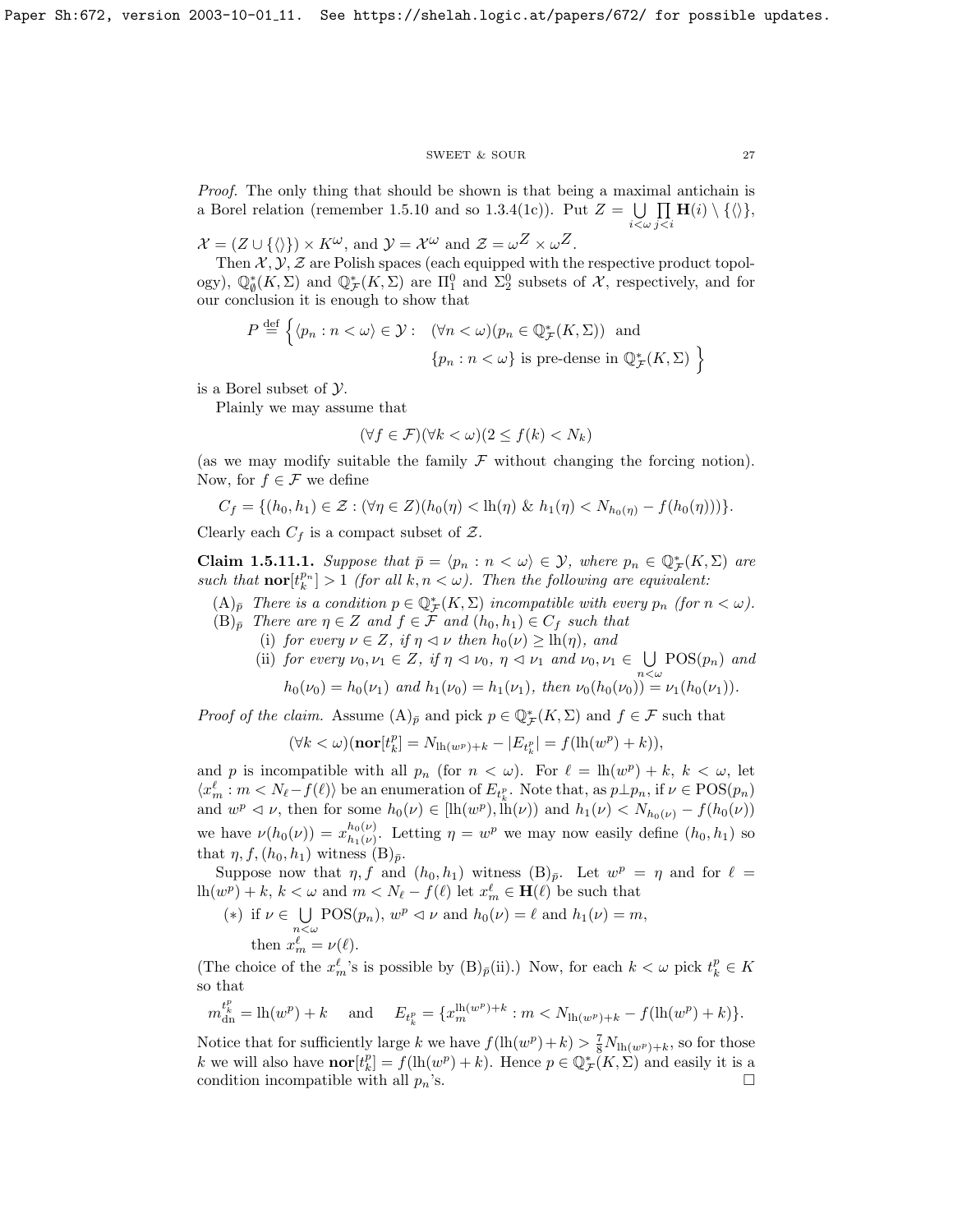*Proof.* The only thing that should be shown is that being a maximal antichain is a Borel relation (remember 1.5.10 and so 1.3.4(1c)). Put $Z = \bigcup\limits_{i<\omega} \prod\limits_{j<i} \mathbf{H}(i) \setminus \{\langle\rangle\}$, $\mathcal{X} = (Z \cup \{\langle\rangle\}) \times K^\omega$, and $\mathcal{Y} = \mathcal{X}^\omega$ and $\mathcal{Z} = \omega^Z \times \omega^Z$.

Then $\mathcal{X}, \mathcal{Y}, \mathcal{Z}$ are Polish spaces (each equipped with the respective product topology), $\mathbb{Q}^*_\emptyset(K,\Sigma)$ and $\mathbb{Q}^*_\mathcal{F}(K,\Sigma)$ are $\Pi^0_1$ and $\Sigma^0_2$ subsets of $\mathcal{X}$, respectively, and for our conclusion it is enough to show that

$$P \stackrel{\text{def}}{=} \Big\{ \langle p_n : n<\omega\rangle \in \mathcal{Y} : \quad (\forall n<\omega)(p_n \in \mathbb{Q}^*_\mathcal{F}(K,\Sigma)) \ \text{ and } \ \{p_n : n<\omega\} \text{ is pre-dense in } \mathbb{Q}^*_\mathcal{F}(K,\Sigma) \Big\}$$

is a Borel subset of $\mathcal{Y}$.

Plainly we may assume that

$$(\forall f \in \mathcal{F})(\forall k<\omega)(2 \le f(k) < N_k)$$

(as we may modify suitable the family $\mathcal{F}$ without changing the forcing notion). Now, for $f \in \mathcal{F}$ we define

$$C_f = \{(h_0,h_1) \in \mathcal{Z} : (\forall \eta \in Z)(h_0(\eta) < \mathrm{lh}(\eta) \ \&\ h_1(\eta) < N_{h_0(\eta)} - f(h_0(\eta)))\}.$$

Clearly each $C_f$ is a compact subset of $\mathcal{Z}$.

**Claim 1.5.11.1.** *Suppose that $\bar{p} = \langle p_n : n<\omega\rangle \in \mathcal{Y}$, where $p_n \in \mathbb{Q}^*_\mathcal{F}(K,\Sigma)$ are such that $\mathbf{nor}[t^{p_n}_k] > 1$ (for all $k, n<\omega$). Then the following are equivalent:*

(A)$_{\bar{p}}$ *There is a condition $p \in \mathbb{Q}^*_\mathcal{F}(K,\Sigma)$ incompatible with every $p_n$ (for $n<\omega$).*

(B)$_{\bar{p}}$ *There are $\eta \in Z$ and $f \in \mathcal{F}$ and $(h_0,h_1) \in C_f$ such that*

(i) *for every $\nu \in Z$, if $\eta \vartriangleleft \nu$ then $h_0(\nu) \ge \mathrm{lh}(\eta)$, and*

(ii) *for every $\nu_0,\nu_1 \in Z$, if $\eta \vartriangleleft \nu_0$, $\eta \vartriangleleft \nu_1$ and $\nu_0,\nu_1 \in \bigcup\limits_{n<\omega} \mathrm{POS}(p_n)$ and $h_0(\nu_0) = h_0(\nu_1)$ and $h_1(\nu_0) = h_1(\nu_1)$, then $\nu_0(h_0(\nu_0)) = \nu_1(h_0(\nu_1))$.*

*Proof of the claim.* Assume (A)$_{\bar{p}}$ and pick $p \in \mathbb{Q}^*_\mathcal{F}(K,\Sigma)$ and $f \in \mathcal{F}$ such that

$$(\forall k<\omega)(\mathbf{nor}[t^p_k] = N_{\mathrm{lh}(w^p)+k} - |E_{t^p_k}| = f(\mathrm{lh}(w^p)+k)),$$

and $p$ is incompatible with all $p_n$ (for $n<\omega$). For $\ell = \mathrm{lh}(w^p)+k$, $k<\omega$, let $\langle x^\ell_m : m < N_\ell - f(\ell)\rangle$ be an enumeration of $E_{t^p_k}$. Note that, as $p \perp p_n$, if $\nu \in \mathrm{POS}(p_n)$ and $w^p \vartriangleleft \nu$, then for some $h_0(\nu) \in [\mathrm{lh}(w^p), \mathrm{lh}(\nu))$ and $h_1(\nu) < N_{h_0(\nu)} - f(h_0(\nu))$ we have $\nu(h_0(\nu)) = x^{h_0(\nu)}_{h_1(\nu)}$. Letting $\eta = w^p$ we may now easily define $(h_0,h_1)$ so that $\eta, f, (h_0,h_1)$ witness (B)$_{\bar{p}}$.

Suppose now that $\eta, f$ and $(h_0,h_1)$ witness (B)$_{\bar{p}}$. Let $w^p = \eta$ and for $\ell = \mathrm{lh}(w^p)+k$, $k<\omega$ and $m < N_\ell - f(\ell)$ let $x^\ell_m \in \mathbf{H}(\ell)$ be such that

$(*)$ if $\nu \in \bigcup\limits_{n<\omega} \mathrm{POS}(p_n)$, $w^p \vartriangleleft \nu$ and $h_0(\nu) = \ell$ and $h_1(\nu) = m$, then $x^\ell_m = \nu(\ell)$.

(The choice of the $x^\ell_m$'s is possible by (B)$_{\bar{p}}$(ii).) Now, for each $k<\omega$ pick $t^p_k \in K$ so that

$$m^{t^p_k}_{\mathrm{dn}} = \mathrm{lh}(w^p)+k \quad \text{ and } \quad E_{t^p_k} = \{x^{\mathrm{lh}(w^p)+k}_m : m < N_{\mathrm{lh}(w^p)+k} - f(\mathrm{lh}(w^p)+k)\}.$$

Notice that for sufficiently large $k$ we have $f(\mathrm{lh}(w^p)+k) > \frac{7}{8} N_{\mathrm{lh}(w^p)+k}$, so for those $k$ we will also have $\mathbf{nor}[t^p_k] = f(\mathrm{lh}(w^p)+k)$. Hence $p \in \mathbb{Q}^*_\mathcal{F}(K,\Sigma)$ and easily it is a condition incompatible with all $p_n$'s. $\square$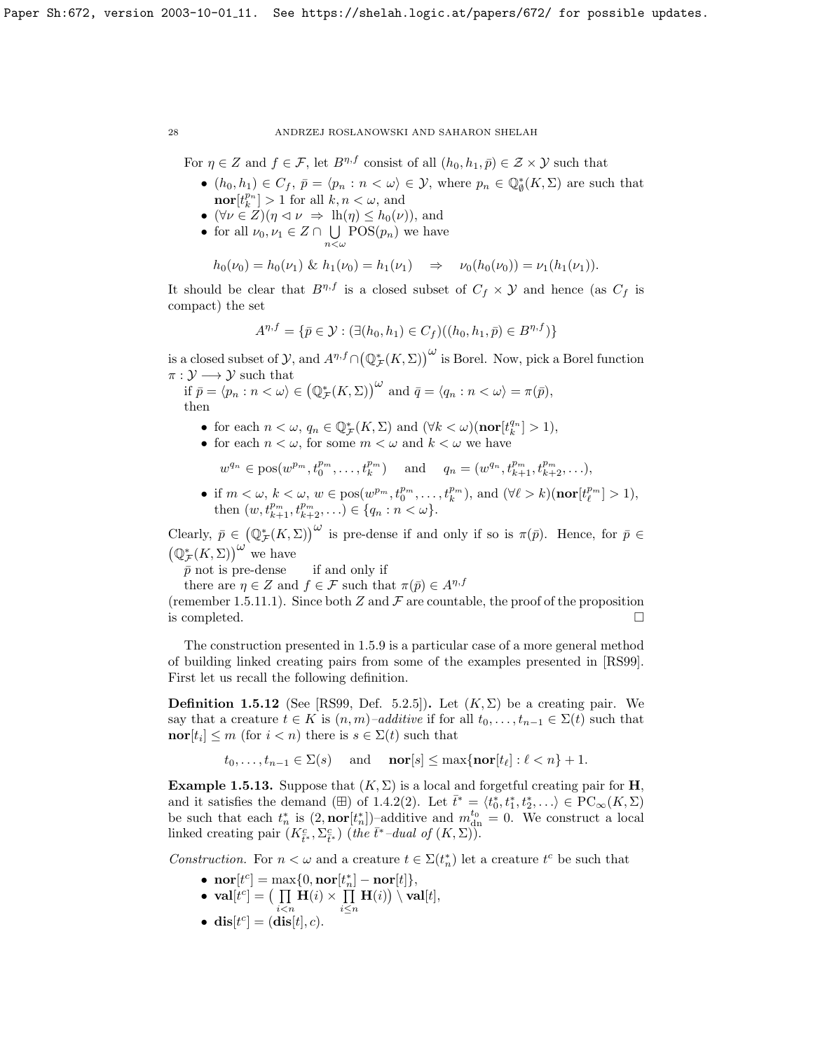For $\eta \in Z$ and $f \in \mathcal{F}$, let $B^{\eta,f}$ consist of all $(h_0, h_1, \bar{p}) \in \mathcal{Z} \times \mathcal{Y}$ such that

- $(h_0, h_1) \in C_f$, $\bar{p} = \langle p_n : n < \omega \rangle \in \mathcal{Y}$, where $p_n \in \mathbb{Q}^*_\emptyset(K, \Sigma)$ are such that $\mathbf{nor}[t^{p_n}_k] > 1$ for all $k, n < \omega$, and
- $(\forall \nu \in Z)(\eta \vartriangleleft \nu \ \Rightarrow\ \mathrm{lh}(\eta) \leq h_0(\nu))$, and
- for all $\nu_0, \nu_1 \in Z \cap \bigcup\limits_{n<\omega} \mathrm{POS}(p_n)$ we have

$$h_0(\nu_0) = h_0(\nu_1)\ \&\ h_1(\nu_0) = h_1(\nu_1) \quad \Rightarrow \quad \nu_0(h_0(\nu_0)) = \nu_1(h_1(\nu_1)).$$

It should be clear that $B^{\eta,f}$ is a closed subset of $C_f \times \mathcal{Y}$ and hence (as $C_f$ is compact) the set

$$A^{\eta,f} = \{\bar{p} \in \mathcal{Y} : (\exists (h_0, h_1) \in C_f)((h_0, h_1, \bar{p}) \in B^{\eta,f})\}$$

is a closed subset of $\mathcal{Y}$, and $A^{\eta,f} \cap \big(\mathbb{Q}^*_{\mathcal{F}}(K, \Sigma)\big)^\omega$ is Borel. Now, pick a Borel function $\pi : \mathcal{Y} \longrightarrow \mathcal{Y}$ such that

if $\bar{p} = \langle p_n : n < \omega \rangle \in \big(\mathbb{Q}^*_{\mathcal{F}}(K, \Sigma)\big)^\omega$ and $\bar{q} = \langle q_n : n < \omega \rangle = \pi(\bar{p})$, then

- for each $n < \omega$, $q_n \in \mathbb{Q}^*_{\mathcal{F}}(K, \Sigma)$ and $(\forall k < \omega)(\mathbf{nor}[t^{q_n}_k] > 1)$,
- for each $n < \omega$, for some $m < \omega$ and $k < \omega$ we have

$$w^{q_n} \in \mathrm{pos}(w^{p_m}, t^{p_m}_0, \ldots, t^{p_m}_k) \quad \text{and} \quad q_n = (w^{q_n}, t^{p_m}_{k+1}, t^{p_m}_{k+2}, \ldots),$$

- if $m < \omega$, $k < \omega$, $w \in \mathrm{pos}(w^{p_m}, t^{p_m}_0, \ldots, t^{p_m}_k)$, and $(\forall \ell > k)(\mathbf{nor}[t^{p_m}_\ell] > 1)$, then $(w, t^{p_m}_{k+1}, t^{p_m}_{k+2}, \ldots) \in \{q_n : n < \omega\}$.

Clearly, $\bar{p} \in \big(\mathbb{Q}^*_{\mathcal{F}}(K, \Sigma)\big)^\omega$ is pre-dense if and only if so is $\pi(\bar{p})$. Hence, for $\bar{p} \in \big(\mathbb{Q}^*_{\mathcal{F}}(K, \Sigma)\big)^\omega$ we have

$\bar{p}$ not is pre-dense if and only if

there are $\eta \in Z$ and $f \in \mathcal{F}$ such that $\pi(\bar{p}) \in A^{\eta,f}$

(remember 1.5.11.1). Since both $Z$ and $\mathcal{F}$ are countable, the proof of the proposition is completed. $\square$

The construction presented in 1.5.9 is a particular case of a more general method of building linked creating pairs from some of the examples presented in [RS99]. First let us recall the following definition.

**Definition 1.5.12** (See [RS99, Def. 5.2.5])**.** Let $(K, \Sigma)$ be a creating pair. We say that a creature $t \in K$ is $(n, m)$*–additive* if for all $t_0, \ldots, t_{n-1} \in \Sigma(t)$ such that $\mathbf{nor}[t_i] \leq m$ (for $i < n$) there is $s \in \Sigma(t)$ such that

$$t_0, \ldots, t_{n-1} \in \Sigma(s) \quad \text{and} \quad \mathbf{nor}[s] \leq \max\{\mathbf{nor}[t_\ell] : \ell < n\} + 1.$$

**Example 1.5.13.** Suppose that $(K, \Sigma)$ is a local and forgetful creating pair for $\mathbf{H}$, and it satisfies the demand $(\boxplus)$ of 1.4.2(2). Let $\bar{t}^* = \langle t^*_0, t^*_1, t^*_2, \ldots \rangle \in \mathrm{PC}_\infty(K, \Sigma)$ be such that each $t^*_n$ is $(2, \mathbf{nor}[t^*_n])$–additive and $m^{t_0}_{\mathrm{dn}} = 0$. We construct a local linked creating pair $(K^c_{\bar{t}^*}, \Sigma^c_{\bar{t}^*})$ (*the $\bar{t}^*$–dual of $(K, \Sigma)$*).

*Construction.* For $n < \omega$ and a creature $t \in \Sigma(t^*_n)$ let a creature $t^c$ be such that

- $\mathbf{nor}[t^c] = \max\{0, \mathbf{nor}[t^*_n] - \mathbf{nor}[t]\}$,
- $\mathbf{val}[t^c] = \big(\prod\limits_{i<n} \mathbf{H}(i) \times \prod\limits_{i \leq n} \mathbf{H}(i)\big) \setminus \mathbf{val}[t]$,
- $\mathbf{dis}[t^c] = (\mathbf{dis}[t], c)$.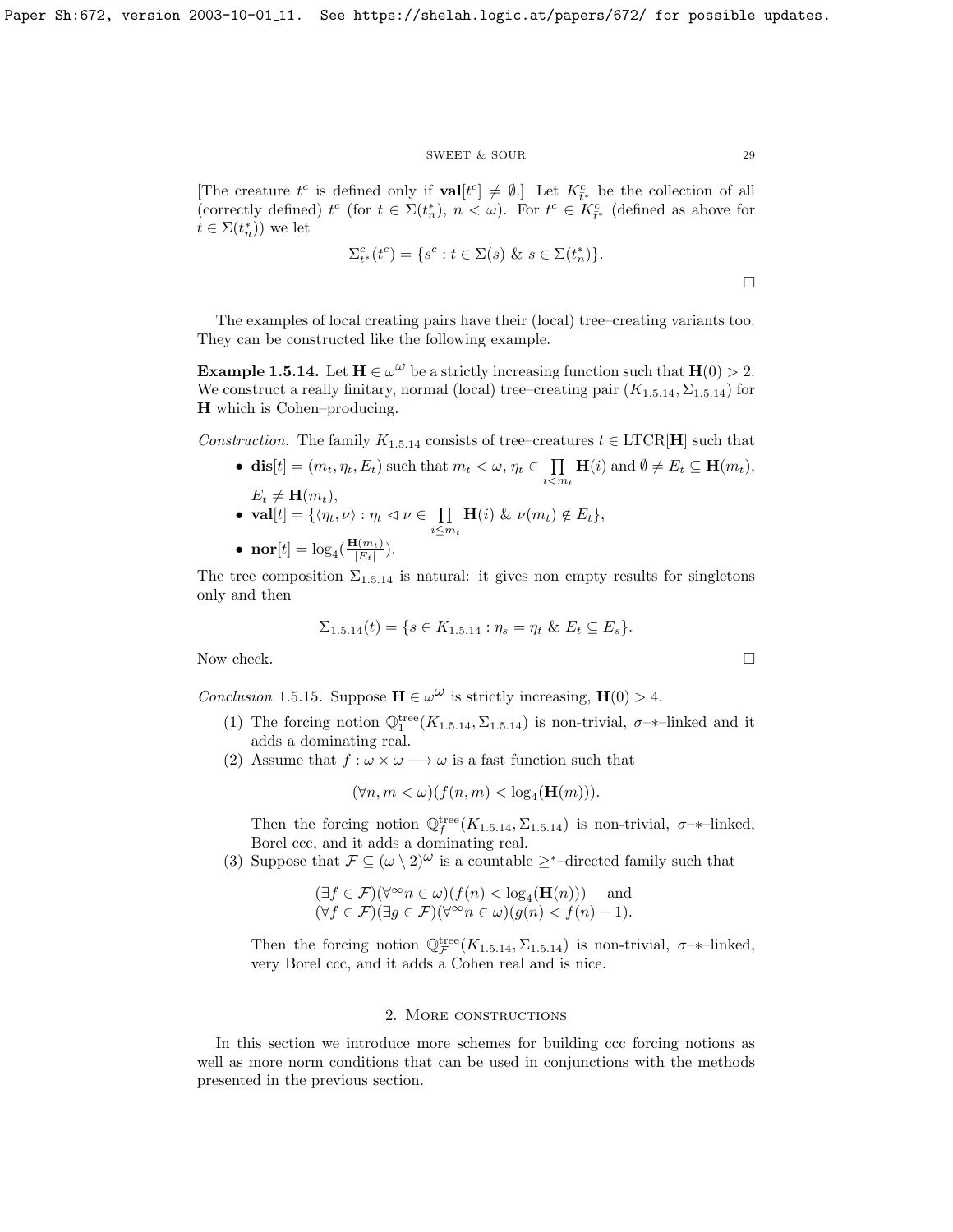[The creature $t^c$ is defined only if $\mathbf{val}[t^c] \neq \emptyset$.] Let $K^c_{\bar{t}^*}$ be the collection of all (correctly defined) $t^c$ (for $t \in \Sigma(t^*_n)$, $n < \omega$). For $t^c \in K^c_{\bar{t}^*}$ (defined as above for $t \in \Sigma(t^*_n)$) we let

$$\Sigma^c_{\bar{t}^*}(t^c) = \{s^c : t \in \Sigma(s) \ \&\ s \in \Sigma(t^*_n)\}.$$

$\square$

The examples of local creating pairs have their (local) tree–creating variants too. They can be constructed like the following example.

**Example 1.5.14.** Let $\mathbf{H} \in \omega^\omega$ be a strictly increasing function such that $\mathbf{H}(0) > 2$. We construct a really finitary, normal (local) tree–creating pair $(K_{1.5.14}, \Sigma_{1.5.14})$ for $\mathbf{H}$ which is Cohen–producing.

*Construction.* The family $K_{1.5.14}$ consists of tree–creatures $t \in \mathrm{LTCR}[\mathbf{H}]$ such that

- $\mathbf{dis}[t] = (m_t, \eta_t, E_t)$ such that $m_t < \omega$, $\eta_t \in \prod\limits_{i<m_t} \mathbf{H}(i)$ and $\emptyset \neq E_t \subseteq \mathbf{H}(m_t)$, $E_t \neq \mathbf{H}(m_t)$,
- $\mathbf{val}[t] = \{\langle \eta_t, \nu\rangle : \eta_t \vartriangleleft \nu \in \prod\limits_{i \leq m_t} \mathbf{H}(i) \ \&\ \nu(m_t) \notin E_t\}$,
- $\mathbf{nor}[t] = \log_4(\frac{\mathbf{H}(m_t)}{|E_t|})$.

The tree composition $\Sigma_{1.5.14}$ is natural: it gives non empty results for singletons only and then

$$\Sigma_{1.5.14}(t) = \{s \in K_{1.5.14} : \eta_s = \eta_t \ \&\ E_t \subseteq E_s\}.$$

Now check. $\square$

*Conclusion* 1.5.15. Suppose $\mathbf{H} \in \omega^\omega$ is strictly increasing, $\mathbf{H}(0) > 4$.

(1) The forcing notion $\mathbb{Q}^{\rm tree}_1(K_{1.5.14}, \Sigma_{1.5.14})$ is non-trivial, $\sigma$–$*$–linked and it adds a dominating real.

(2) Assume that $f : \omega \times \omega \longrightarrow \omega$ is a fast function such that

$$(\forall n, m < \omega)(f(n,m) < \log_4(\mathbf{H}(m))).$$

Then the forcing notion $\mathbb{Q}^{\rm tree}_f(K_{1.5.14}, \Sigma_{1.5.14})$ is non-trivial, $\sigma$–$*$–linked, Borel ccc, and it adds a dominating real.

(3) Suppose that $\mathcal{F} \subseteq (\omega \setminus 2)^\omega$ is a countable $\geq^*$–directed family such that

$$\begin{array}{l}(\exists f \in \mathcal{F})(\forall^\infty n \in \omega)(f(n) < \log_4(\mathbf{H}(n))) \quad \text{and} \\ (\forall f \in \mathcal{F})(\exists g \in \mathcal{F})(\forall^\infty n \in \omega)(g(n) < f(n) - 1).\end{array}$$

Then the forcing notion $\mathbb{Q}^{\rm tree}_{\mathcal{F}}(K_{1.5.14}, \Sigma_{1.5.14})$ is non-trivial, $\sigma$–$*$–linked, very Borel ccc, and it adds a Cohen real and is nice.

## 2. More constructions

In this section we introduce more schemes for building ccc forcing notions as well as more norm conditions that can be used in conjunctions with the methods presented in the previous section.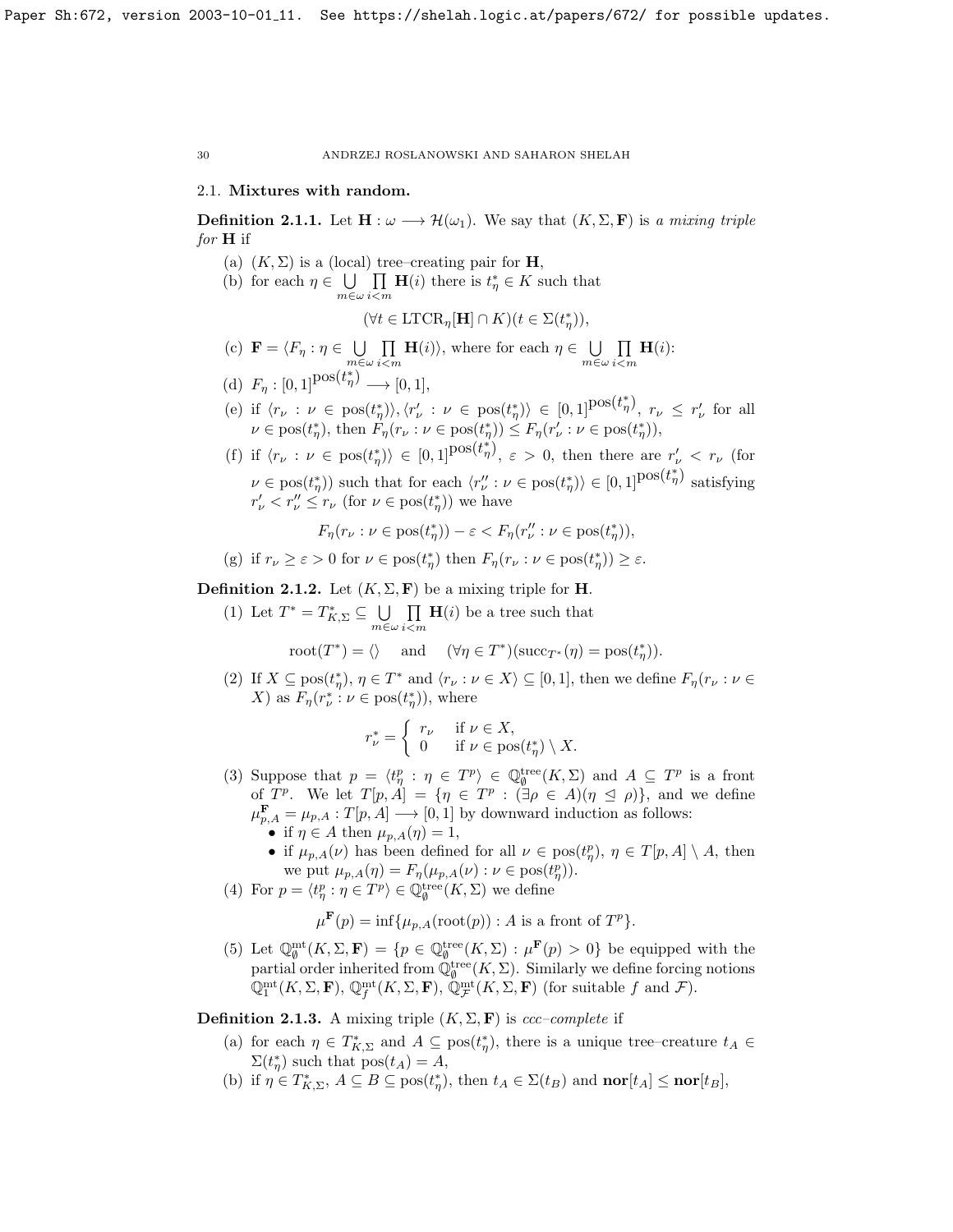### 2.1. Mixtures with random.

**Definition 2.1.1.** Let $\mathbf{H} : \omega \longrightarrow \mathcal{H}(\omega_1)$. We say that $(K, \Sigma, \mathbf{F})$ is *a mixing triple for* $\mathbf{H}$ if

(a) $(K, \Sigma)$ is a (local) tree–creating pair for $\mathbf{H}$,

(b) for each $\eta \in \bigcup\limits_{m\in\omega} \prod\limits_{i<m} \mathbf{H}(i)$ there is $t^*_\eta \in K$ such that
$$(\forall t \in \mathrm{LTCR}_\eta[\mathbf{H}] \cap K)(t \in \Sigma(t^*_\eta)),$$

(c) $\mathbf{F} = \langle F_\eta : \eta \in \bigcup\limits_{m\in\omega} \prod\limits_{i<m} \mathbf{H}(i)\rangle$, where for each $\eta \in \bigcup\limits_{m\in\omega} \prod\limits_{i<m} \mathbf{H}(i)$:

(d) $F_\eta : [0,1]^{\mathrm{pos}(t^*_\eta)} \longrightarrow [0,1]$,

(e) if $\langle r_\nu : \nu \in \mathrm{pos}(t^*_\eta)\rangle, \langle r'_\nu : \nu \in \mathrm{pos}(t^*_\eta)\rangle \in [0,1]^{\mathrm{pos}(t^*_\eta)}$, $r_\nu \leq r'_\nu$ for all $\nu \in \mathrm{pos}(t^*_\eta)$, then $F_\eta(r_\nu : \nu \in \mathrm{pos}(t^*_\eta)) \leq F_\eta(r'_\nu : \nu \in \mathrm{pos}(t^*_\eta))$,

(f) if $\langle r_\nu : \nu \in \mathrm{pos}(t^*_\eta)\rangle \in [0,1]^{\mathrm{pos}(t^*_\eta)}$, $\varepsilon > 0$, then there are $r'_\nu < r_\nu$ (for $\nu \in \mathrm{pos}(t^*_\eta)$) such that for each $\langle r''_\nu : \nu \in \mathrm{pos}(t^*_\eta)\rangle \in [0,1]^{\mathrm{pos}(t^*_\eta)}$ satisfying $r'_\nu < r''_\nu \leq r_\nu$ (for $\nu \in \mathrm{pos}(t^*_\eta)$) we have
$$F_\eta(r_\nu : \nu \in \mathrm{pos}(t^*_\eta)) - \varepsilon < F_\eta(r''_\nu : \nu \in \mathrm{pos}(t^*_\eta)),$$

(g) if $r_\nu \geq \varepsilon > 0$ for $\nu \in \mathrm{pos}(t^*_\eta)$ then $F_\eta(r_\nu : \nu \in \mathrm{pos}(t^*_\eta)) \geq \varepsilon$.

**Definition 2.1.2.** Let $(K, \Sigma, \mathbf{F})$ be a mixing triple for $\mathbf{H}$.

(1) Let $T^* = T^*_{K,\Sigma} \subseteq \bigcup\limits_{m\in\omega} \prod\limits_{i<m} \mathbf{H}(i)$ be a tree such that
$$\mathrm{root}(T^*) = \langle\rangle \quad \text{and} \quad (\forall \eta \in T^*)(\mathrm{succ}_{T^*}(\eta) = \mathrm{pos}(t^*_\eta)).$$

(2) If $X \subseteq \mathrm{pos}(t^*_\eta)$, $\eta \in T^*$ and $\langle r_\nu : \nu \in X\rangle \subseteq [0,1]$, then we define $F_\eta(r_\nu : \nu \in X)$ as $F_\eta(r^*_\nu : \nu \in \mathrm{pos}(t^*_\eta))$, where
$$r^*_\nu = \begin{cases} r_\nu & \text{if } \nu \in X, \\ 0 & \text{if } \nu \in \mathrm{pos}(t^*_\eta) \setminus X. \end{cases}$$

(3) Suppose that $p = \langle t^p_\eta : \eta \in T^p\rangle \in \mathbb{Q}^{\mathrm{tree}}_\emptyset(K, \Sigma)$ and $A \subseteq T^p$ is a front of $T^p$. We let $T[p, A] = \{\eta \in T^p : (\exists \rho \in A)(\eta \trianglelefteq \rho)\}$, and we define $\mu^{\mathbf{F}}_{p,A} = \mu_{p,A} : T[p, A] \longrightarrow [0,1]$ by downward induction as follows:
- if $\eta \in A$ then $\mu_{p,A}(\eta) = 1$,
- if $\mu_{p,A}(\nu)$ has been defined for all $\nu \in \mathrm{pos}(t^p_\eta)$, $\eta \in T[p, A] \setminus A$, then we put $\mu_{p,A}(\eta) = F_\eta(\mu_{p,A}(\nu) : \nu \in \mathrm{pos}(t^p_\eta))$.

(4) For $p = \langle t^p_\eta : \eta \in T^p\rangle \in \mathbb{Q}^{\mathrm{tree}}_\emptyset(K, \Sigma)$ we define
$$\mu^{\mathbf{F}}(p) = \inf\{\mu_{p,A}(\mathrm{root}(p)) : A \text{ is a front of } T^p\}.$$

(5) Let $\mathbb{Q}^{\mathrm{mt}}_\emptyset(K, \Sigma, \mathbf{F}) = \{p \in \mathbb{Q}^{\mathrm{tree}}_\emptyset(K, \Sigma) : \mu^{\mathbf{F}}(p) > 0\}$ be equipped with the partial order inherited from $\mathbb{Q}^{\mathrm{tree}}_\emptyset(K, \Sigma)$. Similarly we define forcing notions $\mathbb{Q}^{\mathrm{mt}}_1(K, \Sigma, \mathbf{F})$, $\mathbb{Q}^{\mathrm{mt}}_f(K, \Sigma, \mathbf{F})$, $\mathbb{Q}^{\mathrm{mt}}_{\mathcal{F}}(K, \Sigma, \mathbf{F})$ (for suitable $f$ and $\mathcal{F}$).

**Definition 2.1.3.** A mixing triple $(K, \Sigma, \mathbf{F})$ is *ccc–complete* if

(a) for each $\eta \in T^*_{K,\Sigma}$ and $A \subseteq \mathrm{pos}(t^*_\eta)$, there is a unique tree–creature $t_A \in \Sigma(t^*_\eta)$ such that $\mathrm{pos}(t_A) = A$,

(b) if $\eta \in T^*_{K,\Sigma}$, $A \subseteq B \subseteq \mathrm{pos}(t^*_\eta)$, then $t_A \in \Sigma(t_B)$ and $\mathbf{nor}[t_A] \leq \mathbf{nor}[t_B]$,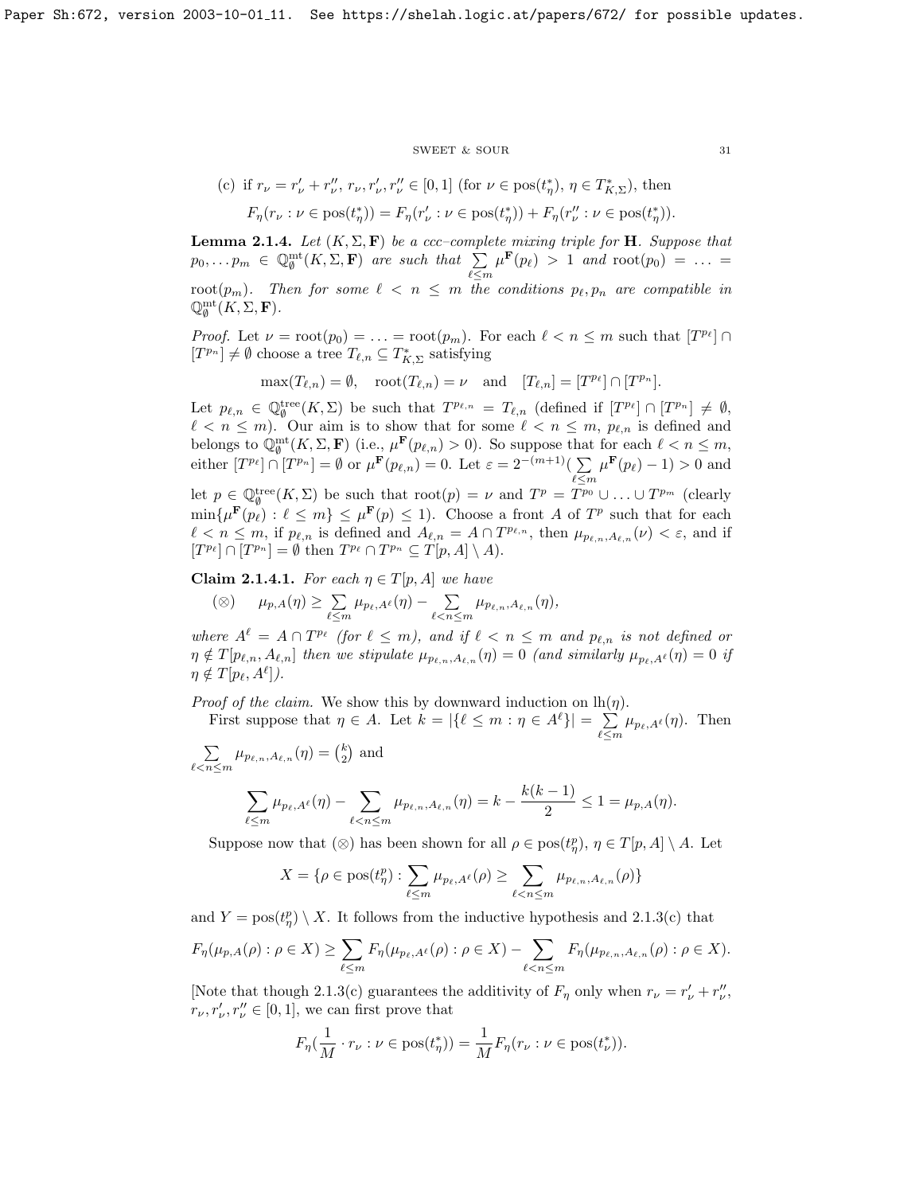(c) if $r_\nu = r'_\nu + r''_\nu$, $r_\nu, r'_\nu, r''_\nu \in [0,1]$ (for $\nu \in \mathrm{pos}(t^*_\eta)$, $\eta \in T^*_{K,\Sigma}$), then

$$F_\eta(r_\nu : \nu \in \mathrm{pos}(t^*_\eta)) = F_\eta(r'_\nu : \nu \in \mathrm{pos}(t^*_\eta)) + F_\eta(r''_\nu : \nu \in \mathrm{pos}(t^*_\eta)).$$

**Lemma 2.1.4.** *Let $(K, \Sigma, \mathbf{F})$ be a ccc–complete mixing triple for $\mathbf{H}$. Suppose that $p_0, \dots p_m \in \mathbb{Q}^{\mathrm{mt}}_\emptyset(K, \Sigma, \mathbf{F})$ are such that $\sum\limits_{\ell \le m} \mu^{\mathbf{F}}(p_\ell) > 1$ and $\mathrm{root}(p_0) = \dots = \mathrm{root}(p_m)$. Then for some $\ell < n \le m$ the conditions $p_\ell, p_n$ are compatible in $\mathbb{Q}^{\mathrm{mt}}_\emptyset(K, \Sigma, \mathbf{F})$.*

*Proof.* Let $\nu = \mathrm{root}(p_0) = \dots = \mathrm{root}(p_m)$. For each $\ell < n \le m$ such that $[T^{p_\ell}] \cap [T^{p_n}] \neq \emptyset$ choose a tree $T_{\ell,n} \subseteq T^*_{K,\Sigma}$ satisfying

$$\max(T_{\ell,n}) = \emptyset, \quad \mathrm{root}(T_{\ell,n}) = \nu \quad \text{and} \quad [T_{\ell,n}] = [T^{p_\ell}] \cap [T^{p_n}].$$

Let $p_{\ell,n} \in \mathbb{Q}^{\mathrm{tree}}_\emptyset(K, \Sigma)$ be such that $T^{p_{\ell,n}} = T_{\ell,n}$ (defined if $[T^{p_\ell}] \cap [T^{p_n}] \neq \emptyset$, $\ell < n \le m$). Our aim is to show that for some $\ell < n \le m$, $p_{\ell,n}$ is defined and belongs to $\mathbb{Q}^{\mathrm{mt}}_\emptyset(K, \Sigma, \mathbf{F})$ (i.e., $\mu^{\mathbf{F}}(p_{\ell,n}) > 0$). So suppose that for each $\ell < n \le m$, either $[T^{p_\ell}] \cap [T^{p_n}] = \emptyset$ or $\mu^{\mathbf{F}}(p_{\ell,n}) = 0$. Let $\varepsilon = 2^{-(m+1)}(\sum\limits_{\ell \le m} \mu^{\mathbf{F}}(p_\ell) - 1) > 0$ and let $p \in \mathbb{Q}^{\mathrm{tree}}_\emptyset(K, \Sigma)$ be such that $\mathrm{root}(p) = \nu$ and $T^p = T^{p_0} \cup \dots \cup T^{p_m}$ (clearly $\min\{\mu^{\mathbf{F}}(p_\ell) : \ell \le m\} \le \mu^{\mathbf{F}}(p) \le 1$). Choose a front $A$ of $T^p$ such that for each $\ell < n \le m$, if $p_{\ell,n}$ is defined and $A_{\ell,n} = A \cap T^{p_{\ell,n}}$, then $\mu_{p_{\ell,n}, A_{\ell,n}}(\nu) < \varepsilon$, and if $[T^{p_\ell}] \cap [T^{p_n}] = \emptyset$ then $T^{p_\ell} \cap T^{p_n} \subseteq T[p, A] \setminus A$).

**Claim 2.1.4.1.** *For each $\eta \in T[p, A]$ we have*

$$(\otimes) \qquad \mu_{p,A}(\eta) \ge \sum_{\ell \le m} \mu_{p_\ell, A^\ell}(\eta) - \sum_{\ell < n \le m} \mu_{p_{\ell,n}, A_{\ell,n}}(\eta),$$

*where $A^\ell = A \cap T^{p_\ell}$ (for $\ell \le m$), and if $\ell < n \le m$ and $p_{\ell,n}$ is not defined or $\eta \notin T[p_{\ell,n}, A_{\ell,n}]$ then we stipulate $\mu_{p_{\ell,n}, A_{\ell,n}}(\eta) = 0$ (and similarly $\mu_{p_\ell, A^\ell}(\eta) = 0$ if $\eta \notin T[p_\ell, A^\ell]$).*

*Proof of the claim.* We show this by downward induction on $\mathrm{lh}(\eta)$.

First suppose that $\eta \in A$. Let $k = |\{\ell \le m : \eta \in A^\ell\}| = \sum\limits_{\ell \le m} \mu_{p_\ell, A^\ell}(\eta)$. Then $\sum\limits_{\ell < n \le m} \mu_{p_{\ell,n}, A_{\ell,n}}(\eta) = \binom{k}{2}$ and

$$\sum_{\ell \le m} \mu_{p_\ell, A^\ell}(\eta) - \sum_{\ell < n \le m} \mu_{p_{\ell,n}, A_{\ell,n}}(\eta) = k - \frac{k(k-1)}{2} \le 1 = \mu_{p,A}(\eta).$$

Suppose now that $(\otimes)$ has been shown for all $\rho \in \mathrm{pos}(t^p_\eta)$, $\eta \in T[p, A] \setminus A$. Let

$$X = \{\rho \in \mathrm{pos}(t^p_\eta) : \sum_{\ell \le m} \mu_{p_\ell, A^\ell}(\rho) \ge \sum_{\ell < n \le m} \mu_{p_{\ell,n}, A_{\ell,n}}(\rho)\}$$

and $Y = \mathrm{pos}(t^p_\eta) \setminus X$. It follows from the inductive hypothesis and 2.1.3(c) that

$$F_\eta(\mu_{p,A}(\rho) : \rho \in X) \ge \sum_{\ell \le m} F_\eta(\mu_{p_\ell, A^\ell}(\rho) : \rho \in X) - \sum_{\ell < n \le m} F_\eta(\mu_{p_{\ell,n}, A_{\ell,n}}(\rho) : \rho \in X).$$

[Note that though 2.1.3(c) guarantees the additivity of $F_\eta$ only when $r_\nu = r'_\nu + r''_\nu$, $r_\nu, r'_\nu, r''_\nu \in [0,1]$, we can first prove that

$$F_\eta(\frac{1}{M} \cdot r_\nu : \nu \in \mathrm{pos}(t^*_\eta)) = \frac{1}{M} F_\eta(r_\nu : \nu \in \mathrm{pos}(t^*_\nu)).$$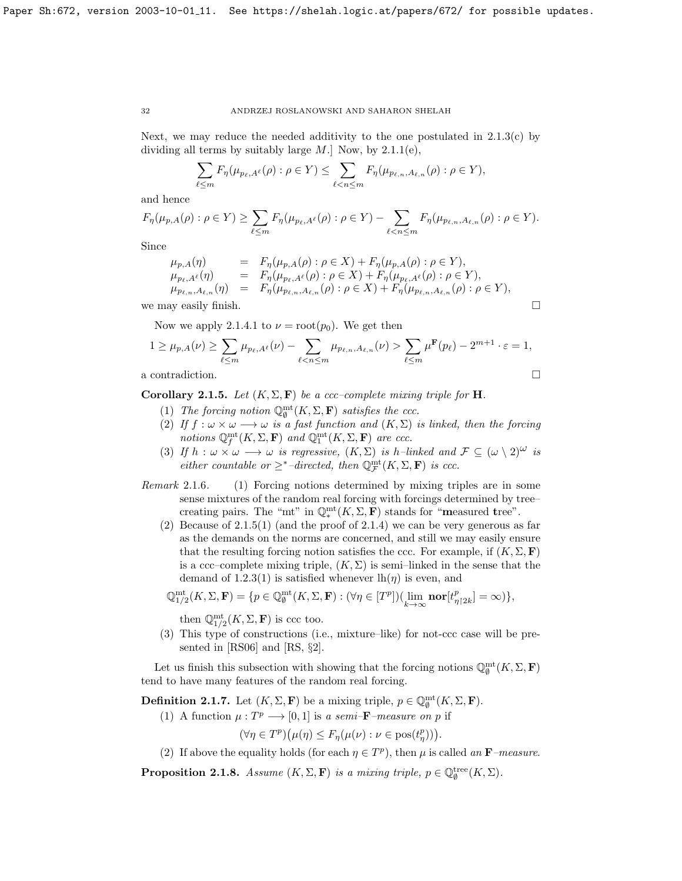Next, we may reduce the needed additivity to the one postulated in 2.1.3(c) by dividing all terms by suitably large $M$.] Now, by 2.1.1(e),

$$\sum_{\ell\leq m} F_\eta(\mu_{p_\ell,A^\ell}(\rho):\rho\in Y)\leq \sum_{\ell<n\leq m} F_\eta(\mu_{p_{\ell,n},A_{\ell,n}}(\rho):\rho\in Y),$$

and hence

$$F_\eta(\mu_{p,A}(\rho):\rho\in Y)\geq \sum_{\ell\leq m} F_\eta(\mu_{p_\ell,A^\ell}(\rho):\rho\in Y)-\sum_{\ell<n\leq m} F_\eta(\mu_{p_{\ell,n},A_{\ell,n}}(\rho):\rho\in Y).$$

Since

$$\begin{array}{lll}\mu_{p,A}(\eta) & = & F_\eta(\mu_{p,A}(\rho):\rho\in X)+F_\eta(\mu_{p,A}(\rho):\rho\in Y),\\ \mu_{p_\ell,A^\ell}(\eta) & = & F_\eta(\mu_{p_\ell,A^\ell}(\rho):\rho\in X)+F_\eta(\mu_{p_\ell,A^\ell}(\rho):\rho\in Y),\\ \mu_{p_{\ell,n},A_{\ell,n}}(\eta) & = & F_\eta(\mu_{p_{\ell,n},A_{\ell,n}}(\rho):\rho\in X)+F_\eta(\mu_{p_{\ell,n},A_{\ell,n}}(\rho):\rho\in Y),\end{array}$$

we may easily finish. $\square$

Now we apply 2.1.4.1 to $\nu=\mathrm{root}(p_0)$. We get then

$$1\geq \mu_{p,A}(\nu)\geq \sum_{\ell\leq m}\mu_{p_\ell,A^\ell}(\nu)-\sum_{\ell<n\leq m}\mu_{p_{\ell,n},A_{\ell,n}}(\nu)>\sum_{\ell\leq m}\mu^{\mathbf{F}}(p_\ell)-2^{m+1}\cdot\varepsilon=1,$$

a contradiction. $\square$

**Corollary 2.1.5.** *Let $(K,\Sigma,\mathbf{F})$ be a ccc–complete mixing triple for $\mathbf{H}$.*

1. *The forcing notion $\mathbb{Q}^{\rm mt}_\emptyset(K,\Sigma,\mathbf{F})$ satisfies the ccc.*
2. *If $f:\omega\times\omega\longrightarrow\omega$ is a fast function and $(K,\Sigma)$ is linked, then the forcing notions $\mathbb{Q}^{\rm mt}_f(K,\Sigma,\mathbf{F})$ and $\mathbb{Q}^{\rm mt}_1(K,\Sigma,\mathbf{F})$ are ccc.*
3. *If $h:\omega\times\omega\longrightarrow\omega$ is regressive, $(K,\Sigma)$ is $h$–linked and $\mathcal{F}\subseteq(\omega\setminus 2)^\omega$ is either countable or $\geq^*$–directed, then $\mathbb{Q}^{\rm mt}_{\mathcal{F}}(K,\Sigma,\mathbf{F})$ is ccc.*

*Remark* 2.1.6.
1. Forcing notions determined by mixing triples are in some sense mixtures of the random real forcing with forcings determined by tree–creating pairs. The "mt" in $\mathbb{Q}^{\rm mt}_*(K,\Sigma,\mathbf{F})$ stands for "**m**easured **t**ree".
2. Because of 2.1.5(1) (and the proof of 2.1.4) we can be very generous as far as the demands on the norms are concerned, and still we may easily ensure that the resulting forcing notion satisfies the ccc. For example, if $(K,\Sigma,\mathbf{F})$ is a ccc–complete mixing triple, $(K,\Sigma)$ is semi–linked in the sense that the demand of 1.2.3(1) is satisfied whenever $\mathrm{lh}(\eta)$ is even, and
$$\mathbb{Q}^{\rm mt}_{1/2}(K,\Sigma,\mathbf{F})=\{p\in\mathbb{Q}^{\rm mt}_\emptyset(K,\Sigma,\mathbf{F}):(\forall\eta\in[T^p])(\lim_{k\to\infty}\mathbf{nor}[t^p_{\eta\restriction 2k}]=\infty)\},$$
then $\mathbb{Q}^{\rm mt}_{1/2}(K,\Sigma,\mathbf{F})$ is ccc too.
3. This type of constructions (i.e., mixture–like) for not-ccc case will be presented in [RS06] and [RS, §2].

Let us finish this subsection with showing that the forcing notions $\mathbb{Q}^{\rm mt}_\emptyset(K,\Sigma,\mathbf{F})$ tend to have many features of the random real forcing.

**Definition 2.1.7.** Let $(K,\Sigma,\mathbf{F})$ be a mixing triple, $p\in\mathbb{Q}^{\rm mt}_\emptyset(K,\Sigma,\mathbf{F})$.

1. A function $\mu:T^p\longrightarrow[0,1]$ is *a semi–$\mathbf{F}$–measure on $p$* if
$$(\forall\eta\in T^p)\big(\mu(\eta)\leq F_\eta(\mu(\nu):\nu\in\mathrm{pos}(t^p_\eta))\big).$$
2. If above the equality holds (for each $\eta\in T^p$), then $\mu$ is called *an $\mathbf{F}$–measure*.

**Proposition 2.1.8.** *Assume $(K,\Sigma,\mathbf{F})$ is a mixing triple, $p\in\mathbb{Q}^{\rm tree}_\emptyset(K,\Sigma)$.*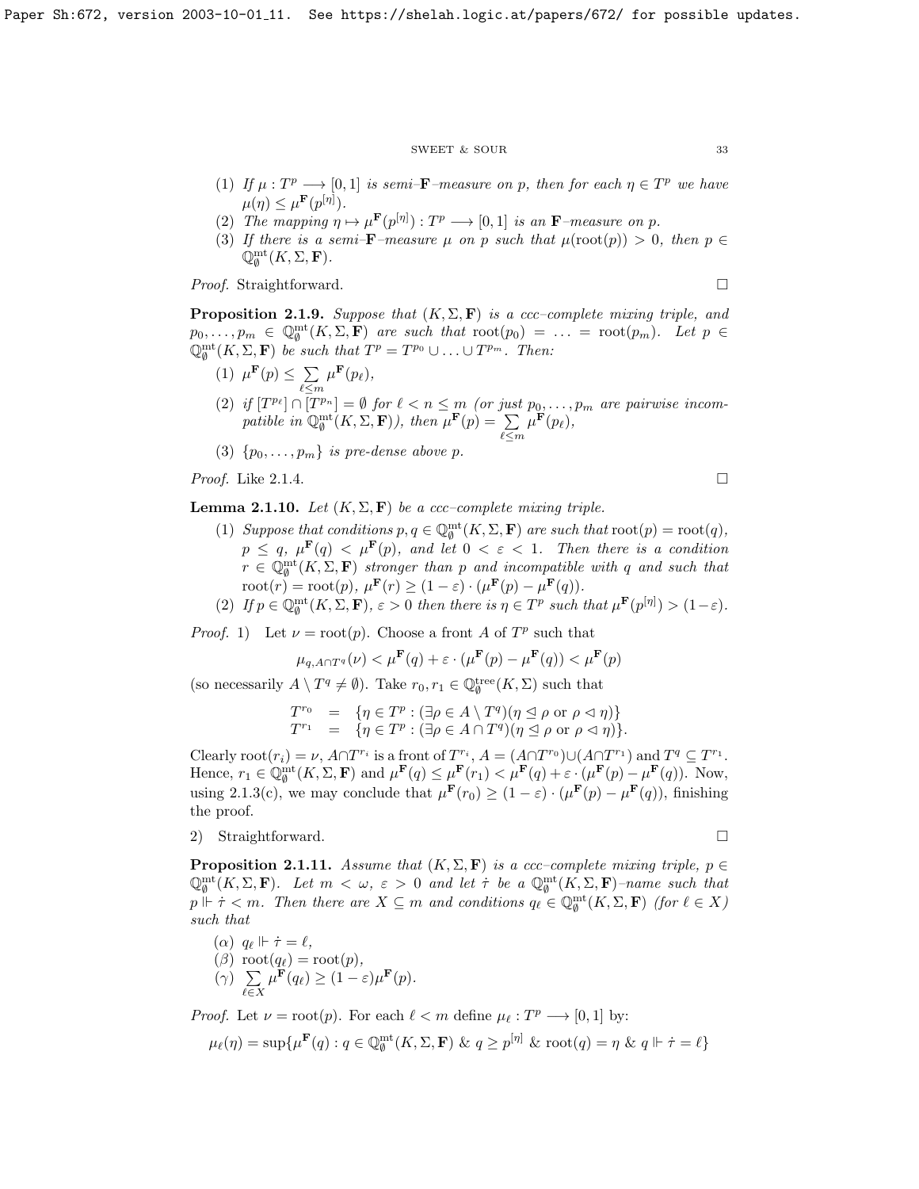(1) If $\mu : T^p \longrightarrow [0,1]$ is semi–$\mathbf{F}$–measure on $p$, then for each $\eta \in T^p$ we have $\mu(\eta) \leq \mu^{\mathbf{F}}(p^{[\eta]})$.

(2) The mapping $\eta \mapsto \mu^{\mathbf{F}}(p^{[\eta]}) : T^p \longrightarrow [0,1]$ is an $\mathbf{F}$–measure on $p$.

(3) If there is a semi–$\mathbf{F}$–measure $\mu$ on $p$ such that $\mu(\mathrm{root}(p)) > 0$, then $p \in \mathbb{Q}^{\mathrm{mt}}_{\emptyset}(K, \Sigma, \mathbf{F})$.

*Proof.* Straightforward. $\square$

**Proposition 2.1.9.** *Suppose that $(K, \Sigma, \mathbf{F})$ is a ccc–complete mixing triple, and $p_0, \ldots, p_m \in \mathbb{Q}^{\mathrm{mt}}_{\emptyset}(K, \Sigma, \mathbf{F})$ are such that $\mathrm{root}(p_0) = \ldots = \mathrm{root}(p_m)$. Let $p \in \mathbb{Q}^{\mathrm{mt}}_{\emptyset}(K, \Sigma, \mathbf{F})$ be such that $T^p = T^{p_0} \cup \ldots \cup T^{p_m}$. Then:*

(1) $\mu^{\mathbf{F}}(p) \leq \sum\limits_{\ell \leq m} \mu^{\mathbf{F}}(p_\ell)$,

(2) *if $[T^{p_\ell}] \cap [T^{p_n}] = \emptyset$ for $\ell < n \leq m$ (or just $p_0, \ldots, p_m$ are pairwise incompatible in $\mathbb{Q}^{\mathrm{mt}}_{\emptyset}(K, \Sigma, \mathbf{F})$), then $\mu^{\mathbf{F}}(p) = \sum\limits_{\ell \leq m} \mu^{\mathbf{F}}(p_\ell)$,*

(3) *$\{p_0, \ldots, p_m\}$ is pre-dense above $p$.*

*Proof.* Like 2.1.4. $\square$

**Lemma 2.1.10.** *Let $(K, \Sigma, \mathbf{F})$ be a ccc–complete mixing triple.*

(1) *Suppose that conditions $p, q \in \mathbb{Q}^{\mathrm{mt}}_{\emptyset}(K, \Sigma, \mathbf{F})$ are such that $\mathrm{root}(p) = \mathrm{root}(q)$, $p \leq q$, $\mu^{\mathbf{F}}(q) < \mu^{\mathbf{F}}(p)$, and let $0 < \varepsilon < 1$. Then there is a condition $r \in \mathbb{Q}^{\mathrm{mt}}_{\emptyset}(K, \Sigma, \mathbf{F})$ stronger than $p$ and incompatible with $q$ and such that $\mathrm{root}(r) = \mathrm{root}(p)$, $\mu^{\mathbf{F}}(r) \geq (1 - \varepsilon) \cdot (\mu^{\mathbf{F}}(p) - \mu^{\mathbf{F}}(q))$.*

(2) *If $p \in \mathbb{Q}^{\mathrm{mt}}_{\emptyset}(K, \Sigma, \mathbf{F})$, $\varepsilon > 0$ then there is $\eta \in T^p$ such that $\mu^{\mathbf{F}}(p^{[\eta]}) > (1 - \varepsilon)$.*

*Proof.* 1) Let $\nu = \mathrm{root}(p)$. Choose a front $A$ of $T^p$ such that

$$\mu_{q, A \cap T^q}(\nu) < \mu^{\mathbf{F}}(q) + \varepsilon \cdot (\mu^{\mathbf{F}}(p) - \mu^{\mathbf{F}}(q)) < \mu^{\mathbf{F}}(p)$$

(so necessarily $A \setminus T^q \neq \emptyset$). Take $r_0, r_1 \in \mathbb{Q}^{\mathrm{tree}}_{\emptyset}(K, \Sigma)$ such that

$$\begin{aligned} T^{r_0} &= \{\eta \in T^p : (\exists \rho \in A \setminus T^q)(\eta \trianglelefteq \rho \text{ or } \rho \vartriangleleft \eta)\} \\ T^{r_1} &= \{\eta \in T^p : (\exists \rho \in A \cap T^q)(\eta \trianglelefteq \rho \text{ or } \rho \vartriangleleft \eta)\}. \end{aligned}$$

Clearly $\mathrm{root}(r_i) = \nu$, $A \cap T^{r_i}$ is a front of $T^{r_i}$, $A = (A \cap T^{r_0}) \cup (A \cap T^{r_1})$ and $T^q \subseteq T^{r_1}$. Hence, $r_1 \in \mathbb{Q}^{\mathrm{mt}}_{\emptyset}(K, \Sigma, \mathbf{F})$ and $\mu^{\mathbf{F}}(q) \leq \mu^{\mathbf{F}}(r_1) < \mu^{\mathbf{F}}(q) + \varepsilon \cdot (\mu^{\mathbf{F}}(p) - \mu^{\mathbf{F}}(q))$. Now, using 2.1.3(c), we may conclude that $\mu^{\mathbf{F}}(r_0) \geq (1 - \varepsilon) \cdot (\mu^{\mathbf{F}}(p) - \mu^{\mathbf{F}}(q))$, finishing the proof.

2) Straightforward. $\square$

**Proposition 2.1.11.** *Assume that $(K, \Sigma, \mathbf{F})$ is a ccc–complete mixing triple, $p \in \mathbb{Q}^{\mathrm{mt}}_{\emptyset}(K, \Sigma, \mathbf{F})$. Let $m < \omega$, $\varepsilon > 0$ and let $\dot{\tau}$ be a $\mathbb{Q}^{\mathrm{mt}}_{\emptyset}(K, \Sigma, \mathbf{F})$–name such that $p \Vdash \dot{\tau} < m$. Then there are $X \subseteq m$ and conditions $q_\ell \in \mathbb{Q}^{\mathrm{mt}}_{\emptyset}(K, \Sigma, \mathbf{F})$ (for $\ell \in X$) such that*

($\alpha$) $q_\ell \Vdash \dot{\tau} = \ell$,

($\beta$) $\mathrm{root}(q_\ell) = \mathrm{root}(p)$,

($\gamma$) $\sum\limits_{\ell \in X} \mu^{\mathbf{F}}(q_\ell) \geq (1 - \varepsilon) \mu^{\mathbf{F}}(p)$.

*Proof.* Let $\nu = \mathrm{root}(p)$. For each $\ell < m$ define $\mu_\ell : T^p \longrightarrow [0,1]$ by:

$$\mu_\ell(\eta) = \sup\{\mu^{\mathbf{F}}(q) : q \in \mathbb{Q}^{\mathrm{mt}}_{\emptyset}(K, \Sigma, \mathbf{F}) \ \& \ q \geq p^{[\eta]} \ \& \ \mathrm{root}(q) = \eta \ \& \ q \Vdash \dot{\tau} = \ell\}$$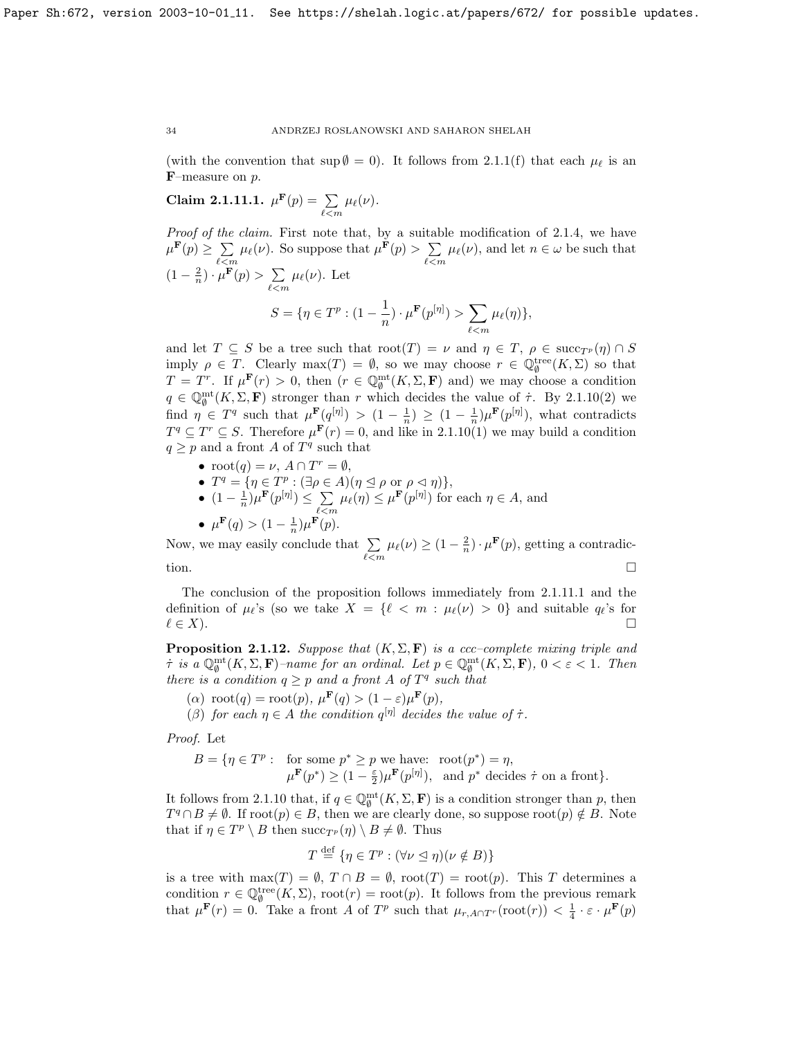(with the convention that $\sup\emptyset = 0$). It follows from 2.1.1(f) that each $\mu_\ell$ is an $\mathbf{F}$–measure on $p$.

**Claim 2.1.11.1.** $\mu^{\mathbf{F}}(p) = \sum\limits_{\ell<m} \mu_\ell(\nu)$.

*Proof of the claim.* First note that, by a suitable modification of 2.1.4, we have $\mu^{\mathbf{F}}(p) \geq \sum\limits_{\ell<m} \mu_\ell(\nu)$. So suppose that $\mu^{\mathbf{F}}(p) > \sum\limits_{\ell<m} \mu_\ell(\nu)$, and let $n \in \omega$ be such that $(1-\frac{2}{n}) \cdot \mu^{\mathbf{F}}(p) > \sum\limits_{\ell<m} \mu_\ell(\nu)$. Let

$$S = \{\eta \in T^p : (1-\frac{1}{n}) \cdot \mu^{\mathbf{F}}(p^{[\eta]}) > \sum_{\ell<m} \mu_\ell(\eta)\},$$

and let $T \subseteq S$ be a tree such that $\mathrm{root}(T) = \nu$ and $\eta \in T$, $\rho \in \mathrm{succ}_{T^p}(\eta) \cap S$ imply $\rho \in T$. Clearly $\max(T) = \emptyset$, so we may choose $r \in \mathbb{Q}^{\rm tree}_\emptyset(K,\Sigma)$ so that $T = T^r$. If $\mu^{\mathbf{F}}(r) > 0$, then ($r \in \mathbb{Q}^{\rm mt}_\emptyset(K,\Sigma,\mathbf{F})$ and) we may choose a condition $q \in \mathbb{Q}^{\rm mt}_\emptyset(K,\Sigma,\mathbf{F})$ stronger than $r$ which decides the value of $\dot{\tau}$. By 2.1.10(2) we find $\eta \in T^q$ such that $\mu^{\mathbf{F}}(q^{[\eta]}) > (1-\frac{1}{n}) \geq (1-\frac{1}{n})\mu^{\mathbf{F}}(p^{[\eta]})$, what contradicts $T^q \subseteq T^r \subseteq S$. Therefore $\mu^{\mathbf{F}}(r) = 0$, and like in 2.1.10(1) we may build a condition $q \geq p$ and a front $A$ of $T^q$ such that

- $\mathrm{root}(q) = \nu$, $A \cap T^r = \emptyset$,
- $T^q = \{\eta \in T^p : (\exists \rho \in A)(\eta \trianglelefteq \rho \text{ or } \rho \vartriangleleft \eta)\}$,
- $(1-\frac{1}{n})\mu^{\mathbf{F}}(p^{[\eta]}) \leq \sum\limits_{\ell<m} \mu_\ell(\eta) \leq \mu^{\mathbf{F}}(p^{[\eta]})$ for each $\eta \in A$, and
- $\mu^{\mathbf{F}}(q) > (1-\frac{1}{n})\mu^{\mathbf{F}}(p)$.

Now, we may easily conclude that $\sum\limits_{\ell<m} \mu_\ell(\nu) \geq (1-\frac{2}{n}) \cdot \mu^{\mathbf{F}}(p)$, getting a contradiction. $\square$

The conclusion of the proposition follows immediately from 2.1.11.1 and the definition of $\mu_\ell$'s (so we take $X = \{\ell < m : \mu_\ell(\nu) > 0\}$ and suitable $q_\ell$'s for $\ell \in X$). $\square$

**Proposition 2.1.12.** *Suppose that $(K,\Sigma,\mathbf{F})$ is a ccc–complete mixing triple and $\dot{\tau}$ is a $\mathbb{Q}^{\rm mt}_\emptyset(K,\Sigma,\mathbf{F})$–name for an ordinal. Let $p \in \mathbb{Q}^{\rm mt}_\emptyset(K,\Sigma,\mathbf{F})$, $0 < \varepsilon < 1$. Then there is a condition $q \geq p$ and a front $A$ of $T^q$ such that*

($\alpha$) *$\mathrm{root}(q) = \mathrm{root}(p)$, $\mu^{\mathbf{F}}(q) > (1-\varepsilon)\mu^{\mathbf{F}}(p)$,*

($\beta$) *for each $\eta \in A$ the condition $q^{[\eta]}$ decides the value of $\dot{\tau}$.*

*Proof.* Let

$$\begin{aligned} B = \{\eta \in T^p :\ & \text{for some } p^* \geq p \text{ we have: } \mathrm{root}(p^*) = \eta,\\ & \mu^{\mathbf{F}}(p^*) \geq (1-\tfrac{\varepsilon}{2})\mu^{\mathbf{F}}(p^{[\eta]}), \text{ and } p^* \text{ decides } \dot{\tau} \text{ on a front}\}. \end{aligned}$$

It follows from 2.1.10 that, if $q \in \mathbb{Q}^{\rm mt}_\emptyset(K,\Sigma,\mathbf{F})$ is a condition stronger than $p$, then $T^q \cap B \neq \emptyset$. If $\mathrm{root}(p) \in B$, then we are clearly done, so suppose $\mathrm{root}(p) \notin B$. Note that if $\eta \in T^p \setminus B$ then $\mathrm{succ}_{T^p}(\eta) \setminus B \neq \emptyset$. Thus

$$T \stackrel{\rm def}{=} \{\eta \in T^p : (\forall \nu \trianglelefteq \eta)(\nu \notin B)\}$$

is a tree with $\max(T) = \emptyset$, $T \cap B = \emptyset$, $\mathrm{root}(T) = \mathrm{root}(p)$. This $T$ determines a condition $r \in \mathbb{Q}^{\rm tree}_\emptyset(K,\Sigma)$, $\mathrm{root}(r) = \mathrm{root}(p)$. It follows from the previous remark that $\mu^{\mathbf{F}}(r) = 0$. Take a front $A$ of $T^p$ such that $\mu_{r,A\cap T^r}(\mathrm{root}(r)) < \frac{1}{4} \cdot \varepsilon \cdot \mu^{\mathbf{F}}(p)$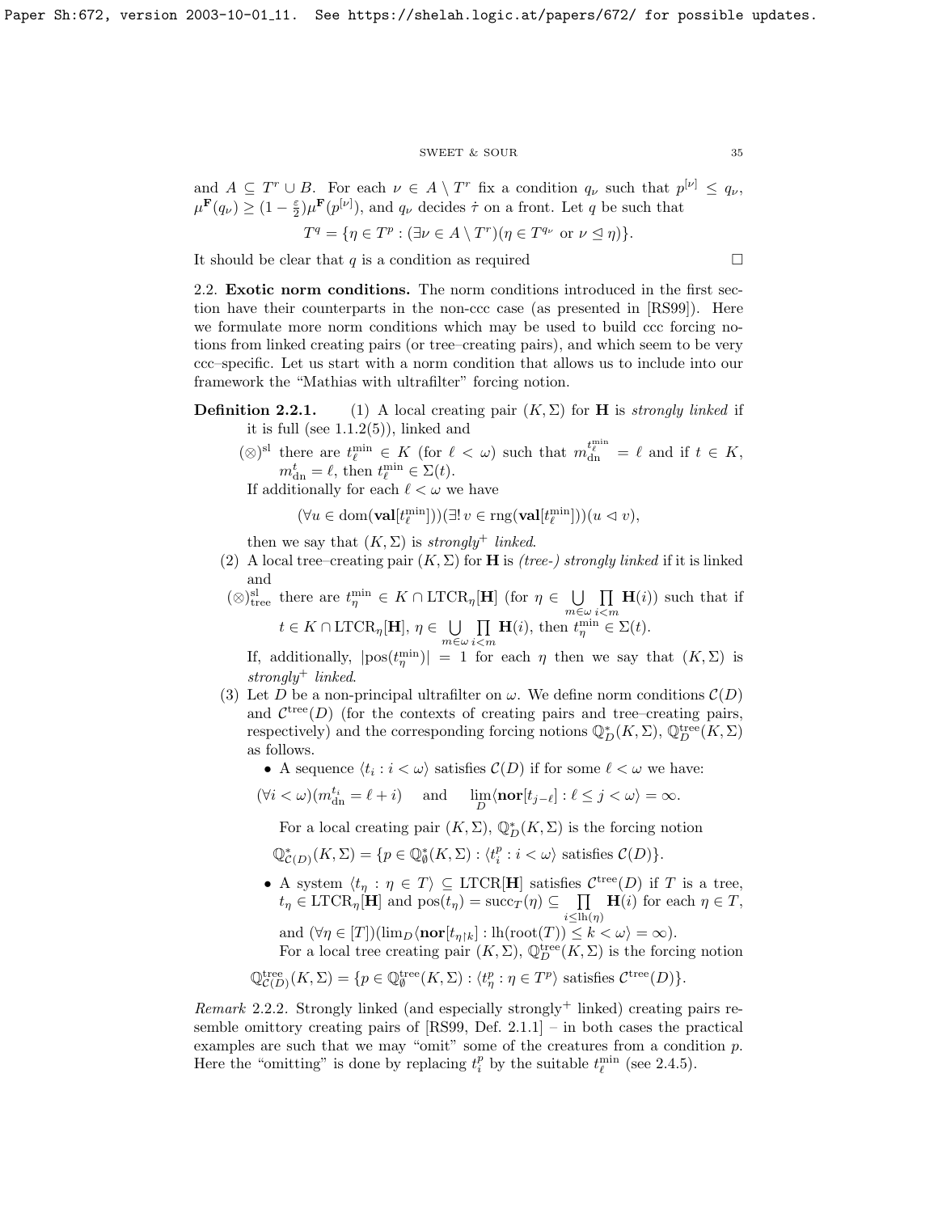and $A \subseteq T^r \cup B$. For each $\nu \in A \setminus T^r$ fix a condition $q_\nu$ such that $p^{[\nu]} \leq q_\nu$, $\mu^{\mathbf{F}}(q_\nu) \geq (1-\frac{\varepsilon}{2})\mu^{\mathbf{F}}(p^{[\nu]})$, and $q_\nu$ decides $\dot{\tau}$ on a front. Let $q$ be such that

$$T^q = \{\eta \in T^p : (\exists \nu \in A \setminus T^r)(\eta \in T^{q_\nu} \text{ or } \nu \trianglelefteq \eta)\}.$$

It should be clear that $q$ is a condition as required $\square$

2.2. **Exotic norm conditions.** The norm conditions introduced in the first section have their counterparts in the non-ccc case (as presented in [RS99]). Here we formulate more norm conditions which may be used to build ccc forcing notions from linked creating pairs (or tree–creating pairs), and which seem to be very ccc–specific. Let us start with a norm condition that allows us to include into our framework the "Mathias with ultrafilter" forcing notion.

**Definition 2.2.1.** (1) A local creating pair $(K, \Sigma)$ for $\mathbf{H}$ is *strongly linked* if it is full (see 1.1.2(5)), linked and

$(\otimes)^{\rm sl}$ there are $t^{\min}_\ell \in K$ (for $\ell < \omega$) such that $m^{t^{\min}_\ell}_{\rm dn} = \ell$ and if $t \in K$, $m^t_{\rm dn} = \ell$, then $t^{\min}_\ell \in \Sigma(t)$.

If additionally for each $\ell < \omega$ we have

$$(\forall u \in \mathrm{dom}(\mathbf{val}[t^{\min}_\ell]))(\exists!\, v \in \mathrm{rng}(\mathbf{val}[t^{\min}_\ell]))(u \vartriangleleft v),$$

then we say that $(K, \Sigma)$ is *strongly*$^+$ *linked*.

(2) A local tree–creating pair $(K, \Sigma)$ for $\mathbf{H}$ is *(tree-) strongly linked* if it is linked and

$(\otimes)^{\rm sl}_{\rm tree}$ there are $t^{\min}_\eta \in K \cap \mathrm{LTCR}_\eta[\mathbf{H}]$ (for $\eta \in \bigcup\limits_{m\in\omega}\prod\limits_{i<m}\mathbf{H}(i)$) such that if $t \in K \cap \mathrm{LTCR}_\eta[\mathbf{H}]$, $\eta \in \bigcup\limits_{m\in\omega}\prod\limits_{i<m}\mathbf{H}(i)$, then $t^{\min}_\eta \in \Sigma(t)$.

If, additionally, $|\mathrm{pos}(t^{\min}_\eta)| = 1$ for each $\eta$ then we say that $(K, \Sigma)$ is *strongly*$^+$ *linked*.

(3) Let $D$ be a non-principal ultrafilter on $\omega$. We define norm conditions $\mathcal{C}(D)$ and $\mathcal{C}^{\rm tree}(D)$ (for the contexts of creating pairs and tree–creating pairs, respectively) and the corresponding forcing notions $\mathbb{Q}^*_D(K,\Sigma)$, $\mathbb{Q}^{\rm tree}_D(K,\Sigma)$ as follows.

- A sequence $\langle t_i : i < \omega\rangle$ satisfies $\mathcal{C}(D)$ if for some $\ell < \omega$ we have:

$$(\forall i < \omega)(m^{t_i}_{\rm dn} = \ell + i) \quad\text{ and }\quad \lim_D \langle \mathbf{nor}[t_{j-\ell}] : \ell \leq j < \omega\rangle = \infty.$$

For a local creating pair $(K, \Sigma)$, $\mathbb{Q}^*_D(K,\Sigma)$ is the forcing notion

$$\mathbb{Q}^*_{\mathcal{C}(D)}(K,\Sigma) = \{p \in \mathbb{Q}^*_\emptyset(K,\Sigma) : \langle t^p_i : i < \omega\rangle \text{ satisfies } \mathcal{C}(D)\}.$$

- A system $\langle t_\eta : \eta \in T\rangle \subseteq \mathrm{LTCR}[\mathbf{H}]$ satisfies $\mathcal{C}^{\rm tree}(D)$ if $T$ is a tree, $t_\eta \in \mathrm{LTCR}_\eta[\mathbf{H}]$ and $\mathrm{pos}(t_\eta) = \mathrm{succ}_T(\eta) \subseteq \prod\limits_{i \leq \mathrm{lh}(\eta)} \mathbf{H}(i)$ for each $\eta \in T$, and $(\forall \eta \in [T])(\lim_D \langle \mathbf{nor}[t_{\eta\restriction k}] : \mathrm{lh}(\mathrm{root}(T)) \leq k < \omega\rangle = \infty)$.

For a local tree creating pair $(K,\Sigma)$, $\mathbb{Q}^{\rm tree}_D(K,\Sigma)$ is the forcing notion

$$\mathbb{Q}^{\rm tree}_{\mathcal{C}(D)}(K,\Sigma) = \{p \in \mathbb{Q}^{\rm tree}_\emptyset(K,\Sigma) : \langle t^p_\eta : \eta \in T^p\rangle \text{ satisfies } \mathcal{C}^{\rm tree}(D)\}.$$

*Remark* 2.2.2. Strongly linked (and especially strongly$^+$ linked) creating pairs resemble omittory creating pairs of [RS99, Def. 2.1.1] – in both cases the practical examples are such that we may "omit" some of the creatures from a condition $p$. Here the "omitting" is done by replacing $t^p_i$ by the suitable $t^{\min}_\ell$ (see 2.4.5).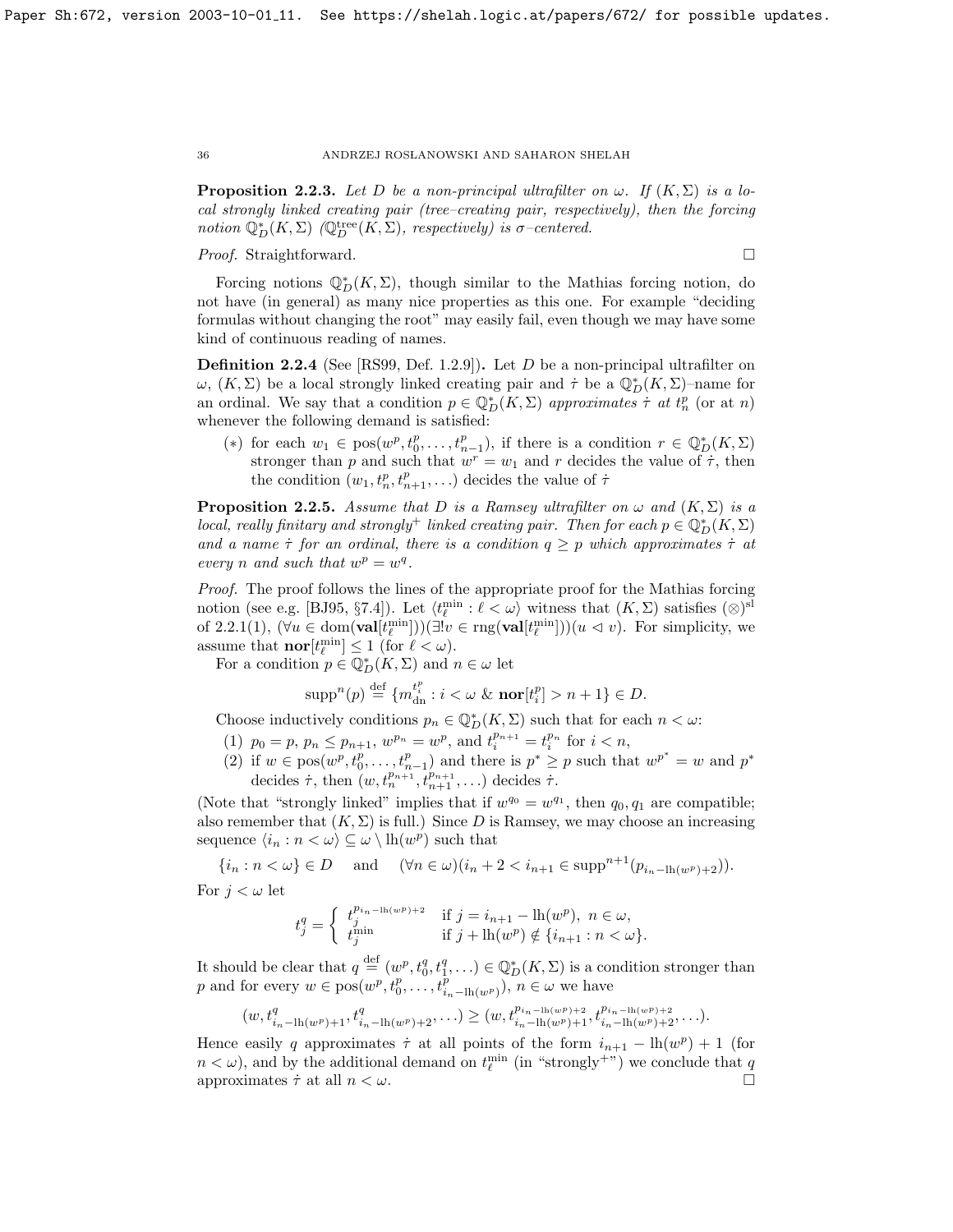**Proposition 2.2.3.** *Let $D$ be a non-principal ultrafilter on $\omega$. If $(K,\Sigma)$ is a local strongly linked creating pair (tree–creating pair, respectively), then the forcing notion $\mathbb{Q}^*_D(K,\Sigma)$ ($\mathbb{Q}^{\rm tree}_D(K,\Sigma)$, respectively) is $\sigma$–centered.*

*Proof.* Straightforward. $\square$

Forcing notions $\mathbb{Q}^*_D(K,\Sigma)$, though similar to the Mathias forcing notion, do not have (in general) as many nice properties as this one. For example "deciding formulas without changing the root" may easily fail, even though we may have some kind of continuous reading of names.

**Definition 2.2.4** (See [RS99, Def. 1.2.9])**.** Let $D$ be a non-principal ultrafilter on $\omega$, $(K,\Sigma)$ be a local strongly linked creating pair and $\dot\tau$ be a $\mathbb{Q}^*_D(K,\Sigma)$–name for an ordinal. We say that a condition $p\in\mathbb{Q}^*_D(K,\Sigma)$ *approximates $\dot\tau$ at $t^p_n$* (or at $n$) whenever the following demand is satisfied:

$(*)$ for each $w_1\in{\rm pos}(w^p,t^p_0,\ldots,t^p_{n-1})$, if there is a condition $r\in\mathbb{Q}^*_D(K,\Sigma)$ stronger than $p$ and such that $w^r=w_1$ and $r$ decides the value of $\dot\tau$, then the condition $(w_1,t^p_n,t^p_{n+1},\ldots)$ decides the value of $\dot\tau$

**Proposition 2.2.5.** *Assume that $D$ is a Ramsey ultrafilter on $\omega$ and $(K,\Sigma)$ is a local, really finitary and strongly$^+$ linked creating pair. Then for each $p\in\mathbb{Q}^*_D(K,\Sigma)$ and a name $\dot\tau$ for an ordinal, there is a condition $q\geq p$ which approximates $\dot\tau$ at every $n$ and such that $w^p=w^q$.*

*Proof.* The proof follows the lines of the appropriate proof for the Mathias forcing notion (see e.g. [BJ95, §7.4]). Let $\langle t^{\rm min}_\ell:\ell<\omega\rangle$ witness that $(K,\Sigma)$ satisfies $(\otimes)^{\rm sl}$ of 2.2.1(1), $(\forall u\in{\rm dom}(\mathbf{val}[t^{\rm min}_\ell]))(\exists! v\in{\rm rng}(\mathbf{val}[t^{\rm min}_\ell]))(u\vartriangleleft v)$. For simplicity, we assume that $\mathbf{nor}[t^{\rm min}_\ell]\leq 1$ (for $\ell<\omega$).

For a condition $p\in\mathbb{Q}^*_D(K,\Sigma)$ and $n\in\omega$ let

$$\mathrm{supp}^n(p)\stackrel{\rm def}{=}\{m^{t^p_i}_{\rm dn}:i<\omega\ \&\ \mathbf{nor}[t^p_i]>n+1\}\in D.$$

Choose inductively conditions $p_n\in\mathbb{Q}^*_D(K,\Sigma)$ such that for each $n<\omega$:

(1) $p_0=p$, $p_n\leq p_{n+1}$, $w^{p_n}=w^p$, and $t^{p_{n+1}}_i=t^{p_n}_i$ for $i<n$,

(2) if $w\in{\rm pos}(w^p,t^p_0,\ldots,t^p_{n-1})$ and there is $p^*\geq p$ such that $w^{p^*}=w$ and $p^*$ decides $\dot\tau$, then $(w,t^{p_{n+1}}_n,t^{p_{n+1}}_{n+1},\ldots)$ decides $\dot\tau$.

(Note that "strongly linked" implies that if $w^{q_0}=w^{q_1}$, then $q_0,q_1$ are compatible; also remember that $(K,\Sigma)$ is full.) Since $D$ is Ramsey, we may choose an increasing sequence $\langle i_n:n<\omega\rangle\subseteq\omega\setminus{\rm lh}(w^p)$ such that

$$\{i_n:n<\omega\}\in D\quad\text{ and }\quad(\forall n\in\omega)(i_n+2<i_{n+1}\in{\rm supp}^{n+1}(p_{i_n-{\rm lh}(w^p)+2})).$$

For $j<\omega$ let

$$t^q_j=\begin{cases} t^{p_{i_n-{\rm lh}(w^p)+2}}_j & \text{if } j=i_{n+1}-{\rm lh}(w^p),\ n\in\omega,\\ t^{\rm min}_j & \text{if } j+{\rm lh}(w^p)\notin\{i_{n+1}:n<\omega\}.\end{cases}$$

It should be clear that $q\stackrel{\rm def}{=}(w^p,t^q_0,t^q_1,\ldots)\in\mathbb{Q}^*_D(K,\Sigma)$ is a condition stronger than $p$ and for every $w\in{\rm pos}(w^p,t^p_0,\ldots,t^p_{i_n-{\rm lh}(w^p)})$, $n\in\omega$ we have

$$(w,t^q_{i_n-{\rm lh}(w^p)+1},t^q_{i_n-{\rm lh}(w^p)+2},\ldots)\geq(w,t^{p_{i_n-{\rm lh}(w^p)+2}}_{i_n-{\rm lh}(w^p)+1},t^{p_{i_n-{\rm lh}(w^p)+2}}_{i_n-{\rm lh}(w^p)+2},\ldots).$$

Hence easily $q$ approximates $\dot\tau$ at all points of the form $i_{n+1}-{\rm lh}(w^p)+1$ (for $n<\omega$), and by the additional demand on $t^{\rm min}_\ell$ (in "strongly$^+$") we conclude that $q$ approximates $\dot\tau$ at all $n<\omega$. $\square$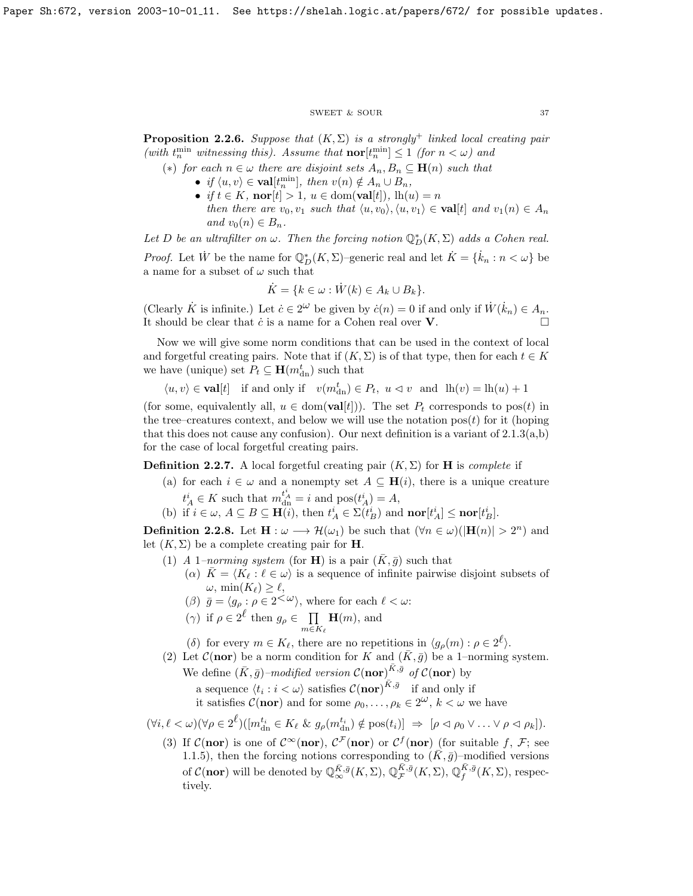**Proposition 2.2.6.** *Suppose that $(K,\Sigma)$ is a strongly$^+$ linked local creating pair (with $t^{\min}_n$ witnessing this). Assume that $\mathbf{nor}[t^{\min}_n]\leq 1$ (for $n<\omega$) and*

$(*)$ *for each $n\in\omega$ there are disjoint sets $A_n,B_n\subseteq\mathbf{H}(n)$ such that*

- *if $\langle u,v\rangle\in\mathbf{val}[t^{\min}_n]$, then $v(n)\notin A_n\cup B_n$,*
- *if $t\in K$, $\mathbf{nor}[t]>1$, $u\in\mathrm{dom}(\mathbf{val}[t])$, $\mathrm{lh}(u)=n$ then there are $v_0,v_1$ such that $\langle u,v_0\rangle,\langle u,v_1\rangle\in\mathbf{val}[t]$ and $v_1(n)\in A_n$ and $v_0(n)\in B_n$.*

*Let $D$ be an ultrafilter on $\omega$. Then the forcing notion $\mathbb{Q}^*_D(K,\Sigma)$ adds a Cohen real.*

*Proof.* Let $\dot{W}$ be the name for $\mathbb{Q}^*_D(K,\Sigma)$–generic real and let $\dot{K}=\{\dot{k}_n:n<\omega\}$ be a name for a subset of $\omega$ such that

$$\dot{K}=\{k\in\omega:\dot{W}(k)\in A_k\cup B_k\}.$$

(Clearly $\dot{K}$ is infinite.) Let $\dot{c}\in 2^\omega$ be given by $\dot{c}(n)=0$ if and only if $\dot{W}(\dot{k}_n)\in A_n$. It should be clear that $\dot{c}$ is a name for a Cohen real over $\mathbf{V}$. $\square$

Now we will give some norm conditions that can be used in the context of local and forgetful creating pairs. Note that if $(K,\Sigma)$ is of that type, then for each $t\in K$ we have (unique) set $P_t\subseteq\mathbf{H}(m^t_{\mathrm{dn}})$ such that

$$\langle u,v\rangle\in\mathbf{val}[t]\quad\text{if and only if}\quad v(m^t_{\mathrm{dn}})\in P_t,\ u\lhd v\ \text{ and }\ \mathrm{lh}(v)=\mathrm{lh}(u)+1$$

(for some, equivalently all, $u\in\mathrm{dom}(\mathbf{val}[t])$). The set $P_t$ corresponds to $\mathrm{pos}(t)$ in the tree–creatures context, and below we will use the notation $\mathrm{pos}(t)$ for it (hoping that this does not cause any confusion). Our next definition is a variant of 2.1.3(a,b) for the case of local forgetful creating pairs.

**Definition 2.2.7.** A local forgetful creating pair $(K,\Sigma)$ for $\mathbf{H}$ is *complete* if

(a) for each $i\in\omega$ and a nonempty set $A\subseteq\mathbf{H}(i)$, there is a unique creature $t^i_A\in K$ such that $m^{t^i_A}_{\mathrm{dn}}=i$ and $\mathrm{pos}(t^i_A)=A$,

(b) if $i\in\omega$, $A\subseteq B\subseteq\mathbf{H}(i)$, then $t^i_A\in\Sigma(t^i_B)$ and $\mathbf{nor}[t^i_A]\leq\mathbf{nor}[t^i_B]$.

**Definition 2.2.8.** Let $\mathbf{H}:\omega\longrightarrow\mathcal{H}(\omega_1)$ be such that $(\forall n\in\omega)(|\mathbf{H}(n)|>2^n)$ and let $(K,\Sigma)$ be a complete creating pair for $\mathbf{H}$.

(1) *A 1–norming system* (for $\mathbf{H}$) is a pair $(\bar{K},\bar{g})$ such that

($\alpha$) $\bar{K}=\langle K_\ell:\ell\in\omega\rangle$ is a sequence of infinite pairwise disjoint subsets of $\omega$, $\min(K_\ell)\geq\ell$,

($\beta$) $\bar{g}=\langle g_\rho:\rho\in 2^{<\omega}\rangle$, where for each $\ell<\omega$:

($\gamma$) if $\rho\in 2^\ell$ then $g_\rho\in\prod\limits_{m\in K_\ell}\mathbf{H}(m)$, and

($\delta$) for every $m\in K_\ell$, there are no repetitions in $\langle g_\rho(m):\rho\in 2^\ell\rangle$.

(2) Let $\mathcal{C}(\mathbf{nor})$ be a norm condition for $K$ and $(\bar{K},\bar{g})$ be a 1–norming system. We define $(\bar{K},\bar{g})$*–modified version* $\mathcal{C}(\mathbf{nor})^{\bar{K},\bar{g}}$ *of* $\mathcal{C}(\mathbf{nor})$ by

a sequence $\langle t_i:i<\omega\rangle$ satisfies $\mathcal{C}(\mathbf{nor})^{\bar{K},\bar{g}}$ if and only if
it satisfies $\mathcal{C}(\mathbf{nor})$ and for some $\rho_0,\ldots,\rho_k\in 2^\omega$, $k<\omega$ we have

$$(\forall i,\ell<\omega)(\forall\rho\in 2^\ell)([m^{t_i}_{\mathrm{dn}}\in K_\ell\ \&\ g_\rho(m^{t_i}_{\mathrm{dn}})\notin\mathrm{pos}(t_i)]\ \Rightarrow\ [\rho\lhd\rho_0\vee\ldots\vee\rho\lhd\rho_k]).$$

(3) If $\mathcal{C}(\mathbf{nor})$ is one of $\mathcal{C}^\infty(\mathbf{nor})$, $\mathcal{C}^{\mathcal{F}}(\mathbf{nor})$ or $\mathcal{C}^f(\mathbf{nor})$ (for suitable $f$, $\mathcal{F}$; see 1.1.5), then the forcing notions corresponding to $(\bar{K},\bar{g})$–modified versions of $\mathcal{C}(\mathbf{nor})$ will be denoted by $\mathbb{Q}^{\bar{K},\bar{g}}_\infty(K,\Sigma)$, $\mathbb{Q}^{\bar{K},\bar{g}}_{\mathcal{F}}(K,\Sigma)$, $\mathbb{Q}^{\bar{K},\bar{g}}_f(K,\Sigma)$, respectively.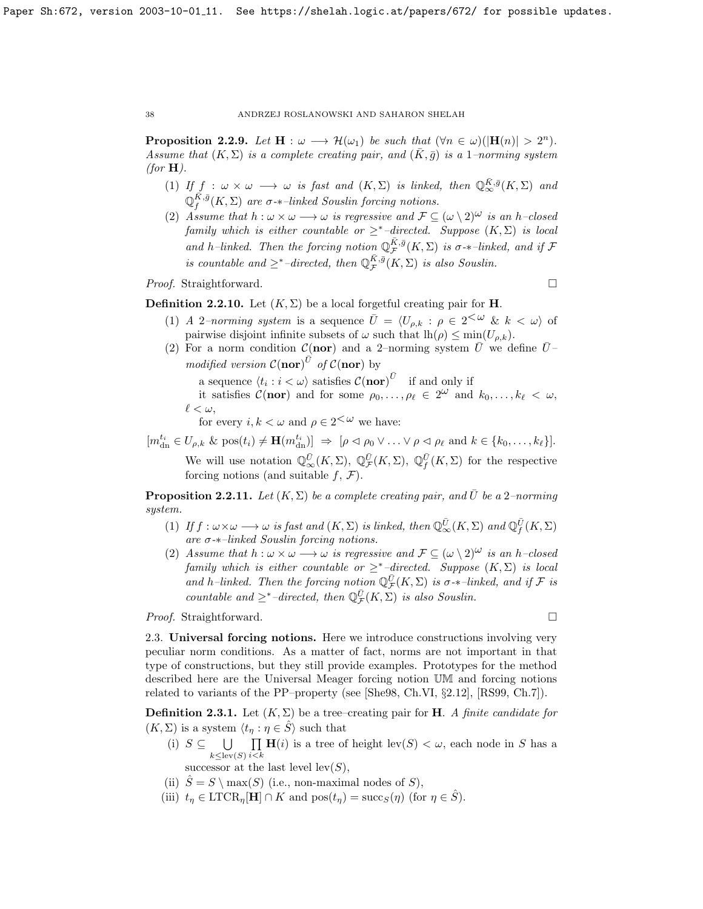**Proposition 2.2.9.** *Let $\mathbf{H}:\omega\longrightarrow\mathcal{H}(\omega_1)$ be such that $(\forall n\in\omega)(|\mathbf{H}(n)|>2^n)$. Assume that $(K,\Sigma)$ is a complete creating pair, and $(\bar{K},\bar{g})$ is a 1–norming system (for $\mathbf{H}$).*

1. *If $f:\omega\times\omega\longrightarrow\omega$ is fast and $(K,\Sigma)$ is linked, then $\mathbb{Q}^{\bar{K},\bar{g}}_\infty(K,\Sigma)$ and $\mathbb{Q}^{\bar{K},\bar{g}}_f(K,\Sigma)$ are $\sigma$-$*$-linked Souslin forcing notions.*
2. *Assume that $h:\omega\times\omega\longrightarrow\omega$ is regressive and $\mathcal{F}\subseteq(\omega\setminus 2)^\omega$ is an $h$–closed family which is either countable or $\geq^*$–directed. Suppose $(K,\Sigma)$ is local and $h$–linked. Then the forcing notion $\mathbb{Q}^{\bar{K},\bar{g}}_{\mathcal{F}}(K,\Sigma)$ is $\sigma$-$*$-linked, and if $\mathcal{F}$ is countable and $\geq^*$–directed, then $\mathbb{Q}^{\bar{K},\bar{g}}_{\mathcal{F}}(K,\Sigma)$ is also Souslin.*

*Proof.* Straightforward. $\square$

**Definition 2.2.10.** Let $(K,\Sigma)$ be a local forgetful creating pair for $\mathbf{H}$.

1. *A 2–norming system* is a sequence $\bar{U}=\langle U_{\rho,k}:\rho\in 2^{<\omega}\ \&\ k<\omega\rangle$ of pairwise disjoint infinite subsets of $\omega$ such that $\mathrm{lh}(\rho)\leq\min(U_{\rho,k})$.
2. For a norm condition $\mathcal{C}(\mathbf{nor})$ and a 2–norming system $\bar{U}$ we define $\bar{U}$–*modified version $\mathcal{C}(\mathbf{nor})^{\bar{U}}$ of $\mathcal{C}(\mathbf{nor})$* by

   a sequence $\langle t_i:i<\omega\rangle$ satisfies $\mathcal{C}(\mathbf{nor})^{\bar{U}}$ if and only if
   it satisfies $\mathcal{C}(\mathbf{nor})$ and for some $\rho_0,\ldots,\rho_\ell\in 2^\omega$ and $k_0,\ldots,k_\ell<\omega$, $\ell<\omega$,
   for every $i,k<\omega$ and $\rho\in 2^{<\omega}$ we have:

$$[m^{t_i}_{\rm dn}\in U_{\rho,k}\ \&\ \mathrm{pos}(t_i)\neq\mathbf{H}(m^{t_i}_{\rm dn})]\ \Rightarrow\ [\rho\vartriangleleft\rho_0\vee\ldots\vee\rho\vartriangleleft\rho_\ell \text{ and } k\in\{k_0,\ldots,k_\ell\}].$$

   We will use notation $\mathbb{Q}^{\bar{U}}_\infty(K,\Sigma)$, $\mathbb{Q}^{\bar{U}}_{\mathcal{F}}(K,\Sigma)$, $\mathbb{Q}^{\bar{U}}_f(K,\Sigma)$ for the respective forcing notions (and suitable $f$, $\mathcal{F}$).

**Proposition 2.2.11.** *Let $(K,\Sigma)$ be a complete creating pair, and $\bar{U}$ be a 2–norming system.*

1. *If $f:\omega\times\omega\longrightarrow\omega$ is fast and $(K,\Sigma)$ is linked, then $\mathbb{Q}^{\bar{U}}_\infty(K,\Sigma)$ and $\mathbb{Q}^{\bar{U}}_f(K,\Sigma)$ are $\sigma$-$*$-linked Souslin forcing notions.*
2. *Assume that $h:\omega\times\omega\longrightarrow\omega$ is regressive and $\mathcal{F}\subseteq(\omega\setminus 2)^\omega$ is an $h$–closed family which is either countable or $\geq^*$–directed. Suppose $(K,\Sigma)$ is local and $h$–linked. Then the forcing notion $\mathbb{Q}^{\bar{U}}_{\mathcal{F}}(K,\Sigma)$ is $\sigma$-$*$-linked, and if $\mathcal{F}$ is countable and $\geq^*$–directed, then $\mathbb{Q}^{\bar{U}}_{\mathcal{F}}(K,\Sigma)$ is also Souslin.*

*Proof.* Straightforward. $\square$

## 2.3. Universal forcing notions.

Here we introduce constructions involving very peculiar norm conditions. As a matter of fact, norms are not important in that type of constructions, but they still provide examples. Prototypes for the method described here are the Universal Meager forcing notion $\mathbb{UM}$ and forcing notions related to variants of the PP–property (see [She98, Ch.VI, §2.12], [RS99, Ch.7]).

**Definition 2.3.1.** Let $(K,\Sigma)$ be a tree–creating pair for $\mathbf{H}$. *A finite candidate for* $(K,\Sigma)$ is a system $\langle t_\eta:\eta\in\hat{S}\rangle$ such that

- (i) $S\subseteq\bigcup\limits_{k\leq\mathrm{lev}(S)}\prod\limits_{i<k}\mathbf{H}(i)$ is a tree of height $\mathrm{lev}(S)<\omega$, each node in $S$ has a successor at the last level $\mathrm{lev}(S)$,
- (ii) $\hat{S}=S\setminus\max(S)$ (i.e., non-maximal nodes of $S$),
- (iii) $t_\eta\in\mathrm{LTCR}_\eta[\mathbf{H}]\cap K$ and $\mathrm{pos}(t_\eta)=\mathrm{succ}_S(\eta)$ (for $\eta\in\hat{S}$).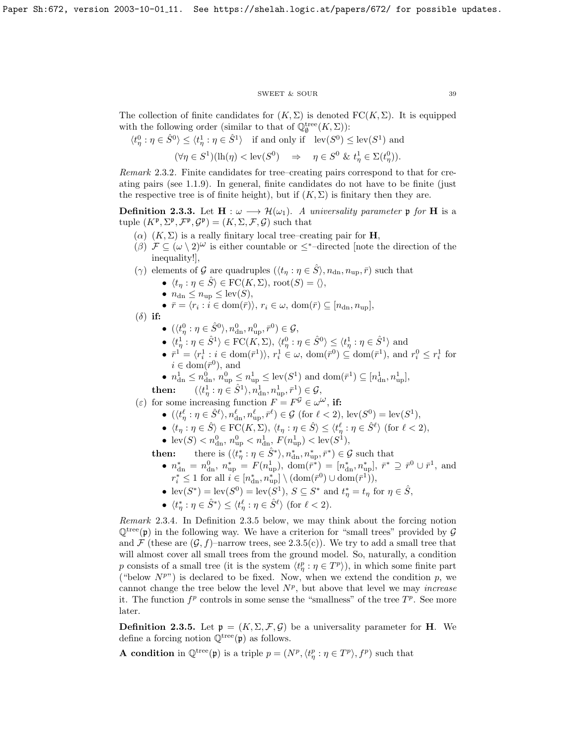The collection of finite candidates for $(K,\Sigma)$ is denoted $\mathrm{FC}(K,\Sigma)$. It is equipped with the following order (similar to that of $\mathbb{Q}^{\rm tree}_\emptyset(K,\Sigma)$):

$\langle t^0_\eta:\eta\in\hat{S}^0\rangle\leq\langle t^1_\eta:\eta\in\hat{S}^1\rangle$ if and only if $\mathrm{lev}(S^0)\leq\mathrm{lev}(S^1)$ and

$$(\forall\eta\in S^1)(\mathrm{lh}(\eta)<\mathrm{lev}(S^0)\quad\Rightarrow\quad\eta\in S^0\ \&\ t^1_\eta\in\Sigma(t^0_\eta)).$$

*Remark* 2.3.2. Finite candidates for tree–creating pairs correspond to that for creating pairs (see 1.1.9). In general, finite candidates do not have to be finite (just the respective tree is of finite height), but if $(K,\Sigma)$ is finitary then they are.

**Definition 2.3.3.** Let $\mathbf{H}:\omega\longrightarrow\mathcal{H}(\omega_1)$. *A universality parameter* $\mathfrak{p}$ *for* $\mathbf{H}$ is a tuple $(K^{\mathfrak{p}},\Sigma^{\mathfrak{p}},\mathcal{F}^{\mathfrak{p}},\mathcal{G}^{\mathfrak{p}})=(K,\Sigma,\mathcal{F},\mathcal{G})$ such that

($\alpha$) $(K,\Sigma)$ is a really finitary local tree–creating pair for $\mathbf{H}$,

($\beta$) $\mathcal{F}\subseteq(\omega\setminus 2)^\omega$ is either countable or $\leq^*$–directed [note the direction of the inequality!],

($\gamma$) elements of $\mathcal{G}$ are quadruples $(\langle t_\eta:\eta\in\hat{S}\rangle,n_{\rm dn},n_{\rm up},\bar{r})$ such that
- $\langle t_\eta:\eta\in\hat{S}\rangle\in\mathrm{FC}(K,\Sigma)$, $\mathrm{root}(S)=\langle\rangle$,
- $n_{\rm dn}\leq n_{\rm up}\leq\mathrm{lev}(S)$,
- $\bar{r}=\langle r_i:i\in\mathrm{dom}(\bar{r})\rangle$, $r_i\in\omega$, $\mathrm{dom}(\bar{r})\subseteq[n_{\rm dn},n_{\rm up}]$,

($\delta$) **if:**
- $(\langle t^0_\eta:\eta\in\hat{S}^0\rangle,n^0_{\rm dn},n^0_{\rm up},\bar{r}^0)\in\mathcal{G}$,
- $\langle t^1_\eta:\eta\in\hat{S}^1\rangle\in\mathrm{FC}(K,\Sigma)$, $\langle t^0_\eta:\eta\in\hat{S}^0\rangle\leq\langle t^1_\eta:\eta\in\hat{S}^1\rangle$ and
- $\bar{r}^1=\langle r^1_i:i\in\mathrm{dom}(\bar{r}^1)\rangle$, $r^1_i\in\omega$, $\mathrm{dom}(\bar{r}^0)\subseteq\mathrm{dom}(\bar{r}^1)$, and $r^0_i\leq r^1_i$ for $i\in\mathrm{dom}(\bar{r}^0)$, and
- $n^1_{\rm dn}\leq n^0_{\rm dn}$, $n^0_{\rm up}\leq n^1_{\rm up}\leq\mathrm{lev}(S^1)$ and $\mathrm{dom}(\bar{r}^1)\subseteq[n^1_{\rm dn},n^1_{\rm up}]$,

**then:** $\quad(\langle t^1_\eta:\eta\in\hat{S}^1\rangle,n^1_{\rm dn},n^1_{\rm up},\bar{r}^1)\in\mathcal{G}$,

($\varepsilon$) for some increasing function $F=F^{\mathcal{G}}\in\omega^\omega$, **if:**
- $(\langle t^\ell_\eta:\eta\in\hat{S}^\ell\rangle,n^\ell_{\rm dn},n^\ell_{\rm up},\bar{r}^\ell)\in\mathcal{G}$ (for $\ell<2$), $\mathrm{lev}(S^0)=\mathrm{lev}(S^1)$,
- $\langle t_\eta:\eta\in\hat{S}\rangle\in\mathrm{FC}(K,\Sigma)$, $\langle t_\eta:\eta\in\hat{S}\rangle\leq\langle t^\ell_\eta:\eta\in\hat{S}^\ell\rangle$ (for $\ell<2$),
- $\mathrm{lev}(S)<n^0_{\rm dn}$, $n^0_{\rm up}<n^1_{\rm dn}$, $F(n^1_{\rm up})<\mathrm{lev}(S^1)$,

**then:** $\quad$ there is $(\langle t^*_\eta:\eta\in\hat{S}^*\rangle,n^*_{\rm dn},n^*_{\rm up},\bar{r}^*)\in\mathcal{G}$ such that
- $n^*_{\rm dn}=n^0_{\rm dn}$, $n^*_{\rm up}=F(n^1_{\rm up})$, $\mathrm{dom}(\bar{r}^*)=[n^*_{\rm dn},n^*_{\rm up}]$, $\bar{r}^*\supseteq\bar{r}^0\cup\bar{r}^1$, and $r^*_i\leq 1$ for all $i\in[n^*_{\rm dn},n^*_{\rm up}]\setminus(\mathrm{dom}(\bar{r}^0)\cup\mathrm{dom}(\bar{r}^1))$,
- $\mathrm{lev}(S^*)=\mathrm{lev}(S^0)=\mathrm{lev}(S^1)$, $S\subseteq S^*$ and $t^*_\eta=t_\eta$ for $\eta\in\hat{S}$,
- $\langle t^*_\eta:\eta\in\hat{S}^*\rangle\leq\langle t^\ell_\eta:\eta\in\hat{S}^\ell\rangle$ (for $\ell<2$).

*Remark* 2.3.4. In Definition 2.3.5 below, we may think about the forcing notion $\mathbb{Q}^{\rm tree}(\mathfrak{p})$ in the following way. We have a criterion for "small trees" provided by $\mathcal{G}$ and $\mathcal{F}$ (these are $(\mathcal{G},f)$–narrow trees, see 2.3.5(c)). We try to add a small tree that will almost cover all small trees from the ground model. So, naturally, a condition $p$ consists of a small tree (it is the system $\langle t^p_\eta:\eta\in T^p\rangle$), in which some finite part ("below $N^p$") is declared to be fixed. Now, when we extend the condition $p$, we cannot change the tree below the level $N^p$, but above that level we may *increase* it. The function $f^p$ controls in some sense the "smallness" of the tree $T^p$. See more later.

**Definition 2.3.5.** Let $\mathfrak{p}=(K,\Sigma,\mathcal{F},\mathcal{G})$ be a universality parameter for $\mathbf{H}$. We define a forcing notion $\mathbb{Q}^{\rm tree}(\mathfrak{p})$ as follows.

**A condition** in $\mathbb{Q}^{\rm tree}(\mathfrak{p})$ is a triple $p=(N^p,\langle t^p_\eta:\eta\in T^p\rangle,f^p)$ such that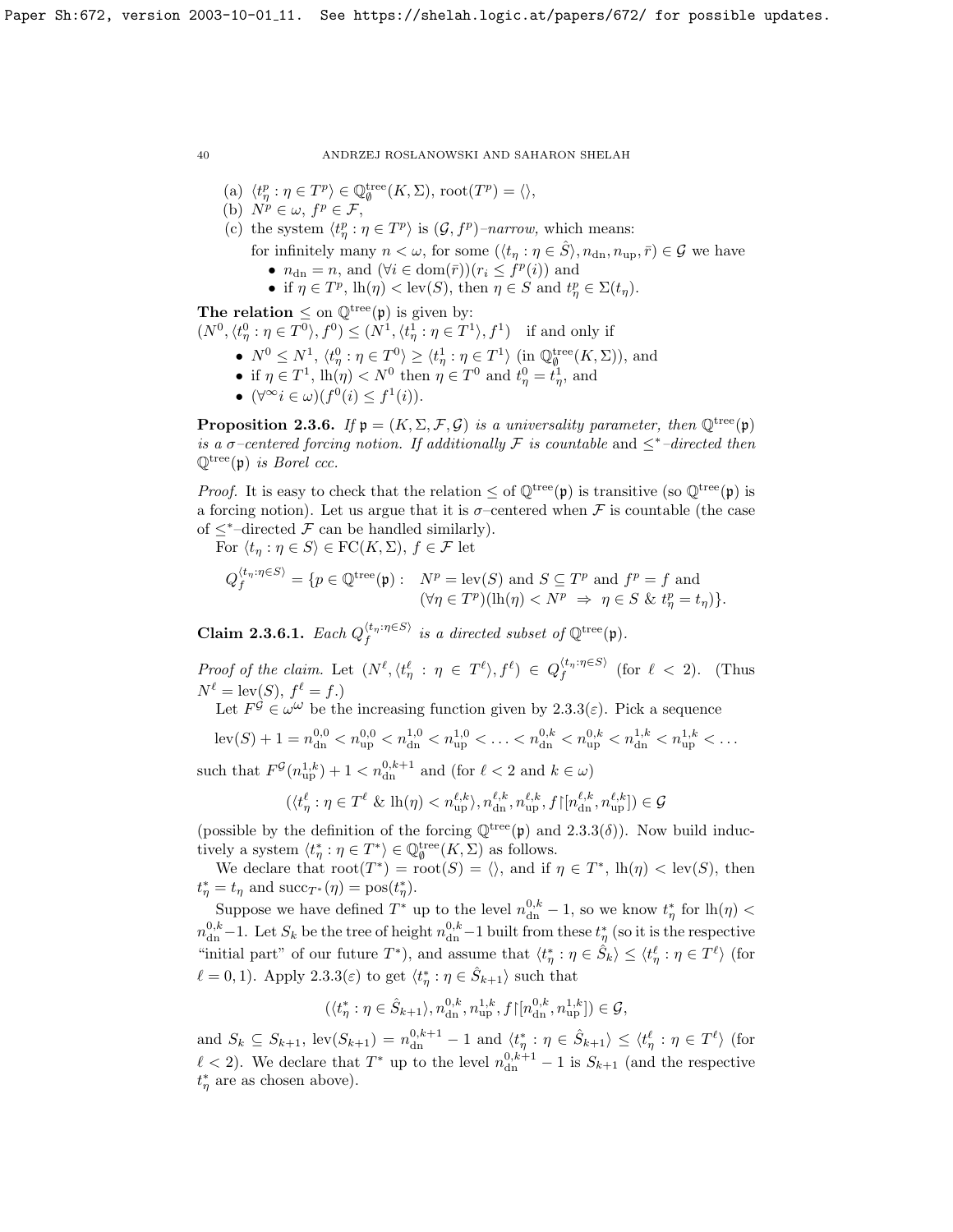(a) $\langle t^p_\eta : \eta \in T^p\rangle \in \mathbb{Q}^{\rm tree}_\emptyset(K,\Sigma)$, ${\rm root}(T^p)=\langle\rangle$,

(b) $N^p \in \omega$, $f^p \in \mathcal{F}$,

(c) the system $\langle t^p_\eta : \eta \in T^p\rangle$ is $(\mathcal{G}, f^p)$*–narrow,* which means:

for infinitely many $n<\omega$, for some $(\langle t_\eta : \eta\in \hat{S}\rangle, n_{\rm dn}, n_{\rm up}, \bar{r}) \in \mathcal{G}$ we have

- $n_{\rm dn} = n$, and $(\forall i \in {\rm dom}(\bar{r}))(r_i \le f^p(i))$ and
- if $\eta \in T^p$, ${\rm lh}(\eta) < {\rm lev}(S)$, then $\eta \in S$ and $t^p_\eta \in \Sigma(t_\eta)$.

**The relation** $\le$ on $\mathbb{Q}^{\rm tree}(\mathfrak{p})$ is given by:

$(N^0, \langle t^0_\eta : \eta \in T^0\rangle, f^0) \le (N^1, \langle t^1_\eta : \eta\in T^1\rangle, f^1)$ if and only if

- $N^0 \le N^1$, $\langle t^0_\eta : \eta \in T^0\rangle \ge \langle t^1_\eta : \eta \in T^1\rangle$ (in $\mathbb{Q}^{\rm tree}_\emptyset(K,\Sigma)$), and
- if $\eta \in T^1$, ${\rm lh}(\eta) < N^0$ then $\eta \in T^0$ and $t^0_\eta = t^1_\eta$, and
- $(\forall^\infty i \in \omega)(f^0(i) \le f^1(i))$.

**Proposition 2.3.6.** *If $\mathfrak{p} = (K,\Sigma,\mathcal{F},\mathcal{G})$ is a universality parameter, then $\mathbb{Q}^{\rm tree}(\mathfrak{p})$ is a $\sigma$–centered forcing notion. If additionally $\mathcal{F}$ is countable* and $\le^*$*–directed then $\mathbb{Q}^{\rm tree}(\mathfrak{p})$ is Borel ccc.*

*Proof.* It is easy to check that the relation $\le$ of $\mathbb{Q}^{\rm tree}(\mathfrak{p})$ is transitive (so $\mathbb{Q}^{\rm tree}(\mathfrak{p})$ is a forcing notion). Let us argue that it is $\sigma$–centered when $\mathcal{F}$ is countable (the case of $\le^*$–directed $\mathcal{F}$ can be handled similarly).

For $\langle t_\eta : \eta \in S\rangle \in {\rm FC}(K,\Sigma)$, $f\in\mathcal{F}$ let

$$Q^{\langle t_\eta:\eta\in S\rangle}_f = \{p \in \mathbb{Q}^{\rm tree}(\mathfrak{p}) :\ \ N^p = {\rm lev}(S) \text{ and } S \subseteq T^p \text{ and } f^p = f \text{ and } (\forall \eta\in T^p)({\rm lh}(\eta) < N^p \ \Rightarrow\ \eta\in S\ \&\ t^p_\eta = t_\eta)\}.$$

**Claim 2.3.6.1.** *Each $Q^{\langle t_\eta:\eta\in S\rangle}_f$ is a directed subset of $\mathbb{Q}^{\rm tree}(\mathfrak{p})$.*

*Proof of the claim.* Let $(N^\ell, \langle t^\ell_\eta : \eta \in T^\ell\rangle, f^\ell) \in Q^{\langle t_\eta:\eta\in S\rangle}_f$ (for $\ell < 2$). (Thus $N^\ell = {\rm lev}(S)$, $f^\ell = f$.)

Let $F^{\mathcal{G}} \in \omega^\omega$ be the increasing function given by 2.3.3($\varepsilon$). Pick a sequence

$${\rm lev}(S)+1 = n^{0,0}_{\rm dn} < n^{0,0}_{\rm up} < n^{1,0}_{\rm dn} < n^{1,0}_{\rm up} < \ldots < n^{0,k}_{\rm dn} < n^{0,k}_{\rm up} < n^{1,k}_{\rm dn} < n^{1,k}_{\rm up} < \ldots$$

such that $F^{\mathcal{G}}(n^{1,k}_{\rm up}) + 1 < n^{0,k+1}_{\rm dn}$ and (for $\ell<2$ and $k\in\omega$)

$$(\langle t^\ell_\eta : \eta \in T^\ell \ \&\ {\rm lh}(\eta) < n^{\ell,k}_{\rm up}\rangle, n^{\ell,k}_{\rm dn}, n^{\ell,k}_{\rm up}, f{\restriction}[n^{\ell,k}_{\rm dn}, n^{\ell,k}_{\rm up}]) \in \mathcal{G}$$

(possible by the definition of the forcing $\mathbb{Q}^{\rm tree}(\mathfrak{p})$ and 2.3.3($\delta$)). Now build inductively a system $\langle t^*_\eta : \eta \in T^*\rangle \in \mathbb{Q}^{\rm tree}_\emptyset(K,\Sigma)$ as follows.

We declare that ${\rm root}(T^*) = {\rm root}(S) = \langle\rangle$, and if $\eta \in T^*$, ${\rm lh}(\eta) < {\rm lev}(S)$, then $t^*_\eta = t_\eta$ and ${\rm succ}_{T^*}(\eta) = {\rm pos}(t^*_\eta)$.

Suppose we have defined $T^*$ up to the level $n^{0,k}_{\rm dn} - 1$, so we know $t^*_\eta$ for ${\rm lh}(\eta) < n^{0,k}_{\rm dn} - 1$. Let $S_k$ be the tree of height $n^{0,k}_{\rm dn} - 1$ built from these $t^*_\eta$ (so it is the respective "initial part" of our future $T^*$), and assume that $\langle t^*_\eta : \eta \in \hat{S}_k\rangle \le \langle t^\ell_\eta : \eta \in T^\ell\rangle$ (for $\ell = 0,1$). Apply 2.3.3($\varepsilon$) to get $\langle t^*_\eta : \eta \in \hat{S}_{k+1}\rangle$ such that

$$(\langle t^*_\eta : \eta \in \hat{S}_{k+1}\rangle, n^{0,k}_{\rm dn}, n^{1,k}_{\rm up}, f{\restriction}[n^{0,k}_{\rm dn}, n^{1,k}_{\rm up}]) \in \mathcal{G},$$

and $S_k \subseteq S_{k+1}$, ${\rm lev}(S_{k+1}) = n^{0,k+1}_{\rm dn} - 1$ and $\langle t^*_\eta : \eta \in \hat{S}_{k+1}\rangle \le \langle t^\ell_\eta : \eta \in T^\ell\rangle$ (for $\ell < 2$). We declare that $T^*$ up to the level $n^{0,k+1}_{\rm dn} - 1$ is $S_{k+1}$ (and the respective $t^*_\eta$ are as chosen above).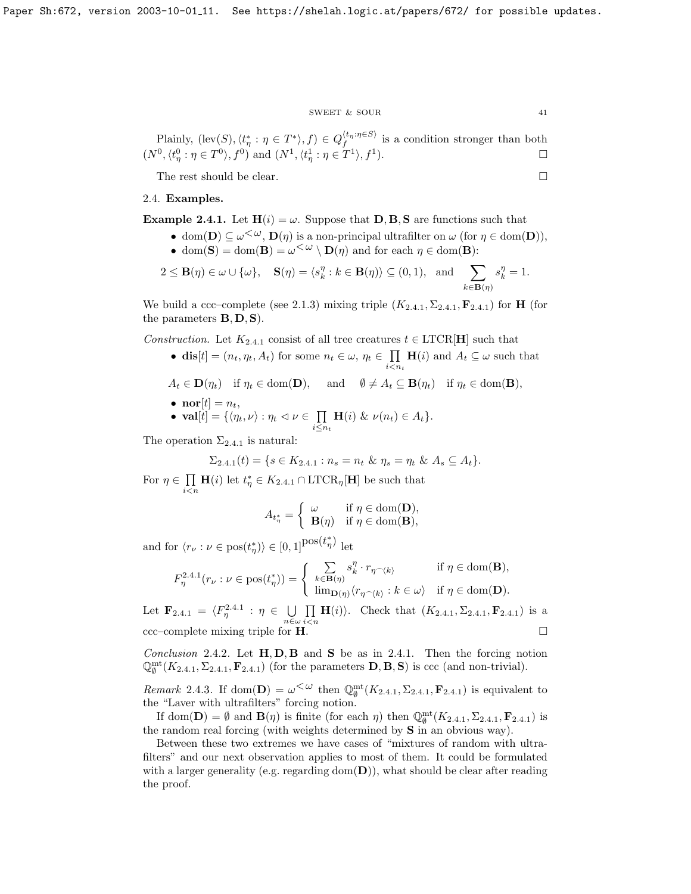Plainly, $(\text{lev}(S), \langle t^*_\eta : \eta \in T^*\rangle, f) \in Q_f^{\langle t_\eta:\eta\in S\rangle}$ is a condition stronger than both $(N^0, \langle t^0_\eta : \eta \in T^0\rangle, f^0)$ and $(N^1, \langle t^1_\eta : \eta \in T^1\rangle, f^1)$. $\square$

The rest should be clear. $\square$

### 2.4. Examples.

**Example 2.4.1.** Let $\mathbf{H}(i) = \omega$. Suppose that $\mathbf{D}, \mathbf{B}, \mathbf{S}$ are functions such that

- $\text{dom}(\mathbf{D}) \subseteq \omega^{<\omega}$, $\mathbf{D}(\eta)$ is a non-principal ultrafilter on $\omega$ (for $\eta \in \text{dom}(\mathbf{D})$),
- $\text{dom}(\mathbf{S}) = \text{dom}(\mathbf{B}) = \omega^{<\omega} \setminus \mathbf{D}(\eta)$ and for each $\eta \in \text{dom}(\mathbf{B})$:

$$2 \leq \mathbf{B}(\eta) \in \omega \cup \{\omega\}, \quad \mathbf{S}(\eta) = \langle s^\eta_k : k \in \mathbf{B}(\eta)\rangle \subseteq (0,1), \text{ and } \sum_{k\in\mathbf{B}(\eta)} s^\eta_k = 1.$$

We build a ccc–complete (see 2.1.3) mixing triple $(K_{2.4.1}, \Sigma_{2.4.1}, \mathbf{F}_{2.4.1})$ for $\mathbf{H}$ (for the parameters $\mathbf{B}, \mathbf{D}, \mathbf{S}$).

*Construction.* Let $K_{2.4.1}$ consist of all tree creatures $t \in \text{LTCR}[\mathbf{H}]$ such that

- $\mathbf{dis}[t] = (n_t, \eta_t, A_t)$ for some $n_t \in \omega$, $\eta_t \in \prod\limits_{i<n_t} \mathbf{H}(i)$ and $A_t \subseteq \omega$ such that

$$A_t \in \mathbf{D}(\eta_t) \text{ if } \eta_t \in \text{dom}(\mathbf{D}), \quad \text{and} \quad \emptyset \neq A_t \subseteq \mathbf{B}(\eta_t) \text{ if } \eta_t \in \text{dom}(\mathbf{B}),$$

- $\mathbf{nor}[t] = n_t$,
- $\mathbf{val}[t] = \{\langle \eta_t, \nu\rangle : \eta_t \vartriangleleft \nu \in \prod\limits_{i\leq n_t} \mathbf{H}(i) \ \&\ \nu(n_t) \in A_t\}$.

The operation $\Sigma_{2.4.1}$ is natural:

$$\Sigma_{2.4.1}(t) = \{s \in K_{2.4.1} : n_s = n_t \ \&\ \eta_s = \eta_t \ \&\ A_s \subseteq A_t\}.$$

For $\eta \in \prod\limits_{i<n} \mathbf{H}(i)$ let $t^*_\eta \in K_{2.4.1} \cap \text{LTCR}_\eta[\mathbf{H}]$ be such that

$$A_{t^*_\eta} = \begin{cases} \omega & \text{if } \eta \in \text{dom}(\mathbf{D}),\\ \mathbf{B}(\eta) & \text{if } \eta \in \text{dom}(\mathbf{B}),\end{cases}$$

and for $\langle r_\nu : \nu \in \text{pos}(t^*_\eta)\rangle \in [0,1]^{\text{pos}(t^*_\eta)}$ let

$$F^{2.4.1}_\eta(r_\nu : \nu \in \text{pos}(t^*_\eta)) = \begin{cases} \sum\limits_{k\in\mathbf{B}(\eta)} s^\eta_k \cdot r_{\eta^\frown\langle k\rangle} & \text{if } \eta \in \text{dom}(\mathbf{B}),\\ \lim_{\mathbf{D}(\eta)} \langle r_{\eta^\frown\langle k\rangle} : k \in \omega\rangle & \text{if } \eta \in \text{dom}(\mathbf{D}).\end{cases}$$

Let $\mathbf{F}_{2.4.1} = \langle F^{2.4.1}_\eta : \eta \in \bigcup\limits_{n\in\omega} \prod\limits_{i<n} \mathbf{H}(i)\rangle$. Check that $(K_{2.4.1}, \Sigma_{2.4.1}, \mathbf{F}_{2.4.1})$ is a ccc–complete mixing triple for $\mathbf{H}$. $\square$

*Conclusion* 2.4.2. Let $\mathbf{H}, \mathbf{D}, \mathbf{B}$ and $\mathbf{S}$ be as in 2.4.1. Then the forcing notion $\mathbb{Q}^{\text{mt}}_\emptyset(K_{2.4.1}, \Sigma_{2.4.1}, \mathbf{F}_{2.4.1})$ (for the parameters $\mathbf{D}, \mathbf{B}, \mathbf{S}$) is ccc (and non-trivial).

*Remark* 2.4.3. If $\text{dom}(\mathbf{D}) = \omega^{<\omega}$ then $\mathbb{Q}^{\text{mt}}_\emptyset(K_{2.4.1}, \Sigma_{2.4.1}, \mathbf{F}_{2.4.1})$ is equivalent to the "Laver with ultrafilters" forcing notion.

If $\text{dom}(\mathbf{D}) = \emptyset$ and $\mathbf{B}(\eta)$ is finite (for each $\eta$) then $\mathbb{Q}^{\text{mt}}_\emptyset(K_{2.4.1}, \Sigma_{2.4.1}, \mathbf{F}_{2.4.1})$ is the random real forcing (with weights determined by $\mathbf{S}$ in an obvious way).

Between these two extremes we have cases of "mixtures of random with ultrafilters" and our next observation applies to most of them. It could be formulated with a larger generality (e.g. regarding $\text{dom}(\mathbf{D})$), what should be clear after reading the proof.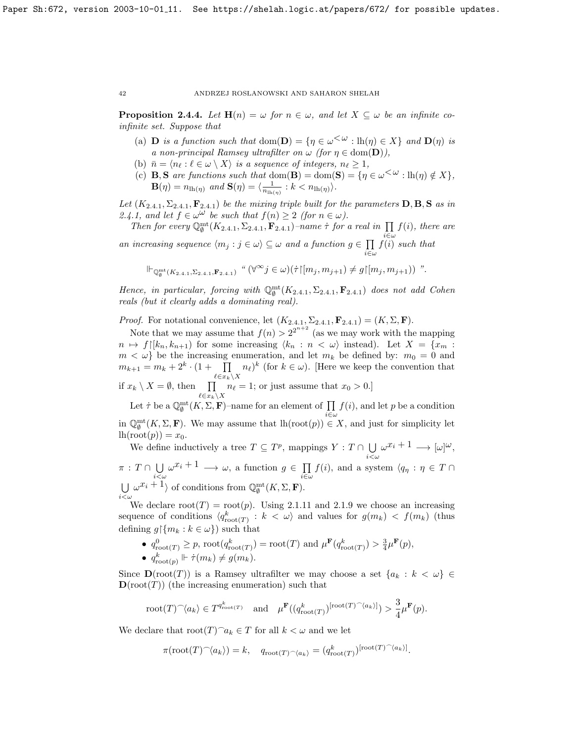**Proposition 2.4.4.** *Let $\mathbf{H}(n) = \omega$ for $n \in \omega$, and let $X \subseteq \omega$ be an infinite co-infinite set. Suppose that*

(a) *$\mathbf{D}$ is a function such that $\mathrm{dom}(\mathbf{D}) = \{\eta \in \omega^{<\omega} : \mathrm{lh}(\eta) \in X\}$ and $\mathbf{D}(\eta)$ is a non-principal Ramsey ultrafilter on $\omega$ (for $\eta \in \mathrm{dom}(\mathbf{D})$),*

(b) *$\bar{n} = \langle n_\ell : \ell \in \omega \setminus X \rangle$ is a sequence of integers, $n_\ell \geq 1$,*

(c) *$\mathbf{B}, \mathbf{S}$ are functions such that $\mathrm{dom}(\mathbf{B}) = \mathrm{dom}(\mathbf{S}) = \{\eta \in \omega^{<\omega} : \mathrm{lh}(\eta) \notin X\}$, $\mathbf{B}(\eta) = n_{\mathrm{lh}(\eta)}$ and $\mathbf{S}(\eta) = \langle \frac{1}{n_{\mathrm{lh}(\eta)}} : k < n_{\mathrm{lh}(\eta)} \rangle$.*

*Let $(K_{2.4.1}, \Sigma_{2.4.1}, \mathbf{F}_{2.4.1})$ be the mixing triple built for the parameters $\mathbf{D}, \mathbf{B}, \mathbf{S}$ as in 2.4.1, and let $f \in \omega^\omega$ be such that $f(n) \geq 2$ (for $n \in \omega$).*

*Then for every $\mathbb{Q}^{\mathrm{mt}}_\emptyset(K_{2.4.1}, \Sigma_{2.4.1}, \mathbf{F}_{2.4.1})$–name $\dot{\tau}$ for a real in $\prod\limits_{i \in \omega} f(i)$, there are an increasing sequence $\langle m_j : j \in \omega \rangle \subseteq \omega$ and a function $g \in \prod\limits_{i \in \omega} f(i)$ such that*

$$\Vdash_{\mathbb{Q}^{\mathrm{mt}}_\emptyset(K_{2.4.1}, \Sigma_{2.4.1}, \mathbf{F}_{2.4.1})} \text{ “ } (\forall^\infty j \in \omega)(\dot{\tau}{\restriction}[m_j, m_{j+1}) \neq g{\restriction}[m_j, m_{j+1})) \text{ ”.}$$

*Hence, in particular, forcing with $\mathbb{Q}^{\mathrm{mt}}_\emptyset(K_{2.4.1}, \Sigma_{2.4.1}, \mathbf{F}_{2.4.1})$ does not add Cohen reals (but it clearly adds a dominating real).*

*Proof.* For notational convenience, let $(K_{2.4.1}, \Sigma_{2.4.1}, \mathbf{F}_{2.4.1}) = (K, \Sigma, \mathbf{F})$.

Note that we may assume that $f(n) > 2^{2^{n+2}}$ (as we may work with the mapping $n \mapsto f{\restriction}[k_n, k_{n+1})$ for some increasing $\langle k_n : n < \omega \rangle$ instead). Let $X = \{x_m : m < \omega\}$ be the increasing enumeration, and let $m_k$ be defined by: $m_0 = 0$ and $m_{k+1} = m_k + 2^k \cdot (1 + \prod\limits_{\ell \in x_k \setminus X} n_\ell)^k$ (for $k \in \omega$). [Here we keep the convention that if $x_k \setminus X = \emptyset$, then $\prod\limits_{\ell \in x_k \setminus X} n_\ell = 1$; or just assume that $x_0 > 0$.]

Let $\dot{\tau}$ be a $\mathbb{Q}^{\mathrm{mt}}_\emptyset(K, \Sigma, \mathbf{F})$–name for an element of $\prod\limits_{i \in \omega} f(i)$, and let $p$ be a condition in $\mathbb{Q}^{\mathrm{mt}}_\emptyset(K, \Sigma, \mathbf{F})$. We may assume that $\mathrm{lh}(\mathrm{root}(p)) \in X$, and just for simplicity let $\mathrm{lh}(\mathrm{root}(p)) = x_0$.

We define inductively a tree $T \subseteq T^p$, mappings $Y : T \cap \bigcup\limits_{i<\omega} \omega^{x_i+1} \longrightarrow [\omega]^\omega$, $\pi : T \cap \bigcup\limits_{i<\omega} \omega^{x_i+1} \longrightarrow \omega$, a function $g \in \prod\limits_{i \in \omega} f(i)$, and a system $\langle q_\eta : \eta \in T \cap \bigcup\limits_{i<\omega} \omega^{x_i+1} \rangle$ of conditions from $\mathbb{Q}^{\mathrm{mt}}_\emptyset(K, \Sigma, \mathbf{F})$.

We declare $\mathrm{root}(T) = \mathrm{root}(p)$. Using 2.1.11 and 2.1.9 we choose an increasing sequence of conditions $\langle q^k_{\mathrm{root}(T)} : k < \omega \rangle$ and values for $g(m_k) < f(m_k)$ (thus defining $g{\restriction}\{m_k : k \in \omega\}$) such that

- $q^0_{\mathrm{root}(T)} \geq p$, $\mathrm{root}(q^k_{\mathrm{root}(T)}) = \mathrm{root}(T)$ and $\mu^{\mathbf{F}}(q^k_{\mathrm{root}(T)}) > \frac{3}{4}\mu^{\mathbf{F}}(p)$,
- $q^k_{\mathrm{root}(p)} \Vdash \dot{\tau}(m_k) \neq g(m_k)$.

Since $\mathbf{D}(\mathrm{root}(T))$ is a Ramsey ultrafilter we may choose a set $\{a_k : k < \omega\} \in \mathbf{D}(\mathrm{root}(T))$ (the increasing enumeration) such that

$$\mathrm{root}(T)^\frown\langle a_k \rangle \in T^{q^k_{\mathrm{root}(T)}} \quad \text{and} \quad \mu^{\mathbf{F}}((q^k_{\mathrm{root}(T)})^{[\mathrm{root}(T)^\frown\langle a_k \rangle]}) > \frac{3}{4}\mu^{\mathbf{F}}(p).$$

We declare that $\mathrm{root}(T)^\frown a_k \in T$ for all $k < \omega$ and we let

$$\pi(\mathrm{root}(T)^\frown\langle a_k \rangle) = k, \quad q_{\mathrm{root}(T)^\frown\langle a_k \rangle} = (q^k_{\mathrm{root}(T)})^{[\mathrm{root}(T)^\frown\langle a_k \rangle]}.$$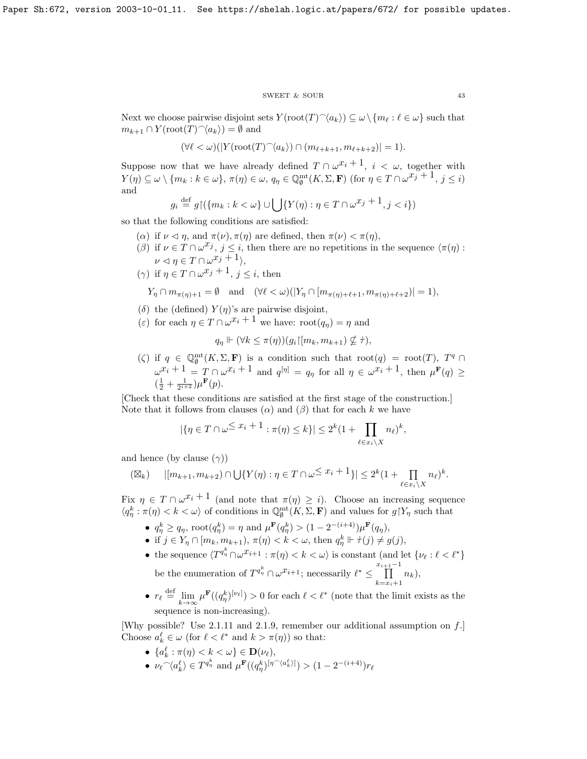Next we choose pairwise disjoint sets $Y(\mathrm{root}(T)^\frown\langle a_k\rangle) \subseteq \omega\setminus\{m_\ell : \ell\in\omega\}$ such that $m_{k+1}\cap Y(\mathrm{root}(T)^\frown\langle a_k\rangle)=\emptyset$ and

$$(\forall \ell<\omega)(|Y(\mathrm{root}(T)^\frown\langle a_k\rangle)\cap(m_{\ell+k+1},m_{\ell+k+2})|=1).$$

Suppose now that we have already defined $T\cap\omega^{x_i+1}$, $i<\omega$, together with $Y(\eta)\subseteq\omega\setminus\{m_k:k\in\omega\}$, $\pi(\eta)\in\omega$, $q_\eta\in\mathbb{Q}^{\mathrm{mt}}_\emptyset(K,\Sigma,\mathbf{F})$ (for $\eta\in T\cap\omega^{x_j+1}$, $j\le i$) and

$$g_i \stackrel{\mathrm{def}}{=} g{\restriction}(\{m_k:k<\omega\}\cup\bigcup\{Y(\eta):\eta\in T\cap\omega^{x_j+1}, j<i\})$$

so that the following conditions are satisfied:

($\alpha$) if $\nu\lhd\eta$, and $\pi(\nu),\pi(\eta)$ are defined, then $\pi(\nu)<\pi(\eta)$,

($\beta$) if $\nu\in T\cap\omega^{x_j}$, $j\le i$, then there are no repetitions in the sequence $\langle\pi(\eta):\nu\lhd\eta\in T\cap\omega^{x_j+1}\rangle$,

($\gamma$) if $\eta\in T\cap\omega^{x_j+1}$, $j\le i$, then

$$Y_\eta\cap m_{\pi(\eta)+1}=\emptyset\quad\text{and}\quad(\forall\ell<\omega)(|Y_\eta\cap[m_{\pi(\eta)+\ell+1},m_{\pi(\eta)+\ell+2})|=1),$$

($\delta$) the (defined) $Y(\eta)$'s are pairwise disjoint,

($\varepsilon$) for each $\eta\in T\cap\omega^{x_i+1}$ we have: $\mathrm{root}(q_\eta)=\eta$ and

$$q_\eta\Vdash(\forall k\le\pi(\eta))(g_i{\restriction}[m_k,m_{k+1})\not\subseteq\dot\tau),$$

($\zeta$) if $q\in\mathbb{Q}^{\mathrm{mt}}_\emptyset(K,\Sigma,\mathbf{F})$ is a condition such that $\mathrm{root}(q)=\mathrm{root}(T)$, $T^q\cap\omega^{x_i+1}=T\cap\omega^{x_i+1}$ and $q^{[\eta]}=q_\eta$ for all $\eta\in\omega^{x_i+1}$, then $\mu^{\mathbf{F}}(q)\ge(\frac12+\frac{1}{2^{i+2}})\mu^{\mathbf{F}}(p)$.

[Check that these conditions are satisfied at the first stage of the construction.] Note that it follows from clauses ($\alpha$) and ($\beta$) that for each $k$ we have

$$|\{\eta\in T\cap\omega^{\le x_i+1}:\pi(\eta)\le k\}|\le 2^k(1+\prod_{\ell\in x_i\setminus X}n_\ell)^k,$$

and hence (by clause ($\gamma$))

$$(\boxtimes_k)\qquad |[m_{k+1},m_{k+2})\cap\bigcup\{Y(\eta):\eta\in T\cap\omega^{\le x_i+1}\}|\le 2^k(1+\prod_{\ell\in x_i\setminus X}n_\ell)^k.$$

Fix $\eta\in T\cap\omega^{x_i+1}$ (and note that $\pi(\eta)\ge i$). Choose an increasing sequence $\langle q^k_\eta:\pi(\eta)<k<\omega\rangle$ of conditions in $\mathbb{Q}^{\mathrm{mt}}_\emptyset(K,\Sigma,\mathbf{F})$ and values for $g{\restriction}Y_\eta$ such that

- $q^k_\eta\ge q_\eta$, $\mathrm{root}(q^k_\eta)=\eta$ and $\mu^{\mathbf{F}}(q^k_\eta)>(1-2^{-(i+4)})\mu^{\mathbf{F}}(q_\eta)$,
- if $j\in Y_\eta\cap[m_k,m_{k+1})$, $\pi(\eta)<k<\omega$, then $q^k_\eta\Vdash\dot\tau(j)\ne g(j)$,
- the sequence $\langle T^{q^k_\eta}\cap\omega^{x_{i+1}}:\pi(\eta)<k<\omega\rangle$ is constant (and let $\{\nu_\ell:\ell<\ell^*\}$ be the enumeration of $T^{q^k_\eta}\cap\omega^{x_{i+1}}$; necessarily $\ell^*\le\prod\limits_{k=x_i+1}^{x_{i+1}-1}n_k$),
- $r_\ell\stackrel{\mathrm{def}}{=}\lim\limits_{k\to\infty}\mu^{\mathbf{F}}((q^k_\eta)^{[\nu_\ell]})>0$ for each $\ell<\ell^*$ (note that the limit exists as the sequence is non-increasing).

[Why possible? Use 2.1.11 and 2.1.9, remember our additional assumption on $f$.] Choose $a^\ell_k\in\omega$ (for $\ell<\ell^*$ and $k>\pi(\eta)$) so that:

- $\{a^\ell_k:\pi(\eta)<k<\omega\}\in\mathbf{D}(\nu_\ell)$,
- $\nu_\ell{}^\frown\langle a^\ell_k\rangle\in T^{q^k_\eta}$ and $\mu^{\mathbf{F}}((q^k_\eta)^{[\eta^\frown\langle a^\ell_k\rangle]})>(1-2^{-(i+4)})r_\ell$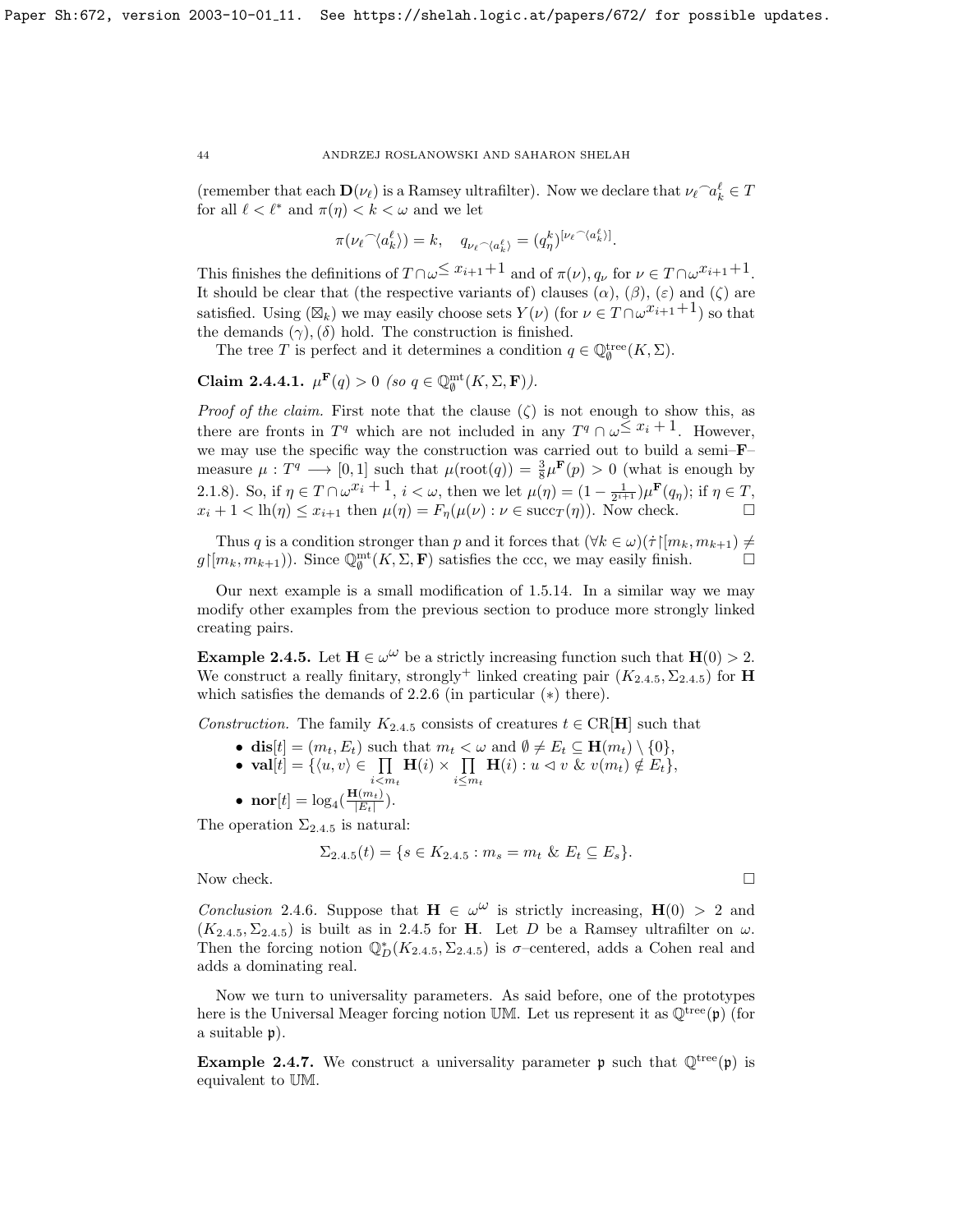(remember that each $\mathbf{D}(\nu_\ell)$ is a Ramsey ultrafilter). Now we declare that $\nu_\ell{}^\frown a^\ell_k \in T$ for all $\ell < \ell^*$ and $\pi(\eta) < k < \omega$ and we let

$$\pi(\nu_\ell{}^\frown\langle a^\ell_k\rangle) = k, \quad q_{\nu_\ell{}^\frown\langle a^\ell_k\rangle} = (q^k_\eta)^{[\nu_\ell{}^\frown\langle a^\ell_k\rangle]}.$$

This finishes the definitions of $T \cap \omega^{\leq x_{i+1}+1}$ and of $\pi(\nu), q_\nu$ for $\nu \in T \cap \omega^{x_{i+1}+1}$. It should be clear that (the respective variants of) clauses $(\alpha)$, $(\beta)$, $(\varepsilon)$ and $(\zeta)$ are satisfied. Using $(\boxtimes_k)$ we may easily choose sets $Y(\nu)$ (for $\nu \in T \cap \omega^{x_{i+1}+1}$) so that the demands $(\gamma)$, $(\delta)$ hold. The construction is finished.

The tree $T$ is perfect and it determines a condition $q \in \mathbb{Q}^{\rm tree}_\emptyset(K,\Sigma)$.

**Claim 2.4.4.1.** $\mu^{\mathbf{F}}(q) > 0$ *(so $q \in \mathbb{Q}^{\rm mt}_\emptyset(K,\Sigma,\mathbf{F})$).*

*Proof of the claim.* First note that the clause $(\zeta)$ is not enough to show this, as there are fronts in $T^q$ which are not included in any $T^q \cap \omega^{\leq x_i+1}$. However, we may use the specific way the construction was carried out to build a semi–$\mathbf{F}$–measure $\mu : T^q \longrightarrow [0,1]$ such that $\mu(\mathrm{root}(q)) = \frac{3}{8}\mu^{\mathbf{F}}(p) > 0$ (what is enough by 2.1.8). So, if $\eta \in T \cap \omega^{x_i+1}$, $i < \omega$, then we let $\mu(\eta) = (1 - \frac{1}{2^{i+1}})\mu^{\mathbf{F}}(q_\eta)$; if $\eta \in T$, $x_i + 1 < \mathrm{lh}(\eta) \leq x_{i+1}$ then $\mu(\eta) = F_\eta(\mu(\nu) : \nu \in \mathrm{succ}_T(\eta))$. Now check. $\square$

Thus $q$ is a condition stronger than $p$ and it forces that $(\forall k \in \omega)(\dot{\tau}{\restriction}[m_k, m_{k+1}) \neq g{\restriction}[m_k, m_{k+1}))$. Since $\mathbb{Q}^{\rm mt}_\emptyset(K,\Sigma,\mathbf{F})$ satisfies the ccc, we may easily finish. $\square$

Our next example is a small modification of 1.5.14. In a similar way we may modify other examples from the previous section to produce more strongly linked creating pairs.

**Example 2.4.5.** Let $\mathbf{H} \in \omega^\omega$ be a strictly increasing function such that $\mathbf{H}(0) > 2$. We construct a really finitary, strongly$^+$ linked creating pair $(K_{2.4.5}, \Sigma_{2.4.5})$ for $\mathbf{H}$ which satisfies the demands of 2.2.6 (in particular $(*)$ there).

*Construction.* The family $K_{2.4.5}$ consists of creatures $t \in \mathrm{CR}[\mathbf{H}]$ such that

- $\mathbf{dis}[t] = (m_t, E_t)$ such that $m_t < \omega$ and $\emptyset \neq E_t \subseteq \mathbf{H}(m_t) \setminus \{0\}$,
- $\mathbf{val}[t] = \{\langle u, v\rangle \in \prod\limits_{i<m_t} \mathbf{H}(i) \times \prod\limits_{i\leq m_t} \mathbf{H}(i) : u \vartriangleleft v \ \&\ v(m_t) \notin E_t\}$,
- $\mathbf{nor}[t] = \log_4(\frac{\mathbf{H}(m_t)}{|E_t|})$.

The operation $\Sigma_{2.4.5}$ is natural:

$$\Sigma_{2.4.5}(t) = \{s \in K_{2.4.5} : m_s = m_t \ \&\ E_t \subseteq E_s\}.$$

Now check. $\square$

*Conclusion* 2.4.6. Suppose that $\mathbf{H} \in \omega^\omega$ is strictly increasing, $\mathbf{H}(0) > 2$ and $(K_{2.4.5}, \Sigma_{2.4.5})$ is built as in 2.4.5 for $\mathbf{H}$. Let $D$ be a Ramsey ultrafilter on $\omega$. Then the forcing notion $\mathbb{Q}^*_D(K_{2.4.5}, \Sigma_{2.4.5})$ is $\sigma$–centered, adds a Cohen real and adds a dominating real.

Now we turn to universality parameters. As said before, one of the prototypes here is the Universal Meager forcing notion $\mathbb{UM}$. Let us represent it as $\mathbb{Q}^{\rm tree}(\mathfrak{p})$ (for a suitable $\mathfrak{p}$).

**Example 2.4.7.** We construct a universality parameter $\mathfrak{p}$ such that $\mathbb{Q}^{\rm tree}(\mathfrak{p})$ is equivalent to $\mathbb{UM}$.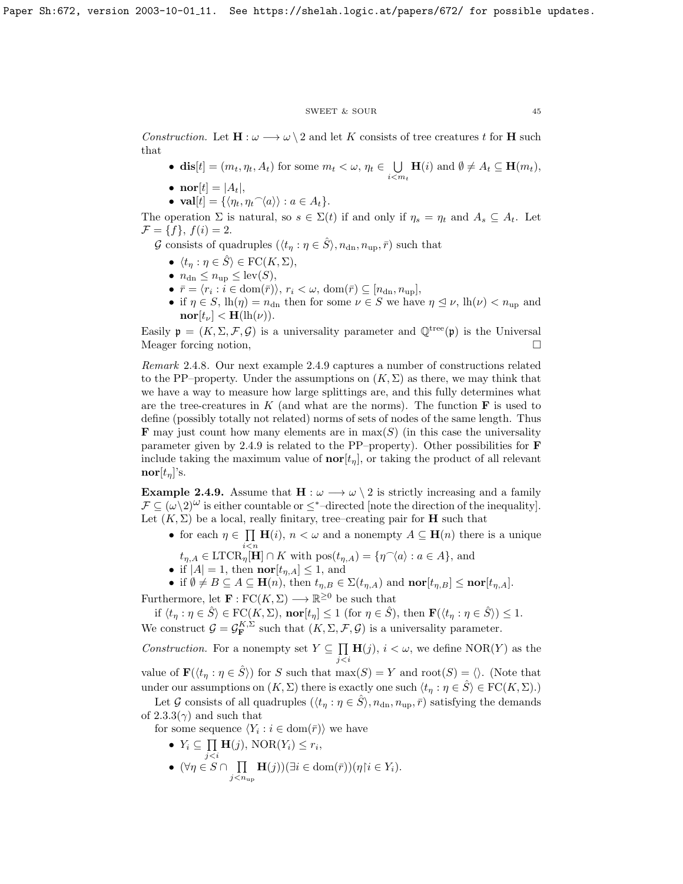*Construction.* Let $\mathbf{H} : \omega \longrightarrow \omega \setminus 2$ and let $K$ consists of tree creatures $t$ for $\mathbf{H}$ such that

- $\mathbf{dis}[t] = (m_t, \eta_t, A_t)$ for some $m_t < \omega$, $\eta_t \in \bigcup_{i<m_t} \mathbf{H}(i)$ and $\emptyset \neq A_t \subseteq \mathbf{H}(m_t)$,
- $\mathbf{nor}[t] = |A_t|$,
- $\mathbf{val}[t] = \{\langle \eta_t, \eta_t{}^\frown\langle a\rangle\rangle : a \in A_t\}$.

The operation $\Sigma$ is natural, so $s \in \Sigma(t)$ if and only if $\eta_s = \eta_t$ and $A_s \subseteq A_t$. Let $\mathcal{F} = \{f\}$, $f(i) = 2$.

$\mathcal{G}$ consists of quadruples $(\langle t_\eta : \eta \in \hat{S}\rangle, n_{\rm dn}, n_{\rm up}, \bar{r})$ such that

- $\langle t_\eta : \eta \in \hat{S}\rangle \in {\rm FC}(K, \Sigma)$,
- $n_{\rm dn} \leq n_{\rm up} \leq {\rm lev}(S)$,
- $\bar{r} = \langle r_i : i \in {\rm dom}(\bar{r})\rangle$, $r_i < \omega$, ${\rm dom}(\bar{r}) \subseteq [n_{\rm dn}, n_{\rm up}]$,
- if $\eta \in S$, ${\rm lh}(\eta) = n_{\rm dn}$ then for some $\nu \in S$ we have $\eta \trianglelefteq \nu$, ${\rm lh}(\nu) < n_{\rm up}$ and $\mathbf{nor}[t_\nu] < \mathbf{H}({\rm lh}(\nu))$.

Easily $\mathfrak{p} = (K, \Sigma, \mathcal{F}, \mathcal{G})$ is a universality parameter and $\mathbb{Q}^{\rm tree}(\mathfrak{p})$ is the Universal Meager forcing notion, $\square$

*Remark* 2.4.8. Our next example 2.4.9 captures a number of constructions related to the PP–property. Under the assumptions on $(K, \Sigma)$ as there, we may think that we have a way to measure how large splittings are, and this fully determines what are the tree-creatures in $K$ (and what are the norms). The function $\mathbf{F}$ is used to define (possibly totally not related) norms of sets of nodes of the same length. Thus $\mathbf{F}$ may just count how many elements are in $\max(S)$ (in this case the universality parameter given by 2.4.9 is related to the PP–property). Other possibilities for $\mathbf{F}$ include taking the maximum value of $\mathbf{nor}[t_\eta]$, or taking the product of all relevant $\mathbf{nor}[t_\eta]$'s.

**Example 2.4.9.** Assume that $\mathbf{H} : \omega \longrightarrow \omega \setminus 2$ is strictly increasing and a family $\mathcal{F} \subseteq (\omega\setminus 2)^\omega$ is either countable or $\leq^*$–directed [note the direction of the inequality]. Let $(K, \Sigma)$ be a local, really finitary, tree–creating pair for $\mathbf{H}$ such that

- for each $\eta \in \prod_{i<n} \mathbf{H}(i)$, $n < \omega$ and a nonempty $A \subseteq \mathbf{H}(n)$ there is a unique $t_{\eta,A} \in {\rm LTCR}_\eta[\mathbf{H}] \cap K$ with ${\rm pos}(t_{\eta,A}) = \{\eta{}^\frown\langle a\rangle : a \in A\}$, and
- if $|A| = 1$, then $\mathbf{nor}[t_{\eta,A}] \leq 1$, and
- if $\emptyset \neq B \subseteq A \subseteq \mathbf{H}(n)$, then $t_{\eta,B} \in \Sigma(t_{\eta,A})$ and $\mathbf{nor}[t_{\eta,B}] \leq \mathbf{nor}[t_{\eta,A}]$.

Furthermore, let $\mathbf{F} : {\rm FC}(K, \Sigma) \longrightarrow \mathbb{R}^{\geq 0}$ be such that

if $\langle t_\eta : \eta \in \hat{S}\rangle \in {\rm FC}(K, \Sigma)$, $\mathbf{nor}[t_\eta] \leq 1$ (for $\eta \in \hat{S}$), then $\mathbf{F}(\langle t_\eta : \eta \in \hat{S}\rangle) \leq 1$.

We construct $\mathcal{G} = \mathcal{G}^{K,\Sigma}_{\mathbf{F}}$ such that $(K, \Sigma, \mathcal{F}, \mathcal{G})$ is a universality parameter.

*Construction.* For a nonempty set $Y \subseteq \prod_{j<i} \mathbf{H}(j)$, $i < \omega$, we define ${\rm NOR}(Y)$ as the value of $\mathbf{F}(\langle t_\eta : \eta \in \hat{S}\rangle)$ for $S$ such that $\max(S) = Y$ and ${\rm root}(S) = \langle\rangle$. (Note that under our assumptions on $(K, \Sigma)$ there is exactly one such $\langle t_\eta : \eta \in \hat{S}\rangle \in {\rm FC}(K, \Sigma)$.)

Let $\mathcal{G}$ consists of all quadruples $(\langle t_\eta : \eta \in \hat{S}\rangle, n_{\rm dn}, n_{\rm up}, \bar{r})$ satisfying the demands of 2.3.3$(\gamma)$ and such that

for some sequence $\langle Y_i : i \in {\rm dom}(\bar{r})\rangle$ we have

- $Y_i \subseteq \prod_{j<i} \mathbf{H}(j)$, ${\rm NOR}(Y_i) \leq r_i$,
- $(\forall \eta \in S \cap \prod_{j<n_{\rm up}} \mathbf{H}(j))(\exists i \in {\rm dom}(\bar{r}))(\eta{\restriction}i \in Y_i)$.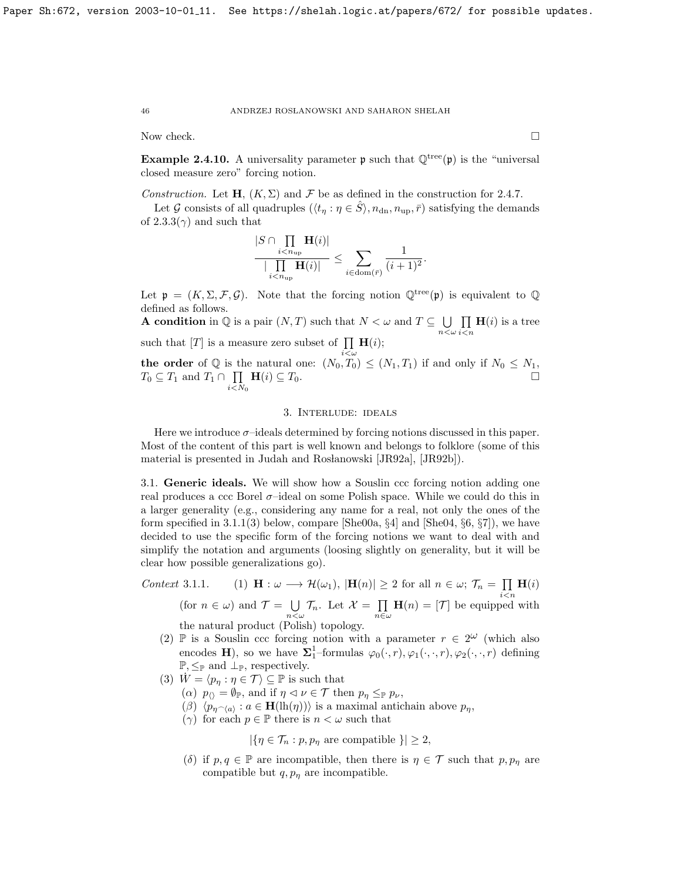Now check. $\square$

**Example 2.4.10.** A universality parameter $\mathfrak{p}$ such that $\mathbb{Q}^{\rm tree}(\mathfrak{p})$ is the "universal closed measure zero" forcing notion.

*Construction.* Let $\mathbf{H}$, $(K,\Sigma)$ and $\mathcal{F}$ be as defined in the construction for 2.4.7.

Let $\mathcal{G}$ consists of all quadruples $(\langle t_\eta:\eta\in\hat{S}\rangle, n_{\rm dn}, n_{\rm up},\bar{r})$ satisfying the demands of 2.3.3$(\gamma)$ and such that

$$\frac{|S\cap\prod\limits_{i<n_{\rm up}}\mathbf{H}(i)|}{|\prod\limits_{i<n_{\rm up}}\mathbf{H}(i)|}\leq\sum_{i\in{\rm dom}(\bar{r})}\frac{1}{(i+1)^2}.$$

Let $\mathfrak{p}=(K,\Sigma,\mathcal{F},\mathcal{G})$. Note that the forcing notion $\mathbb{Q}^{\rm tree}(\mathfrak{p})$ is equivalent to $\mathbb{Q}$ defined as follows.

**A condition** in $\mathbb{Q}$ is a pair $(N,T)$ such that $N<\omega$ and $T\subseteq\bigcup\limits_{n<\omega}\prod\limits_{i<n}\mathbf{H}(i)$ is a tree such that $[T]$ is a measure zero subset of $\prod\limits_{i<\omega}\mathbf{H}(i)$;

**the order** of $\mathbb{Q}$ is the natural one: $(N_0,T_0)\leq(N_1,T_1)$ if and only if $N_0\leq N_1$, $T_0\subseteq T_1$ and $T_1\cap\prod\limits_{i<N_0}\mathbf{H}(i)\subseteq T_0$. $\square$

## 3. Interlude: ideals

Here we introduce $\sigma$–ideals determined by forcing notions discussed in this paper. Most of the content of this part is well known and belongs to folklore (some of this material is presented in Judah and Rosłanowski [JR92a], [JR92b]).

**3.1. Generic ideals.** We will show how a Souslin ccc forcing notion adding one real produces a ccc Borel $\sigma$–ideal on some Polish space. While we could do this in a larger generality (e.g., considering any name for a real, not only the ones of the form specified in 3.1.1(3) below, compare [She00a, §4] and [She04, §6, §7]), we have decided to use the specific form of the forcing notions we want to deal with and simplify the notation and arguments (loosing slightly on generality, but it will be clear how possible generalizations go).

*Context* 3.1.1.
(1) $\mathbf{H}:\omega\longrightarrow\mathcal{H}(\omega_1)$, $|\mathbf{H}(n)|\geq 2$ for all $n\in\omega$; $\mathcal{T}_n=\prod\limits_{i<n}\mathbf{H}(i)$ (for $n\in\omega$) and $\mathcal{T}=\bigcup\limits_{n<\omega}\mathcal{T}_n$. Let $\mathcal{X}=\prod\limits_{n\in\omega}\mathbf{H}(n)=[\mathcal{T}]$ be equipped with the natural product (Polish) topology.

(2) $\mathbb{P}$ is a Souslin ccc forcing notion with a parameter $r\in 2^\omega$ (which also encodes $\mathbf{H}$), so we have $\mathbf{\Sigma}^1_1$–formulas $\varphi_0(\cdot,r),\varphi_1(\cdot,\cdot,r),\varphi_2(\cdot,\cdot,r)$ defining $\mathbb{P},\leq_{\mathbb{P}}$ and $\perp_{\mathbb{P}}$, respectively.

(3) $\dot{W}=\langle p_\eta:\eta\in\mathcal{T}\rangle\subseteq\mathbb{P}$ is such that
 $(\alpha)$ $p_{\langle\rangle}=\emptyset_{\mathbb{P}}$, and if $\eta\vartriangleleft\nu\in\mathcal{T}$ then $p_\eta\leq_{\mathbb{P}}p_\nu$,
 $(\beta)$ $\langle p_{\eta^\frown\langle a\rangle}:a\in\mathbf{H}({\rm lh}(\eta))\rangle$ is a maximal antichain above $p_\eta$,
 $(\gamma)$ for each $p\in\mathbb{P}$ there is $n<\omega$ such that

$$|\{\eta\in\mathcal{T}_n: p,p_\eta \text{ are compatible }\}|\geq 2,$$

 $(\delta)$ if $p,q\in\mathbb{P}$ are incompatible, then there is $\eta\in\mathcal{T}$ such that $p,p_\eta$ are compatible but $q,p_\eta$ are incompatible.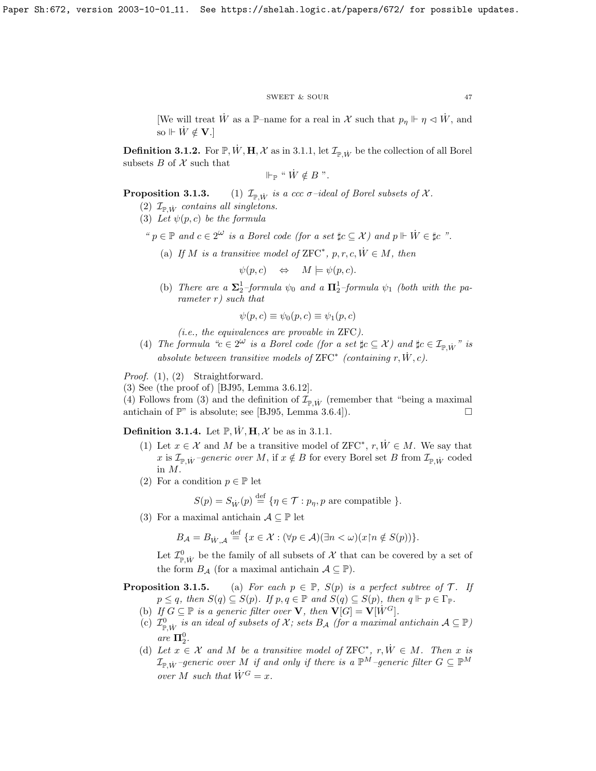[We will treat $\dot{W}$ as a $\mathbb{P}$–name for a real in $\mathcal{X}$ such that $p_\eta \Vdash \eta \lhd \dot{W}$, and so $\Vdash \dot{W} \notin \mathbf{V}$.]

**Definition 3.1.2.** For $\mathbb{P}, \dot{W}, \mathbf{H}, \mathcal{X}$ as in 3.1.1, let $\mathcal{I}_{\mathbb{P},\dot{W}}$ be the collection of all Borel subsets $B$ of $\mathcal{X}$ such that

$$\Vdash_{\mathbb{P}} \text{“ } \dot{W} \notin B \text{ ”}.$$

**Proposition 3.1.3.** (1) *$\mathcal{I}_{\mathbb{P},\dot{W}}$ is a ccc $\sigma$–ideal of Borel subsets of $\mathcal{X}$.*

(2) *$\mathcal{I}_{\mathbb{P},\dot{W}}$ contains all singletons.*

(3) *Let $\psi(p,c)$ be the formula*

*“ $p \in \mathbb{P}$ and $c \in 2^\omega$ is a Borel code (for a set $\sharp c \subseteq \mathcal{X}$) and $p \Vdash \dot{W} \in \sharp c$ ”.*

(a) *If $M$ is a transitive model of ZFC$^*$, $p, r, c, \dot{W} \in M$, then*

$$\psi(p,c) \quad \Leftrightarrow \quad M \models \psi(p,c).$$

(b) *There are a $\mathbf{\Sigma}^1_2$–formula $\psi_0$ and a $\mathbf{\Pi}^1_2$–formula $\psi_1$ (both with the parameter $r$) such that*

$$\psi(p,c) \equiv \psi_0(p,c) \equiv \psi_1(p,c)$$

*(i.e., the equivalences are provable in ZFC).*

(4) *The formula “$c \in 2^\omega$ is a Borel code (for a set $\sharp c \subseteq \mathcal{X}$) and $\sharp c \in \mathcal{I}_{\mathbb{P},\dot{W}}$” is absolute between transitive models of ZFC$^*$ (containing $r, \dot{W}, c$).*

*Proof.* (1), (2) Straightforward.
(3) See (the proof of) [BJ95, Lemma 3.6.12].
(4) Follows from (3) and the definition of $\mathcal{I}_{\mathbb{P},\dot{W}}$ (remember that “being a maximal antichain of $\mathbb{P}$” is absolute; see [BJ95, Lemma 3.6.4]). $\square$

**Definition 3.1.4.** Let $\mathbb{P}, \dot{W}, \mathbf{H}, \mathcal{X}$ be as in 3.1.1.

(1) Let $x \in \mathcal{X}$ and $M$ be a transitive model of ZFC$^*$, $r, \dot{W} \in M$. We say that $x$ is *$\mathcal{I}_{\mathbb{P},\dot{W}}$–generic over $M$*, if $x \notin B$ for every Borel set $B$ from $\mathcal{I}_{\mathbb{P},\dot{W}}$ coded in $M$.

(2) For a condition $p \in \mathbb{P}$ let

$$S(p) = S_{\dot{W}}(p) \stackrel{\rm def}{=} \{\eta \in \mathcal{T} : p_\eta, p \text{ are compatible }\}.$$

(3) For a maximal antichain $\mathcal{A} \subseteq \mathbb{P}$ let

$$B_{\mathcal{A}} = B_{\dot{W},\mathcal{A}} \stackrel{\rm def}{=} \{x \in \mathcal{X} : (\forall p \in \mathcal{A})(\exists n < \omega)(x{\restriction} n \notin S(p))\}.$$

Let $\mathcal{I}^0_{\mathbb{P},\dot{W}}$ be the family of all subsets of $\mathcal{X}$ that can be covered by a set of the form $B_{\mathcal{A}}$ (for a maximal antichain $\mathcal{A} \subseteq \mathbb{P}$).

**Proposition 3.1.5.** (a) *For each $p \in \mathbb{P}$, $S(p)$ is a perfect subtree of $\mathcal{T}$. If $p \leq q$, then $S(q) \subseteq S(p)$. If $p, q \in \mathbb{P}$ and $S(q) \subseteq S(p)$, then $q \Vdash p \in \Gamma_{\mathbb{P}}$.*

(b) *If $G \subseteq \mathbb{P}$ is a generic filter over $\mathbf{V}$, then $\mathbf{V}[G] = \mathbf{V}[\dot{W}^G]$.*

(c) *$\mathcal{I}^0_{\mathbb{P},\dot{W}}$ is an ideal of subsets of $\mathcal{X}$; sets $B_{\mathcal{A}}$ (for a maximal antichain $\mathcal{A} \subseteq \mathbb{P}$) are $\mathbf{\Pi}^0_2$.*

(d) *Let $x \in \mathcal{X}$ and $M$ be a transitive model of ZFC$^*$, $r, \dot{W} \in M$. Then $x$ is $\mathcal{I}_{\mathbb{P},\dot{W}}$–generic over $M$ if and only if there is a $\mathbb{P}^M$–generic filter $G \subseteq \mathbb{P}^M$ over $M$ such that $\dot{W}^G = x$.*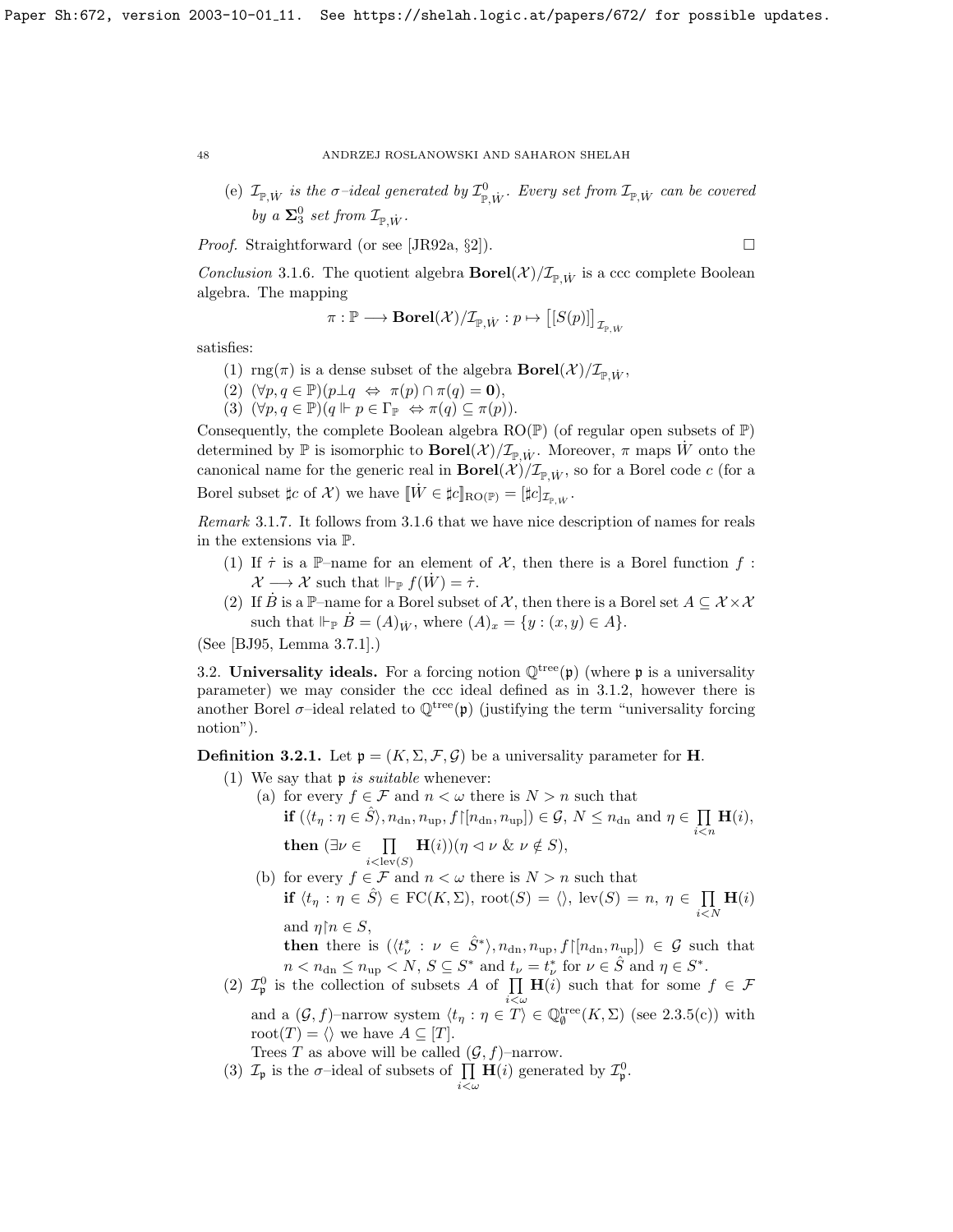(e) $\mathcal{I}_{\mathbb{P},\dot{W}}$ *is the $\sigma$–ideal generated by $\mathcal{I}^0_{\mathbb{P},\dot{W}}$. Every set from $\mathcal{I}_{\mathbb{P},\dot{W}}$ can be covered by a $\mathbf{\Sigma}^0_3$ set from $\mathcal{I}_{\mathbb{P},\dot{W}}$.*

*Proof.* Straightforward (or see [JR92a, §2]). $\square$

*Conclusion* 3.1.6. The quotient algebra $\mathbf{Borel}(\mathcal{X})/\mathcal{I}_{\mathbb{P},\dot{W}}$ is a ccc complete Boolean algebra. The mapping

$$\pi : \mathbb{P} \longrightarrow \mathbf{Borel}(\mathcal{X})/\mathcal{I}_{\mathbb{P},\dot{W}} : p \mapsto \big[[S(p)]\big]_{\mathcal{I}_{\mathbb{P},\dot{W}}}$$

satisfies:

1. $\mathrm{rng}(\pi)$ is a dense subset of the algebra $\mathbf{Borel}(\mathcal{X})/\mathcal{I}_{\mathbb{P},\dot{W}}$,
2. $(\forall p,q \in \mathbb{P})(p \perp q \;\Leftrightarrow\; \pi(p)\cap\pi(q) = \mathbf{0})$,
3. $(\forall p,q \in \mathbb{P})(q \Vdash p \in \Gamma_{\mathbb{P}} \;\Leftrightarrow \pi(q) \subseteq \pi(p))$.

Consequently, the complete Boolean algebra $\mathrm{RO}(\mathbb{P})$ (of regular open subsets of $\mathbb{P}$) determined by $\mathbb{P}$ is isomorphic to $\mathbf{Borel}(\mathcal{X})/\mathcal{I}_{\mathbb{P},\dot{W}}$. Moreover, $\pi$ maps $\dot{W}$ onto the canonical name for the generic real in $\mathbf{Borel}(\mathcal{X})/\mathcal{I}_{\mathbb{P},\dot{W}}$, so for a Borel code $c$ (for a Borel subset $\sharp c$ of $\mathcal{X}$) we have $[\![\dot{W} \in \sharp c]\!]_{\mathrm{RO}(\mathbb{P})} = [\sharp c]_{\mathcal{I}_{\mathbb{P},\dot{W}}}$.

*Remark* 3.1.7. It follows from 3.1.6 that we have nice description of names for reals in the extensions via $\mathbb{P}$.

1. If $\dot{\tau}$ is a $\mathbb{P}$–name for an element of $\mathcal{X}$, then there is a Borel function $f : \mathcal{X} \longrightarrow \mathcal{X}$ such that $\Vdash_{\mathbb{P}} f(\dot{W}) = \dot{\tau}$.
2. If $\dot{B}$ is a $\mathbb{P}$–name for a Borel subset of $\mathcal{X}$, then there is a Borel set $A \subseteq \mathcal{X}\times\mathcal{X}$ such that $\Vdash_{\mathbb{P}} \dot{B} = (A)_{\dot{W}}$, where $(A)_x = \{y : (x,y) \in A\}$.

(See [BJ95, Lemma 3.7.1].)

3.2. **Universality ideals.** For a forcing notion $\mathbb{Q}^{\mathrm{tree}}(\mathfrak{p})$ (where $\mathfrak{p}$ is a universality parameter) we may consider the ccc ideal defined as in 3.1.2, however there is another Borel $\sigma$–ideal related to $\mathbb{Q}^{\mathrm{tree}}(\mathfrak{p})$ (justifying the term "universality forcing notion").

**Definition 3.2.1.** Let $\mathfrak{p} = (K,\Sigma,\mathcal{F},\mathcal{G})$ be a universality parameter for $\mathbf{H}$.

1. We say that $\mathfrak{p}$ *is suitable* whenever:
   (a) for every $f \in \mathcal{F}$ and $n < \omega$ there is $N > n$ such that
   **if** $(\langle t_\eta : \eta \in \hat{S}\rangle, n_{\mathrm{dn}}, n_{\mathrm{up}}, f{\restriction}[n_{\mathrm{dn}}, n_{\mathrm{up}}]) \in \mathcal{G}$, $N \leq n_{\mathrm{dn}}$ and $\eta \in \prod\limits_{i<n}\mathbf{H}(i)$,
   **then** $(\exists \nu \in \prod\limits_{i<\mathrm{lev}(S)}\mathbf{H}(i))(\eta \vartriangleleft \nu \;\&\; \nu \notin S)$,
   (b) for every $f \in \mathcal{F}$ and $n < \omega$ there is $N > n$ such that
   **if** $\langle t_\eta : \eta \in \hat{S}\rangle \in \mathrm{FC}(K,\Sigma)$, $\mathrm{root}(S) = \langle\rangle$, $\mathrm{lev}(S) = n$, $\eta \in \prod\limits_{i<N}\mathbf{H}(i)$ and $\eta{\restriction}n \in S$,
   **then** there is $(\langle t^*_\nu : \nu \in \hat{S}^*\rangle, n_{\mathrm{dn}}, n_{\mathrm{up}}, f{\restriction}[n_{\mathrm{dn}}, n_{\mathrm{up}}]) \in \mathcal{G}$ such that $n < n_{\mathrm{dn}} \leq n_{\mathrm{up}} < N$, $S \subseteq S^*$ and $t_\nu = t^*_\nu$ for $\nu \in \hat{S}$ and $\eta \in S^*$.
2. $\mathcal{I}^0_{\mathfrak{p}}$ is the collection of subsets $A$ of $\prod\limits_{i<\omega}\mathbf{H}(i)$ such that for some $f \in \mathcal{F}$ and a $(\mathcal{G},f)$–narrow system $\langle t_\eta : \eta \in T\rangle \in \mathbb{Q}^{\mathrm{tree}}_{\emptyset}(K,\Sigma)$ (see 2.3.5(c)) with $\mathrm{root}(T) = \langle\rangle$ we have $A \subseteq [T]$.
   Trees $T$ as above will be called $(\mathcal{G},f)$–narrow.
3. $\mathcal{I}_{\mathfrak{p}}$ is the $\sigma$–ideal of subsets of $\prod\limits_{i<\omega}\mathbf{H}(i)$ generated by $\mathcal{I}^0_{\mathfrak{p}}$.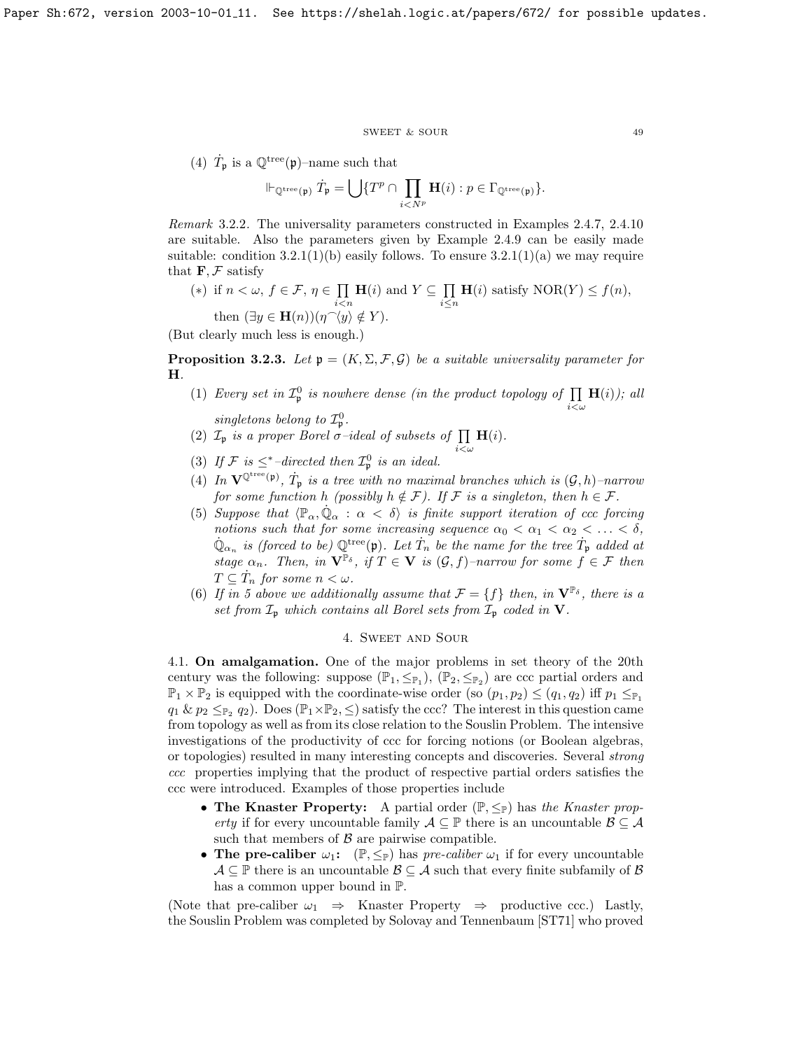(4) $\dot{T}_{\mathfrak{p}}$ is a $\mathbb{Q}^{\rm tree}(\mathfrak{p})$–name such that

$$\Vdash_{\mathbb{Q}^{\rm tree}(\mathfrak{p})} \dot{T}_{\mathfrak{p}} = \bigcup\{T^p \cap \prod_{i<N^p} \mathbf{H}(i) : p \in \Gamma_{\mathbb{Q}^{\rm tree}(\mathfrak{p})}\}.$$

*Remark* 3.2.2. The universality parameters constructed in Examples 2.4.7, 2.4.10 are suitable. Also the parameters given by Example 2.4.9 can be easily made suitable: condition 3.2.1(1)(b) easily follows. To ensure 3.2.1(1)(a) we may require that $\mathbf{F}, \mathcal{F}$ satisfy

($*$) if $n<\omega$, $f\in\mathcal{F}$, $\eta\in\prod\limits_{i<n}\mathbf{H}(i)$ and $Y\subseteq\prod\limits_{i\leq n}\mathbf{H}(i)$ satisfy ${\rm NOR}(Y)\leq f(n)$, then $(\exists y\in\mathbf{H}(n))(\eta^\frown\langle y\rangle\notin Y)$.

(But clearly much less is enough.)

**Proposition 3.2.3.** *Let $\mathfrak{p}=(K,\Sigma,\mathcal{F},\mathcal{G})$ be a suitable universality parameter for $\mathbf{H}$.*

1. *Every set in $\mathcal{I}^0_{\mathfrak{p}}$ is nowhere dense (in the product topology of $\prod\limits_{i<\omega}\mathbf{H}(i)$); all singletons belong to $\mathcal{I}^0_{\mathfrak{p}}$.*
2. *$\mathcal{I}_{\mathfrak{p}}$ is a proper Borel $\sigma$–ideal of subsets of $\prod\limits_{i<\omega}\mathbf{H}(i)$.*
3. *If $\mathcal{F}$ is $\leq^*$–directed then $\mathcal{I}^0_{\mathfrak{p}}$ is an ideal.*
4. *In $\mathbf{V}^{\mathbb{Q}^{\rm tree}(\mathfrak{p})}$, $\dot{T}_{\mathfrak{p}}$ is a tree with no maximal branches which is $(\mathcal{G},h)$–narrow for some function $h$ (possibly $h\notin\mathcal{F}$). If $\mathcal{F}$ is a singleton, then $h\in\mathcal{F}$.*
5. *Suppose that $\langle\mathbb{P}_\alpha,\dot{\mathbb{Q}}_\alpha:\alpha<\delta\rangle$ is finite support iteration of ccc forcing notions such that for some increasing sequence $\alpha_0<\alpha_1<\alpha_2<\ldots<\delta$, $\dot{\mathbb{Q}}_{\alpha_n}$ is (forced to be) $\mathbb{Q}^{\rm tree}(\mathfrak{p})$. Let $\dot{T}_n$ be the name for the tree $\dot{T}_{\mathfrak{p}}$ added at stage $\alpha_n$. Then, in $\mathbf{V}^{\mathbb{P}_\delta}$, if $T\in\mathbf{V}$ is $(\mathcal{G},f)$–narrow for some $f\in\mathcal{F}$ then $T\subseteq\dot{T}_n$ for some $n<\omega$.*
6. *If in 5 above we additionally assume that $\mathcal{F}=\{f\}$ then, in $\mathbf{V}^{\mathbb{P}_\delta}$, there is a set from $\mathcal{I}_{\mathfrak{p}}$ which contains all Borel sets from $\mathcal{I}_{\mathfrak{p}}$ coded in $\mathbf{V}$.*

## 4. Sweet and Sour

4.1. **On amalgamation.** One of the major problems in set theory of the 20th century was the following: suppose $(\mathbb{P}_1,\leq_{\mathbb{P}_1})$, $(\mathbb{P}_2,\leq_{\mathbb{P}_2})$ are ccc partial orders and $\mathbb{P}_1\times\mathbb{P}_2$ is equipped with the coordinate-wise order (so $(p_1,p_2)\leq(q_1,q_2)$ iff $p_1\leq_{\mathbb{P}_1} q_1$ & $p_2\leq_{\mathbb{P}_2} q_2$). Does $(\mathbb{P}_1\times\mathbb{P}_2,\leq)$ satisfy the ccc? The interest in this question came from topology as well as from its close relation to the Souslin Problem. The intensive investigations of the productivity of ccc for forcing notions (or Boolean algebras, or topologies) resulted in many interesting concepts and discoveries. Several *strong ccc* properties implying that the product of respective partial orders satisfies the ccc were introduced. Examples of those properties include

- **The Knaster Property:** A partial order $(\mathbb{P},\leq_{\mathbb{P}})$ has *the Knaster property* if for every uncountable family $\mathcal{A}\subseteq\mathbb{P}$ there is an uncountable $\mathcal{B}\subseteq\mathcal{A}$ such that members of $\mathcal{B}$ are pairwise compatible.
- **The pre-caliber $\omega_1$:** $(\mathbb{P},\leq_{\mathbb{P}})$ has *pre-caliber* $\omega_1$ if for every uncountable $\mathcal{A}\subseteq\mathbb{P}$ there is an uncountable $\mathcal{B}\subseteq\mathcal{A}$ such that every finite subfamily of $\mathcal{B}$ has a common upper bound in $\mathbb{P}$.

(Note that pre-caliber $\omega_1$ $\Rightarrow$ Knaster Property $\Rightarrow$ productive ccc.) Lastly, the Souslin Problem was completed by Solovay and Tennenbaum [ST71] who proved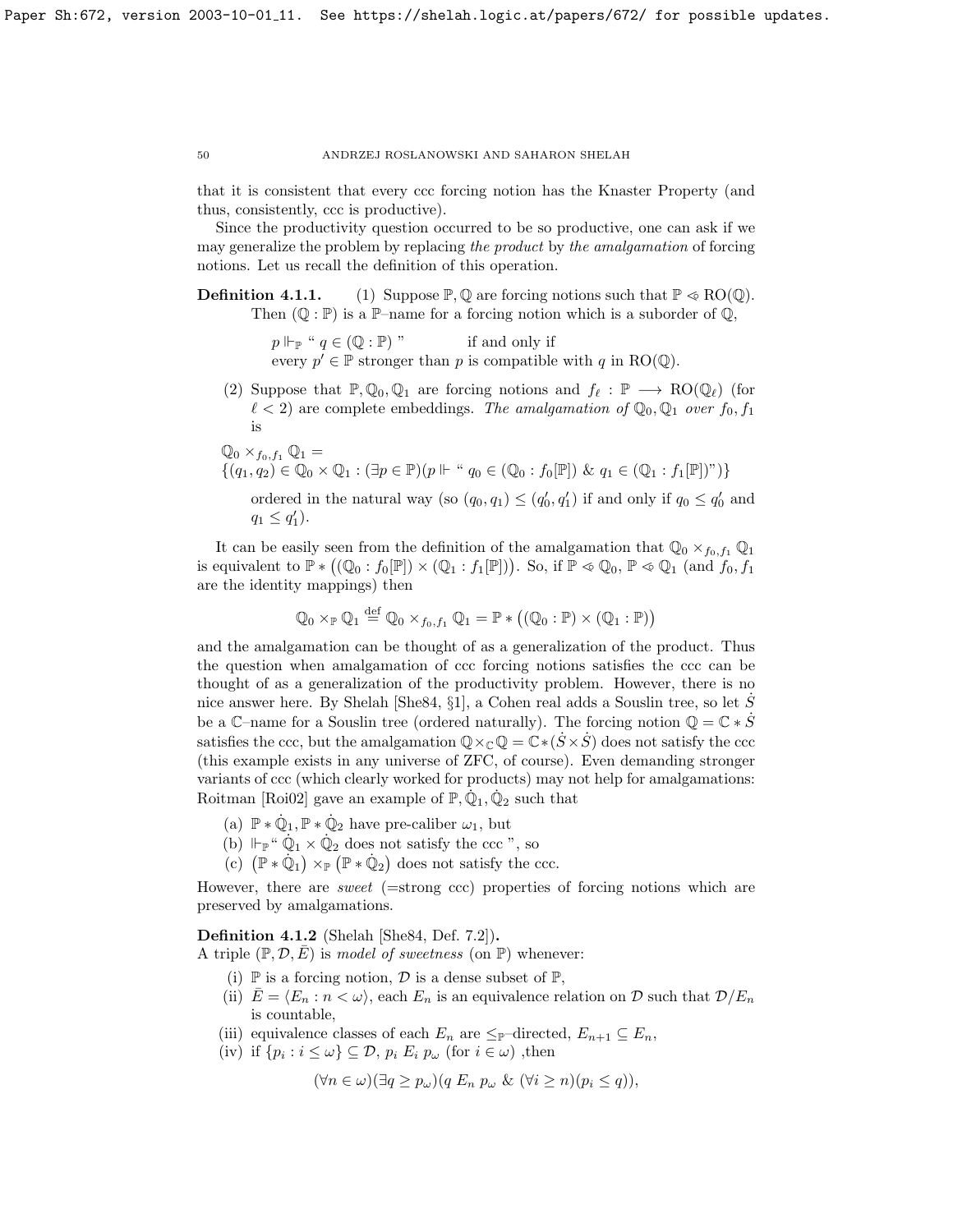that it is consistent that every ccc forcing notion has the Knaster Property (and thus, consistently, ccc is productive).

Since the productivity question occurred to be so productive, one can ask if we may generalize the problem by replacing *the product* by *the amalgamation* of forcing notions. Let us recall the definition of this operation.

**Definition 4.1.1.** (1) Suppose $\mathbb{P}, \mathbb{Q}$ are forcing notions such that $\mathbb{P} \lessdot \mathrm{RO}(\mathbb{Q})$. Then $(\mathbb{Q} : \mathbb{P})$ is a $\mathbb{P}$–name for a forcing notion which is a suborder of $\mathbb{Q}$,

$p \Vdash_{\mathbb{P}}$ " $q \in (\mathbb{Q} : \mathbb{P})$ " if and only if
every $p' \in \mathbb{P}$ stronger than $p$ is compatible with $q$ in $\mathrm{RO}(\mathbb{Q})$.

(2) Suppose that $\mathbb{P}, \mathbb{Q}_0, \mathbb{Q}_1$ are forcing notions and $f_\ell : \mathbb{P} \longrightarrow \mathrm{RO}(\mathbb{Q}_\ell)$ (for $\ell < 2$) are complete embeddings. *The amalgamation of* $\mathbb{Q}_0, \mathbb{Q}_1$ *over* $f_0, f_1$ is

$\mathbb{Q}_0 \times_{f_0,f_1} \mathbb{Q}_1 =$
$\{(q_1, q_2) \in \mathbb{Q}_0 \times \mathbb{Q}_1 : (\exists p \in \mathbb{P})(p \Vdash$ " $q_0 \in (\mathbb{Q}_0 : f_0[\mathbb{P}])$ & $q_1 \in (\mathbb{Q}_1 : f_1[\mathbb{P}])$")$\}$

ordered in the natural way (so $(q_0, q_1) \le (q_0', q_1')$ if and only if $q_0 \le q_0'$ and $q_1 \le q_1'$).

It can be easily seen from the definition of the amalgamation that $\mathbb{Q}_0 \times_{f_0,f_1} \mathbb{Q}_1$ is equivalent to $\mathbb{P} * \big((\mathbb{Q}_0 : f_0[\mathbb{P}]) \times (\mathbb{Q}_1 : f_1[\mathbb{P}])\big)$. So, if $\mathbb{P} \lessdot \mathbb{Q}_0$, $\mathbb{P} \lessdot \mathbb{Q}_1$ (and $f_0, f_1$ are the identity mappings) then

$$\mathbb{Q}_0 \times_{\mathbb{P}} \mathbb{Q}_1 \stackrel{\mathrm{def}}{=} \mathbb{Q}_0 \times_{f_0,f_1} \mathbb{Q}_1 = \mathbb{P} * \big((\mathbb{Q}_0 : \mathbb{P}) \times (\mathbb{Q}_1 : \mathbb{P})\big)$$

and the amalgamation can be thought of as a generalization of the product. Thus the question when amalgamation of ccc forcing notions satisfies the ccc can be thought of as a generalization of the productivity problem. However, there is no nice answer here. By Shelah [She84, §1], a Cohen real adds a Souslin tree, so let $\dot{S}$ be a $\mathbb{C}$–name for a Souslin tree (ordered naturally). The forcing notion $\mathbb{Q} = \mathbb{C} * \dot{S}$ satisfies the ccc, but the amalgamation $\mathbb{Q} \times_{\mathbb{C}} \mathbb{Q} = \mathbb{C} * (\dot{S} \times \dot{S})$ does not satisfy the ccc (this example exists in any universe of ZFC, of course). Even demanding stronger variants of ccc (which clearly worked for products) may not help for amalgamations: Roitman [Roi02] gave an example of $\mathbb{P}, \dot{\mathbb{Q}}_1, \dot{\mathbb{Q}}_2$ such that

(a) $\mathbb{P} * \dot{\mathbb{Q}}_1, \mathbb{P} * \dot{\mathbb{Q}}_2$ have pre-caliber $\omega_1$, but
(b) $\Vdash_{\mathbb{P}}$ " $\dot{\mathbb{Q}}_1 \times \dot{\mathbb{Q}}_2$ does not satisfy the ccc ", so
(c) $\big(\mathbb{P} * \dot{\mathbb{Q}}_1\big) \times_{\mathbb{P}} \big(\mathbb{P} * \dot{\mathbb{Q}}_2\big)$ does not satisfy the ccc.

However, there are *sweet* (=strong ccc) properties of forcing notions which are preserved by amalgamations.

**Definition 4.1.2** (Shelah [She84, Def. 7.2])**.**
A triple $(\mathbb{P}, \mathcal{D}, \bar{E})$ is *model of sweetness* (on $\mathbb{P}$) whenever:

(i) $\mathbb{P}$ is a forcing notion, $\mathcal{D}$ is a dense subset of $\mathbb{P}$,
(ii) $\bar{E} = \langle E_n : n < \omega \rangle$, each $E_n$ is an equivalence relation on $\mathcal{D}$ such that $\mathcal{D}/E_n$ is countable,
(iii) equivalence classes of each $E_n$ are $\le_{\mathbb{P}}$–directed, $E_{n+1} \subseteq E_n$,
(iv) if $\{p_i : i \le \omega\} \subseteq \mathcal{D}$, $p_i \; E_i \; p_\omega$ (for $i \in \omega$) ,then

$$(\forall n \in \omega)(\exists q \ge p_\omega)(q \; E_n \; p_\omega \;\&\; (\forall i \ge n)(p_i \le q)),$$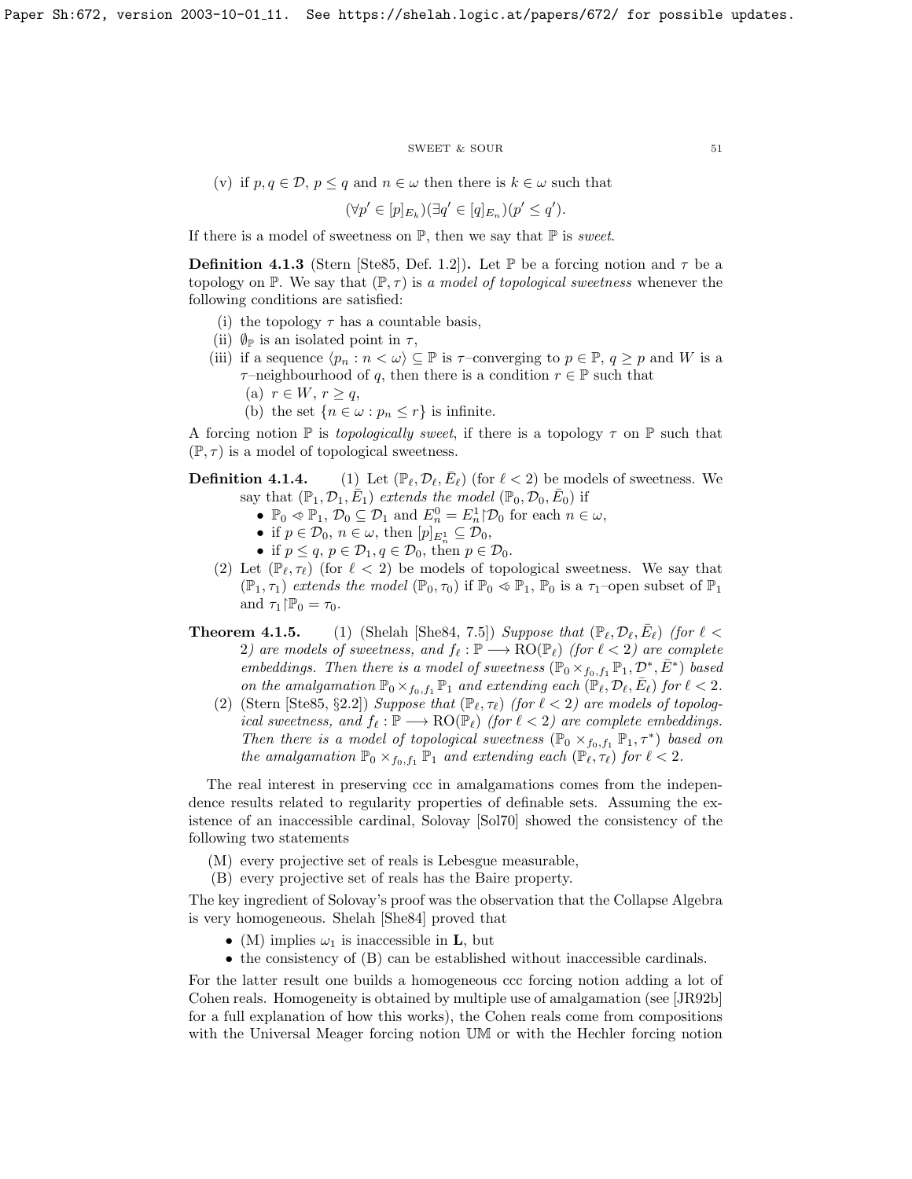(v) if $p, q \in \mathcal{D}$, $p \leq q$ and $n \in \omega$ then there is $k \in \omega$ such that

$$(\forall p' \in [p]_{E_k})(\exists q' \in [q]_{E_n})(p' \leq q').$$

If there is a model of sweetness on $\mathbb{P}$, then we say that $\mathbb{P}$ is *sweet*.

**Definition 4.1.3** (Stern [Ste85, Def. 1.2])**.** Let $\mathbb{P}$ be a forcing notion and $\tau$ be a topology on $\mathbb{P}$. We say that $(\mathbb{P}, \tau)$ is *a model of topological sweetness* whenever the following conditions are satisfied:

(i) the topology $\tau$ has a countable basis,
(ii) $\emptyset_{\mathbb{P}}$ is an isolated point in $\tau$,
(iii) if a sequence $\langle p_n : n < \omega \rangle \subseteq \mathbb{P}$ is $\tau$–converging to $p \in \mathbb{P}$, $q \geq p$ and $W$ is a $\tau$–neighbourhood of $q$, then there is a condition $r \in \mathbb{P}$ such that
  (a) $r \in W$, $r \geq q$,
  (b) the set $\{n \in \omega : p_n \leq r\}$ is infinite.

A forcing notion $\mathbb{P}$ is *topologically sweet*, if there is a topology $\tau$ on $\mathbb{P}$ such that $(\mathbb{P}, \tau)$ is a model of topological sweetness.

**Definition 4.1.4.** (1) Let $(\mathbb{P}_\ell, \mathcal{D}_\ell, \bar{E}_\ell)$ (for $\ell < 2$) be models of sweetness. We say that $(\mathbb{P}_1, \mathcal{D}_1, \bar{E}_1)$ *extends the model* $(\mathbb{P}_0, \mathcal{D}_0, \bar{E}_0)$ if

- $\mathbb{P}_0 \lessdot \mathbb{P}_1$, $\mathcal{D}_0 \subseteq \mathcal{D}_1$ and $E^0_n = E^1_n \restriction \mathcal{D}_0$ for each $n \in \omega$,
- if $p \in \mathcal{D}_0$, $n \in \omega$, then $[p]_{E^1_n} \subseteq \mathcal{D}_0$,
- if $p \leq q$, $p \in \mathcal{D}_1, q \in \mathcal{D}_0$, then $p \in \mathcal{D}_0$.

(2) Let $(\mathbb{P}_\ell, \tau_\ell)$ (for $\ell < 2$) be models of topological sweetness. We say that $(\mathbb{P}_1, \tau_1)$ *extends the model* $(\mathbb{P}_0, \tau_0)$ if $\mathbb{P}_0 \lessdot \mathbb{P}_1$, $\mathbb{P}_0$ is a $\tau_1$–open subset of $\mathbb{P}_1$ and $\tau_1 \restriction \mathbb{P}_0 = \tau_0$.

**Theorem 4.1.5.** (1) (Shelah [She84, 7.5]) *Suppose that $(\mathbb{P}_\ell, \mathcal{D}_\ell, \bar{E}_\ell)$ (for $\ell < 2$) are models of sweetness, and $f_\ell : \mathbb{P} \longrightarrow \mathrm{RO}(\mathbb{P}_\ell)$ (for $\ell < 2$) are complete embeddings. Then there is a model of sweetness $(\mathbb{P}_0 \times_{f_0, f_1} \mathbb{P}_1, \mathcal{D}^*, \bar{E}^*)$ based on the amalgamation $\mathbb{P}_0 \times_{f_0, f_1} \mathbb{P}_1$ and extending each $(\mathbb{P}_\ell, \mathcal{D}_\ell, \bar{E}_\ell)$ for $\ell < 2$.*

(2) (Stern [Ste85, §2.2]) *Suppose that $(\mathbb{P}_\ell, \tau_\ell)$ (for $\ell < 2$) are models of topological sweetness, and $f_\ell : \mathbb{P} \longrightarrow \mathrm{RO}(\mathbb{P}_\ell)$ (for $\ell < 2$) are complete embeddings. Then there is a model of topological sweetness $(\mathbb{P}_0 \times_{f_0, f_1} \mathbb{P}_1, \tau^*)$ based on the amalgamation $\mathbb{P}_0 \times_{f_0, f_1} \mathbb{P}_1$ and extending each $(\mathbb{P}_\ell, \tau_\ell)$ for $\ell < 2$.*

The real interest in preserving ccc in amalgamations comes from the independence results related to regularity properties of definable sets. Assuming the existence of an inaccessible cardinal, Solovay [Sol70] showed the consistency of the following two statements

(M) every projective set of reals is Lebesgue measurable,
(B) every projective set of reals has the Baire property.

The key ingredient of Solovay's proof was the observation that the Collapse Algebra is very homogeneous. Shelah [She84] proved that

- (M) implies $\omega_1$ is inaccessible in $\mathbf{L}$, but
- the consistency of (B) can be established without inaccessible cardinals.

For the latter result one builds a homogeneous ccc forcing notion adding a lot of Cohen reals. Homogeneity is obtained by multiple use of amalgamation (see [JR92b] for a full explanation of how this works), the Cohen reals come from compositions with the Universal Meager forcing notion $\mathbb{UM}$ or with the Hechler forcing notion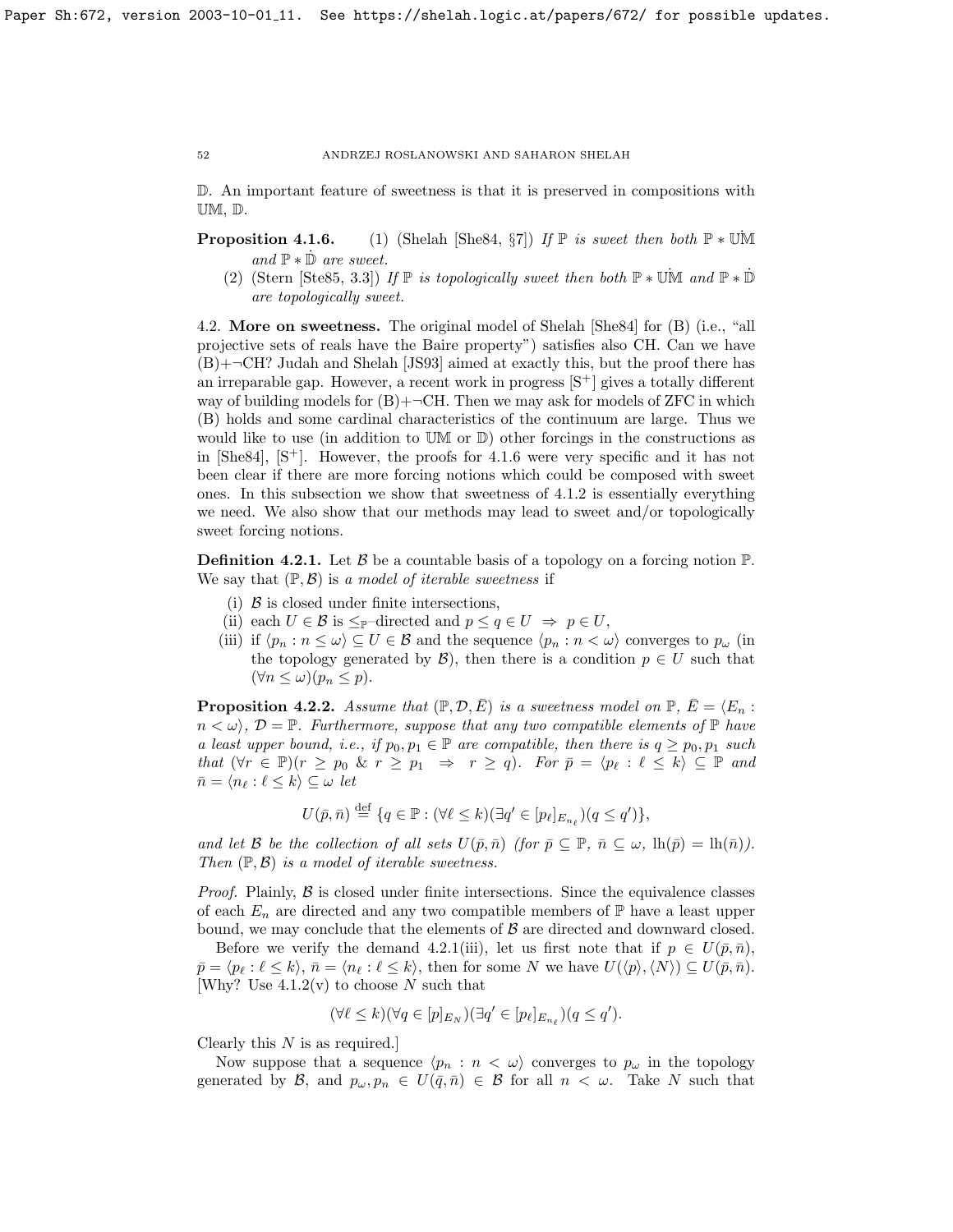$\mathbb{D}$. An important feature of sweetness is that it is preserved in compositions with $\mathbb{UM}$, $\mathbb{D}$.

**Proposition 4.1.6.** (1) (Shelah [She84, §7]) *If $\mathbb{P}$ is sweet then both $\mathbb{P} * \dot{\mathbb{UM}}$ and $\mathbb{P} * \dot{\mathbb{D}}$ are sweet.*

(2) (Stern [Ste85, 3.3]) *If $\mathbb{P}$ is topologically sweet then both $\mathbb{P} * \dot{\mathbb{UM}}$ and $\mathbb{P} * \dot{\mathbb{D}}$ are topologically sweet.*

4.2. **More on sweetness.** The original model of Shelah [She84] for (B) (i.e., "all projective sets of reals have the Baire property") satisfies also CH. Can we have (B)+$\neg$CH? Judah and Shelah [JS93] aimed at exactly this, but the proof there has an irreparable gap. However, a recent work in progress [S$^+$] gives a totally different way of building models for (B)+$\neg$CH. Then we may ask for models of ZFC in which (B) holds and some cardinal characteristics of the continuum are large. Thus we would like to use (in addition to $\mathbb{UM}$ or $\mathbb{D}$) other forcings in the constructions as in [She84], [S$^+$]. However, the proofs for 4.1.6 were very specific and it has not been clear if there are more forcing notions which could be composed with sweet ones. In this subsection we show that sweetness of 4.1.2 is essentially everything we need. We also show that our methods may lead to sweet and/or topologically sweet forcing notions.

**Definition 4.2.1.** Let $\mathcal{B}$ be a countable basis of a topology on a forcing notion $\mathbb{P}$. We say that $(\mathbb{P}, \mathcal{B})$ is *a model of iterable sweetness* if

(i) $\mathcal{B}$ is closed under finite intersections,

(ii) each $U \in \mathcal{B}$ is $\leq_{\mathbb{P}}$–directed and $p \leq q \in U \ \Rightarrow\ p \in U$,

(iii) if $\langle p_n : n \leq \omega\rangle \subseteq U \in \mathcal{B}$ and the sequence $\langle p_n : n < \omega\rangle$ converges to $p_\omega$ (in the topology generated by $\mathcal{B}$), then there is a condition $p \in U$ such that $(\forall n \leq \omega)(p_n \leq p)$.

**Proposition 4.2.2.** *Assume that $(\mathbb{P}, \mathcal{D}, \bar{E})$ is a sweetness model on $\mathbb{P}$, $\bar{E} = \langle E_n : n < \omega\rangle$, $\mathcal{D} = \mathbb{P}$. Furthermore, suppose that any two compatible elements of $\mathbb{P}$ have a least upper bound, i.e., if $p_0, p_1 \in \mathbb{P}$ are compatible, then there is $q \geq p_0, p_1$ such that $(\forall r \in \mathbb{P})(r \geq p_0\ \&\ r \geq p_1 \ \Rightarrow\ r \geq q)$. For $\bar{p} = \langle p_\ell : \ell \leq k\rangle \subseteq \mathbb{P}$ and $\bar{n} = \langle n_\ell : \ell \leq k\rangle \subseteq \omega$ let*

$$U(\bar{p}, \bar{n}) \stackrel{\rm def}{=} \{q \in \mathbb{P} : (\forall \ell \leq k)(\exists q' \in [p_\ell]_{E_{n_\ell}})(q \leq q')\},$$

*and let $\mathcal{B}$ be the collection of all sets $U(\bar{p}, \bar{n})$ (for $\bar{p} \subseteq \mathbb{P}$, $\bar{n} \subseteq \omega$, $\mathrm{lh}(\bar{p}) = \mathrm{lh}(\bar{n})$). Then $(\mathbb{P}, \mathcal{B})$ is a model of iterable sweetness.*

*Proof.* Plainly, $\mathcal{B}$ is closed under finite intersections. Since the equivalence classes of each $E_n$ are directed and any two compatible members of $\mathbb{P}$ have a least upper bound, we may conclude that the elements of $\mathcal{B}$ are directed and downward closed.

Before we verify the demand 4.2.1(iii), let us first note that if $p \in U(\bar{p}, \bar{n})$, $\bar{p} = \langle p_\ell : \ell \leq k\rangle$, $\bar{n} = \langle n_\ell : \ell \leq k\rangle$, then for some $N$ we have $U(\langle p\rangle, \langle N\rangle) \subseteq U(\bar{p}, \bar{n})$. [Why? Use 4.1.2(v) to choose $N$ such that

$$(\forall \ell \leq k)(\forall q \in [p]_{E_N})(\exists q' \in [p_\ell]_{E_{n_\ell}})(q \leq q').$$

Clearly this $N$ is as required.]

Now suppose that a sequence $\langle p_n : n < \omega\rangle$ converges to $p_\omega$ in the topology generated by $\mathcal{B}$, and $p_\omega, p_n \in U(\bar{q}, \bar{n}) \in \mathcal{B}$ for all $n < \omega$. Take $N$ such that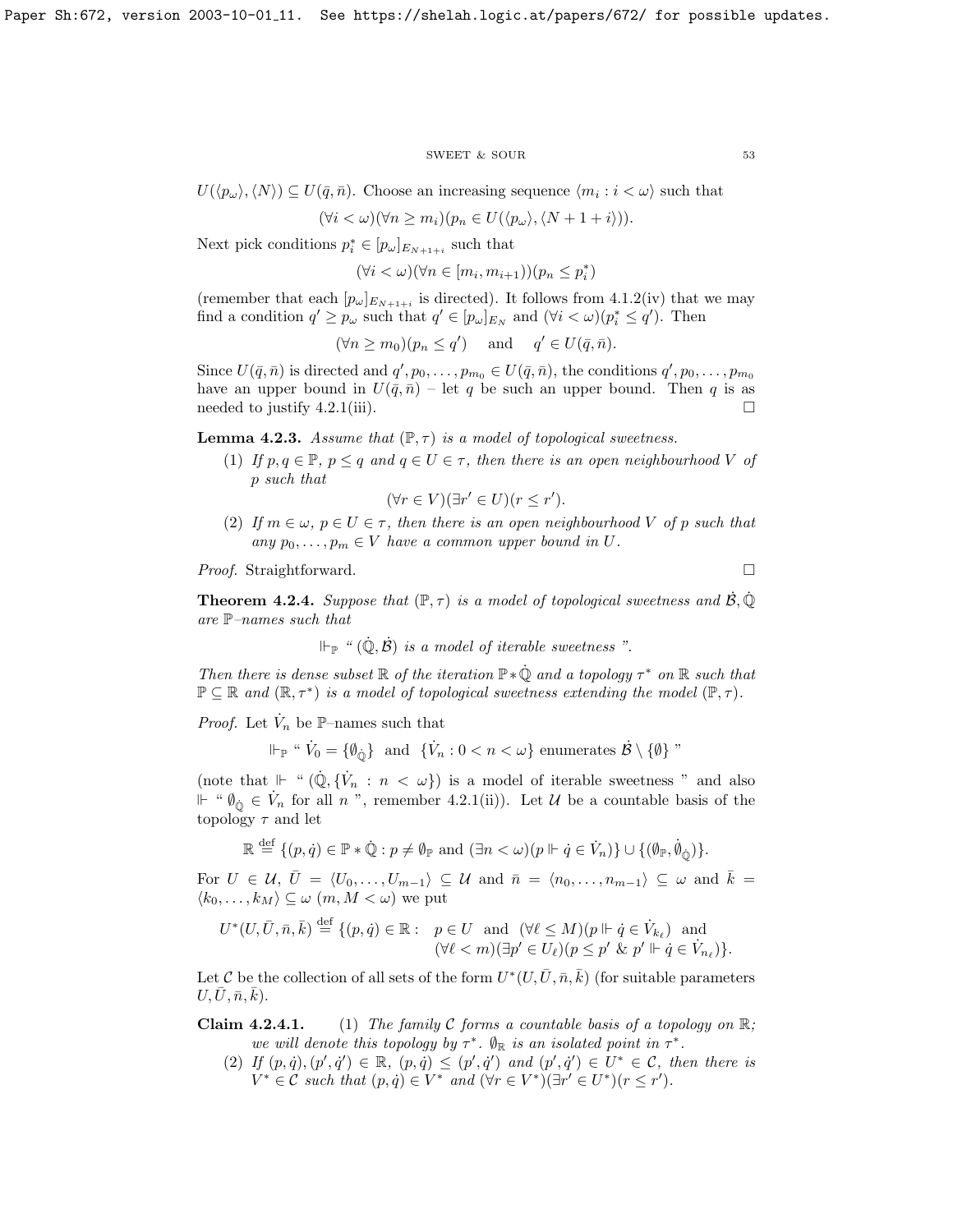$U(\langle p_\omega\rangle, \langle N\rangle) \subseteq U(\bar{q}, \bar{n})$. Choose an increasing sequence $\langle m_i : i < \omega\rangle$ such that

$$(\forall i < \omega)(\forall n \geq m_i)(p_n \in U(\langle p_\omega\rangle, \langle N+1+i\rangle)).$$

Next pick conditions $p^*_i \in [p_\omega]_{E_{N+1+i}}$ such that

$$(\forall i < \omega)(\forall n \in [m_i, m_{i+1}))(p_n \leq p^*_i)$$

(remember that each $[p_\omega]_{E_{N+1+i}}$ is directed). It follows from 4.1.2(iv) that we may find a condition $q' \geq p_\omega$ such that $q' \in [p_\omega]_{E_N}$ and $(\forall i < \omega)(p^*_i \leq q')$. Then

$$(\forall n \geq m_0)(p_n \leq q') \quad \text{ and } \quad q' \in U(\bar{q}, \bar{n}).$$

Since $U(\bar{q}, \bar{n})$ is directed and $q', p_0, \ldots, p_{m_0} \in U(\bar{q}, \bar{n})$, the conditions $q', p_0, \ldots, p_{m_0}$ have an upper bound in $U(\bar{q}, \bar{n})$ – let $q$ be such an upper bound. Then $q$ is as needed to justify 4.2.1(iii). $\square$

**Lemma 4.2.3.** *Assume that $(\mathbb{P}, \tau)$ is a model of topological sweetness.*

1. *If $p, q \in \mathbb{P}$, $p \leq q$ and $q \in U \in \tau$, then there is an open neighbourhood $V$ of $p$ such that*
$$(\forall r \in V)(\exists r' \in U)(r \leq r').$$
2. *If $m \in \omega$, $p \in U \in \tau$, then there is an open neighbourhood $V$ of $p$ such that any $p_0, \ldots, p_m \in V$ have a common upper bound in $U$.*

*Proof.* Straightforward. $\square$

**Theorem 4.2.4.** *Suppose that $(\mathbb{P}, \tau)$ is a model of topological sweetness and $\dot{\mathcal{B}}, \dot{\mathbb{Q}}$ are $\mathbb{P}$–names such that*

$$\Vdash_{\mathbb{P}} \text{" } (\dot{\mathbb{Q}}, \dot{\mathcal{B}}) \text{ is a model of iterable sweetness ".}$$

*Then there is dense subset $\mathbb{R}$ of the iteration $\mathbb{P} * \dot{\mathbb{Q}}$ and a topology $\tau^*$ on $\mathbb{R}$ such that $\mathbb{P} \subseteq \mathbb{R}$ and $(\mathbb{R}, \tau^*)$ is a model of topological sweetness extending the model $(\mathbb{P}, \tau)$.*

*Proof.* Let $\dot{V}_n$ be $\mathbb{P}$–names such that

$$\Vdash_{\mathbb{P}} \text{" } \dot{V}_0 = \{\emptyset_{\dot{\mathbb{Q}}}\} \text{ and } \{\dot{V}_n : 0 < n < \omega\} \text{ enumerates } \dot{\mathcal{B}} \setminus \{\emptyset\} \text{ "}$$

(note that $\Vdash$ " $(\dot{\mathbb{Q}}, \{\dot{V}_n : n < \omega\})$ is a model of iterable sweetness " and also $\Vdash$ " $\emptyset_{\dot{\mathbb{Q}}} \in \dot{V}_n$ for all $n$ ", remember 4.2.1(ii)). Let $\mathcal{U}$ be a countable basis of the topology $\tau$ and let

$$\mathbb{R} \stackrel{\text{def}}{=} \{(p, \dot{q}) \in \mathbb{P} * \dot{\mathbb{Q}} : p \neq \emptyset_{\mathbb{P}} \text{ and } (\exists n < \omega)(p \Vdash \dot{q} \in \dot{V}_n)\} \cup \{(\emptyset_{\mathbb{P}}, \dot{\emptyset}_{\dot{\mathbb{Q}}})\}.$$

For $U \in \mathcal{U}$, $\bar{U} = \langle U_0, \ldots, U_{m-1}\rangle \subseteq \mathcal{U}$ and $\bar{n} = \langle n_0, \ldots, n_{m-1}\rangle \subseteq \omega$ and $\bar{k} = \langle k_0, \ldots, k_M\rangle \subseteq \omega$ $(m, M < \omega)$ we put

$$\begin{aligned} U^*(U, \bar{U}, \bar{n}, \bar{k}) \stackrel{\text{def}}{=} \{(p, \dot{q}) \in \mathbb{R} : \ & p \in U \text{ and } (\forall \ell \leq M)(p \Vdash \dot{q} \in \dot{V}_{k_\ell}) \text{ and} \\ & (\forall \ell < m)(\exists p' \in U_\ell)(p \leq p' \ \& \ p' \Vdash \dot{q} \in \dot{V}_{n_\ell})\}. \end{aligned}$$

Let $\mathcal{C}$ be the collection of all sets of the form $U^*(U, \bar{U}, \bar{n}, \bar{k})$ (for suitable parameters $U, \bar{U}, \bar{n}, \bar{k}$).

**Claim 4.2.4.1.**
1. *The family $\mathcal{C}$ forms a countable basis of a topology on $\mathbb{R}$; we will denote this topology by $\tau^*$. $\emptyset_{\mathbb{R}}$ is an isolated point in $\tau^*$.*
2. *If $(p, \dot{q}), (p', \dot{q}') \in \mathbb{R}$, $(p, \dot{q}) \leq (p', \dot{q}')$ and $(p', \dot{q}') \in U^* \in \mathcal{C}$, then there is $V^* \in \mathcal{C}$ such that $(p, \dot{q}) \in V^*$ and $(\forall r \in V^*)(\exists r' \in U^*)(r \leq r')$.*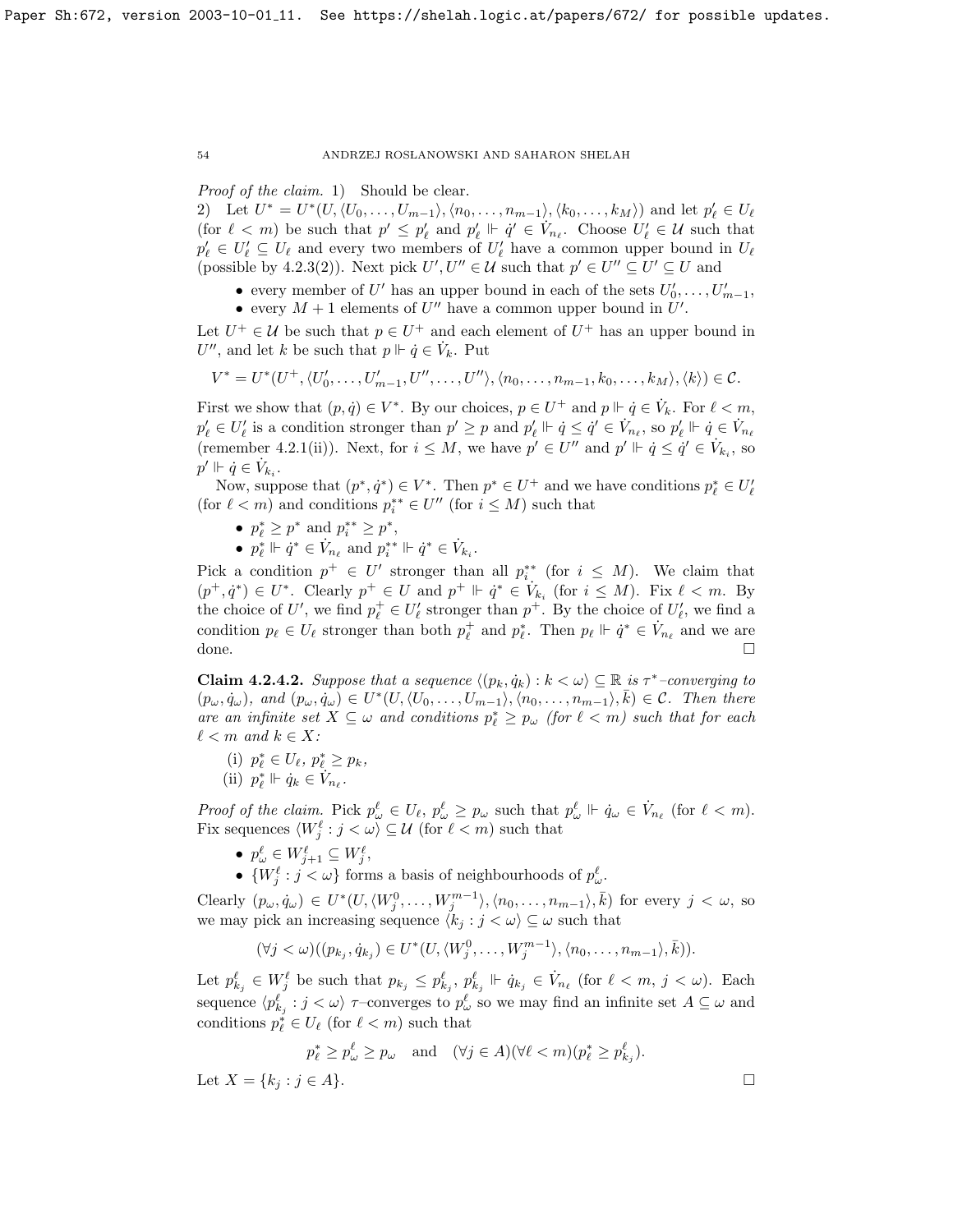*Proof of the claim.* 1) Should be clear.

2) Let $U^* = U^*(U, \langle U_0, \ldots, U_{m-1}\rangle, \langle n_0, \ldots, n_{m-1}\rangle, \langle k_0, \ldots, k_M\rangle)$ and let $p'_\ell \in U_\ell$ (for $\ell < m$) be such that $p' \leq p'_\ell$ and $p'_\ell \Vdash \dot{q}' \in \dot{V}_{n_\ell}$. Choose $U'_\ell \in \mathcal{U}$ such that $p'_\ell \in U'_\ell \subseteq U_\ell$ and every two members of $U'_\ell$ have a common upper bound in $U_\ell$ (possible by 4.2.3(2)). Next pick $U', U'' \in \mathcal{U}$ such that $p' \in U'' \subseteq U' \subseteq U$ and

- every member of $U'$ has an upper bound in each of the sets $U'_0, \ldots, U'_{m-1}$,
- every $M+1$ elements of $U''$ have a common upper bound in $U'$.

Let $U^+ \in \mathcal{U}$ be such that $p \in U^+$ and each element of $U^+$ has an upper bound in $U''$, and let $k$ be such that $p \Vdash \dot{q} \in \dot{V}_k$. Put

$$V^* = U^*(U^+, \langle U'_0, \ldots, U'_{m-1}, U'', \ldots, U''\rangle, \langle n_0, \ldots, n_{m-1}, k_0, \ldots, k_M\rangle, \langle k\rangle) \in \mathcal{C}.$$

First we show that $(p, \dot{q}) \in V^*$. By our choices, $p \in U^+$ and $p \Vdash \dot{q} \in \dot{V}_k$. For $\ell < m$, $p'_\ell \in U'_\ell$ is a condition stronger than $p' \geq p$ and $p'_\ell \Vdash \dot{q} \leq \dot{q}' \in \dot{V}_{n_\ell}$, so $p'_\ell \Vdash \dot{q} \in \dot{V}_{n_\ell}$ (remember 4.2.1(ii)). Next, for $i \leq M$, we have $p' \in U''$ and $p' \Vdash \dot{q} \leq \dot{q}' \in \dot{V}_{k_i}$, so $p' \Vdash \dot{q} \in \dot{V}_{k_i}$.

Now, suppose that $(p^*, \dot{q}^*) \in V^*$. Then $p^* \in U^+$ and we have conditions $p^*_\ell \in U'_\ell$ (for $\ell < m$) and conditions $p^{**}_i \in U''$ (for $i \leq M$) such that

- $p^*_\ell \geq p^*$ and $p^{**}_i \geq p^*$,
- $p^*_\ell \Vdash \dot{q}^* \in \dot{V}_{n_\ell}$ and $p^{**}_i \Vdash \dot{q}^* \in \dot{V}_{k_i}$.

Pick a condition $p^+ \in U'$ stronger than all $p^{**}_i$ (for $i \leq M$). We claim that $(p^+, \dot{q}^*) \in U^*$. Clearly $p^+ \in U$ and $p^+ \Vdash \dot{q}^* \in \dot{V}_{k_i}$ (for $i \leq M$). Fix $\ell < m$. By the choice of $U'$, we find $p^+_\ell \in U'_\ell$ stronger than $p^+$. By the choice of $U'_\ell$, we find a condition $p_\ell \in U_\ell$ stronger than both $p^+_\ell$ and $p^*_\ell$. Then $p_\ell \Vdash \dot{q}^* \in \dot{V}_{n_\ell}$ and we are done. $\square$

**Claim 4.2.4.2.** *Suppose that a sequence $\langle (p_k, \dot{q}_k) : k < \omega\rangle \subseteq \mathbb{R}$ is $\tau^*$–converging to $(p_\omega, \dot{q}_\omega)$, and $(p_\omega, \dot{q}_\omega) \in U^*(U, \langle U_0, \ldots, U_{m-1}\rangle, \langle n_0, \ldots, n_{m-1}\rangle, \bar{k}) \in \mathcal{C}$. Then there are an infinite set $X \subseteq \omega$ and conditions $p^*_\ell \geq p_\omega$ (for $\ell < m$) such that for each $\ell < m$ and $k \in X$:*

(i) $p^*_\ell \in U_\ell$, $p^*_\ell \geq p_k$,

(ii) $p^*_\ell \Vdash \dot{q}_k \in \dot{V}_{n_\ell}$.

*Proof of the claim.* Pick $p^\ell_\omega \in U_\ell$, $p^\ell_\omega \geq p_\omega$ such that $p^\ell_\omega \Vdash \dot{q}_\omega \in \dot{V}_{n_\ell}$ (for $\ell < m$). Fix sequences $\langle W^\ell_j : j < \omega\rangle \subseteq \mathcal{U}$ (for $\ell < m$) such that

- $p^\ell_\omega \in W^\ell_{j+1} \subseteq W^\ell_j$,
- $\{W^\ell_j : j < \omega\}$ forms a basis of neighbourhoods of $p^\ell_\omega$.

Clearly $(p_\omega, \dot{q}_\omega) \in U^*(U, \langle W^0_j, \ldots, W^{m-1}_j\rangle, \langle n_0, \ldots, n_{m-1}\rangle, \bar{k})$ for every $j < \omega$, so we may pick an increasing sequence $\langle k_j : j < \omega\rangle \subseteq \omega$ such that

$$(\forall j < \omega)((p_{k_j}, \dot{q}_{k_j}) \in U^*(U, \langle W^0_j, \ldots, W^{m-1}_j\rangle, \langle n_0, \ldots, n_{m-1}\rangle, \bar{k})).$$

Let $p^\ell_{k_j} \in W^\ell_j$ be such that $p_{k_j} \leq p^\ell_{k_j}$, $p^\ell_{k_j} \Vdash \dot{q}_{k_j} \in \dot{V}_{n_\ell}$ (for $\ell < m$, $j < \omega$). Each sequence $\langle p^\ell_{k_j} : j < \omega\rangle$ $\tau$–converges to $p^\ell_\omega$ so we may find an infinite set $A \subseteq \omega$ and conditions $p^*_\ell \in U_\ell$ (for $\ell < m$) such that

$$p^*_\ell \geq p^\ell_\omega \geq p_\omega \quad \text{and} \quad (\forall j \in A)(\forall \ell < m)(p^*_\ell \geq p^\ell_{k_j}).$$

Let $X = \{k_j : j \in A\}$. $\square$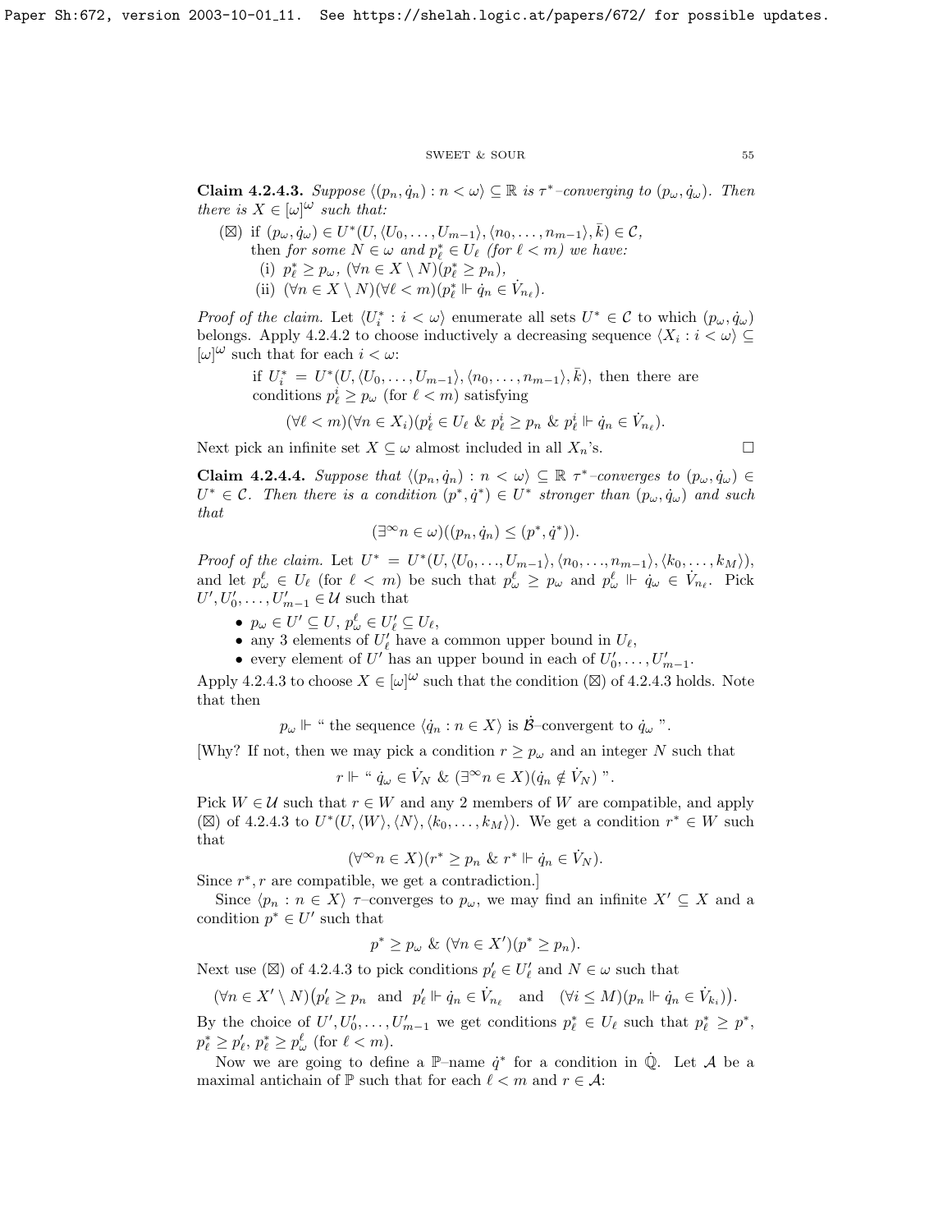**Claim 4.2.4.3.** *Suppose $\langle (p_n, \dot{q}_n) : n < \omega \rangle \subseteq \mathbb{R}$ is $\tau^*$–converging to $(p_\omega, \dot{q}_\omega)$. Then there is $X \in [\omega]^\omega$ such that:*

($\boxtimes$) if $(p_\omega, \dot{q}_\omega) \in U^*(U, \langle U_0, \ldots, U_{m-1} \rangle, \langle n_0, \ldots, n_{m-1} \rangle, \bar{k}) \in \mathcal{C}$, then *for some $N \in \omega$ and $p^*_\ell \in U_\ell$ (for $\ell < m$) we have:*

  (i) $p^*_\ell \geq p_\omega$, $(\forall n \in X \setminus N)(p^*_\ell \geq p_n)$,

  (ii) $(\forall n \in X \setminus N)(\forall \ell < m)(p^*_\ell \Vdash \dot{q}_n \in \dot{V}_{n_\ell})$.

*Proof of the claim.* Let $\langle U^*_i : i < \omega \rangle$ enumerate all sets $U^* \in \mathcal{C}$ to which $(p_\omega, \dot{q}_\omega)$ belongs. Apply 4.2.4.2 to choose inductively a decreasing sequence $\langle X_i : i < \omega \rangle \subseteq [\omega]^\omega$ such that for each $i < \omega$:

> if $U^*_i = U^*(U, \langle U_0, \ldots, U_{m-1} \rangle, \langle n_0, \ldots, n_{m-1} \rangle, \bar{k})$, then there are conditions $p^i_\ell \geq p_\omega$ (for $\ell < m$) satisfying
> $$(\forall \ell < m)(\forall n \in X_i)(p^i_\ell \in U_\ell \ \&\ p^i_\ell \geq p_n \ \&\ p^i_\ell \Vdash \dot{q}_n \in \dot{V}_{n_\ell}).$$

Next pick an infinite set $X \subseteq \omega$ almost included in all $X_n$'s. $\square$

**Claim 4.2.4.4.** *Suppose that $\langle (p_n, \dot{q}_n) : n < \omega \rangle \subseteq \mathbb{R}$ $\tau^*$–converges to $(p_\omega, \dot{q}_\omega) \in U^* \in \mathcal{C}$. Then there is a condition $(p^*, \dot{q}^*) \in U^*$ stronger than $(p_\omega, \dot{q}_\omega)$ and such that*

$$(\exists^\infty n \in \omega)((p_n, \dot{q}_n) \leq (p^*, \dot{q}^*)).$$

*Proof of the claim.* Let $U^* = U^*(U, \langle U_0, \ldots, U_{m-1} \rangle, \langle n_0, \ldots, n_{m-1} \rangle, \langle k_0, \ldots, k_M \rangle)$, and let $p^\ell_\omega \in U_\ell$ (for $\ell < m$) be such that $p^\ell_\omega \geq p_\omega$ and $p^\ell_\omega \Vdash \dot{q}_\omega \in \dot{V}_{n_\ell}$. Pick $U', U'_0, \ldots, U'_{m-1} \in \mathcal{U}$ such that

- $p_\omega \in U' \subseteq U$, $p^\ell_\omega \in U'_\ell \subseteq U_\ell$,
- any 3 elements of $U'_\ell$ have a common upper bound in $U_\ell$,
- every element of $U'$ has an upper bound in each of $U'_0, \ldots, U'_{m-1}$.

Apply 4.2.4.3 to choose $X \in [\omega]^\omega$ such that the condition ($\boxtimes$) of 4.2.4.3 holds. Note that then

$$p_\omega \Vdash \text{“ the sequence } \langle \dot{q}_n : n \in X \rangle \text{ is } \dot{\mathcal{B}}\text{–convergent to } \dot{q}_\omega \text{ ”}.$$

[Why? If not, then we may pick a condition $r \geq p_\omega$ and an integer $N$ such that

$$r \Vdash \text{“ } \dot{q}_\omega \in \dot{V}_N \ \&\ (\exists^\infty n \in X)(\dot{q}_n \notin \dot{V}_N) \text{ ”}.$$

Pick $W \in \mathcal{U}$ such that $r \in W$ and any 2 members of $W$ are compatible, and apply ($\boxtimes$) of 4.2.4.3 to $U^*(U, \langle W \rangle, \langle N \rangle, \langle k_0, \ldots, k_M \rangle)$. We get a condition $r^* \in W$ such that

$$(\forall^\infty n \in X)(r^* \geq p_n \ \&\ r^* \Vdash \dot{q}_n \in \dot{V}_N).$$

Since $r^*, r$ are compatible, we get a contradiction.]

Since $\langle p_n : n \in X \rangle$ $\tau$–converges to $p_\omega$, we may find an infinite $X' \subseteq X$ and a condition $p^* \in U'$ such that

$$p^* \geq p_\omega \ \&\ (\forall n \in X')(p^* \geq p_n).$$

Next use ($\boxtimes$) of 4.2.4.3 to pick conditions $p'_\ell \in U'_\ell$ and $N \in \omega$ such that

$$(\forall n \in X' \setminus N)\big(p'_\ell \geq p_n \ \text{ and } \ p'_\ell \Vdash \dot{q}_n \in \dot{V}_{n_\ell} \quad \text{and} \quad (\forall i \leq M)(p_n \Vdash \dot{q}_n \in \dot{V}_{k_i})\big).$$

By the choice of $U', U'_0, \ldots, U'_{m-1}$ we get conditions $p^*_\ell \in U_\ell$ such that $p^*_\ell \geq p^*$, $p^*_\ell \geq p'_\ell$, $p^*_\ell \geq p^\ell_\omega$ (for $\ell < m$).

Now we are going to define a $\mathbb{P}$–name $\dot{q}^*$ for a condition in $\dot{\mathbb{Q}}$. Let $\mathcal{A}$ be a maximal antichain of $\mathbb{P}$ such that for each $\ell < m$ and $r \in \mathcal{A}$: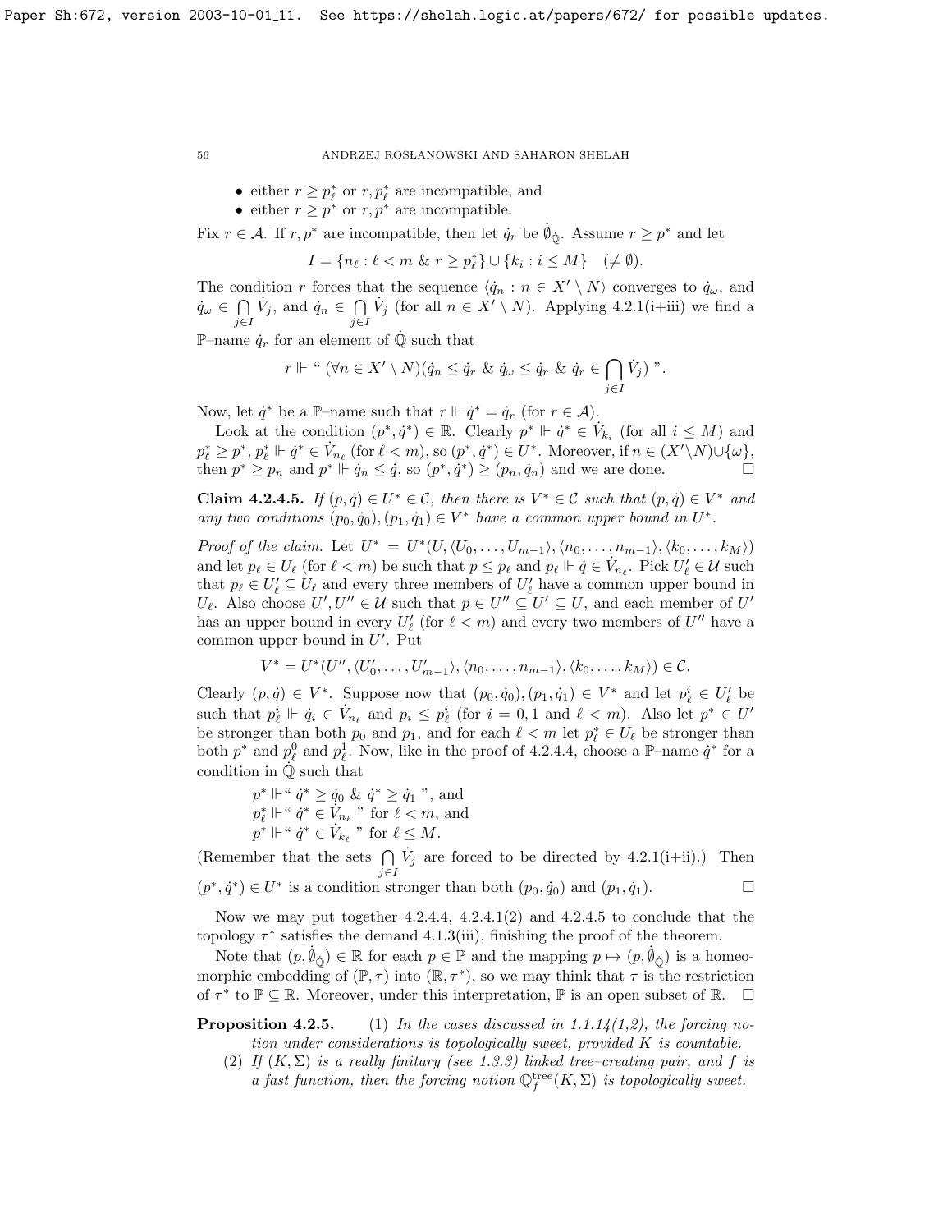- either $r \geq p^*_\ell$ or $r, p^*_\ell$ are incompatible, and
- either $r \geq p^*$ or $r, p^*$ are incompatible.

Fix $r \in \mathcal{A}$. If $r, p^*$ are incompatible, then let $\dot{q}_r$ be $\dot{\emptyset}_{\dot{\mathbb{Q}}}$. Assume $r \geq p^*$ and let

$$I = \{n_\ell : \ell < m \ \&\ r \geq p^*_\ell\} \cup \{k_i : i \leq M\} \quad (\neq \emptyset).$$

The condition $r$ forces that the sequence $\langle \dot{q}_n : n \in X' \setminus N\rangle$ converges to $\dot{q}_\omega$, and $\dot{q}_\omega \in \bigcap\limits_{j \in I} \dot{V}_j$, and $\dot{q}_n \in \bigcap\limits_{j \in I} \dot{V}_j$ (for all $n \in X' \setminus N$). Applying 4.2.1(i+iii) we find a $\mathbb{P}$–name $\dot{q}_r$ for an element of $\dot{\mathbb{Q}}$ such that

$$r \Vdash \text{“ } (\forall n \in X' \setminus N)(\dot{q}_n \leq \dot{q}_r \ \&\ \dot{q}_\omega \leq \dot{q}_r \ \&\ \dot{q}_r \in \bigcap_{j \in I} \dot{V}_j) \text{ ”}.$$

Now, let $\dot{q}^*$ be a $\mathbb{P}$–name such that $r \Vdash \dot{q}^* = \dot{q}_r$ (for $r \in \mathcal{A}$).

Look at the condition $(p^*, \dot{q}^*) \in \mathbb{R}$. Clearly $p^* \Vdash \dot{q}^* \in \dot{V}_{k_i}$ (for all $i \leq M$) and $p^*_\ell \geq p^*, p^*_\ell \Vdash \dot{q}^* \in \dot{V}_{n_\ell}$ (for $\ell < m$), so $(p^*, \dot{q}^*) \in U^*$. Moreover, if $n \in (X' \setminus N) \cup \{\omega\}$, then $p^* \geq p_n$ and $p^* \Vdash \dot{q}_n \leq \dot{q}$, so $(p^*, \dot{q}^*) \geq (p_n, \dot{q}_n)$ and we are done. $\square$

**Claim 4.2.4.5.** *If $(p, \dot{q}) \in U^* \in \mathcal{C}$, then there is $V^* \in \mathcal{C}$ such that $(p, \dot{q}) \in V^*$ and any two conditions $(p_0, \dot{q}_0), (p_1, \dot{q}_1) \in V^*$ have a common upper bound in $U^*$.*

*Proof of the claim.* Let $U^* = U^*(U, \langle U_0, \ldots, U_{m-1}\rangle, \langle n_0, \ldots, n_{m-1}\rangle, \langle k_0, \ldots, k_M\rangle)$ and let $p_\ell \in U_\ell$ (for $\ell < m$) be such that $p \leq p_\ell$ and $p_\ell \Vdash \dot{q} \in \dot{V}_{n_\ell}$. Pick $U'_\ell \in \mathcal{U}$ such that $p_\ell \in U'_\ell \subseteq U_\ell$ and every three members of $U'_\ell$ have a common upper bound in $U_\ell$. Also choose $U', U'' \in \mathcal{U}$ such that $p \in U'' \subseteq U' \subseteq U$, and each member of $U'$ has an upper bound in every $U'_\ell$ (for $\ell < m$) and every two members of $U''$ have a common upper bound in $U'$. Put

$$V^* = U^*(U'', \langle U'_0, \ldots, U'_{m-1}\rangle, \langle n_0, \ldots, n_{m-1}\rangle, \langle k_0, \ldots, k_M\rangle) \in \mathcal{C}.$$

Clearly $(p, \dot{q}) \in V^*$. Suppose now that $(p_0, \dot{q}_0), (p_1, \dot{q}_1) \in V^*$ and let $p^i_\ell \in U'_\ell$ be such that $p^i_\ell \Vdash \dot{q}_i \in \dot{V}_{n_\ell}$ and $p_i \leq p^i_\ell$ (for $i = 0, 1$ and $\ell < m$). Also let $p^* \in U'$ be stronger than both $p_0$ and $p_1$, and for each $\ell < m$ let $p^*_\ell \in U_\ell$ be stronger than both $p^*$ and $p^0_\ell$ and $p^1_\ell$. Now, like in the proof of 4.2.4.4, choose a $\mathbb{P}$–name $\dot{q}^*$ for a condition in $\dot{\mathbb{Q}}$ such that

$p^* \Vdash$“ $\dot{q}^* \geq \dot{q}_0 \ \&\ \dot{q}^* \geq \dot{q}_1$ ”, and
$p^*_\ell \Vdash$“ $\dot{q}^* \in \dot{V}_{n_\ell}$ ” for $\ell < m$, and
$p^* \Vdash$“ $\dot{q}^* \in \dot{V}_{k_\ell}$ ” for $\ell \leq M$.

(Remember that the sets $\bigcap\limits_{j \in I} \dot{V}_j$ are forced to be directed by 4.2.1(i+ii).) Then $(p^*, \dot{q}^*) \in U^*$ is a condition stronger than both $(p_0, \dot{q}_0)$ and $(p_1, \dot{q}_1)$. $\square$

Now we may put together 4.2.4.4, 4.2.4.1(2) and 4.2.4.5 to conclude that the topology $\tau^*$ satisfies the demand 4.1.3(iii), finishing the proof of the theorem.

Note that $(p, \dot{\emptyset}_{\dot{\mathbb{Q}}}) \in \mathbb{R}$ for each $p \in \mathbb{P}$ and the mapping $p \mapsto (p, \dot{\emptyset}_{\dot{\mathbb{Q}}})$ is a homeomorphic embedding of $(\mathbb{P}, \tau)$ into $(\mathbb{R}, \tau^*)$, so we may think that $\tau$ is the restriction of $\tau^*$ to $\mathbb{P} \subseteq \mathbb{R}$. Moreover, under this interpretation, $\mathbb{P}$ is an open subset of $\mathbb{R}$. $\square$

**Proposition 4.2.5.** (1) *In the cases discussed in 1.1.14(1,2), the forcing notion under considerations is topologically sweet, provided $K$ is countable.*

(2) *If $(K, \Sigma)$ is a really finitary (see 1.3.3) linked tree–creating pair, and $f$ is a fast function, then the forcing notion $\mathbb{Q}^{\rm tree}_f(K, \Sigma)$ is topologically sweet.*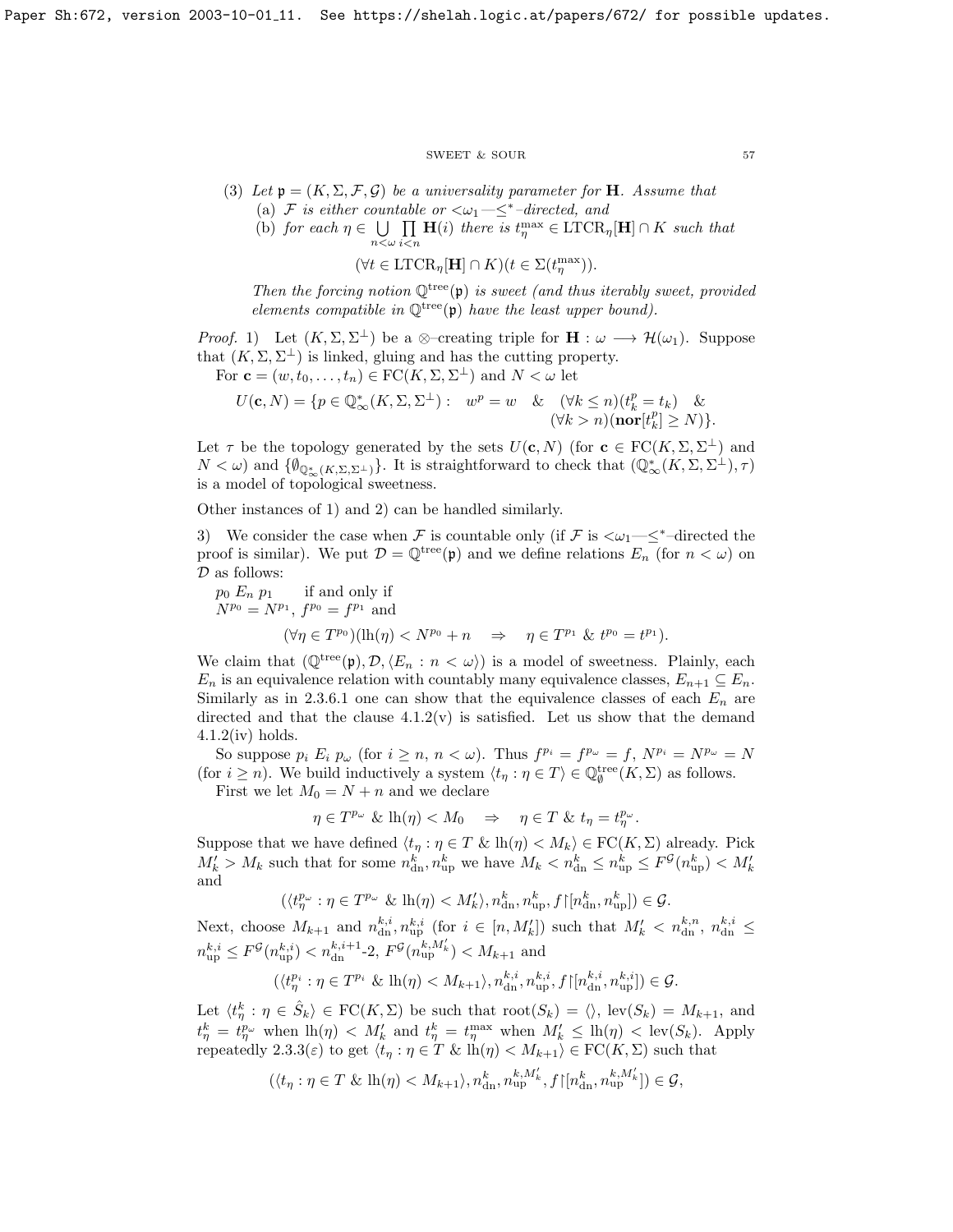(3) *Let $\mathfrak{p} = (K, \Sigma, \mathcal{F}, \mathcal{G})$ be a universality parameter for $\mathbf{H}$. Assume that*

(a) *$\mathcal{F}$ is either countable or $<\omega_1$—$\leq^*$–directed, and*

(b) *for each $\eta \in \bigcup\limits_{n<\omega} \prod\limits_{i<n} \mathbf{H}(i)$ there is $t^{\max}_\eta \in \mathrm{LTCR}_\eta[\mathbf{H}] \cap K$ such that*

$$(\forall t \in \mathrm{LTCR}_\eta[\mathbf{H}] \cap K)(t \in \Sigma(t^{\max}_\eta)).$$

*Then the forcing notion $\mathbb{Q}^{\mathrm{tree}}(\mathfrak{p})$ is sweet (and thus iterably sweet, provided elements compatible in $\mathbb{Q}^{\mathrm{tree}}(\mathfrak{p})$ have the least upper bound).*

*Proof.* 1) Let $(K, \Sigma, \Sigma^\perp)$ be a $\otimes$–creating triple for $\mathbf{H} : \omega \longrightarrow \mathcal{H}(\omega_1)$. Suppose that $(K, \Sigma, \Sigma^\perp)$ is linked, gluing and has the cutting property.

For $\mathbf{c} = (w, t_0, \ldots, t_n) \in \mathrm{FC}(K, \Sigma, \Sigma^\perp)$ and $N < \omega$ let

$$U(\mathbf{c}, N) = \{p \in \mathbb{Q}^*_\infty(K, \Sigma, \Sigma^\perp) : \quad w^p = w \quad \& \quad (\forall k \leq n)(t^p_k = t_k) \quad \& \quad (\forall k > n)(\mathbf{nor}[t^p_k] \geq N)\}.$$

Let $\tau$ be the topology generated by the sets $U(\mathbf{c}, N)$ (for $\mathbf{c} \in \mathrm{FC}(K, \Sigma, \Sigma^\perp)$ and $N < \omega$) and $\{\emptyset_{\mathbb{Q}^*_\infty(K,\Sigma,\Sigma^\perp)}\}$. It is straightforward to check that $(\mathbb{Q}^*_\infty(K, \Sigma, \Sigma^\perp), \tau)$ is a model of topological sweetness.

Other instances of 1) and 2) can be handled similarly.

3) We consider the case when $\mathcal{F}$ is countable only (if $\mathcal{F}$ is $<\omega_1$—$\leq^*$–directed the proof is similar). We put $\mathcal{D} = \mathbb{Q}^{\mathrm{tree}}(\mathfrak{p})$ and we define relations $E_n$ (for $n < \omega$) on $\mathcal{D}$ as follows:

$p_0 \; E_n \; p_1$ if and only if
$N^{p_0} = N^{p_1}$, $f^{p_0} = f^{p_1}$ and

$$(\forall \eta \in T^{p_0})(\mathrm{lh}(\eta) < N^{p_0} + n \quad \Rightarrow \quad \eta \in T^{p_1} \;\&\; t^{p_0} = t^{p_1}).$$

We claim that $(\mathbb{Q}^{\mathrm{tree}}(\mathfrak{p}), \mathcal{D}, \langle E_n : n < \omega\rangle)$ is a model of sweetness. Plainly, each $E_n$ is an equivalence relation with countably many equivalence classes, $E_{n+1} \subseteq E_n$. Similarly as in 2.3.6.1 one can show that the equivalence classes of each $E_n$ are directed and that the clause 4.1.2(v) is satisfied. Let us show that the demand 4.1.2(iv) holds.

So suppose $p_i \; E_i \; p_\omega$ (for $i \geq n$, $n < \omega$). Thus $f^{p_i} = f^{p_\omega} = f$, $N^{p_i} = N^{p_\omega} = N$ (for $i \geq n$). We build inductively a system $\langle t_\eta : \eta \in T\rangle \in \mathbb{Q}^{\mathrm{tree}}_\emptyset(K, \Sigma)$ as follows.

First we let $M_0 = N + n$ and we declare

$$\eta \in T^{p_\omega} \;\&\; \mathrm{lh}(\eta) < M_0 \quad \Rightarrow \quad \eta \in T \;\&\; t_\eta = t^{p_\omega}_\eta.$$

Suppose that we have defined $\langle t_\eta : \eta \in T \;\&\; \mathrm{lh}(\eta) < M_k\rangle \in \mathrm{FC}(K, \Sigma)$ already. Pick $M'_k > M_k$ such that for some $n^k_{\mathrm{dn}}, n^k_{\mathrm{up}}$ we have $M_k < n^k_{\mathrm{dn}} \leq n^k_{\mathrm{up}} \leq F^{\mathcal{G}}(n^k_{\mathrm{up}}) < M'_k$ and

$$(\langle t^{p_\omega}_\eta : \eta \in T^{p_\omega} \;\&\; \mathrm{lh}(\eta) < M'_k\rangle, n^k_{\mathrm{dn}}, n^k_{\mathrm{up}}, f{\restriction}[n^k_{\mathrm{dn}}, n^k_{\mathrm{up}}]) \in \mathcal{G}.$$

Next, choose $M_{k+1}$ and $n^{k,i}_{\mathrm{dn}}, n^{k,i}_{\mathrm{up}}$ (for $i \in [n, M'_k]$) such that $M'_k < n^{k,n}_{\mathrm{dn}}$, $n^{k,i}_{\mathrm{dn}} \leq n^{k,i}_{\mathrm{up}} \leq F^{\mathcal{G}}(n^{k,i}_{\mathrm{up}}) < n^{k,i+1}_{\mathrm{dn}}$-2, $F^{\mathcal{G}}(n^{k,M'_k}_{\mathrm{up}}) < M_{k+1}$ and

$$(\langle t^{p_i}_\eta : \eta \in T^{p_i} \;\&\; \mathrm{lh}(\eta) < M_{k+1}\rangle, n^{k,i}_{\mathrm{dn}}, n^{k,i}_{\mathrm{up}}, f{\restriction}[n^{k,i}_{\mathrm{dn}}, n^{k,i}_{\mathrm{up}}]) \in \mathcal{G}.$$

Let $\langle t^k_\eta : \eta \in \hat{S}_k\rangle \in \mathrm{FC}(K, \Sigma)$ be such that $\mathrm{root}(S_k) = \langle\rangle$, $\mathrm{lev}(S_k) = M_{k+1}$, and $t^k_\eta = t^{p_\omega}_\eta$ when $\mathrm{lh}(\eta) < M'_k$ and $t^k_\eta = t^{\max}_\eta$ when $M'_k \leq \mathrm{lh}(\eta) < \mathrm{lev}(S_k)$. Apply repeatedly 2.3.3($\varepsilon$) to get $\langle t_\eta : \eta \in T \;\&\; \mathrm{lh}(\eta) < M_{k+1}\rangle \in \mathrm{FC}(K, \Sigma)$ such that

$$(\langle t_\eta : \eta \in T \;\&\; \mathrm{lh}(\eta) < M_{k+1}\rangle, n^k_{\mathrm{dn}}, n^{k,M'_k}_{\mathrm{up}}, f{\restriction}[n^k_{\mathrm{dn}}, n^{k,M'_k}_{\mathrm{up}}]) \in \mathcal{G},$$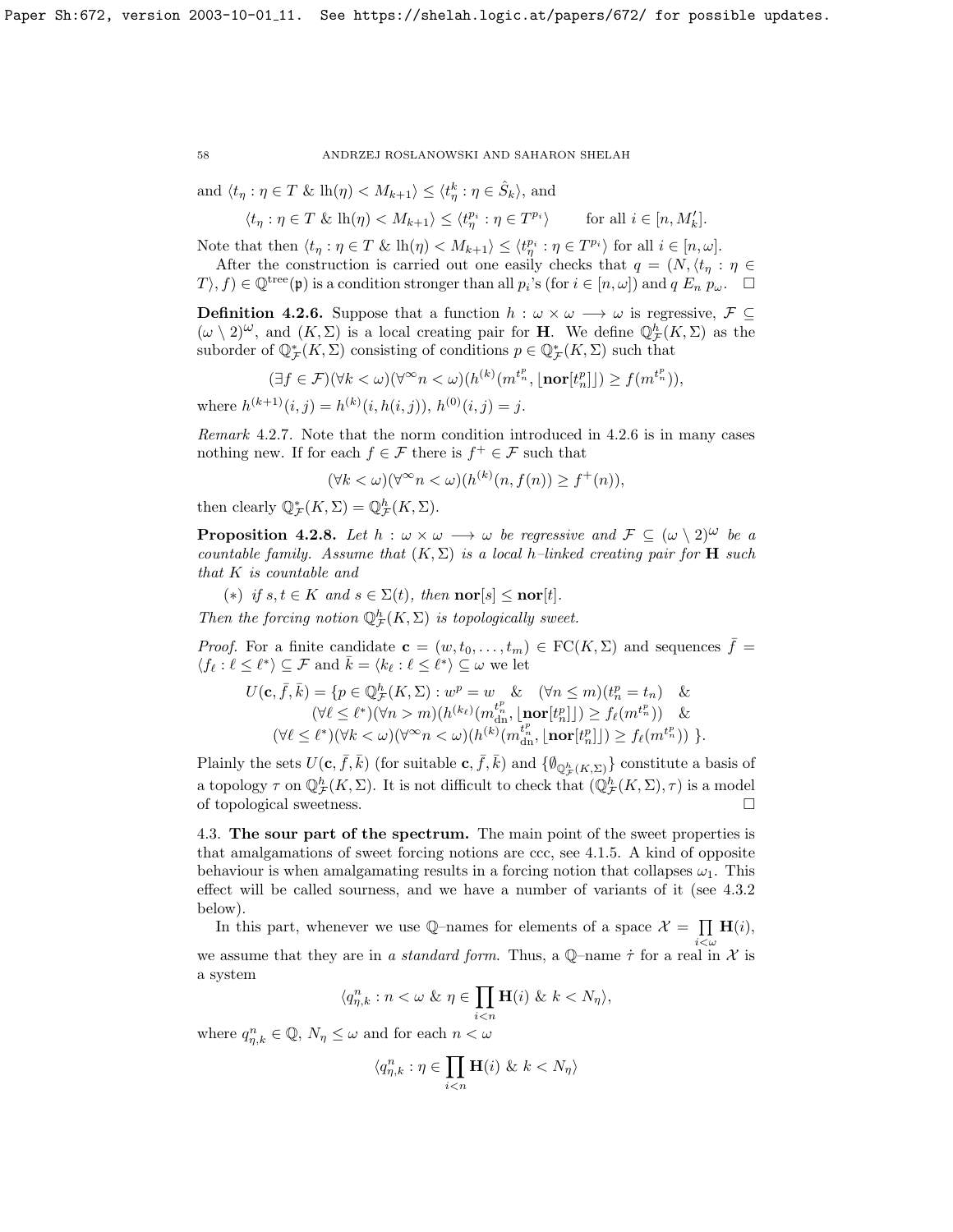and $\langle t_\eta : \eta \in T \ \&\ \mathrm{lh}(\eta) < M_{k+1}\rangle \leq \langle t^k_\eta : \eta \in \hat{S}_k\rangle$, and

$$\langle t_\eta : \eta \in T \ \&\ \mathrm{lh}(\eta) < M_{k+1}\rangle \leq \langle t^{p_i}_\eta : \eta \in T^{p_i}\rangle \qquad \text{for all } i \in [n, M'_k].$$

Note that then $\langle t_\eta : \eta \in T \ \&\ \mathrm{lh}(\eta) < M_{k+1}\rangle \leq \langle t^{p_i}_\eta : \eta \in T^{p_i}\rangle$ for all $i \in [n, \omega]$.

After the construction is carried out one easily checks that $q = (N, \langle t_\eta : \eta \in T\rangle, f) \in \mathbb{Q}^{\mathrm{tree}}(\mathfrak{p})$ is a condition stronger than all $p_i$'s (for $i \in [n, \omega]$) and $q \ E_n \ p_\omega$. $\square$

**Definition 4.2.6.** Suppose that a function $h : \omega \times \omega \longrightarrow \omega$ is regressive, $\mathcal{F} \subseteq (\omega \setminus 2)^\omega$, and $(K, \Sigma)$ is a local creating pair for $\mathbf{H}$. We define $\mathbb{Q}^h_{\mathcal{F}}(K, \Sigma)$ as the suborder of $\mathbb{Q}^*_{\mathcal{F}}(K, \Sigma)$ consisting of conditions $p \in \mathbb{Q}^*_{\mathcal{F}}(K, \Sigma)$ such that

$$(\exists f \in \mathcal{F})(\forall k < \omega)(\forall^\infty n < \omega)(h^{(k)}(m^{t_n}, \lfloor \mathbf{nor}[t^p_n] \rfloor) \geq f(m^{t_n})),$$

where $h^{(k+1)}(i,j) = h^{(k)}(i, h(i,j))$, $h^{(0)}(i,j) = j$.

*Remark* 4.2.7. Note that the norm condition introduced in 4.2.6 is in many cases nothing new. If for each $f \in \mathcal{F}$ there is $f^+ \in \mathcal{F}$ such that

$$(\forall k < \omega)(\forall^\infty n < \omega)(h^{(k)}(n, f(n)) \geq f^+(n)),$$

then clearly $\mathbb{Q}^*_{\mathcal{F}}(K, \Sigma) = \mathbb{Q}^h_{\mathcal{F}}(K, \Sigma)$.

**Proposition 4.2.8.** *Let $h : \omega \times \omega \longrightarrow \omega$ be regressive and $\mathcal{F} \subseteq (\omega \setminus 2)^\omega$ be a countable family. Assume that $(K, \Sigma)$ is a local $h$–linked creating pair for $\mathbf{H}$ such that $K$ is countable and*

$(*)$ *if $s, t \in K$ and $s \in \Sigma(t)$, then $\mathbf{nor}[s] \leq \mathbf{nor}[t]$.*

*Then the forcing notion $\mathbb{Q}^h_{\mathcal{F}}(K, \Sigma)$ is topologically sweet.*

*Proof.* For a finite candidate $\mathbf{c} = (w, t_0, \ldots, t_m) \in \mathrm{FC}(K, \Sigma)$ and sequences $\bar{f} = \langle f_\ell : \ell \leq \ell^*\rangle \subseteq \mathcal{F}$ and $\bar{k} = \langle k_\ell : \ell \leq \ell^*\rangle \subseteq \omega$ we let

$$\begin{array}{r}U(\mathbf{c}, \bar{f}, \bar{k}) = \{p \in \mathbb{Q}^h_{\mathcal{F}}(K, \Sigma) : w^p = w \quad \& \quad (\forall n \leq m)(t^p_n = t_n) \quad \& \\ (\forall \ell \leq \ell^*)(\forall n > m)(h^{(k_\ell)}(m^{t^p_n}_{\mathrm{dn}}, \lfloor \mathbf{nor}[t^p_n] \rfloor) \geq f_\ell(m^{t^p_n})) \quad \& \\ (\forall \ell \leq \ell^*)(\forall k < \omega)(\forall^\infty n < \omega)(h^{(k)}(m^{t^p_n}_{\mathrm{dn}}, \lfloor \mathbf{nor}[t^p_n] \rfloor) \geq f_\ell(m^{t^p_n}))\ \}.\end{array}$$

Plainly the sets $U(\mathbf{c}, \bar{f}, \bar{k})$ (for suitable $\mathbf{c}, \bar{f}, \bar{k}$) and $\{\emptyset_{\mathbb{Q}^h_{\mathcal{F}}(K,\Sigma)}\}$ constitute a basis of a topology $\tau$ on $\mathbb{Q}^h_{\mathcal{F}}(K, \Sigma)$. It is not difficult to check that $(\mathbb{Q}^h_{\mathcal{F}}(K, \Sigma), \tau)$ is a model of topological sweetness. $\square$

4.3. **The sour part of the spectrum.** The main point of the sweet properties is that amalgamations of sweet forcing notions are ccc, see 4.1.5. A kind of opposite behaviour is when amalgamating results in a forcing notion that collapses $\omega_1$. This effect will be called sourness, and we have a number of variants of it (see 4.3.2 below).

In this part, whenever we use $\mathbb{Q}$–names for elements of a space $\mathcal{X} = \prod\limits_{i<\omega} \mathbf{H}(i)$, we assume that they are in *a standard form*. Thus, a $\mathbb{Q}$–name $\dot{\tau}$ for a real in $\mathcal{X}$ is a system

$$\langle q^n_{\eta,k} : n < \omega \ \&\ \eta \in \prod_{i<n} \mathbf{H}(i) \ \&\ k < N_\eta\rangle,$$

where $q^n_{\eta,k} \in \mathbb{Q}$, $N_\eta \leq \omega$ and for each $n < \omega$

$$\langle q^n_{\eta,k} : \eta \in \prod_{i<n} \mathbf{H}(i) \ \&\ k < N_\eta\rangle$$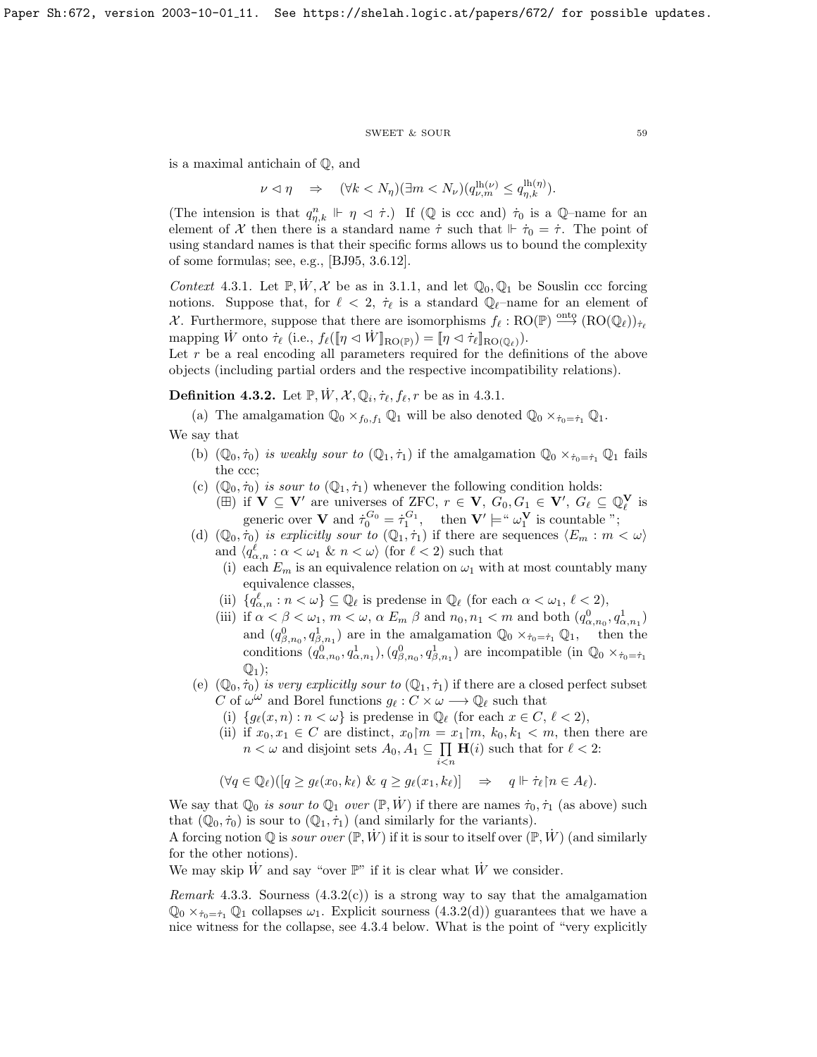is a maximal antichain of $\mathbb{Q}$, and

$$\nu \vartriangleleft \eta \quad \Rightarrow \quad (\forall k < N_\eta)(\exists m < N_\nu)(q^{\mathrm{lh}(\nu)}_{\nu,m} \leq q^{\mathrm{lh}(\eta)}_{\eta,k}).$$

(The intension is that $q^n_{\eta,k} \Vdash \eta \vartriangleleft \dot{\tau}$.) If ($\mathbb{Q}$ is ccc and) $\dot{\tau}_0$ is a $\mathbb{Q}$–name for an element of $\mathcal{X}$ then there is a standard name $\dot{\tau}$ such that $\Vdash \dot{\tau}_0 = \dot{\tau}$. The point of using standard names is that their specific forms allows us to bound the complexity of some formulas; see, e.g., [BJ95, 3.6.12].

*Context* 4.3.1. Let $\mathbb{P}, \dot{W}, \mathcal{X}$ be as in 3.1.1, and let $\mathbb{Q}_0, \mathbb{Q}_1$ be Souslin ccc forcing notions. Suppose that, for $\ell < 2$, $\dot{\tau}_\ell$ is a standard $\mathbb{Q}_\ell$–name for an element of $\mathcal{X}$. Furthermore, suppose that there are isomorphisms $f_\ell : \mathrm{RO}(\mathbb{P}) \xrightarrow{\text{onto}} (\mathrm{RO}(\mathbb{Q}_\ell))_{\dot{\tau}_\ell}$ mapping $\dot{W}$ onto $\dot{\tau}_\ell$ (i.e., $f_\ell([\![\eta \vartriangleleft \dot{W}]\!]_{\mathrm{RO}(\mathbb{P})}) = [\![\eta \vartriangleleft \dot{\tau}_\ell]\!]_{\mathrm{RO}(\mathbb{Q}_\ell)}$).
Let $r$ be a real encoding all parameters required for the definitions of the above objects (including partial orders and the respective incompatibility relations).

**Definition 4.3.2.** Let $\mathbb{P}, \dot{W}, \mathcal{X}, \mathbb{Q}_i, \dot{\tau}_\ell, f_\ell, r$ be as in 4.3.1.

(a) The amalgamation $\mathbb{Q}_0 \times_{f_0,f_1} \mathbb{Q}_1$ will be also denoted $\mathbb{Q}_0 \times_{\dot{\tau}_0=\dot{\tau}_1} \mathbb{Q}_1$.

We say that

(b) $(\mathbb{Q}_0, \dot{\tau}_0)$ *is weakly sour to* $(\mathbb{Q}_1, \dot{\tau}_1)$ if the amalgamation $\mathbb{Q}_0 \times_{\dot{\tau}_0=\dot{\tau}_1} \mathbb{Q}_1$ fails the ccc;

(c) $(\mathbb{Q}_0, \dot{\tau}_0)$ *is sour to* $(\mathbb{Q}_1, \dot{\tau}_1)$ whenever the following condition holds:
($\boxplus$) if $\mathbf{V} \subseteq \mathbf{V}'$ are universes of ZFC, $r \in \mathbf{V}$, $G_0, G_1 \in \mathbf{V}'$, $G_\ell \subseteq \mathbb{Q}^{\mathbf{V}}_\ell$ is generic over $\mathbf{V}$ and $\dot{\tau}^{G_0}_0 = \dot{\tau}^{G_1}_1$, then $\mathbf{V}' \models$" $\omega^{\mathbf{V}}_1$ is countable ";

(d) $(\mathbb{Q}_0, \dot{\tau}_0)$ *is explicitly sour to* $(\mathbb{Q}_1, \dot{\tau}_1)$ if there are sequences $\langle E_m : m < \omega\rangle$ and $\langle q^\ell_{\alpha,n} : \alpha < \omega_1 \ \&\ n < \omega\rangle$ (for $\ell < 2$) such that
  (i) each $E_m$ is an equivalence relation on $\omega_1$ with at most countably many equivalence classes,
  (ii) $\{q^\ell_{\alpha,n} : n < \omega\} \subseteq \mathbb{Q}_\ell$ is predense in $\mathbb{Q}_\ell$ (for each $\alpha < \omega_1$, $\ell < 2$),
  (iii) if $\alpha < \beta < \omega_1$, $m < \omega$, $\alpha\ E_m\ \beta$ and $n_0, n_1 < m$ and both $(q^0_{\alpha,n_0}, q^1_{\alpha,n_1})$ and $(q^0_{\beta,n_0}, q^1_{\beta,n_1})$ are in the amalgamation $\mathbb{Q}_0 \times_{\dot{\tau}_0=\dot{\tau}_1} \mathbb{Q}_1$, then the conditions $(q^0_{\alpha,n_0}, q^1_{\alpha,n_1}), (q^0_{\beta,n_0}, q^1_{\beta,n_1})$ are incompatible (in $\mathbb{Q}_0 \times_{\dot{\tau}_0=\dot{\tau}_1} \mathbb{Q}_1$);

(e) $(\mathbb{Q}_0, \dot{\tau}_0)$ *is very explicitly sour to* $(\mathbb{Q}_1, \dot{\tau}_1)$ if there are a closed perfect subset $C$ of $\omega^\omega$ and Borel functions $g_\ell : C \times \omega \longrightarrow \mathbb{Q}_\ell$ such that
  (i) $\{g_\ell(x, n) : n < \omega\}$ is predense in $\mathbb{Q}_\ell$ (for each $x \in C$, $\ell < 2$),
  (ii) if $x_0, x_1 \in C$ are distinct, $x_0{\restriction}m = x_1{\restriction}m$, $k_0, k_1 < m$, then there are $n < \omega$ and disjoint sets $A_0, A_1 \subseteq \prod\limits_{i<n} \mathbf{H}(i)$ such that for $\ell < 2$:

$$(\forall q \in \mathbb{Q}_\ell)([q \geq g_\ell(x_0, k_\ell) \ \&\ q \geq g_\ell(x_1, k_\ell)] \quad \Rightarrow \quad q \Vdash \dot{\tau}_\ell{\restriction}n \in A_\ell).$$

We say that $\mathbb{Q}_0$ *is sour to* $\mathbb{Q}_1$ *over* $(\mathbb{P}, \dot{W})$ if there are names $\dot{\tau}_0, \dot{\tau}_1$ (as above) such that $(\mathbb{Q}_0, \dot{\tau}_0)$ is sour to $(\mathbb{Q}_1, \dot{\tau}_1)$ (and similarly for the variants).
A forcing notion $\mathbb{Q}$ is *sour over* $(\mathbb{P}, \dot{W})$ if it is sour to itself over $(\mathbb{P}, \dot{W})$ (and similarly for the other notions).
We may skip $\dot{W}$ and say "over $\mathbb{P}$" if it is clear what $\dot{W}$ we consider.

*Remark* 4.3.3. Sourness (4.3.2(c)) is a strong way to say that the amalgamation $\mathbb{Q}_0 \times_{\dot{\tau}_0=\dot{\tau}_1} \mathbb{Q}_1$ collapses $\omega_1$. Explicit sourness (4.3.2(d)) guarantees that we have a nice witness for the collapse, see 4.3.4 below. What is the point of "very explicitly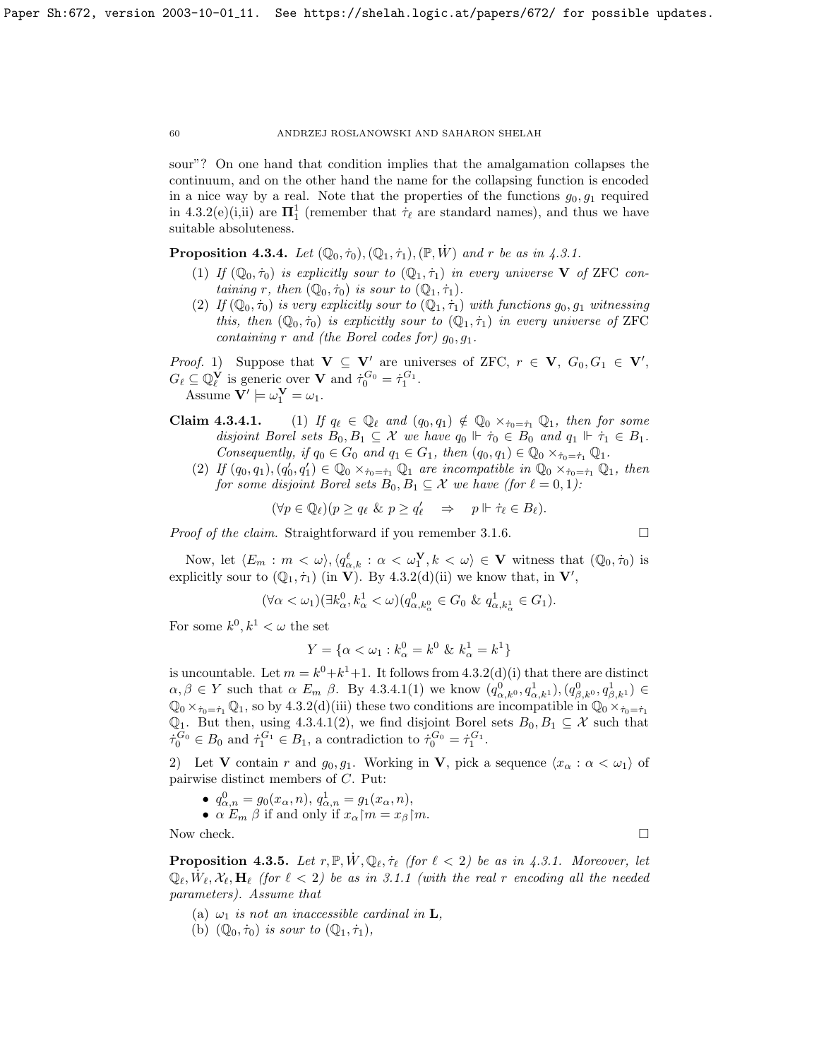sour"? On one hand that condition implies that the amalgamation collapses the continuum, and on the other hand the name for the collapsing function is encoded in a nice way by a real. Note that the properties of the functions $g_0, g_1$ required in 4.3.2(e)(i,ii) are $\mathbf{\Pi}^1_1$ (remember that $\dot\tau_\ell$ are standard names), and thus we have suitable absoluteness.

**Proposition 4.3.4.** *Let $(\mathbb{Q}_0, \dot\tau_0), (\mathbb{Q}_1, \dot\tau_1), (\mathbb{P}, \dot W)$ and $r$ be as in 4.3.1.*

1. *If $(\mathbb{Q}_0, \dot\tau_0)$ is explicitly sour to $(\mathbb{Q}_1, \dot\tau_1)$ in every universe $\mathbf{V}$ of* ZFC *containing $r$, then $(\mathbb{Q}_0, \dot\tau_0)$ is sour to $(\mathbb{Q}_1, \dot\tau_1)$.*
2. *If $(\mathbb{Q}_0, \dot\tau_0)$ is very explicitly sour to $(\mathbb{Q}_1, \dot\tau_1)$ with functions $g_0, g_1$ witnessing this, then $(\mathbb{Q}_0, \dot\tau_0)$ is explicitly sour to $(\mathbb{Q}_1, \dot\tau_1)$ in every universe of* ZFC *containing $r$ and (the Borel codes for) $g_0, g_1$.*

*Proof.* 1) Suppose that $\mathbf{V} \subseteq \mathbf{V}'$ are universes of ZFC, $r \in \mathbf{V}$, $G_0, G_1 \in \mathbf{V}'$, $G_\ell \subseteq \mathbb{Q}^{\mathbf{V}}_\ell$ is generic over $\mathbf{V}$ and $\dot\tau_0^{G_0} = \dot\tau_1^{G_1}$.
Assume $\mathbf{V}' \models \omega_1^{\mathbf{V}} = \omega_1$.

**Claim 4.3.4.1.**
1. *If $q_\ell \in \mathbb{Q}_\ell$ and $(q_0, q_1) \notin \mathbb{Q}_0 \times_{\dot\tau_0 = \dot\tau_1} \mathbb{Q}_1$, then for some disjoint Borel sets $B_0, B_1 \subseteq \mathcal{X}$ we have $q_0 \Vdash \dot\tau_0 \in B_0$ and $q_1 \Vdash \dot\tau_1 \in B_1$. Consequently, if $q_0 \in G_0$ and $q_1 \in G_1$, then $(q_0, q_1) \in \mathbb{Q}_0 \times_{\dot\tau_0 = \dot\tau_1} \mathbb{Q}_1$.*
2. *If $(q_0, q_1), (q_0', q_1') \in \mathbb{Q}_0 \times_{\dot\tau_0 = \dot\tau_1} \mathbb{Q}_1$ are incompatible in $\mathbb{Q}_0 \times_{\dot\tau_0 = \dot\tau_1} \mathbb{Q}_1$, then for some disjoint Borel sets $B_0, B_1 \subseteq \mathcal{X}$ we have (for $\ell = 0, 1$):*

$$(\forall p \in \mathbb{Q}_\ell)(p \geq q_\ell \ \& \ p \geq q_\ell' \quad \Rightarrow \quad p \Vdash \dot\tau_\ell \in B_\ell).$$

*Proof of the claim.* Straightforward if you remember 3.1.6. $\square$

Now, let $\langle E_m : m < \omega\rangle, \langle q^\ell_{\alpha,k} : \alpha < \omega_1^{\mathbf{V}}, k < \omega\rangle \in \mathbf{V}$ witness that $(\mathbb{Q}_0, \dot\tau_0)$ is explicitly sour to $(\mathbb{Q}_1, \dot\tau_1)$ (in $\mathbf{V}$). By 4.3.2(d)(ii) we know that, in $\mathbf{V}'$,

$$(\forall \alpha < \omega_1)(\exists k^0_\alpha, k^1_\alpha < \omega)(q^0_{\alpha,k^0_\alpha} \in G_0 \ \& \ q^1_{\alpha,k^1_\alpha} \in G_1).$$

For some $k^0, k^1 < \omega$ the set

$$Y = \{\alpha < \omega_1 : k^0_\alpha = k^0 \ \& \ k^1_\alpha = k^1\}$$

is uncountable. Let $m = k^0 + k^1 + 1$. It follows from 4.3.2(d)(i) that there are distinct $\alpha, \beta \in Y$ such that $\alpha \ E_m \ \beta$. By 4.3.4.1(1) we know $(q^0_{\alpha,k^0}, q^1_{\alpha,k^1}), (q^0_{\beta,k^0}, q^1_{\beta,k^1}) \in \mathbb{Q}_0 \times_{\dot\tau_0 = \dot\tau_1} \mathbb{Q}_1$, so by 4.3.2(d)(iii) these two conditions are incompatible in $\mathbb{Q}_0 \times_{\dot\tau_0 = \dot\tau_1} \mathbb{Q}_1$. But then, using 4.3.4.1(2), we find disjoint Borel sets $B_0, B_1 \subseteq \mathcal{X}$ such that $\dot\tau_0^{G_0} \in B_0$ and $\dot\tau_1^{G_1} \in B_1$, a contradiction to $\dot\tau_0^{G_0} = \dot\tau_1^{G_1}$.

2) Let $\mathbf{V}$ contain $r$ and $g_0, g_1$. Working in $\mathbf{V}$, pick a sequence $\langle x_\alpha : \alpha < \omega_1\rangle$ of pairwise distinct members of $C$. Put:

- $q^0_{\alpha,n} = g_0(x_\alpha, n)$, $q^1_{\alpha,n} = g_1(x_\alpha, n)$,
- $\alpha \ E_m \ \beta$ if and only if $x_\alpha {\restriction} m = x_\beta {\restriction} m$.

Now check. $\square$

**Proposition 4.3.5.** *Let $r, \mathbb{P}, \dot W, \mathbb{Q}_\ell, \dot\tau_\ell$ (for $\ell < 2$) be as in 4.3.1. Moreover, let $\mathbb{Q}_\ell, \dot W_\ell, \mathcal{X}_\ell, \mathbf{H}_\ell$ (for $\ell < 2$) be as in 3.1.1 (with the real $r$ encoding all the needed parameters). Assume that*

(a) *$\omega_1$ is not an inaccessible cardinal in $\mathbf{L}$,*
(b) *$(\mathbb{Q}_0, \dot\tau_0)$ is sour to $(\mathbb{Q}_1, \dot\tau_1)$,*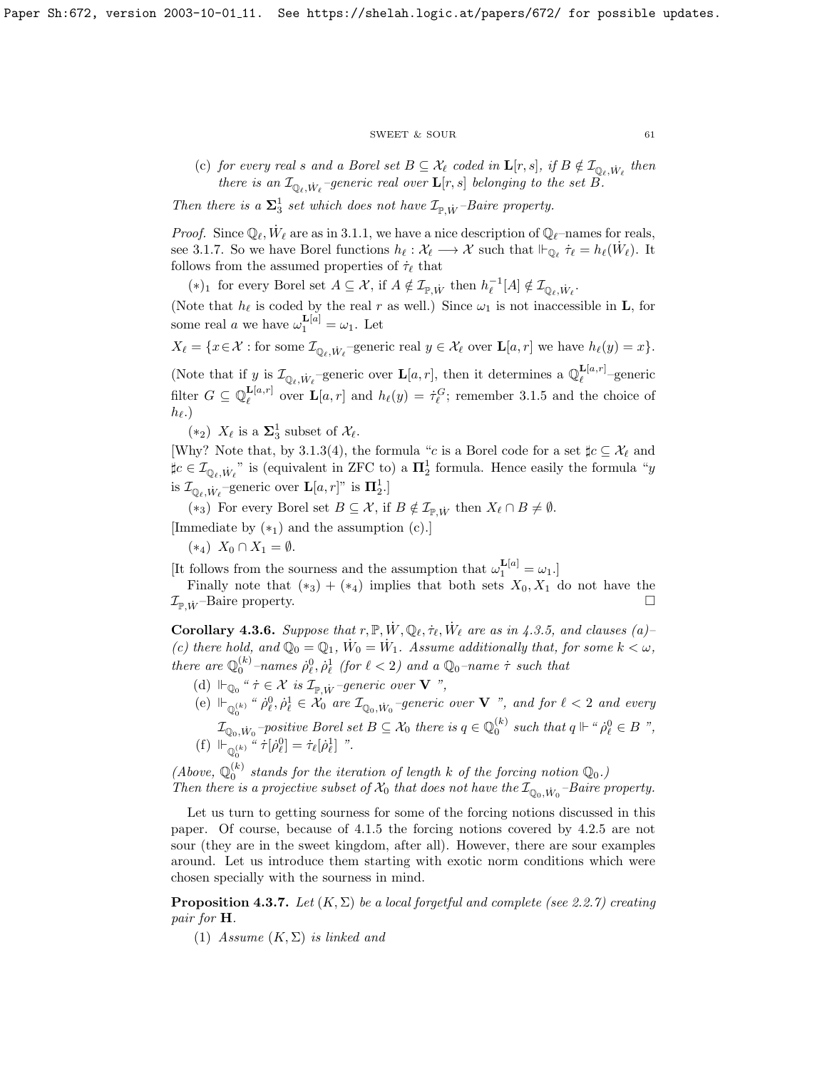(c) *for every real $s$ and a Borel set $B \subseteq \mathcal{X}_\ell$ coded in $\mathbf{L}[r,s]$, if $B \notin \mathcal{I}_{\mathbb{Q}_\ell,\dot{W}_\ell}$ then there is an $\mathcal{I}_{\mathbb{Q}_\ell,\dot{W}_\ell}$–generic real over $\mathbf{L}[r,s]$ belonging to the set $B$.*

*Then there is a $\mathbf{\Sigma}^1_3$ set which does not have $\mathcal{I}_{\mathbb{P},\dot{W}}$–Baire property.*

*Proof.* Since $\mathbb{Q}_\ell, \dot{W}_\ell$ are as in 3.1.1, we have a nice description of $\mathbb{Q}_\ell$–names for reals, see 3.1.7. So we have Borel functions $h_\ell : \mathcal{X}_\ell \longrightarrow \mathcal{X}$ such that $\Vdash_{\mathbb{Q}_\ell} \dot{\tau}_\ell = h_\ell(\dot{W}_\ell)$. It follows from the assumed properties of $\dot{\tau}_\ell$ that

$(*)_1$ for every Borel set $A \subseteq \mathcal{X}$, if $A \notin \mathcal{I}_{\mathbb{P},\dot{W}}$ then $h_\ell^{-1}[A] \notin \mathcal{I}_{\mathbb{Q}_\ell,\dot{W}_\ell}$.

(Note that $h_\ell$ is coded by the real $r$ as well.) Since $\omega_1$ is not inaccessible in $\mathbf{L}$, for some real $a$ we have $\omega_1^{\mathbf{L}[a]} = \omega_1$. Let

$X_\ell = \{x \in \mathcal{X} :$ for some $\mathcal{I}_{\mathbb{Q}_\ell,\dot{W}_\ell}$–generic real $y \in \mathcal{X}_\ell$ over $\mathbf{L}[a,r]$ we have $h_\ell(y) = x\}$.

(Note that if $y$ is $\mathcal{I}_{\mathbb{Q}_\ell,\dot{W}_\ell}$–generic over $\mathbf{L}[a,r]$, then it determines a $\mathbb{Q}_\ell^{\mathbf{L}[a,r]}$–generic filter $G \subseteq \mathbb{Q}_\ell^{\mathbf{L}[a,r]}$ over $\mathbf{L}[a,r]$ and $h_\ell(y) = \dot{\tau}_\ell^G$; remember 3.1.5 and the choice of $h_\ell$.)

$(*_2)$ $X_\ell$ is a $\mathbf{\Sigma}^1_3$ subset of $\mathcal{X}_\ell$.

[Why? Note that, by 3.1.3(4), the formula "$c$ is a Borel code for a set $\sharp c \subseteq \mathcal{X}_\ell$ and $\sharp c \in \mathcal{I}_{\mathbb{Q}_\ell,\dot{W}_\ell}$" is (equivalent in ZFC to) a $\mathbf{\Pi}^1_2$ formula. Hence easily the formula "$y$ is $\mathcal{I}_{\mathbb{Q}_\ell,\dot{W}_\ell}$–generic over $\mathbf{L}[a,r]$" is $\mathbf{\Pi}^1_2$.]

$(*_3)$ For every Borel set $B \subseteq \mathcal{X}$, if $B \notin \mathcal{I}_{\mathbb{P},\dot{W}}$ then $X_\ell \cap B \neq \emptyset$.

[Immediate by $(*_1)$ and the assumption (c).]

$(*_4)$ $X_0 \cap X_1 = \emptyset$.

[It follows from the sourness and the assumption that $\omega_1^{\mathbf{L}[a]} = \omega_1$.]

Finally note that $(*_3) + (*_4)$ implies that both sets $X_0, X_1$ do not have the $\mathcal{I}_{\mathbb{P},\dot{W}}$–Baire property. $\square$

**Corollary 4.3.6.** *Suppose that $r, \mathbb{P}, \dot{W}, \mathbb{Q}_\ell, \dot{\tau}_\ell, \dot{W}_\ell$ are as in 4.3.5, and clauses (a)–(c) there hold, and $\mathbb{Q}_0 = \mathbb{Q}_1$, $\dot{W}_0 = \dot{W}_1$. Assume additionally that, for some $k < \omega$, there are $\mathbb{Q}_0^{(k)}$–names $\dot{\rho}^0_\ell, \dot{\rho}^1_\ell$ (for $\ell < 2$) and a $\mathbb{Q}_0$–name $\dot{\tau}$ such that*

(d) $\Vdash_{\mathbb{Q}_0}$ " $\dot{\tau} \in \mathcal{X}$ *is $\mathcal{I}_{\mathbb{P},\dot{W}}$–generic over $\mathbf{V}$* ",

(e) $\Vdash_{\mathbb{Q}_0^{(k)}}$ " $\dot{\rho}^0_\ell, \dot{\rho}^1_\ell \in \mathcal{X}_0$ *are $\mathcal{I}_{\mathbb{Q}_0,\dot{W}_0}$–generic over $\mathbf{V}$* ", *and for $\ell < 2$ and every $\mathcal{I}_{\mathbb{Q}_0,\dot{W}_0}$–positive Borel set $B \subseteq \mathcal{X}_0$ there is $q \in \mathbb{Q}_0^{(k)}$ such that $q \Vdash$ " $\dot{\rho}^0_\ell \in B$ ",*

(f) $\Vdash_{\mathbb{Q}_0^{(k)}}$ " $\dot{\tau}[\dot{\rho}^0_\ell] = \dot{\tau}_\ell[\dot{\rho}^1_\ell]$ ".

*(Above, $\mathbb{Q}_0^{(k)}$ stands for the iteration of length $k$ of the forcing notion $\mathbb{Q}_0$.)*
*Then there is a projective subset of $\mathcal{X}_0$ that does not have the $\mathcal{I}_{\mathbb{Q}_0,\dot{W}_0}$–Baire property.*

Let us turn to getting sourness for some of the forcing notions discussed in this paper. Of course, because of 4.1.5 the forcing notions covered by 4.2.5 are not sour (they are in the sweet kingdom, after all). However, there are sour examples around. Let us introduce them starting with exotic norm conditions which were chosen specially with the sourness in mind.

**Proposition 4.3.7.** *Let $(K, \Sigma)$ be a local forgetful and complete (see 2.2.7) creating pair for $\mathbf{H}$.*

(1) *Assume $(K, \Sigma)$ is linked and*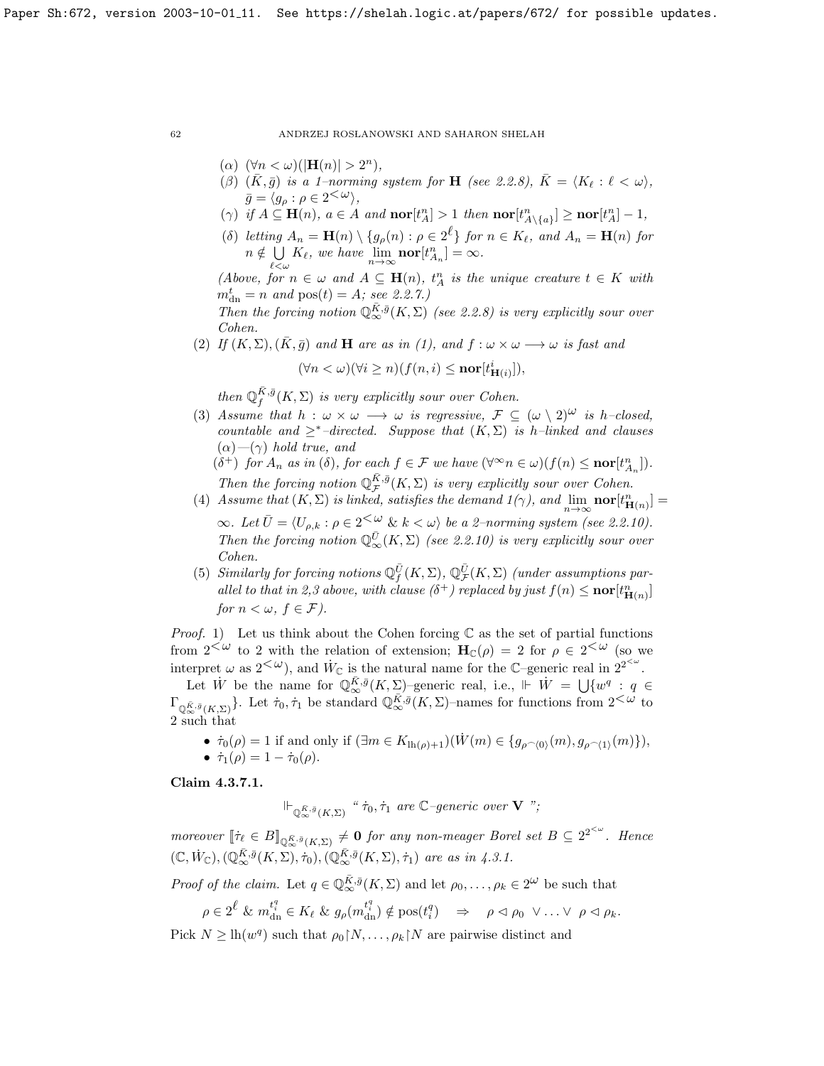(α) $(\forall n<\omega)(|\mathbf{H}(n)|>2^n)$,

(β) $(\bar{K},\bar{g})$ is a 1–norming system for $\mathbf{H}$ (see 2.2.8), $\bar{K}=\langle K_\ell:\ell<\omega\rangle$, $\bar{g}=\langle g_\rho:\rho\in 2^{<\omega}\rangle$,

(γ) if $A\subseteq \mathbf{H}(n)$, $a\in A$ and $\mathbf{nor}[t^n_A]>1$ then $\mathbf{nor}[t^n_{A\setminus\{a\}}]\geq \mathbf{nor}[t^n_A]-1$,

(δ) letting $A_n=\mathbf{H}(n)\setminus\{g_\rho(n):\rho\in 2^\ell\}$ for $n\in K_\ell$, and $A_n=\mathbf{H}(n)$ for $n\notin\bigcup\limits_{\ell<\omega}K_\ell$, we have $\lim\limits_{n\to\infty}\mathbf{nor}[t^n_{A_n}]=\infty$.

*(Above, for $n\in\omega$ and $A\subseteq\mathbf{H}(n)$, $t^n_A$ is the unique creature $t\in K$ with $m^t_{\rm dn}=n$ and ${\rm pos}(t)=A$; see 2.2.7.)*

*Then the forcing notion $\mathbb{Q}^{\bar{K},\bar{g}}_\infty(K,\Sigma)$ (see 2.2.8) is very explicitly sour over Cohen.*

(2) *If $(K,\Sigma)$, $(\bar{K},\bar{g})$ and $\mathbf{H}$ are as in (1), and $f:\omega\times\omega\longrightarrow\omega$ is fast and*
$$(\forall n<\omega)(\forall i\geq n)(f(n,i)\leq \mathbf{nor}[t^i_{\mathbf{H}(i)}]),$$
*then $\mathbb{Q}^{\bar{K},\bar{g}}_f(K,\Sigma)$ is very explicitly sour over Cohen.*

(3) *Assume that $h:\omega\times\omega\longrightarrow\omega$ is regressive, $\mathcal{F}\subseteq(\omega\setminus 2)^\omega$ is $h$–closed, countable and $\geq^*$–directed. Suppose that $(K,\Sigma)$ is $h$–linked and clauses (α)—(γ) hold true, and*

(δ$^+$) *for $A_n$ as in (δ), for each $f\in\mathcal{F}$ we have $(\forall^\infty n\in\omega)(f(n)\leq\mathbf{nor}[t^n_{A_n}])$.*

*Then the forcing notion $\mathbb{Q}^{\bar{K},\bar{g}}_{\mathcal{F}}(K,\Sigma)$ is very explicitly sour over Cohen.*

(4) *Assume that $(K,\Sigma)$ is linked, satisfies the demand 1(γ), and $\lim\limits_{n\to\infty}\mathbf{nor}[t^n_{\mathbf{H}(n)}]=\infty$. Let $\bar{U}=\langle U_{\rho,k}:\rho\in 2^{<\omega}\ \&\ k<\omega\rangle$ be a 2–norming system (see 2.2.10). Then the forcing notion $\mathbb{Q}^{\bar{U}}_\infty(K,\Sigma)$ (see 2.2.10) is very explicitly sour over Cohen.*

(5) *Similarly for forcing notions $\mathbb{Q}^{\bar{U}}_f(K,\Sigma)$, $\mathbb{Q}^{\bar{U}}_{\mathcal{F}}(K,\Sigma)$ (under assumptions parallel to that in 2,3 above, with clause (δ$^+$) replaced by just $f(n)\leq\mathbf{nor}[t^n_{\mathbf{H}(n)}]$ for $n<\omega$, $f\in\mathcal{F}$).*

*Proof.* 1) Let us think about the Cohen forcing $\mathbb{C}$ as the set of partial functions from $2^{<\omega}$ to 2 with the relation of extension; $\mathbf{H}_{\mathbb{C}}(\rho)=2$ for $\rho\in 2^{<\omega}$ (so we interpret $\omega$ as $2^{<\omega}$), and $\dot{W}_{\mathbb{C}}$ is the natural name for the $\mathbb{C}$–generic real in $2^{2^{<\omega}}$.

Let $\dot{W}$ be the name for $\mathbb{Q}^{\bar{K},\bar{g}}_\infty(K,\Sigma)$–generic real, i.e., $\Vdash\dot{W}=\bigcup\{w^q:q\in\Gamma_{\mathbb{Q}^{\bar{K},\bar{g}}_\infty(K,\Sigma)}\}$. Let $\dot{\tau}_0,\dot{\tau}_1$ be standard $\mathbb{Q}^{\bar{K},\bar{g}}_\infty(K,\Sigma)$–names for functions from $2^{<\omega}$ to 2 such that

- $\dot{\tau}_0(\rho)=1$ if and only if $(\exists m\in K_{{\rm lh}(\rho)+1})(\dot{W}(m)\in\{g_{\rho^\frown\langle 0\rangle}(m),g_{\rho^\frown\langle 1\rangle}(m)\})$,
- $\dot{\tau}_1(\rho)=1-\dot{\tau}_0(\rho)$.

**Claim 4.3.7.1.**
$$\Vdash_{\mathbb{Q}^{\bar{K},\bar{g}}_\infty(K,\Sigma)}\text{“ }\dot{\tau}_0,\dot{\tau}_1\text{ are }\mathbb{C}\text{–generic over }\mathbf{V}\text{ ”};$$
*moreover $[\![\dot{\tau}_\ell\in B]\!]_{\mathbb{Q}^{\bar{K},\bar{g}}_\infty(K,\Sigma)}\neq\mathbf{0}$ for any non-meager Borel set $B\subseteq 2^{2^{<\omega}}$. Hence $(\mathbb{C},\dot{W}_{\mathbb{C}}),(\mathbb{Q}^{\bar{K},\bar{g}}_\infty(K,\Sigma),\dot{\tau}_0),(\mathbb{Q}^{\bar{K},\bar{g}}_\infty(K,\Sigma),\dot{\tau}_1)$ are as in 4.3.1.*

*Proof of the claim.* Let $q\in\mathbb{Q}^{\bar{K},\bar{g}}_\infty(K,\Sigma)$ and let $\rho_0,\ldots,\rho_k\in 2^\omega$ be such that
$$\rho\in 2^\ell\ \&\ m^{t^q_i}_{\rm dn}\in K_\ell\ \&\ g_\rho(m^{t^q_i}_{\rm dn})\notin{\rm pos}(t^q_i)\quad\Rightarrow\quad\rho\vartriangleleft\rho_0\ \vee\ldots\vee\ \rho\vartriangleleft\rho_k.$$
Pick $N\geq{\rm lh}(w^q)$ such that $\rho_0{\restriction}N,\ldots,\rho_k{\restriction}N$ are pairwise distinct and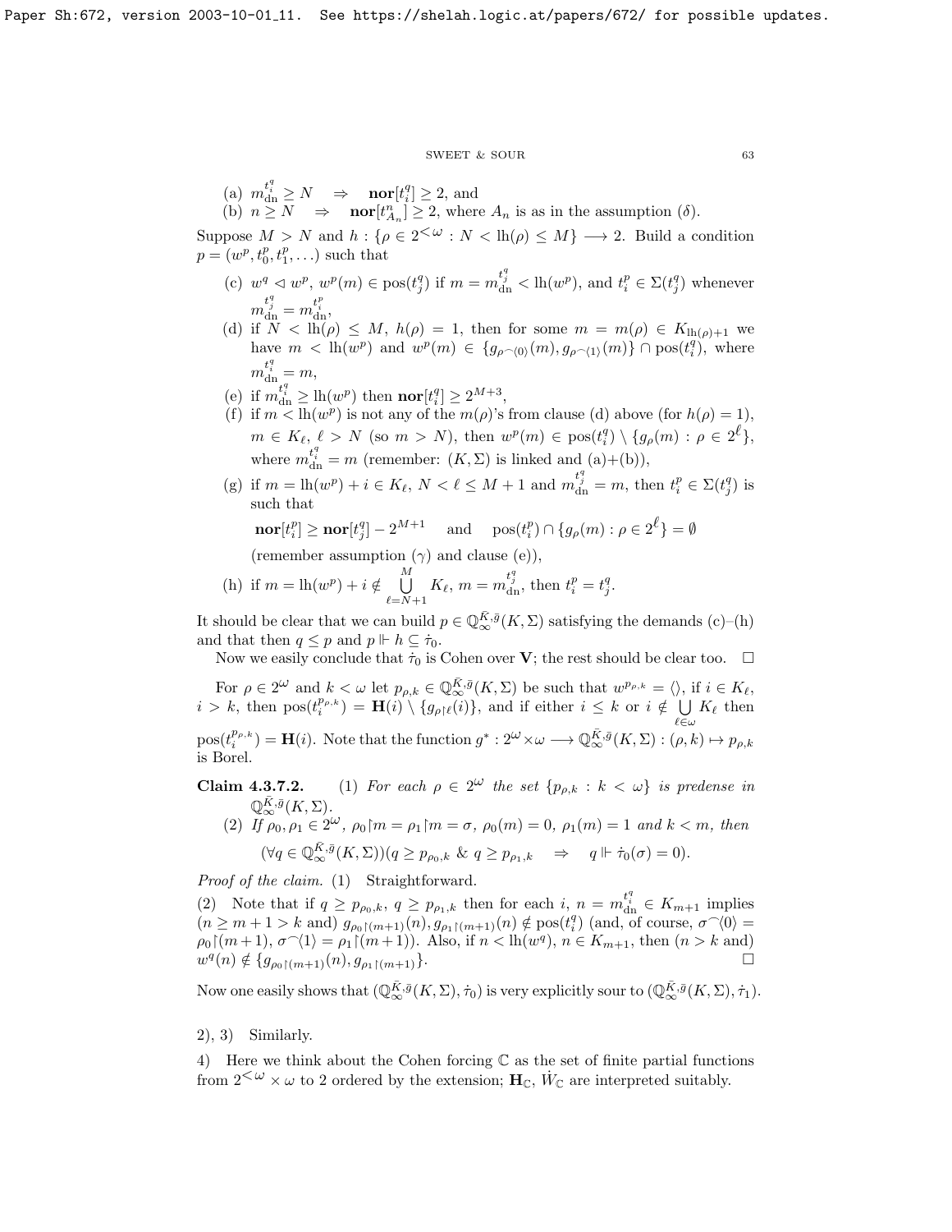(a) $m^{t^q_i}_{\rm dn} \geq N \quad \Rightarrow \quad \mathbf{nor}[t^q_i] \geq 2$, and

(b) $n \geq N \quad \Rightarrow \quad \mathbf{nor}[t^n_{A_n}] \geq 2$, where $A_n$ is as in the assumption $(\delta)$.

Suppose $M > N$ and $h : \{\rho \in 2^{<\omega} : N < \mathrm{lh}(\rho) \leq M\} \longrightarrow 2$. Build a condition $p = (w^p, t^p_0, t^p_1, \ldots)$ such that

(c) $w^q \vartriangleleft w^p$, $w^p(m) \in \mathrm{pos}(t^q_j)$ if $m = m^{t^q_j}_{\rm dn} < \mathrm{lh}(w^p)$, and $t^p_i \in \Sigma(t^q_j)$ whenever $m^{t^q_j}_{\rm dn} = m^{t^p_i}_{\rm dn}$,

(d) if $N < \mathrm{lh}(\rho) \leq M$, $h(\rho) = 1$, then for some $m = m(\rho) \in K_{\mathrm{lh}(\rho)+1}$ we have $m < \mathrm{lh}(w^p)$ and $w^p(m) \in \{g_{\rho^\frown\langle 0\rangle}(m), g_{\rho^\frown\langle 1\rangle}(m)\} \cap \mathrm{pos}(t^q_i)$, where $m^{t^q_i}_{\rm dn} = m$,

(e) if $m^{t^q_i}_{\rm dn} \geq \mathrm{lh}(w^p)$ then $\mathbf{nor}[t^q_i] \geq 2^{M+3}$,

(f) if $m < \mathrm{lh}(w^p)$ is not any of the $m(\rho)$'s from clause (d) above (for $h(\rho) = 1$), $m \in K_\ell$, $\ell > N$ (so $m > N$), then $w^p(m) \in \mathrm{pos}(t^q_i) \setminus \{g_\rho(m) : \rho \in 2^\ell\}$, where $m^{t^q_i}_{\rm dn} = m$ (remember: $(K, \Sigma)$ is linked and (a)+(b)),

(g) if $m = \mathrm{lh}(w^p) + i \in K_\ell$, $N < \ell \leq M + 1$ and $m^{t^q_j}_{\rm dn} = m$, then $t^p_i \in \Sigma(t^q_j)$ is such that

$$\mathbf{nor}[t^p_i] \geq \mathbf{nor}[t^q_j] - 2^{M+1} \quad \text{ and } \quad \mathrm{pos}(t^p_i) \cap \{g_\rho(m) : \rho \in 2^\ell\} = \emptyset$$

(remember assumption $(\gamma)$ and clause (e)),

(h) if $m = \mathrm{lh}(w^p) + i \notin \bigcup\limits_{\ell=N+1}^{M} K_\ell$, $m = m^{t^q_j}_{\rm dn}$, then $t^p_i = t^q_j$.

It should be clear that we can build $p \in \mathbb{Q}^{\bar{K},\bar{g}}_\infty(K, \Sigma)$ satisfying the demands (c)–(h) and that then $q \leq p$ and $p \Vdash h \subseteq \dot{\tau}_0$.

Now we easily conclude that $\dot{\tau}_0$ is Cohen over $\mathbf{V}$; the rest should be clear too. $\square$

For $\rho \in 2^\omega$ and $k < \omega$ let $p_{\rho,k} \in \mathbb{Q}^{\bar{K},\bar{g}}_\infty(K, \Sigma)$ be such that $w^{p_{\rho,k}} = \langle\rangle$, if $i \in K_\ell$, $i > k$, then $\mathrm{pos}(t^{p_{\rho,k}}_i) = \mathbf{H}(i) \setminus \{g_{\rho\restriction\ell}(i)\}$, and if either $i \leq k$ or $i \notin \bigcup\limits_{\ell\in\omega} K_\ell$ then $\mathrm{pos}(t^{p_{\rho,k}}_i) = \mathbf{H}(i)$. Note that the function $g^* : 2^\omega \times \omega \longrightarrow \mathbb{Q}^{\bar{K},\bar{g}}_\infty(K, \Sigma) : (\rho, k) \mapsto p_{\rho,k}$ is Borel.

**Claim 4.3.7.2.** (1) *For each $\rho \in 2^\omega$ the set $\{p_{\rho,k} : k < \omega\}$ is predense in $\mathbb{Q}^{\bar{K},\bar{g}}_\infty(K, \Sigma)$.*

(2) *If $\rho_0, \rho_1 \in 2^\omega$, $\rho_0\restriction m = \rho_1\restriction m = \sigma$, $\rho_0(m) = 0$, $\rho_1(m) = 1$ and $k < m$, then*

$$(\forall q \in \mathbb{Q}^{\bar{K},\bar{g}}_\infty(K, \Sigma))(q \geq p_{\rho_0,k} \ \&\ q \geq p_{\rho_1,k} \quad \Rightarrow \quad q \Vdash \dot{\tau}_0(\sigma) = 0).$$

*Proof of the claim.* (1) Straightforward.

(2) Note that if $q \geq p_{\rho_0,k}$, $q \geq p_{\rho_1,k}$ then for each $i$, $n = m^{t^q_i}_{\rm dn} \in K_{m+1}$ implies ($n \geq m+1 > k$ and) $g_{\rho_0\restriction(m+1)}(n), g_{\rho_1\restriction(m+1)}(n) \notin \mathrm{pos}(t^q_i)$ (and, of course, $\sigma^\frown\langle 0\rangle = \rho_0\restriction(m+1)$, $\sigma^\frown\langle 1\rangle = \rho_1\restriction(m+1)$). Also, if $n < \mathrm{lh}(w^q)$, $n \in K_{m+1}$, then ($n > k$ and) $w^q(n) \notin \{g_{\rho_0\restriction(m+1)}(n), g_{\rho_1\restriction(m+1)}(n)\}$. $\square$

Now one easily shows that $(\mathbb{Q}^{\bar{K},\bar{g}}_\infty(K, \Sigma), \dot{\tau}_0)$ is very explicitly sour to $(\mathbb{Q}^{\bar{K},\bar{g}}_\infty(K, \Sigma), \dot{\tau}_1)$.

2), 3) Similarly.

4) Here we think about the Cohen forcing $\mathbb{C}$ as the set of finite partial functions from $2^{<\omega} \times \omega$ to 2 ordered by the extension; $\mathbf{H}_{\mathbb{C}}$, $\dot{W}_{\mathbb{C}}$ are interpreted suitably.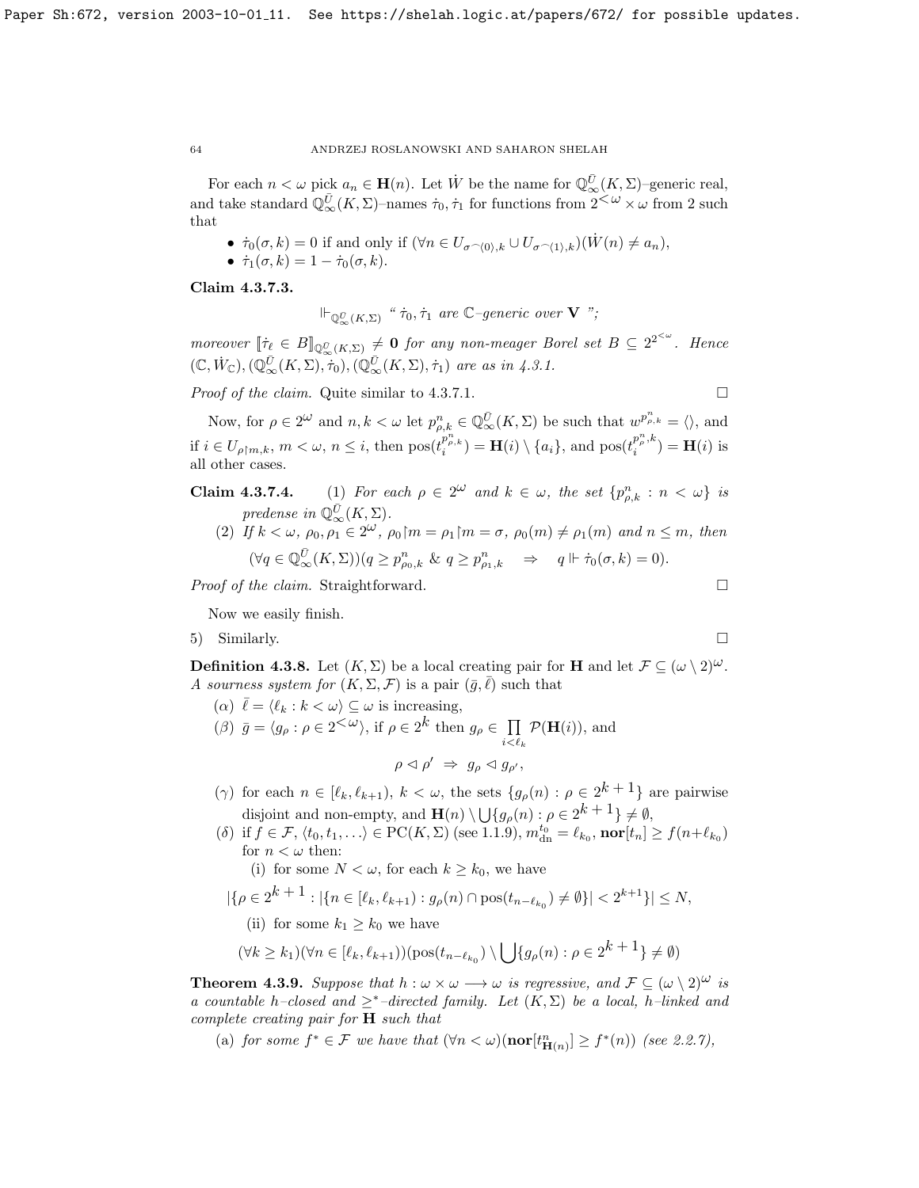For each $n < \omega$ pick $a_n \in \mathbf{H}(n)$. Let $\dot{W}$ be the name for $\mathbb{Q}^{\bar{U}}_\infty(K,\Sigma)$–generic real, and take standard $\mathbb{Q}^{\bar{U}}_\infty(K,\Sigma)$–names $\dot{\tau}_0, \dot{\tau}_1$ for functions from $2^{<\omega} \times \omega$ from 2 such that

- $\dot{\tau}_0(\sigma, k) = 0$ if and only if $(\forall n \in U_{\sigma^\frown\langle 0\rangle,k} \cup U_{\sigma^\frown\langle 1\rangle,k})(\dot{W}(n) \neq a_n)$,
- $\dot{\tau}_1(\sigma, k) = 1 - \dot{\tau}_0(\sigma, k)$.

**Claim 4.3.7.3.**

$$\Vdash_{\mathbb{Q}^{\bar{U}}_\infty(K,\Sigma)} \text{“ } \dot{\tau}_0, \dot{\tau}_1 \text{ are } \mathbb{C}\text{–generic over } \mathbf{V} \text{ ”;}$$

*moreover* $[\![\dot{\tau}_\ell \in B]\!]_{\mathbb{Q}^{\bar{U}}_\infty(K,\Sigma)} \neq \mathbf{0}$ *for any non-meager Borel set* $B \subseteq 2^{2^{<\omega}}$. *Hence* $(\mathbb{C}, \dot{W}_{\mathbb{C}}), (\mathbb{Q}^{\bar{U}}_\infty(K,\Sigma), \dot{\tau}_0), (\mathbb{Q}^{\bar{U}}_\infty(K,\Sigma), \dot{\tau}_1)$ *are as in 4.3.1.*

*Proof of the claim.* Quite similar to 4.3.7.1. $\square$

Now, for $\rho \in 2^\omega$ and $n, k < \omega$ let $p^n_{\rho,k} \in \mathbb{Q}^{\bar{U}}_\infty(K,\Sigma)$ be such that $w^{p^n_{\rho,k}} = \langle\rangle$, and if $i \in U_{\rho\restriction m,k}$, $m < \omega$, $n \leq i$, then $\mathrm{pos}(t^{p^n_{\rho,k}}_i) = \mathbf{H}(i) \setminus \{a_i\}$, and $\mathrm{pos}(t^{p^n_{\rho,k}}_i) = \mathbf{H}(i)$ is all other cases.

**Claim 4.3.7.4.** (1) *For each* $\rho \in 2^\omega$ *and* $k \in \omega$*, the set* $\{p^n_{\rho,k} : n < \omega\}$ *is predense in* $\mathbb{Q}^{\bar{U}}_\infty(K,\Sigma)$.

(2) *If* $k < \omega$, $\rho_0, \rho_1 \in 2^\omega$, $\rho_0\restriction m = \rho_1\restriction m = \sigma$, $\rho_0(m) \neq \rho_1(m)$ *and* $n \leq m$*, then*

$$(\forall q \in \mathbb{Q}^{\bar{U}}_\infty(K,\Sigma))(q \geq p^n_{\rho_0,k} \ \&\ q \geq p^n_{\rho_1,k} \quad \Rightarrow \quad q \Vdash \dot{\tau}_0(\sigma,k) = 0).$$

*Proof of the claim.* Straightforward. $\square$

Now we easily finish.

5) Similarly. $\square$

**Definition 4.3.8.** Let $(K,\Sigma)$ be a local creating pair for $\mathbf{H}$ and let $\mathcal{F} \subseteq (\omega \setminus 2)^\omega$. *A sourness system for* $(K,\Sigma,\mathcal{F})$ is a pair $(\bar{g}, \bar{\ell})$ such that

($\alpha$) $\bar{\ell} = \langle \ell_k : k < \omega\rangle \subseteq \omega$ is increasing,

($\beta$) $\bar{g} = \langle g_\rho : \rho \in 2^{<\omega}\rangle$, if $\rho \in 2^k$ then $g_\rho \in \prod\limits_{i<\ell_k} \mathcal{P}(\mathbf{H}(i))$, and

$$\rho \lhd \rho' \ \Rightarrow\ g_\rho \lhd g_{\rho'},$$

($\gamma$) for each $n \in [\ell_k, \ell_{k+1})$, $k < \omega$, the sets $\{g_\rho(n) : \rho \in 2^{k+1}\}$ are pairwise disjoint and non-empty, and $\mathbf{H}(n) \setminus \bigcup\{g_\rho(n) : \rho \in 2^{k+1}\} \neq \emptyset$,

($\delta$) if $f \in \mathcal{F}$, $\langle t_0, t_1, \ldots\rangle \in \mathrm{PC}(K,\Sigma)$ (see 1.1.9), $m^{t_0}_{\mathrm{dn}} = \ell_{k_0}$, $\mathbf{nor}[t_n] \geq f(n+\ell_{k_0})$ for $n < \omega$ then:

(i) for some $N < \omega$, for each $k \geq k_0$, we have

$$|\{\rho \in 2^{k+1} : |\{n \in [\ell_k, \ell_{k+1}) : g_\rho(n) \cap \mathrm{pos}(t_{n-\ell_{k_0}}) \neq \emptyset\}| < 2^{k+1}\}| \leq N,$$

(ii) for some $k_1 \geq k_0$ we have

$$(\forall k \geq k_1)(\forall n \in [\ell_k, \ell_{k+1}))(\mathrm{pos}(t_{n-\ell_{k_0}}) \setminus \bigcup\{g_\rho(n) : \rho \in 2^{k+1}\} \neq \emptyset)$$

**Theorem 4.3.9.** *Suppose that* $h : \omega \times \omega \longrightarrow \omega$ *is regressive, and* $\mathcal{F} \subseteq (\omega \setminus 2)^\omega$ *is a countable* $h$*–closed and* $\geq^*$*–directed family. Let* $(K,\Sigma)$ *be a local,* $h$*–linked and complete creating pair for* $\mathbf{H}$ *such that*

(a) *for some* $f^* \in \mathcal{F}$ *we have that* $(\forall n < \omega)(\mathbf{nor}[t^n_{\mathbf{H}(n)}] \geq f^*(n))$ *(see 2.2.7),*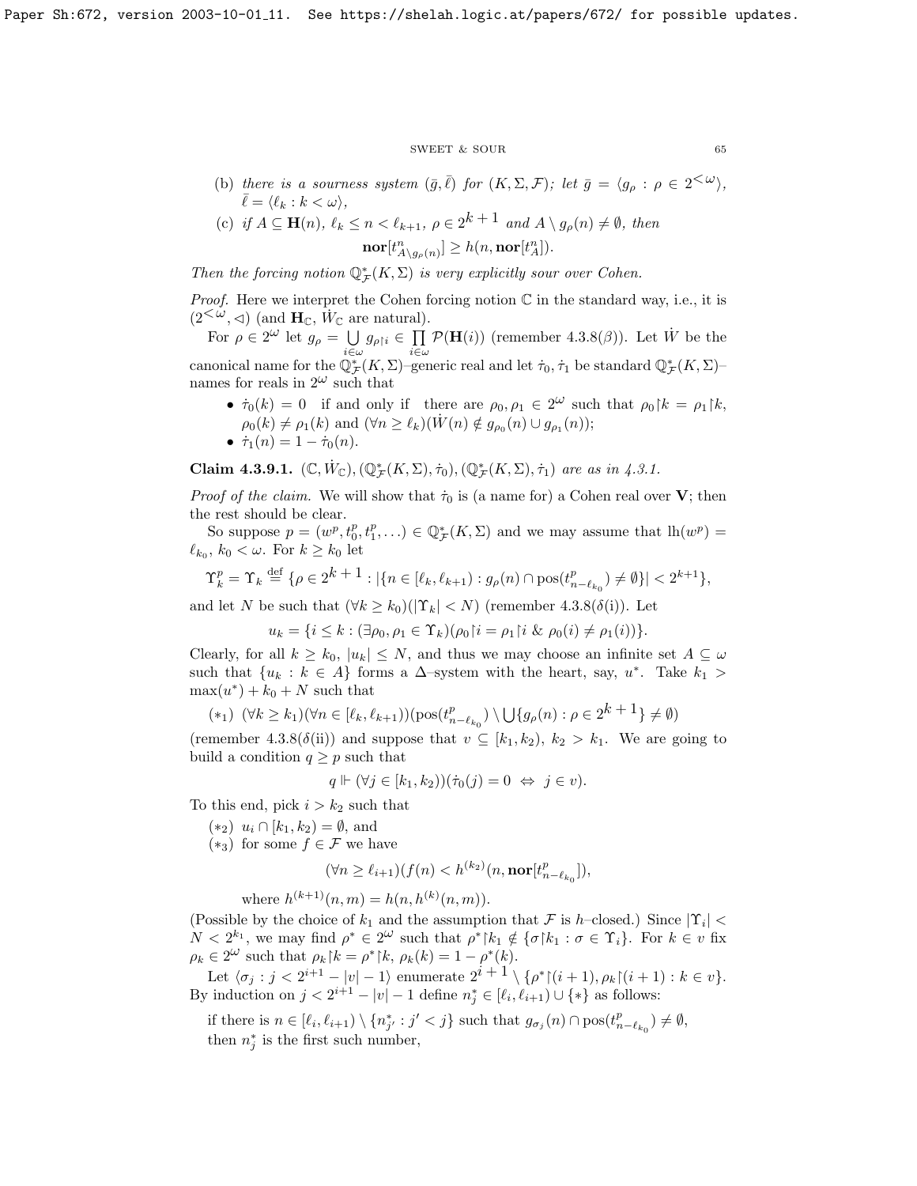(b) *there is a sourness system* $(\bar{g}, \bar{\ell})$ *for* $(K, \Sigma, \mathcal{F})$*; let* $\bar{g} = \langle g_\rho : \rho \in 2^{<\omega} \rangle$, $\bar{\ell} = \langle \ell_k : k < \omega \rangle$,

(c) *if* $A \subseteq \mathbf{H}(n)$, $\ell_k \leq n < \ell_{k+1}$, $\rho \in 2^{k+1}$ *and* $A \setminus g_\rho(n) \neq \emptyset$, *then*

$$\mathbf{nor}[t^n_{A \setminus g_\rho(n)}] \geq h(n, \mathbf{nor}[t^n_A]).$$

*Then the forcing notion* $\mathbb{Q}^*_{\mathcal{F}}(K, \Sigma)$ *is very explicitly sour over Cohen.*

*Proof.* Here we interpret the Cohen forcing notion $\mathbb{C}$ in the standard way, i.e., it is $(2^{<\omega}, \vartriangleleft)$ (and $\mathbf{H}_{\mathbb{C}}$, $\dot{W}_{\mathbb{C}}$ are natural).

For $\rho \in 2^\omega$ let $g_\rho = \bigcup\limits_{i \in \omega} g_{\rho \restriction i} \in \prod\limits_{i \in \omega} \mathcal{P}(\mathbf{H}(i))$ (remember 4.3.8($\beta$)). Let $\dot{W}$ be the canonical name for the $\mathbb{Q}^*_{\mathcal{F}}(K, \Sigma)$–generic real and let $\dot{\tau}_0, \dot{\tau}_1$ be standard $\mathbb{Q}^*_{\mathcal{F}}(K, \Sigma)$–names for reals in $2^\omega$ such that

- $\dot{\tau}_0(k) = 0$ if and only if there are $\rho_0, \rho_1 \in 2^\omega$ such that $\rho_0 \restriction k = \rho_1 \restriction k$, $\rho_0(k) \neq \rho_1(k)$ and $(\forall n \geq \ell_k)(\dot{W}(n) \notin g_{\rho_0}(n) \cup g_{\rho_1}(n))$;
- $\dot{\tau}_1(n) = 1 - \dot{\tau}_0(n)$.

**Claim 4.3.9.1.** $(\mathbb{C}, \dot{W}_{\mathbb{C}}), (\mathbb{Q}^*_{\mathcal{F}}(K, \Sigma), \dot{\tau}_0), (\mathbb{Q}^*_{\mathcal{F}}(K, \Sigma), \dot{\tau}_1)$ *are as in 4.3.1.*

*Proof of the claim.* We will show that $\dot{\tau}_0$ is (a name for) a Cohen real over $\mathbf{V}$; then the rest should be clear.

So suppose $p = (w^p, t^p_0, t^p_1, \ldots) \in \mathbb{Q}^*_{\mathcal{F}}(K, \Sigma)$ and we may assume that $\mathrm{lh}(w^p) = \ell_{k_0}$, $k_0 < \omega$. For $k \geq k_0$ let

$$\Upsilon^p_k = \Upsilon_k \stackrel{\rm def}{=} \{\rho \in 2^{k+1} : |\{n \in [\ell_k, \ell_{k+1}) : g_\rho(n) \cap \mathrm{pos}(t^p_{n-\ell_{k_0}}) \neq \emptyset\}| < 2^{k+1}\},$$

and let $N$ be such that $(\forall k \geq k_0)(|\Upsilon_k| < N)$ (remember 4.3.8($\delta$(i)). Let

$$u_k = \{i \leq k : (\exists \rho_0, \rho_1 \in \Upsilon_k)(\rho_0 \restriction i = \rho_1 \restriction i \ \& \ \rho_0(i) \neq \rho_1(i))\}.$$

Clearly, for all $k \geq k_0$, $|u_k| \leq N$, and thus we may choose an infinite set $A \subseteq \omega$ such that $\{u_k : k \in A\}$ forms a $\Delta$–system with the heart, say, $u^*$. Take $k_1 > \max(u^*) + k_0 + N$ such that

$(*_1)$ $(\forall k \geq k_1)(\forall n \in [\ell_k, \ell_{k+1}))(\mathrm{pos}(t^p_{n-\ell_{k_0}}) \setminus \bigcup\{g_\rho(n) : \rho \in 2^{k+1}\} \neq \emptyset)$

(remember 4.3.8($\delta$(ii)) and suppose that $v \subseteq [k_1, k_2)$, $k_2 > k_1$. We are going to build a condition $q \geq p$ such that

$$q \Vdash (\forall j \in [k_1, k_2))(\dot{\tau}_0(j) = 0 \ \Leftrightarrow \ j \in v).$$

To this end, pick $i > k_2$ such that

$(*_2)$ $u_i \cap [k_1, k_2) = \emptyset$, and

$(*_3)$ for some $f \in \mathcal{F}$ we have

$$(\forall n \geq \ell_{i+1})(f(n) < h^{(k_2)}(n, \mathbf{nor}[t^p_{n-\ell_{k_0}}]),$$

where $h^{(k+1)}(n, m) = h(n, h^{(k)}(n, m))$.

(Possible by the choice of $k_1$ and the assumption that $\mathcal{F}$ is $h$–closed.) Since $|\Upsilon_i| < N < 2^{k_1}$, we may find $\rho^* \in 2^\omega$ such that $\rho^* \restriction k_1 \notin \{\sigma \restriction k_1 : \sigma \in \Upsilon_i\}$. For $k \in v$ fix $\rho_k \in 2^\omega$ such that $\rho_k \restriction k = \rho^* \restriction k$, $\rho_k(k) = 1 - \rho^*(k)$.

Let $\langle \sigma_j : j < 2^{i+1} - |v| - 1 \rangle$ enumerate $2^{i+1} \setminus \{\rho^* \restriction (i+1), \rho_k \restriction (i+1) : k \in v\}$. By induction on $j < 2^{i+1} - |v| - 1$ define $n^*_j \in [\ell_i, \ell_{i+1}) \cup \{*\}$ as follows:

if there is $n \in [\ell_i, \ell_{i+1}) \setminus \{n^*_{j'} : j' < j\}$ such that $g_{\sigma_j}(n) \cap \mathrm{pos}(t^p_{n-\ell_{k_0}}) \neq \emptyset$, then $n^*_j$ is the first such number,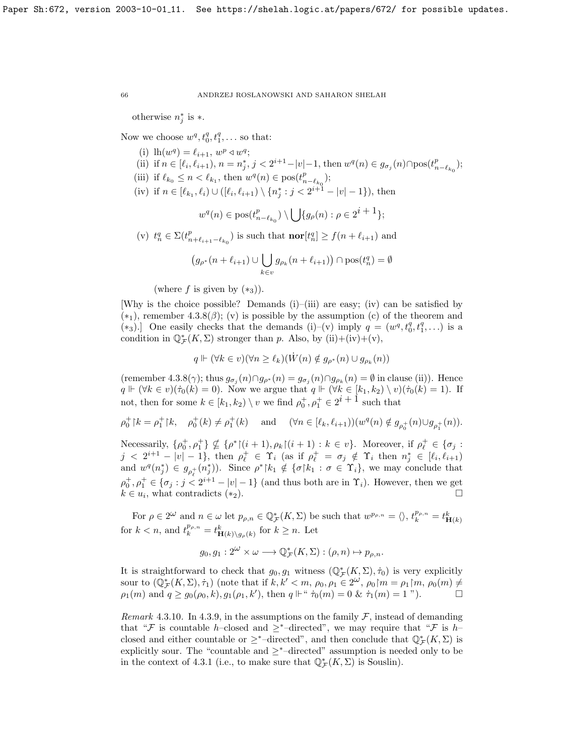otherwise $n^*_j$ is $*$.

Now we choose $w^q, t^q_0, t^q_1, \ldots$ so that:

(i) $\mathrm{lh}(w^q) = \ell_{i+1}$, $w^p \vartriangleleft w^q$;

(ii) if $n \in [\ell_i, \ell_{i+1})$, $n = n^*_j$, $j < 2^{i+1} - |v| - 1$, then $w^q(n) \in g_{\sigma_j}(n) \cap \mathrm{pos}(t^p_{n-\ell_{k_0}})$;

(iii) if $\ell_{k_0} \le n < \ell_{k_1}$, then $w^q(n) \in \mathrm{pos}(t^p_{n-\ell_{k_0}})$;

(iv) if $n \in [\ell_{k_1}, \ell_i) \cup ([\ell_i, \ell_{i+1}) \setminus \{n^*_j : j < 2^{i+1} - |v| - 1\})$, then

$$w^q(n) \in \mathrm{pos}(t^p_{n-\ell_{k_0}}) \setminus \bigcup \{g_\rho(n) : \rho \in 2^{i+1}\};$$

(v) $t^q_n \in \Sigma(t^p_{n+\ell_{i+1}-\ell_{k_0}})$ is such that $\mathbf{nor}[t^q_n] \ge f(n + \ell_{i+1})$ and

$$\big(g_{\rho^*}(n+\ell_{i+1}) \cup \bigcup_{k \in v} g_{\rho_k}(n + \ell_{i+1})\big) \cap \mathrm{pos}(t^q_n) = \emptyset$$

(where $f$ is given by $(*_3)$).

[Why is the choice possible? Demands (i)–(iii) are easy; (iv) can be satisfied by $(*_1)$, remember 4.3.8($\beta$); (v) is possible by the assumption (c) of the theorem and $(*_3)$.] One easily checks that the demands (i)–(v) imply $q = (w^q, t^q_0, t^q_1, \ldots)$ is a condition in $\mathbb{Q}^*_{\mathcal{F}}(K, \Sigma)$ stronger than $p$. Also, by (ii)+(iv)+(v),

$$q \Vdash (\forall k \in v)(\forall n \ge \ell_k)(\dot{W}(n) \notin g_{\rho^*}(n) \cup g_{\rho_k}(n))$$

(remember 4.3.8($\gamma$); thus $g_{\sigma_j}(n) \cap g_{\rho^*}(n) = g_{\sigma_j}(n) \cap g_{\rho_k}(n) = \emptyset$ in clause (ii)). Hence $q \Vdash (\forall k \in v)(\dot{\tau}_0(k) = 0)$. Now we argue that $q \Vdash (\forall k \in [k_1, k_2) \setminus v)(\dot{\tau}_0(k) = 1)$. If not, then for some $k \in [k_1, k_2) \setminus v$ we find $\rho^+_0, \rho^+_1 \in 2^{i+1}$ such that

$$\rho^+_0 {\restriction} k = \rho^+_1 {\restriction} k, \quad \rho^+_0(k) \ne \rho^+_1(k) \quad \text{ and } \quad (\forall n \in [\ell_k, \ell_{i+1}))(w^q(n) \notin g_{\rho^+_0}(n) \cup g_{\rho^+_1}(n)).$$

Necessarily, $\{\rho^+_0, \rho^+_1\} \not\subseteq \{\rho^* {\restriction}(i+1), \rho_k {\restriction}(i+1) : k \in v\}$. Moreover, if $\rho^+_\ell \in \{\sigma_j : j < 2^{i+1} - |v| - 1\}$, then $\rho^+_\ell \in \Upsilon_i$ (as if $\rho^+_\ell = \sigma_j \notin \Upsilon_i$ then $n^*_j \in [\ell_i, \ell_{i+1})$ and $w^q(n^*_j) \in g_{\rho^+_\ell}(n^*_j)$). Since $\rho^* {\restriction} k_1 \notin \{\sigma {\restriction} k_1 : \sigma \in \Upsilon_i\}$, we may conclude that $\rho^+_0, \rho^+_1 \in \{\sigma_j : j < 2^{i+1} - |v| - 1\}$ (and thus both are in $\Upsilon_i$). However, then we get $k \in u_i$, what contradicts $(*_2)$. $\square$

For $\rho \in 2^\omega$ and $n \in \omega$ let $p_{\rho,n} \in \mathbb{Q}^*_{\mathcal{F}}(K, \Sigma)$ be such that $w^{p_{\rho,n}} = \langle\rangle$, $t^{p_{\rho,n}}_k = t^k_{\mathbf{H}(k)}$ for $k < n$, and $t^{p_{\rho,n}}_k = t^k_{\mathbf{H}(k) \setminus g_\rho(k)}$ for $k \ge n$. Let

$$g_0, g_1 : 2^\omega \times \omega \longrightarrow \mathbb{Q}^*_{\mathcal{F}}(K, \Sigma) : (\rho, n) \mapsto p_{\rho,n}.$$

It is straightforward to check that $g_0, g_1$ witness $(\mathbb{Q}^*_{\mathcal{F}}(K, \Sigma), \dot{\tau}_0)$ is very explicitly sour to $(\mathbb{Q}^*_{\mathcal{F}}(K, \Sigma), \dot{\tau}_1)$ (note that if $k, k' < m$, $\rho_0, \rho_1 \in 2^\omega$, $\rho_0 {\restriction} m = \rho_1 {\restriction} m$, $\rho_0(m) \ne \rho_1(m)$ and $q \ge g_0(\rho_0, k), g_1(\rho_1, k')$, then $q \Vdash$" $\dot{\tau}_0(m) = 0$ & $\dot{\tau}_1(m) = 1$ "). $\square$

*Remark* 4.3.10. In 4.3.9, in the assumptions on the family $\mathcal{F}$, instead of demanding that "$\mathcal{F}$ is countable $h$–closed and $\ge^*$–directed", we may require that "$\mathcal{F}$ is $h$–closed and either countable or $\ge^*$–directed", and then conclude that $\mathbb{Q}^*_{\mathcal{F}}(K, \Sigma)$ is explicitly sour. The "countable and $\ge^*$–directed" assumption is needed only to be in the context of 4.3.1 (i.e., to make sure that $\mathbb{Q}^*_{\mathcal{F}}(K, \Sigma)$ is Souslin).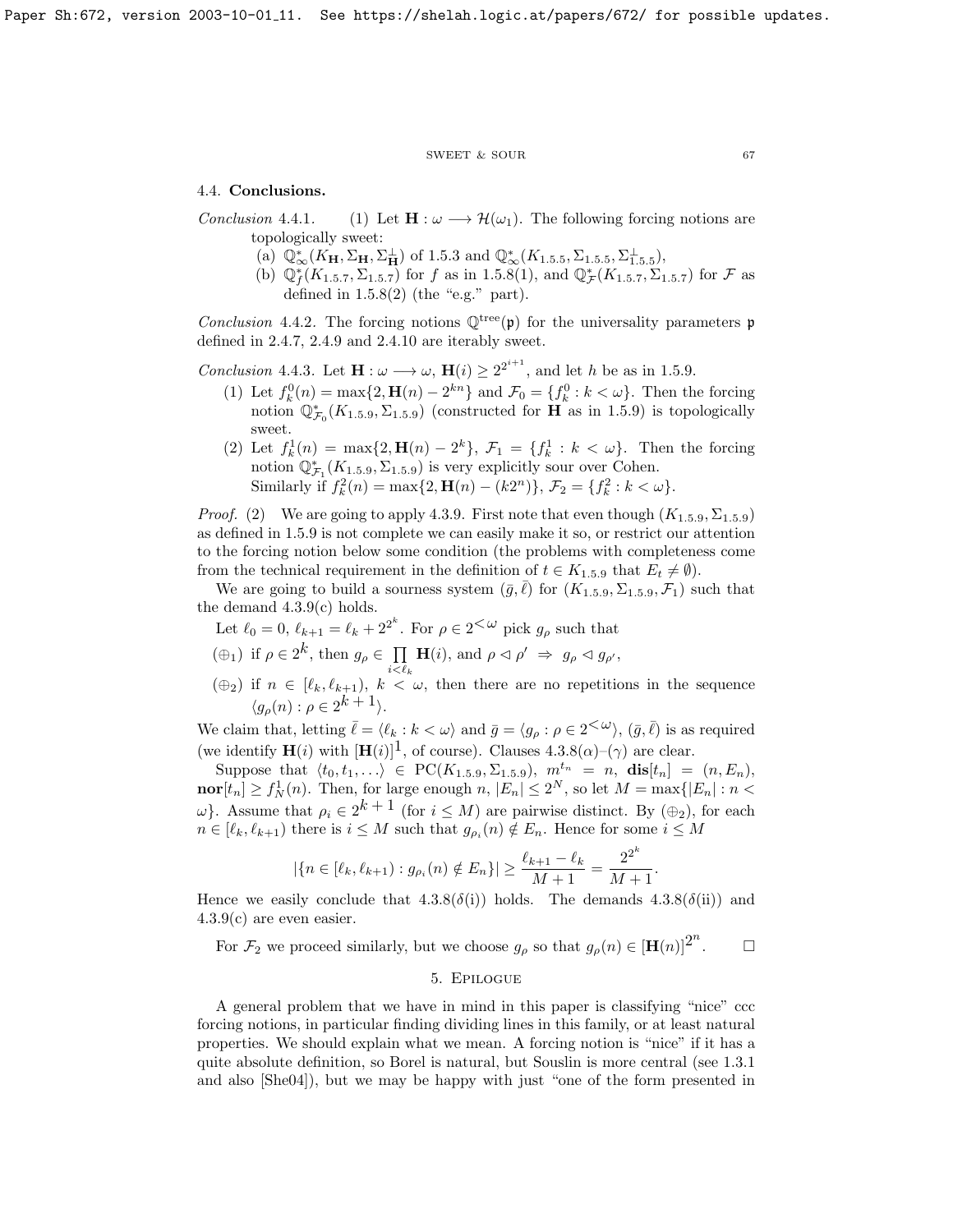## 4.4. Conclusions.

*Conclusion* 4.4.1. (1) Let $\mathbf{H} : \omega \longrightarrow \mathcal{H}(\omega_1)$. The following forcing notions are topologically sweet:

(a) $\mathbb{Q}^*_\infty(K_{\mathbf{H}}, \Sigma_{\mathbf{H}}, \Sigma^\perp_{\mathbf{H}})$ of 1.5.3 and $\mathbb{Q}^*_\infty(K_{1.5.5}, \Sigma_{1.5.5}, \Sigma^\perp_{1.5.5})$,

(b) $\mathbb{Q}^*_f(K_{1.5.7}, \Sigma_{1.5.7})$ for $f$ as in 1.5.8(1), and $\mathbb{Q}^*_{\mathcal{F}}(K_{1.5.7}, \Sigma_{1.5.7})$ for $\mathcal{F}$ as defined in 1.5.8(2) (the "e.g." part).

*Conclusion* 4.4.2. The forcing notions $\mathbb{Q}^{\rm tree}(\mathfrak{p})$ for the universality parameters $\mathfrak{p}$ defined in 2.4.7, 2.4.9 and 2.4.10 are iterably sweet.

*Conclusion* 4.4.3. Let $\mathbf{H} : \omega \longrightarrow \omega$, $\mathbf{H}(i) \geq 2^{2^{i+1}}$, and let $h$ be as in 1.5.9.

(1) Let $f^0_k(n) = \max\{2, \mathbf{H}(n) - 2^{kn}\}$ and $\mathcal{F}_0 = \{f^0_k : k < \omega\}$. Then the forcing notion $\mathbb{Q}^*_{\mathcal{F}_0}(K_{1.5.9}, \Sigma_{1.5.9})$ (constructed for $\mathbf{H}$ as in 1.5.9) is topologically sweet.

(2) Let $f^1_k(n) = \max\{2, \mathbf{H}(n) - 2^k\}$, $\mathcal{F}_1 = \{f^1_k : k < \omega\}$. Then the forcing notion $\mathbb{Q}^*_{\mathcal{F}_1}(K_{1.5.9}, \Sigma_{1.5.9})$ is very explicitly sour over Cohen. Similarly if $f^2_k(n) = \max\{2, \mathbf{H}(n) - (k2^n)\}$, $\mathcal{F}_2 = \{f^2_k : k < \omega\}$.

*Proof.* (2) We are going to apply 4.3.9. First note that even though $(K_{1.5.9}, \Sigma_{1.5.9})$ as defined in 1.5.9 is not complete we can easily make it so, or restrict our attention to the forcing notion below some condition (the problems with completeness come from the technical requirement in the definition of $t \in K_{1.5.9}$ that $E_t \neq \emptyset$).

We are going to build a sourness system $(\bar{g}, \bar{\ell})$ for $(K_{1.5.9}, \Sigma_{1.5.9}, \mathcal{F}_1)$ such that the demand 4.3.9(c) holds.

Let $\ell_0 = 0$, $\ell_{k+1} = \ell_k + 2^{2^k}$. For $\rho \in 2^{<\omega}$ pick $g_\rho$ such that

($\oplus_1$) if $\rho \in 2^k$, then $g_\rho \in \prod\limits_{i<\ell_k} \mathbf{H}(i)$, and $\rho \vartriangleleft \rho' \ \Rightarrow\ g_\rho \vartriangleleft g_{\rho'}$,

($\oplus_2$) if $n \in [\ell_k, \ell_{k+1})$, $k < \omega$, then there are no repetitions in the sequence $\langle g_\rho(n) : \rho \in 2^{k+1} \rangle$.

We claim that, letting $\bar{\ell} = \langle \ell_k : k < \omega \rangle$ and $\bar{g} = \langle g_\rho : \rho \in 2^{<\omega} \rangle$, $(\bar{g}, \bar{\ell})$ is as required (we identify $\mathbf{H}(i)$ with $[\mathbf{H}(i)]^1$, of course). Clauses 4.3.8($\alpha$)–($\gamma$) are clear.

Suppose that $\langle t_0, t_1, \ldots \rangle \in \mathrm{PC}(K_{1.5.9}, \Sigma_{1.5.9})$, $m^{t_n} = n$, $\mathbf{dis}[t_n] = (n, E_n)$, $\mathbf{nor}[t_n] \geq f^1_N(n)$. Then, for large enough $n$, $|E_n| \leq 2^N$, so let $M = \max\{|E_n| : n < \omega\}$. Assume that $\rho_i \in 2^{k+1}$ (for $i \leq M$) are pairwise distinct. By ($\oplus_2$), for each $n \in [\ell_k, \ell_{k+1})$ there is $i \leq M$ such that $g_{\rho_i}(n) \notin E_n$. Hence for some $i \leq M$

$$|\{n \in [\ell_k, \ell_{k+1}) : g_{\rho_i}(n) \notin E_n\}| \geq \frac{\ell_{k+1} - \ell_k}{M+1} = \frac{2^{2^k}}{M+1}.$$

Hence we easily conclude that 4.3.8($\delta$(i)) holds. The demands 4.3.8($\delta$(ii)) and 4.3.9(c) are even easier.

For $\mathcal{F}_2$ we proceed similarly, but we choose $g_\rho$ so that $g_\rho(n) \in [\mathbf{H}(n)]^{2^n}$. $\square$

## 5. Epilogue

A general problem that we have in mind in this paper is classifying "nice" ccc forcing notions, in particular finding dividing lines in this family, or at least natural properties. We should explain what we mean. A forcing notion is "nice" if it has a quite absolute definition, so Borel is natural, but Souslin is more central (see 1.3.1 and also [She04]), but we may be happy with just "one of the form presented in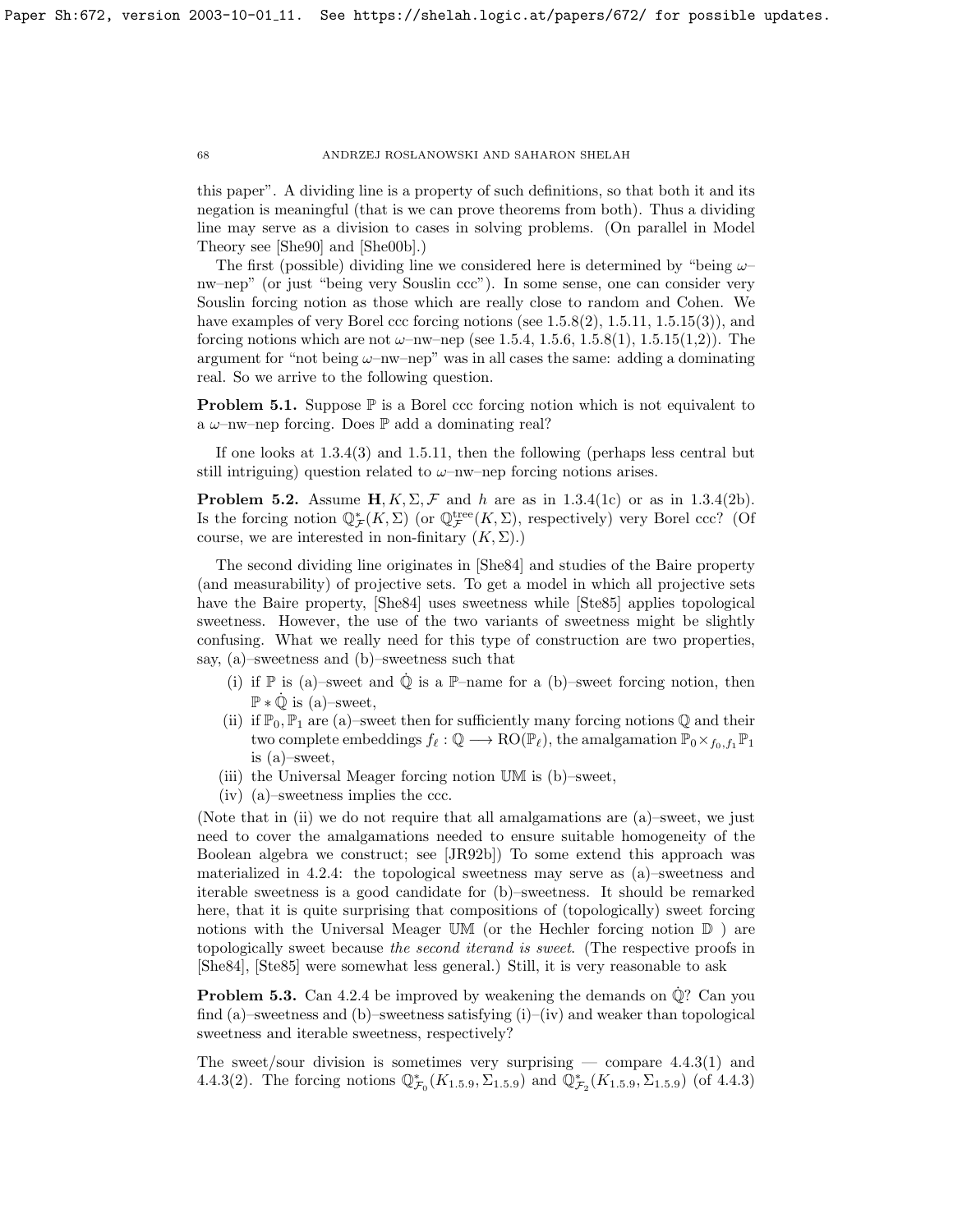this paper". A dividing line is a property of such definitions, so that both it and its negation is meaningful (that is we can prove theorems from both). Thus a dividing line may serve as a division to cases in solving problems. (On parallel in Model Theory see [She90] and [She00b].)

The first (possible) dividing line we considered here is determined by "being $\omega$–nw–nep" (or just "being very Souslin ccc"). In some sense, one can consider very Souslin forcing notion as those which are really close to random and Cohen. We have examples of very Borel ccc forcing notions (see 1.5.8(2), 1.5.11, 1.5.15(3)), and forcing notions which are not $\omega$–nw–nep (see 1.5.4, 1.5.6, 1.5.8(1), 1.5.15(1,2)). The argument for "not being $\omega$–nw–nep" was in all cases the same: adding a dominating real. So we arrive to the following question.

**Problem 5.1.** Suppose $\mathbb{P}$ is a Borel ccc forcing notion which is not equivalent to a $\omega$–nw–nep forcing. Does $\mathbb{P}$ add a dominating real?

If one looks at 1.3.4(3) and 1.5.11, then the following (perhaps less central but still intriguing) question related to $\omega$–nw–nep forcing notions arises.

**Problem 5.2.** Assume $\mathbf{H}, K, \Sigma, \mathcal{F}$ and $h$ are as in 1.3.4(1c) or as in 1.3.4(2b). Is the forcing notion $\mathbb{Q}^*_{\mathcal{F}}(K,\Sigma)$ (or $\mathbb{Q}^{\rm tree}_{\mathcal{F}}(K,\Sigma)$, respectively) very Borel ccc? (Of course, we are interested in non-finitary $(K,\Sigma)$.)

The second dividing line originates in [She84] and studies of the Baire property (and measurability) of projective sets. To get a model in which all projective sets have the Baire property, [She84] uses sweetness while [Ste85] applies topological sweetness. However, the use of the two variants of sweetness might be slightly confusing. What we really need for this type of construction are two properties, say, (a)–sweetness and (b)–sweetness such that

- (i) if $\mathbb{P}$ is (a)–sweet and $\dot{\mathbb{Q}}$ is a $\mathbb{P}$–name for a (b)–sweet forcing notion, then $\mathbb{P} * \dot{\mathbb{Q}}$ is (a)–sweet,
- (ii) if $\mathbb{P}_0, \mathbb{P}_1$ are (a)–sweet then for sufficiently many forcing notions $\mathbb{Q}$ and their two complete embeddings $f_\ell : \mathbb{Q} \longrightarrow {\rm RO}(\mathbb{P}_\ell)$, the amalgamation $\mathbb{P}_0 \times_{f_0,f_1} \mathbb{P}_1$ is (a)–sweet,
- (iii) the Universal Meager forcing notion $\mathbb{UM}$ is (b)–sweet,
- (iv) (a)–sweetness implies the ccc.

(Note that in (ii) we do not require that all amalgamations are (a)–sweet, we just need to cover the amalgamations needed to ensure suitable homogeneity of the Boolean algebra we construct; see [JR92b]) To some extend this approach was materialized in 4.2.4: the topological sweetness may serve as (a)–sweetness and iterable sweetness is a good candidate for (b)–sweetness. It should be remarked here, that it is quite surprising that compositions of (topologically) sweet forcing notions with the Universal Meager $\mathbb{UM}$ (or the Hechler forcing notion $\mathbb{D}$ ) are topologically sweet because *the second iterand is sweet.* (The respective proofs in [She84], [Ste85] were somewhat less general.) Still, it is very reasonable to ask

**Problem 5.3.** Can 4.2.4 be improved by weakening the demands on $\dot{\mathbb{Q}}$? Can you find (a)–sweetness and (b)–sweetness satisfying (i)–(iv) and weaker than topological sweetness and iterable sweetness, respectively?

The sweet/sour division is sometimes very surprising — compare 4.4.3(1) and 4.4.3(2). The forcing notions $\mathbb{Q}^*_{\mathcal{F}_0}(K_{1.5.9},\Sigma_{1.5.9})$ and $\mathbb{Q}^*_{\mathcal{F}_2}(K_{1.5.9},\Sigma_{1.5.9})$ (of 4.4.3)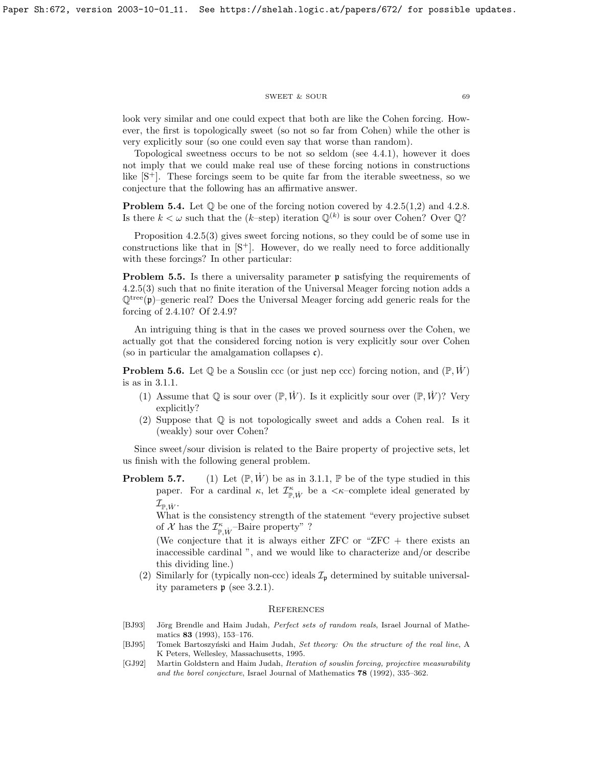look very similar and one could expect that both are like the Cohen forcing. However, the first is topologically sweet (so not so far from Cohen) while the other is very explicitly sour (so one could even say that worse than random).

Topological sweetness occurs to be not so seldom (see 4.4.1), however it does not imply that we could make real use of these forcing notions in constructions like [S$^+$]. These forcings seem to be quite far from the iterable sweetness, so we conjecture that the following has an affirmative answer.

**Problem 5.4.** Let $\mathbb{Q}$ be one of the forcing notion covered by 4.2.5(1,2) and 4.2.8. Is there $k < \omega$ such that the ($k$–step) iteration $\mathbb{Q}^{(k)}$ is sour over Cohen? Over $\mathbb{Q}$?

Proposition 4.2.5(3) gives sweet forcing notions, so they could be of some use in constructions like that in [S$^+$]. However, do we really need to force additionally with these forcings? In other particular:

**Problem 5.5.** Is there a universality parameter $\mathfrak{p}$ satisfying the requirements of 4.2.5(3) such that no finite iteration of the Universal Meager forcing notion adds a $\mathbb{Q}^{\rm tree}(\mathfrak{p})$–generic real? Does the Universal Meager forcing add generic reals for the forcing of 2.4.10? Of 2.4.9?

An intriguing thing is that in the cases we proved sourness over the Cohen, we actually got that the considered forcing notion is very explicitly sour over Cohen (so in particular the amalgamation collapses $\mathfrak{c}$).

**Problem 5.6.** Let $\mathbb{Q}$ be a Souslin ccc (or just nep ccc) forcing notion, and $(\mathbb{P}, \dot{W})$ is as in 3.1.1.

1. Assume that $\mathbb{Q}$ is sour over $(\mathbb{P}, \dot{W})$. Is it explicitly sour over $(\mathbb{P}, \dot{W})$? Very explicitly?
2. Suppose that $\mathbb{Q}$ is not topologically sweet and adds a Cohen real. Is it (weakly) sour over Cohen?

Since sweet/sour division is related to the Baire property of projective sets, let us finish with the following general problem.

**Problem 5.7.** (1) Let $(\mathbb{P}, \dot{W})$ be as in 3.1.1, $\mathbb{P}$ be of the type studied in this paper. For a cardinal $\kappa$, let $\mathcal{I}^{\kappa}_{\mathbb{P},\dot{W}}$ be a $<\kappa$–complete ideal generated by $\mathcal{I}_{\mathbb{P},\dot{W}}$.

What is the consistency strength of the statement "every projective subset of $\mathcal{X}$ has the $\mathcal{I}^{\kappa}_{\mathbb{P},\dot{W}}$–Baire property" ?

(We conjecture that it is always either ZFC or "ZFC + there exists an inaccessible cardinal ", and we would like to characterize and/or describe this dividing line.)

(2) Similarly for (typically non-ccc) ideals $\mathcal{I}_{\mathfrak{p}}$ determined by suitable universality parameters $\mathfrak{p}$ (see 3.2.1).

## References

[BJ93] Jörg Brendle and Haim Judah, *Perfect sets of random reals*, Israel Journal of Mathematics **83** (1993), 153–176.

[BJ95] Tomek Bartoszyński and Haim Judah, *Set theory: On the structure of the real line*, A K Peters, Wellesley, Massachusetts, 1995.

[GJ92] Martin Goldstern and Haim Judah, *Iteration of souslin forcing, projective measurability and the borel conjecture*, Israel Journal of Mathematics **78** (1992), 335–362.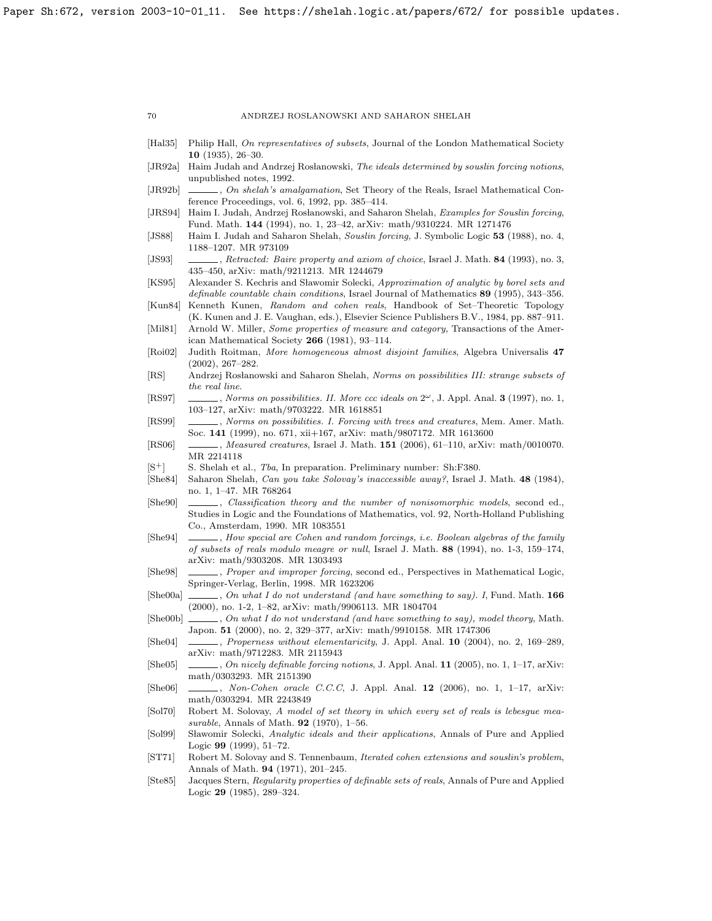[Hal35] Philip Hall, *On representatives of subsets*, Journal of the London Mathematical Society **10** (1935), 26–30.

[JR92a] Haim Judah and Andrzej Rosłanowski, *The ideals determined by souslin forcing notions*, unpublished notes, 1992.

[JR92b] ______, *On shelah's amalgamation*, Set Theory of the Reals, Israel Mathematical Conference Proceedings, vol. 6, 1992, pp. 385–414.

[JRS94] Haim I. Judah, Andrzej Rosłanowski, and Saharon Shelah, *Examples for Souslin forcing*, Fund. Math. **144** (1994), no. 1, 23–42, arXiv: math/9310224. MR 1271476

[JS88] Haim I. Judah and Saharon Shelah, *Souslin forcing*, J. Symbolic Logic **53** (1988), no. 4, 1188–1207. MR 973109

[JS93] ______, *Retracted: Baire property and axiom of choice*, Israel J. Math. **84** (1993), no. 3, 435–450, arXiv: math/9211213. MR 1244679

[KS95] Alexander S. Kechris and Sławomir Solecki, *Approximation of analytic by borel sets and definable countable chain conditions*, Israel Journal of Mathematics **89** (1995), 343–356.

[Kun84] Kenneth Kunen, *Random and cohen reals*, Handbook of Set–Theoretic Topology (K. Kunen and J. E. Vaughan, eds.), Elsevier Science Publishers B.V., 1984, pp. 887–911.

[Mil81] Arnold W. Miller, *Some properties of measure and category*, Transactions of the American Mathematical Society **266** (1981), 93–114.

[Roi02] Judith Roitman, *More homogeneous almost disjoint families*, Algebra Universalis **47** (2002), 267–282.

[RS] Andrzej Rosłanowski and Saharon Shelah, *Norms on possibilities III: strange subsets of the real line*.

[RS97] ______, *Norms on possibilities. II. More ccc ideals on $2^\omega$*, J. Appl. Anal. **3** (1997), no. 1, 103–127, arXiv: math/9703222. MR 1618851

[RS99] ______, *Norms on possibilities. I. Forcing with trees and creatures*, Mem. Amer. Math. Soc. **141** (1999), no. 671, xii+167, arXiv: math/9807172. MR 1613600

[RS06] ______, *Measured creatures*, Israel J. Math. **151** (2006), 61–110, arXiv: math/0010070. MR 2214118

[S⁺] S. Shelah et al., *Tba*, In preparation. Preliminary number: Sh:F380.

[She84] Saharon Shelah, *Can you take Solovay's inaccessible away?*, Israel J. Math. **48** (1984), no. 1, 1–47. MR 768264

[She90] ______, *Classification theory and the number of nonisomorphic models*, second ed., Studies in Logic and the Foundations of Mathematics, vol. 92, North-Holland Publishing Co., Amsterdam, 1990. MR 1083551

[She94] ______, *How special are Cohen and random forcings, i.e. Boolean algebras of the family of subsets of reals modulo meagre or null*, Israel J. Math. **88** (1994), no. 1-3, 159–174, arXiv: math/9303208. MR 1303493

[She98] ______, *Proper and improper forcing*, second ed., Perspectives in Mathematical Logic, Springer-Verlag, Berlin, 1998. MR 1623206

[She00a] ______, *On what I do not understand (and have something to say). I*, Fund. Math. **166** (2000), no. 1-2, 1–82, arXiv: math/9906113. MR 1804704

[She00b] ______, *On what I do not understand (and have something to say), model theory*, Math. Japon. **51** (2000), no. 2, 329–377, arXiv: math/9910158. MR 1747306

[She04] ______, *Properness without elementaricity*, J. Appl. Anal. **10** (2004), no. 2, 169–289, arXiv: math/9712283. MR 2115943

[She05] ______, *On nicely definable forcing notions*, J. Appl. Anal. **11** (2005), no. 1, 1–17, arXiv: math/0303293. MR 2151390

[She06] ______, *Non-Cohen oracle C.C.C*, J. Appl. Anal. **12** (2006), no. 1, 1–17, arXiv: math/0303294. MR 2243849

[Sol70] Robert M. Solovay, *A model of set theory in which every set of reals is lebesgue measurable*, Annals of Math. **92** (1970), 1–56.

[Sol99] Sławomir Solecki, *Analytic ideals and their applications*, Annals of Pure and Applied Logic **99** (1999), 51–72.

[ST71] Robert M. Solovay and S. Tennenbaum, *Iterated cohen extensions and souslin's problem*, Annals of Math. **94** (1971), 201–245.

[Ste85] Jacques Stern, *Regularity properties of definable sets of reals*, Annals of Pure and Applied Logic **29** (1985), 289–324.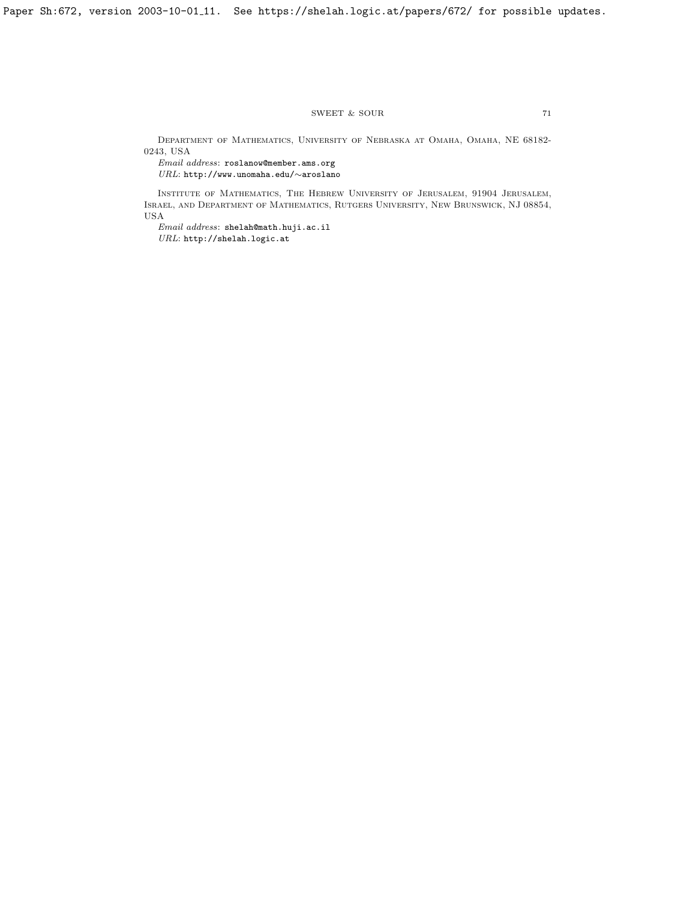Department of Mathematics, University of Nebraska at Omaha, Omaha, NE 68182-0243, USA

*Email address*: roslanow@member.ams.org

*URL*: http://www.unomaha.edu/∼aroslano

Institute of Mathematics, The Hebrew University of Jerusalem, 91904 Jerusalem, Israel, and Department of Mathematics, Rutgers University, New Brunswick, NJ 08854, USA

*Email address*: shelah@math.huji.ac.il

*URL*: http://shelah.logic.at